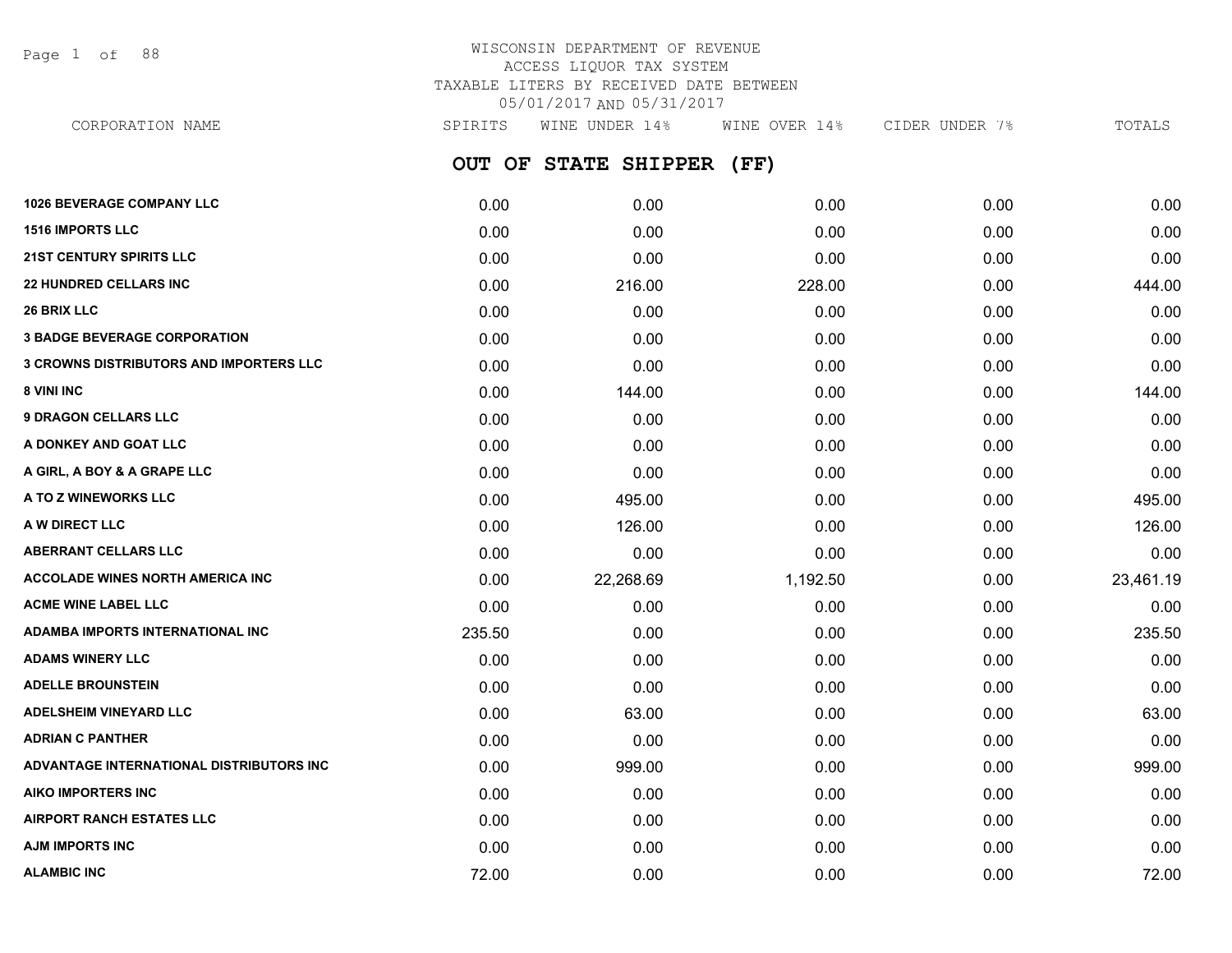# WISCONSIN DEPARTMENT OF REVENUE
## ACCESS LIQUOR TAX SYSTEM
## TAXABLE LITERS BY RECEIVED DATE BETWEEN 05/01/2017 AND 05/31/2017

## OUT OF STATE SHIPPER (FF)

| CORPORATION NAME | SPIRITS | WINE UNDER 14% | WINE OVER 14% | CIDER UNDER 7% | TOTALS |
|---|---|---|---|---|---|
| 1026 BEVERAGE COMPANY LLC | 0.00 | 0.00 | 0.00 | 0.00 | 0.00 |
| 1516 IMPORTS LLC | 0.00 | 0.00 | 0.00 | 0.00 | 0.00 |
| 21ST CENTURY SPIRITS LLC | 0.00 | 0.00 | 0.00 | 0.00 | 0.00 |
| 22 HUNDRED CELLARS INC | 0.00 | 216.00 | 228.00 | 0.00 | 444.00 |
| 26 BRIX LLC | 0.00 | 0.00 | 0.00 | 0.00 | 0.00 |
| 3 BADGE BEVERAGE CORPORATION | 0.00 | 0.00 | 0.00 | 0.00 | 0.00 |
| 3 CROWNS DISTRIBUTORS AND IMPORTERS LLC | 0.00 | 0.00 | 0.00 | 0.00 | 0.00 |
| 8 VINI INC | 0.00 | 144.00 | 0.00 | 0.00 | 144.00 |
| 9 DRAGON CELLARS LLC | 0.00 | 0.00 | 0.00 | 0.00 | 0.00 |
| A DONKEY AND GOAT LLC | 0.00 | 0.00 | 0.00 | 0.00 | 0.00 |
| A GIRL, A BOY & A GRAPE LLC | 0.00 | 0.00 | 0.00 | 0.00 | 0.00 |
| A TO Z WINEWORKS LLC | 0.00 | 495.00 | 0.00 | 0.00 | 495.00 |
| A W DIRECT LLC | 0.00 | 126.00 | 0.00 | 0.00 | 126.00 |
| ABERRANT CELLARS LLC | 0.00 | 0.00 | 0.00 | 0.00 | 0.00 |
| ACCOLADE WINES NORTH AMERICA INC | 0.00 | 22,268.69 | 1,192.50 | 0.00 | 23,461.19 |
| ACME WINE LABEL LLC | 0.00 | 0.00 | 0.00 | 0.00 | 0.00 |
| ADAMBA IMPORTS INTERNATIONAL INC | 235.50 | 0.00 | 0.00 | 0.00 | 235.50 |
| ADAMS WINERY LLC | 0.00 | 0.00 | 0.00 | 0.00 | 0.00 |
| ADELLE BROUNSTEIN | 0.00 | 0.00 | 0.00 | 0.00 | 0.00 |
| ADELSHEIM VINEYARD LLC | 0.00 | 63.00 | 0.00 | 0.00 | 63.00 |
| ADRIAN C PANTHER | 0.00 | 0.00 | 0.00 | 0.00 | 0.00 |
| ADVANTAGE INTERNATIONAL DISTRIBUTORS INC | 0.00 | 999.00 | 0.00 | 0.00 | 999.00 |
| AIKO IMPORTERS INC | 0.00 | 0.00 | 0.00 | 0.00 | 0.00 |
| AIRPORT RANCH ESTATES LLC | 0.00 | 0.00 | 0.00 | 0.00 | 0.00 |
| AJM IMPORTS INC | 0.00 | 0.00 | 0.00 | 0.00 | 0.00 |
| ALAMBIC INC | 72.00 | 0.00 | 0.00 | 0.00 | 72.00 |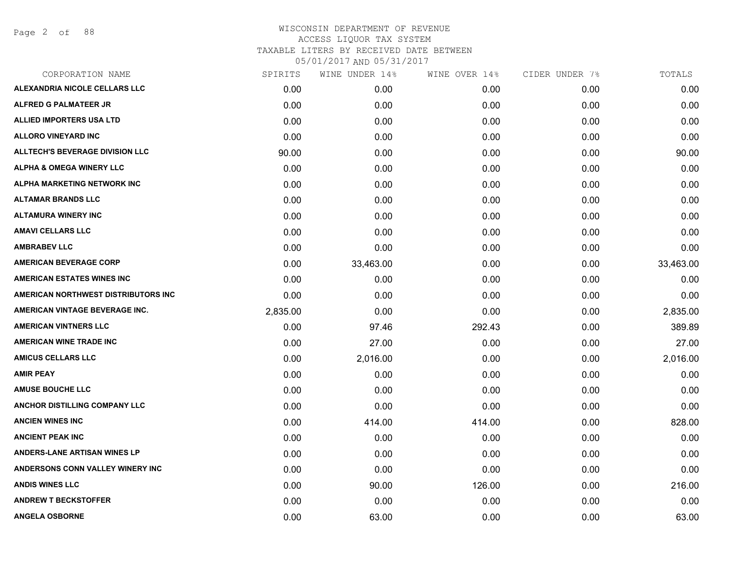# WISCONSIN DEPARTMENT OF REVENUE
## ACCESS LIQUOR TAX SYSTEM
### TAXABLE LITERS BY RECEIVED DATE BETWEEN 05/01/2017 AND 05/31/2017

| CORPORATION NAME | SPIRITS | WINE UNDER 14% | WINE OVER 14% | CIDER UNDER 7% | TOTALS |
|---|---|---|---|---|---|
| ALEXANDRIA NICOLE CELLARS LLC | 0.00 | 0.00 | 0.00 | 0.00 | 0.00 |
| ALFRED G PALMATEER JR | 0.00 | 0.00 | 0.00 | 0.00 | 0.00 |
| ALLIED IMPORTERS USA LTD | 0.00 | 0.00 | 0.00 | 0.00 | 0.00 |
| ALLORO VINEYARD INC | 0.00 | 0.00 | 0.00 | 0.00 | 0.00 |
| ALLTECH'S BEVERAGE DIVISION LLC | 90.00 | 0.00 | 0.00 | 0.00 | 90.00 |
| ALPHA & OMEGA WINERY LLC | 0.00 | 0.00 | 0.00 | 0.00 | 0.00 |
| ALPHA MARKETING NETWORK INC | 0.00 | 0.00 | 0.00 | 0.00 | 0.00 |
| ALTAMAR BRANDS LLC | 0.00 | 0.00 | 0.00 | 0.00 | 0.00 |
| ALTAMURA WINERY INC | 0.00 | 0.00 | 0.00 | 0.00 | 0.00 |
| AMAVI CELLARS LLC | 0.00 | 0.00 | 0.00 | 0.00 | 0.00 |
| AMBRABEV LLC | 0.00 | 0.00 | 0.00 | 0.00 | 0.00 |
| AMERICAN BEVERAGE CORP | 0.00 | 33,463.00 | 0.00 | 0.00 | 33,463.00 |
| AMERICAN ESTATES WINES INC | 0.00 | 0.00 | 0.00 | 0.00 | 0.00 |
| AMERICAN NORTHWEST DISTRIBUTORS INC | 0.00 | 0.00 | 0.00 | 0.00 | 0.00 |
| AMERICAN VINTAGE BEVERAGE INC. | 2,835.00 | 0.00 | 0.00 | 0.00 | 2,835.00 |
| AMERICAN VINTNERS LLC | 0.00 | 97.46 | 292.43 | 0.00 | 389.89 |
| AMERICAN WINE TRADE INC | 0.00 | 27.00 | 0.00 | 0.00 | 27.00 |
| AMICUS CELLARS LLC | 0.00 | 2,016.00 | 0.00 | 0.00 | 2,016.00 |
| AMIR PEAY | 0.00 | 0.00 | 0.00 | 0.00 | 0.00 |
| AMUSE BOUCHE LLC | 0.00 | 0.00 | 0.00 | 0.00 | 0.00 |
| ANCHOR DISTILLING COMPANY LLC | 0.00 | 0.00 | 0.00 | 0.00 | 0.00 |
| ANCIEN WINES INC | 0.00 | 414.00 | 414.00 | 0.00 | 828.00 |
| ANCIENT PEAK INC | 0.00 | 0.00 | 0.00 | 0.00 | 0.00 |
| ANDERS-LANE ARTISAN WINES LP | 0.00 | 0.00 | 0.00 | 0.00 | 0.00 |
| ANDERSONS CONN VALLEY WINERY INC | 0.00 | 0.00 | 0.00 | 0.00 | 0.00 |
| ANDIS WINES LLC | 0.00 | 90.00 | 126.00 | 0.00 | 216.00 |
| ANDREW T BECKSTOFFER | 0.00 | 0.00 | 0.00 | 0.00 | 0.00 |
| ANGELA OSBORNE | 0.00 | 63.00 | 0.00 | 0.00 | 63.00 |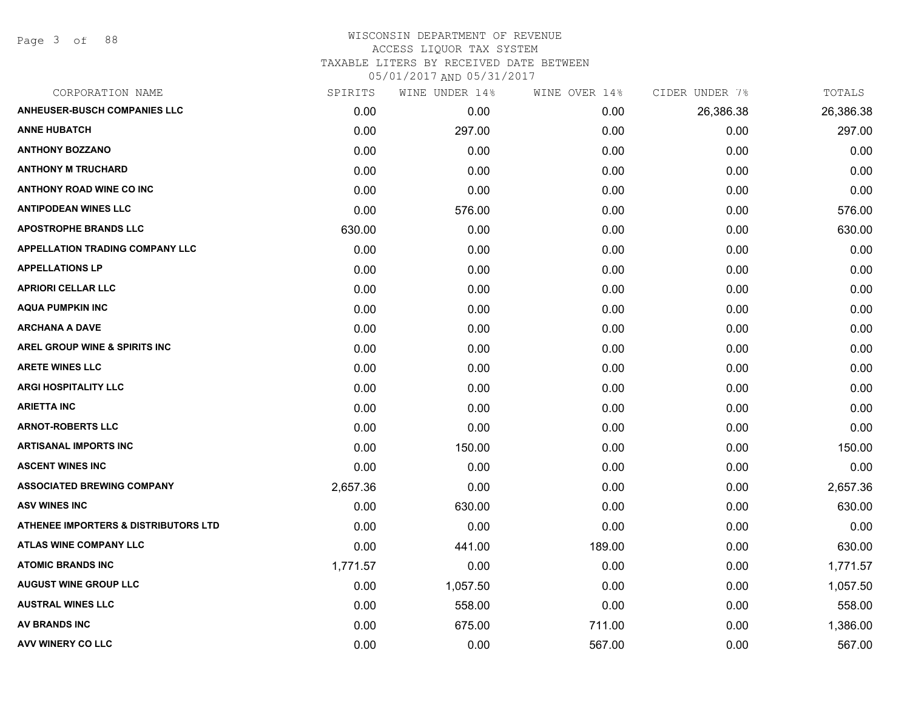# WISCONSIN DEPARTMENT OF REVENUE
ACCESS LIQUOR TAX SYSTEM
TAXABLE LITERS BY RECEIVED DATE BETWEEN
05/01/2017 AND 05/31/2017

| CORPORATION NAME | SPIRITS | WINE UNDER 14% | WINE OVER 14% | CIDER UNDER 7% | TOTALS |
|---|---|---|---|---|---|
| ANHEUSER-BUSCH COMPANIES LLC | 0.00 | 0.00 | 0.00 | 26,386.38 | 26,386.38 |
| ANNE HUBATCH | 0.00 | 297.00 | 0.00 | 0.00 | 297.00 |
| ANTHONY BOZZANO | 0.00 | 0.00 | 0.00 | 0.00 | 0.00 |
| ANTHONY M TRUCHARD | 0.00 | 0.00 | 0.00 | 0.00 | 0.00 |
| ANTHONY ROAD WINE CO INC | 0.00 | 0.00 | 0.00 | 0.00 | 0.00 |
| ANTIPODEAN WINES LLC | 0.00 | 576.00 | 0.00 | 0.00 | 576.00 |
| APOSTROPHE BRANDS LLC | 630.00 | 0.00 | 0.00 | 0.00 | 630.00 |
| APPELLATION TRADING COMPANY LLC | 0.00 | 0.00 | 0.00 | 0.00 | 0.00 |
| APPELLATIONS LP | 0.00 | 0.00 | 0.00 | 0.00 | 0.00 |
| APRIORI CELLAR LLC | 0.00 | 0.00 | 0.00 | 0.00 | 0.00 |
| AQUA PUMPKIN INC | 0.00 | 0.00 | 0.00 | 0.00 | 0.00 |
| ARCHANA A DAVE | 0.00 | 0.00 | 0.00 | 0.00 | 0.00 |
| AREL GROUP WINE & SPIRITS INC | 0.00 | 0.00 | 0.00 | 0.00 | 0.00 |
| ARETE WINES LLC | 0.00 | 0.00 | 0.00 | 0.00 | 0.00 |
| ARGI HOSPITALITY LLC | 0.00 | 0.00 | 0.00 | 0.00 | 0.00 |
| ARIETTA INC | 0.00 | 0.00 | 0.00 | 0.00 | 0.00 |
| ARNOT-ROBERTS LLC | 0.00 | 0.00 | 0.00 | 0.00 | 0.00 |
| ARTISANAL IMPORTS INC | 0.00 | 150.00 | 0.00 | 0.00 | 150.00 |
| ASCENT WINES INC | 0.00 | 0.00 | 0.00 | 0.00 | 0.00 |
| ASSOCIATED BREWING COMPANY | 2,657.36 | 0.00 | 0.00 | 0.00 | 2,657.36 |
| ASV WINES INC | 0.00 | 630.00 | 0.00 | 0.00 | 630.00 |
| ATHENEE IMPORTERS & DISTRIBUTORS LTD | 0.00 | 0.00 | 0.00 | 0.00 | 0.00 |
| ATLAS WINE COMPANY LLC | 0.00 | 441.00 | 189.00 | 0.00 | 630.00 |
| ATOMIC BRANDS INC | 1,771.57 | 0.00 | 0.00 | 0.00 | 1,771.57 |
| AUGUST WINE GROUP LLC | 0.00 | 1,057.50 | 0.00 | 0.00 | 1,057.50 |
| AUSTRAL WINES LLC | 0.00 | 558.00 | 0.00 | 0.00 | 558.00 |
| AV BRANDS INC | 0.00 | 675.00 | 711.00 | 0.00 | 1,386.00 |
| AVV WINERY CO LLC | 0.00 | 0.00 | 567.00 | 0.00 | 567.00 |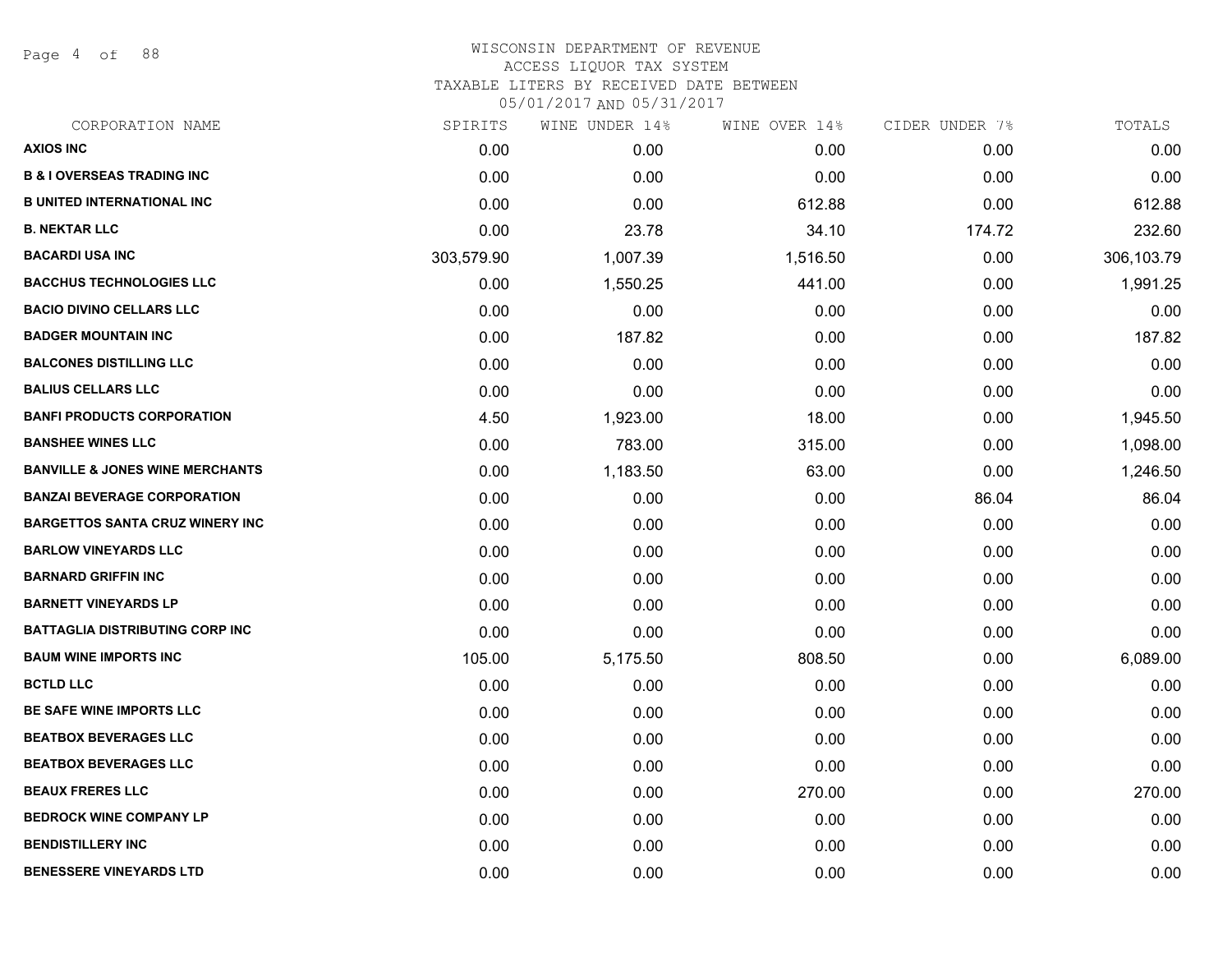# WISCONSIN DEPARTMENT OF REVENUE

ACCESS LIQUOR TAX SYSTEM

TAXABLE LITERS BY RECEIVED DATE BETWEEN

05/01/2017 AND 05/31/2017

| CORPORATION NAME | SPIRITS | WINE UNDER 14% | WINE OVER 14% | CIDER UNDER 7% | TOTALS |
|---|---|---|---|---|---|
| AXIOS INC | 0.00 | 0.00 | 0.00 | 0.00 | 0.00 |
| B & I OVERSEAS TRADING INC | 0.00 | 0.00 | 0.00 | 0.00 | 0.00 |
| B UNITED INTERNATIONAL INC | 0.00 | 0.00 | 612.88 | 0.00 | 612.88 |
| B. NEKTAR LLC | 0.00 | 23.78 | 34.10 | 174.72 | 232.60 |
| BACARDI USA INC | 303,579.90 | 1,007.39 | 1,516.50 | 0.00 | 306,103.79 |
| BACCHUS TECHNOLOGIES LLC | 0.00 | 1,550.25 | 441.00 | 0.00 | 1,991.25 |
| BACIO DIVINO CELLARS LLC | 0.00 | 0.00 | 0.00 | 0.00 | 0.00 |
| BADGER MOUNTAIN INC | 0.00 | 187.82 | 0.00 | 0.00 | 187.82 |
| BALCONES DISTILLING LLC | 0.00 | 0.00 | 0.00 | 0.00 | 0.00 |
| BALIUS CELLARS LLC | 0.00 | 0.00 | 0.00 | 0.00 | 0.00 |
| BANFI PRODUCTS CORPORATION | 4.50 | 1,923.00 | 18.00 | 0.00 | 1,945.50 |
| BANSHEE WINES LLC | 0.00 | 783.00 | 315.00 | 0.00 | 1,098.00 |
| BANVILLE & JONES WINE MERCHANTS | 0.00 | 1,183.50 | 63.00 | 0.00 | 1,246.50 |
| BANZAI BEVERAGE CORPORATION | 0.00 | 0.00 | 0.00 | 86.04 | 86.04 |
| BARGETTOS SANTA CRUZ WINERY INC | 0.00 | 0.00 | 0.00 | 0.00 | 0.00 |
| BARLOW VINEYARDS LLC | 0.00 | 0.00 | 0.00 | 0.00 | 0.00 |
| BARNARD GRIFFIN INC | 0.00 | 0.00 | 0.00 | 0.00 | 0.00 |
| BARNETT VINEYARDS LP | 0.00 | 0.00 | 0.00 | 0.00 | 0.00 |
| BATTAGLIA DISTRIBUTING CORP INC | 0.00 | 0.00 | 0.00 | 0.00 | 0.00 |
| BAUM WINE IMPORTS INC | 105.00 | 5,175.50 | 808.50 | 0.00 | 6,089.00 |
| BCTLD LLC | 0.00 | 0.00 | 0.00 | 0.00 | 0.00 |
| BE SAFE WINE IMPORTS LLC | 0.00 | 0.00 | 0.00 | 0.00 | 0.00 |
| BEATBOX BEVERAGES LLC | 0.00 | 0.00 | 0.00 | 0.00 | 0.00 |
| BEATBOX BEVERAGES LLC | 0.00 | 0.00 | 0.00 | 0.00 | 0.00 |
| BEAUX FRERES LLC | 0.00 | 0.00 | 270.00 | 0.00 | 270.00 |
| BEDROCK WINE COMPANY LP | 0.00 | 0.00 | 0.00 | 0.00 | 0.00 |
| BENDISTILLERY INC | 0.00 | 0.00 | 0.00 | 0.00 | 0.00 |
| BENESSERE VINEYARDS LTD | 0.00 | 0.00 | 0.00 | 0.00 | 0.00 |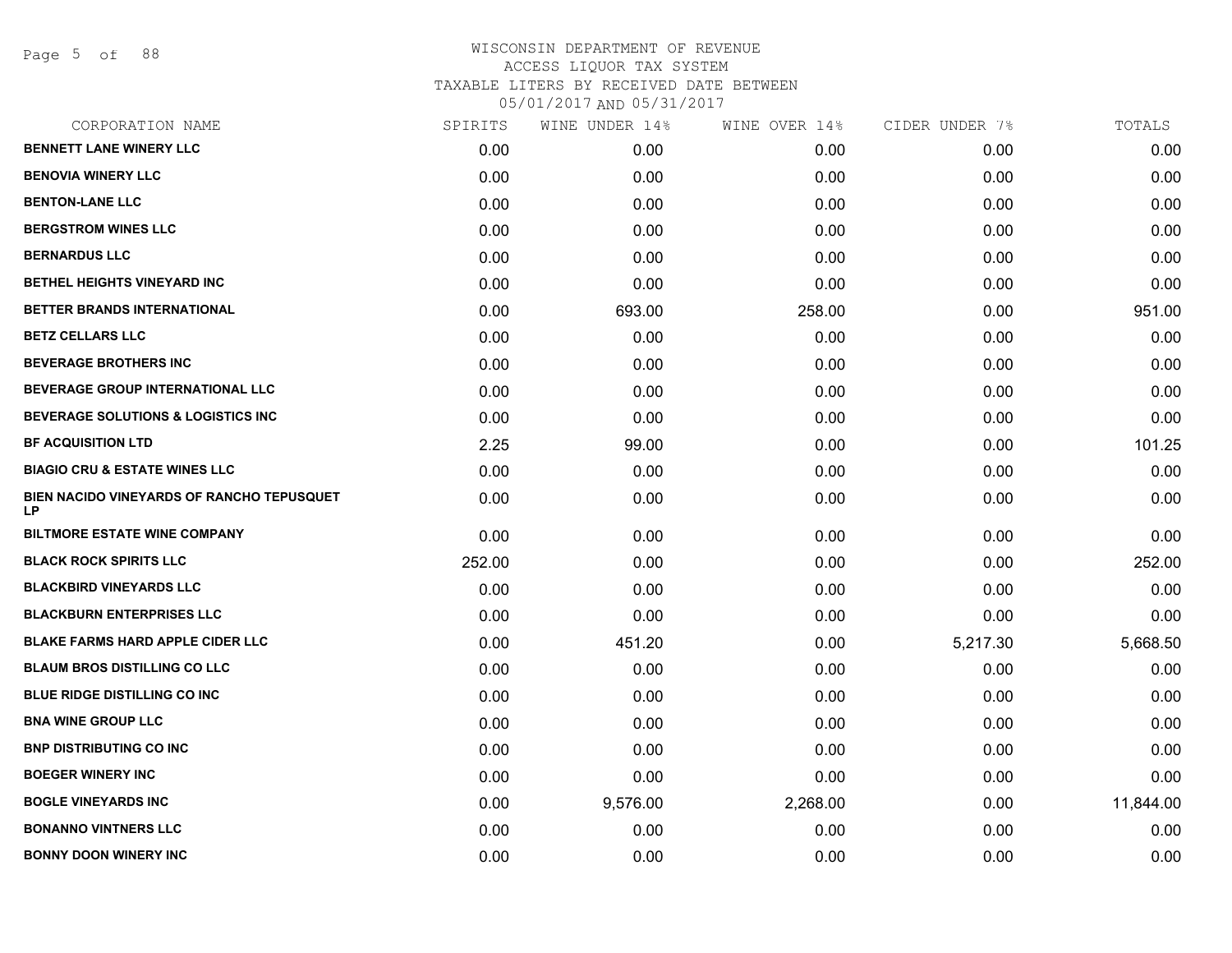# WISCONSIN DEPARTMENT OF REVENUE
## ACCESS LIQUOR TAX SYSTEM
### TAXABLE LITERS BY RECEIVED DATE BETWEEN 05/01/2017 AND 05/31/2017

| CORPORATION NAME | SPIRITS | WINE UNDER 14% | WINE OVER 14% | CIDER UNDER 7% | TOTALS |
|---|---|---|---|---|---|
| BENNETT LANE WINERY LLC | 0.00 | 0.00 | 0.00 | 0.00 | 0.00 |
| BENOVIA WINERY LLC | 0.00 | 0.00 | 0.00 | 0.00 | 0.00 |
| BENTON-LANE LLC | 0.00 | 0.00 | 0.00 | 0.00 | 0.00 |
| BERGSTROM WINES LLC | 0.00 | 0.00 | 0.00 | 0.00 | 0.00 |
| BERNARDUS LLC | 0.00 | 0.00 | 0.00 | 0.00 | 0.00 |
| BETHEL HEIGHTS VINEYARD INC | 0.00 | 0.00 | 0.00 | 0.00 | 0.00 |
| BETTER BRANDS INTERNATIONAL | 0.00 | 693.00 | 258.00 | 0.00 | 951.00 |
| BETZ CELLARS LLC | 0.00 | 0.00 | 0.00 | 0.00 | 0.00 |
| BEVERAGE BROTHERS INC | 0.00 | 0.00 | 0.00 | 0.00 | 0.00 |
| BEVERAGE GROUP INTERNATIONAL LLC | 0.00 | 0.00 | 0.00 | 0.00 | 0.00 |
| BEVERAGE SOLUTIONS & LOGISTICS INC | 0.00 | 0.00 | 0.00 | 0.00 | 0.00 |
| BF ACQUISITION LTD | 2.25 | 99.00 | 0.00 | 0.00 | 101.25 |
| BIAGIO CRU & ESTATE WINES LLC | 0.00 | 0.00 | 0.00 | 0.00 | 0.00 |
| BIEN NACIDO VINEYARDS OF RANCHO TEPUSQUET LP | 0.00 | 0.00 | 0.00 | 0.00 | 0.00 |
| BILTMORE ESTATE WINE COMPANY | 0.00 | 0.00 | 0.00 | 0.00 | 0.00 |
| BLACK ROCK SPIRITS LLC | 252.00 | 0.00 | 0.00 | 0.00 | 252.00 |
| BLACKBIRD VINEYARDS LLC | 0.00 | 0.00 | 0.00 | 0.00 | 0.00 |
| BLACKBURN ENTERPRISES LLC | 0.00 | 0.00 | 0.00 | 0.00 | 0.00 |
| BLAKE FARMS HARD APPLE CIDER LLC | 0.00 | 451.20 | 0.00 | 5,217.30 | 5,668.50 |
| BLAUM BROS DISTILLING CO LLC | 0.00 | 0.00 | 0.00 | 0.00 | 0.00 |
| BLUE RIDGE DISTILLING CO INC | 0.00 | 0.00 | 0.00 | 0.00 | 0.00 |
| BNA WINE GROUP LLC | 0.00 | 0.00 | 0.00 | 0.00 | 0.00 |
| BNP DISTRIBUTING CO INC | 0.00 | 0.00 | 0.00 | 0.00 | 0.00 |
| BOEGER WINERY INC | 0.00 | 0.00 | 0.00 | 0.00 | 0.00 |
| BOGLE VINEYARDS INC | 0.00 | 9,576.00 | 2,268.00 | 0.00 | 11,844.00 |
| BONANNO VINTNERS LLC | 0.00 | 0.00 | 0.00 | 0.00 | 0.00 |
| BONNY DOON WINERY INC | 0.00 | 0.00 | 0.00 | 0.00 | 0.00 |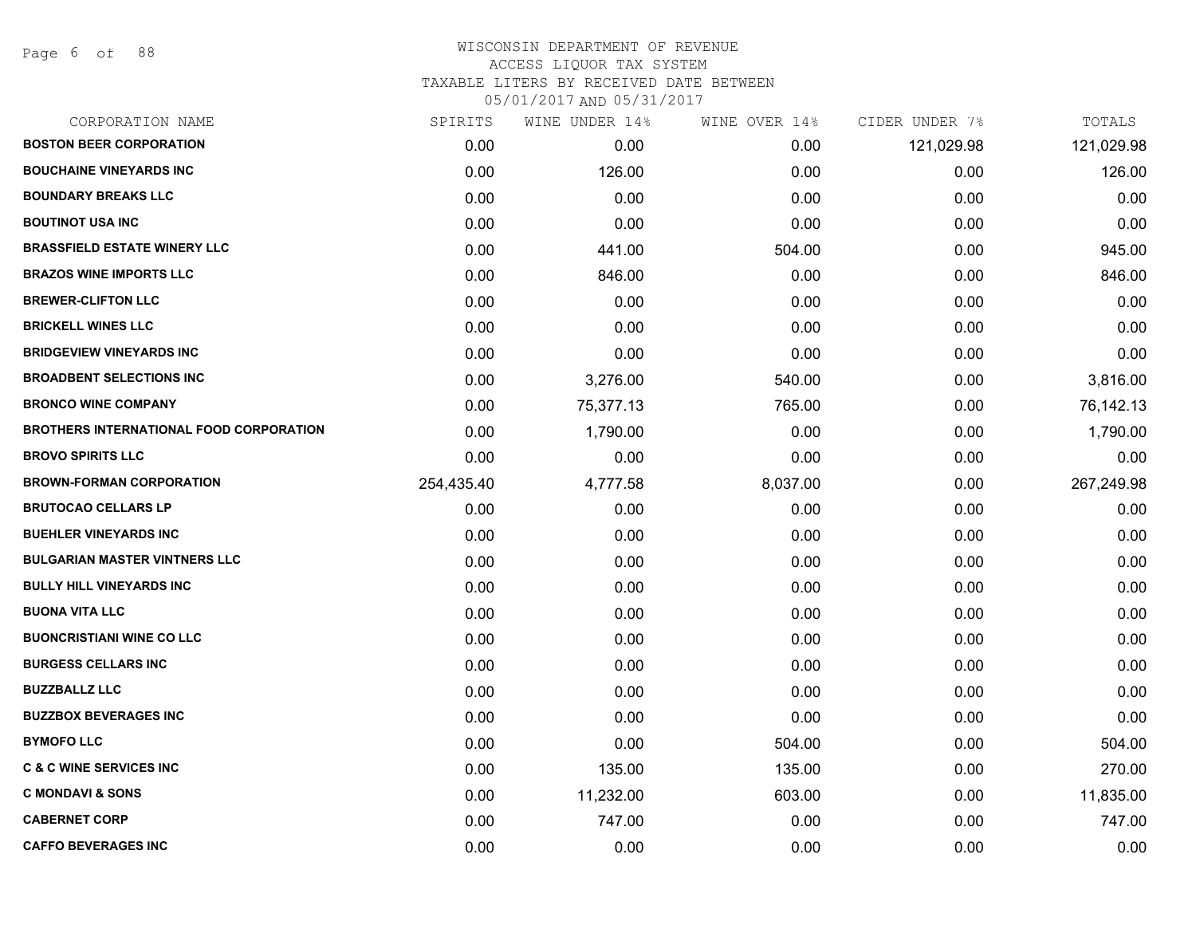WISCONSIN DEPARTMENT OF REVENUE
ACCESS LIQUOR TAX SYSTEM
TAXABLE LITERS BY RECEIVED DATE BETWEEN
05/01/2017 AND 05/31/2017

| CORPORATION NAME | SPIRITS | WINE UNDER 14% | WINE OVER 14% | CIDER UNDER 7% | TOTALS |
|---|---|---|---|---|---|
| **BOSTON BEER CORPORATION** | 0.00 | 0.00 | 0.00 | 121,029.98 | 121,029.98 |
| **BOUCHAINE VINEYARDS INC** | 0.00 | 126.00 | 0.00 | 0.00 | 126.00 |
| **BOUNDARY BREAKS LLC** | 0.00 | 0.00 | 0.00 | 0.00 | 0.00 |
| **BOUTINOT USA INC** | 0.00 | 0.00 | 0.00 | 0.00 | 0.00 |
| **BRASSFIELD ESTATE WINERY LLC** | 0.00 | 441.00 | 504.00 | 0.00 | 945.00 |
| **BRAZOS WINE IMPORTS LLC** | 0.00 | 846.00 | 0.00 | 0.00 | 846.00 |
| **BREWER-CLIFTON LLC** | 0.00 | 0.00 | 0.00 | 0.00 | 0.00 |
| **BRICKELL WINES LLC** | 0.00 | 0.00 | 0.00 | 0.00 | 0.00 |
| **BRIDGEVIEW VINEYARDS INC** | 0.00 | 0.00 | 0.00 | 0.00 | 0.00 |
| **BROADBENT SELECTIONS INC** | 0.00 | 3,276.00 | 540.00 | 0.00 | 3,816.00 |
| **BRONCO WINE COMPANY** | 0.00 | 75,377.13 | 765.00 | 0.00 | 76,142.13 |
| **BROTHERS INTERNATIONAL FOOD CORPORATION** | 0.00 | 1,790.00 | 0.00 | 0.00 | 1,790.00 |
| **BROVO SPIRITS LLC** | 0.00 | 0.00 | 0.00 | 0.00 | 0.00 |
| **BROWN-FORMAN CORPORATION** | 254,435.40 | 4,777.58 | 8,037.00 | 0.00 | 267,249.98 |
| **BRUTOCAO CELLARS LP** | 0.00 | 0.00 | 0.00 | 0.00 | 0.00 |
| **BUEHLER VINEYARDS INC** | 0.00 | 0.00 | 0.00 | 0.00 | 0.00 |
| **BULGARIAN MASTER VINTNERS LLC** | 0.00 | 0.00 | 0.00 | 0.00 | 0.00 |
| **BULLY HILL VINEYARDS INC** | 0.00 | 0.00 | 0.00 | 0.00 | 0.00 |
| **BUONA VITA LLC** | 0.00 | 0.00 | 0.00 | 0.00 | 0.00 |
| **BUONCRISTIANI WINE CO LLC** | 0.00 | 0.00 | 0.00 | 0.00 | 0.00 |
| **BURGESS CELLARS INC** | 0.00 | 0.00 | 0.00 | 0.00 | 0.00 |
| **BUZZBALLZ LLC** | 0.00 | 0.00 | 0.00 | 0.00 | 0.00 |
| **BUZZBOX BEVERAGES INC** | 0.00 | 0.00 | 0.00 | 0.00 | 0.00 |
| **BYMOFO LLC** | 0.00 | 0.00 | 504.00 | 0.00 | 504.00 |
| **C & C WINE SERVICES INC** | 0.00 | 135.00 | 135.00 | 0.00 | 270.00 |
| **C MONDAVI & SONS** | 0.00 | 11,232.00 | 603.00 | 0.00 | 11,835.00 |
| **CABERNET CORP** | 0.00 | 747.00 | 0.00 | 0.00 | 747.00 |
| **CAFFO BEVERAGES INC** | 0.00 | 0.00 | 0.00 | 0.00 | 0.00 |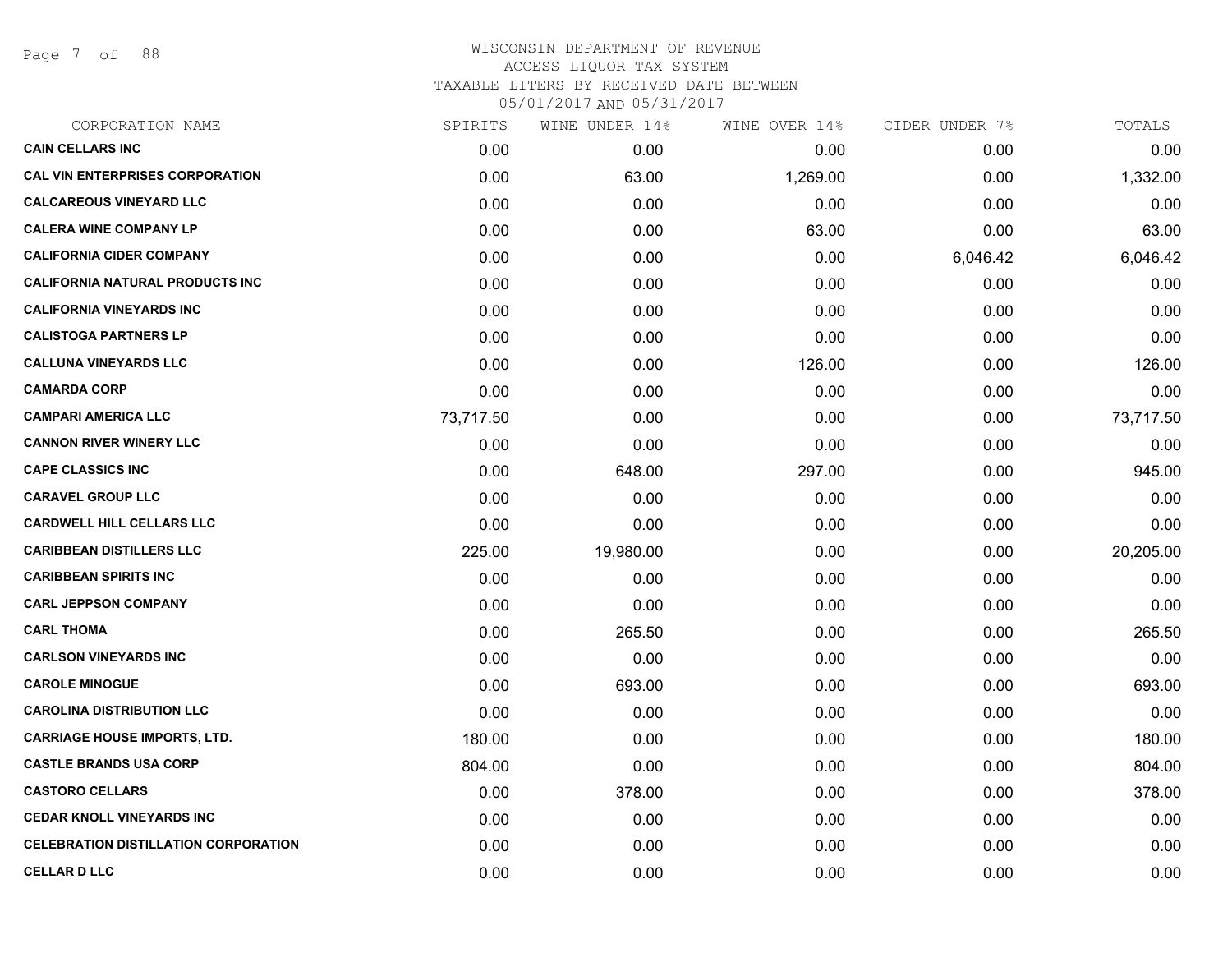# WISCONSIN DEPARTMENT OF REVENUE
## ACCESS LIQUOR TAX SYSTEM
### TAXABLE LITERS BY RECEIVED DATE BETWEEN 05/01/2017 AND 05/31/2017

| CORPORATION NAME | SPIRITS | WINE UNDER 14% | WINE OVER 14% | CIDER UNDER 7% | TOTALS |
|---|---|---|---|---|---|
| **CAIN CELLARS INC** | 0.00 | 0.00 | 0.00 | 0.00 | 0.00 |
| **CAL VIN ENTERPRISES CORPORATION** | 0.00 | 63.00 | 1,269.00 | 0.00 | 1,332.00 |
| **CALCAREOUS VINEYARD LLC** | 0.00 | 0.00 | 0.00 | 0.00 | 0.00 |
| **CALERA WINE COMPANY LP** | 0.00 | 0.00 | 63.00 | 0.00 | 63.00 |
| **CALIFORNIA CIDER COMPANY** | 0.00 | 0.00 | 0.00 | 6,046.42 | 6,046.42 |
| **CALIFORNIA NATURAL PRODUCTS INC** | 0.00 | 0.00 | 0.00 | 0.00 | 0.00 |
| **CALIFORNIA VINEYARDS INC** | 0.00 | 0.00 | 0.00 | 0.00 | 0.00 |
| **CALISTOGA PARTNERS LP** | 0.00 | 0.00 | 0.00 | 0.00 | 0.00 |
| **CALLUNA VINEYARDS LLC** | 0.00 | 0.00 | 126.00 | 0.00 | 126.00 |
| **CAMARDA CORP** | 0.00 | 0.00 | 0.00 | 0.00 | 0.00 |
| **CAMPARI AMERICA LLC** | 73,717.50 | 0.00 | 0.00 | 0.00 | 73,717.50 |
| **CANNON RIVER WINERY LLC** | 0.00 | 0.00 | 0.00 | 0.00 | 0.00 |
| **CAPE CLASSICS INC** | 0.00 | 648.00 | 297.00 | 0.00 | 945.00 |
| **CARAVEL GROUP LLC** | 0.00 | 0.00 | 0.00 | 0.00 | 0.00 |
| **CARDWELL HILL CELLARS LLC** | 0.00 | 0.00 | 0.00 | 0.00 | 0.00 |
| **CARIBBEAN DISTILLERS LLC** | 225.00 | 19,980.00 | 0.00 | 0.00 | 20,205.00 |
| **CARIBBEAN SPIRITS INC** | 0.00 | 0.00 | 0.00 | 0.00 | 0.00 |
| **CARL JEPPSON COMPANY** | 0.00 | 0.00 | 0.00 | 0.00 | 0.00 |
| **CARL THOMA** | 0.00 | 265.50 | 0.00 | 0.00 | 265.50 |
| **CARLSON VINEYARDS INC** | 0.00 | 0.00 | 0.00 | 0.00 | 0.00 |
| **CAROLE MINOGUE** | 0.00 | 693.00 | 0.00 | 0.00 | 693.00 |
| **CAROLINA DISTRIBUTION LLC** | 0.00 | 0.00 | 0.00 | 0.00 | 0.00 |
| **CARRIAGE HOUSE IMPORTS, LTD.** | 180.00 | 0.00 | 0.00 | 0.00 | 180.00 |
| **CASTLE BRANDS USA CORP** | 804.00 | 0.00 | 0.00 | 0.00 | 804.00 |
| **CASTORO CELLARS** | 0.00 | 378.00 | 0.00 | 0.00 | 378.00 |
| **CEDAR KNOLL VINEYARDS INC** | 0.00 | 0.00 | 0.00 | 0.00 | 0.00 |
| **CELEBRATION DISTILLATION CORPORATION** | 0.00 | 0.00 | 0.00 | 0.00 | 0.00 |
| **CELLAR D LLC** | 0.00 | 0.00 | 0.00 | 0.00 | 0.00 |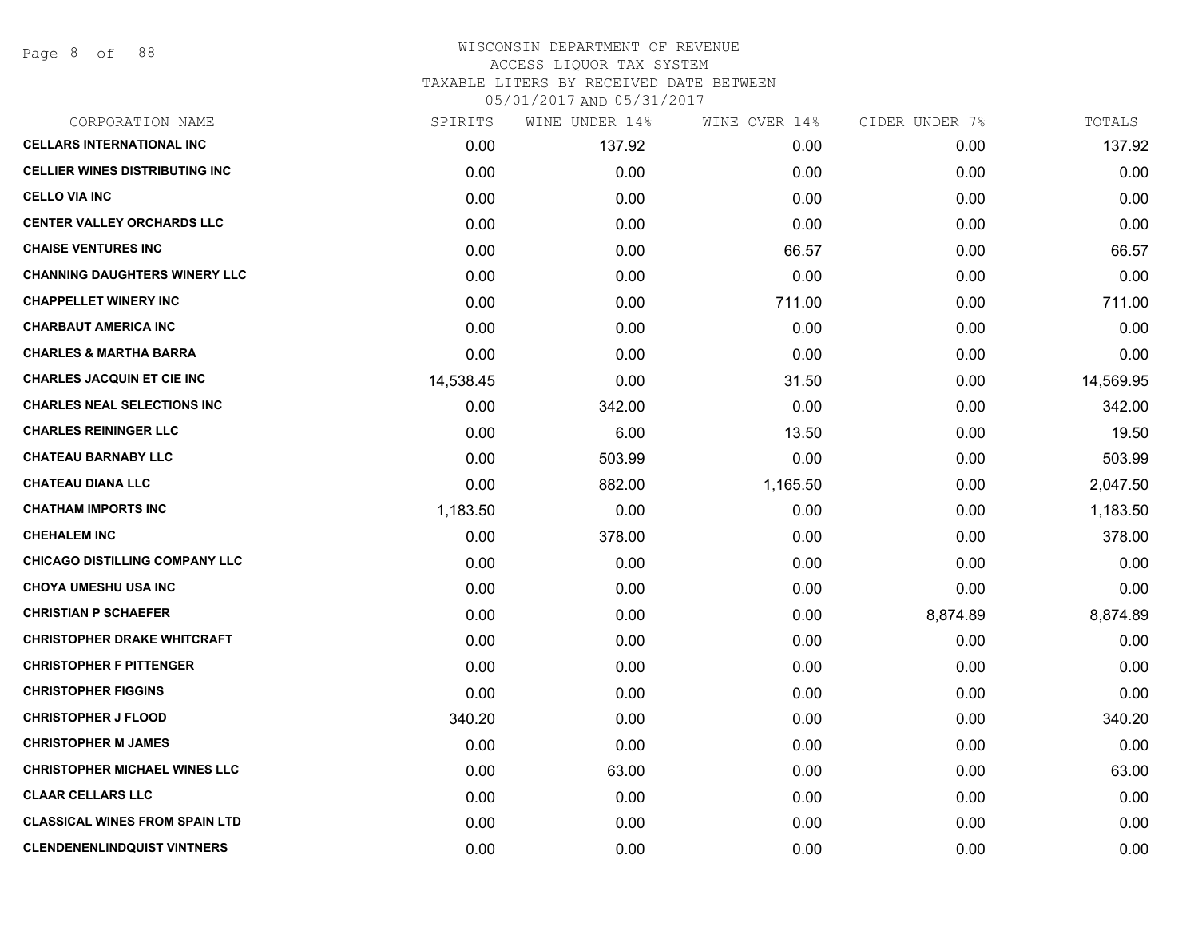WISCONSIN DEPARTMENT OF REVENUE
ACCESS LIQUOR TAX SYSTEM
TAXABLE LITERS BY RECEIVED DATE BETWEEN
05/01/2017 AND 05/31/2017

| CORPORATION NAME | SPIRITS | WINE UNDER 14% | WINE OVER 14% | CIDER UNDER 7% | TOTALS |
|---|---|---|---|---|---|
| CELLARS INTERNATIONAL INC | 0.00 | 137.92 | 0.00 | 0.00 | 137.92 |
| CELLIER WINES DISTRIBUTING INC | 0.00 | 0.00 | 0.00 | 0.00 | 0.00 |
| CELLO VIA INC | 0.00 | 0.00 | 0.00 | 0.00 | 0.00 |
| CENTER VALLEY ORCHARDS LLC | 0.00 | 0.00 | 0.00 | 0.00 | 0.00 |
| CHAISE VENTURES INC | 0.00 | 0.00 | 66.57 | 0.00 | 66.57 |
| CHANNING DAUGHTERS WINERY LLC | 0.00 | 0.00 | 0.00 | 0.00 | 0.00 |
| CHAPPELLET WINERY INC | 0.00 | 0.00 | 711.00 | 0.00 | 711.00 |
| CHARBAUT AMERICA INC | 0.00 | 0.00 | 0.00 | 0.00 | 0.00 |
| CHARLES & MARTHA BARRA | 0.00 | 0.00 | 0.00 | 0.00 | 0.00 |
| CHARLES JACQUIN ET CIE INC | 14,538.45 | 0.00 | 31.50 | 0.00 | 14,569.95 |
| CHARLES NEAL SELECTIONS INC | 0.00 | 342.00 | 0.00 | 0.00 | 342.00 |
| CHARLES REININGER LLC | 0.00 | 6.00 | 13.50 | 0.00 | 19.50 |
| CHATEAU BARNABY LLC | 0.00 | 503.99 | 0.00 | 0.00 | 503.99 |
| CHATEAU DIANA LLC | 0.00 | 882.00 | 1,165.50 | 0.00 | 2,047.50 |
| CHATHAM IMPORTS INC | 1,183.50 | 0.00 | 0.00 | 0.00 | 1,183.50 |
| CHEHALEM INC | 0.00 | 378.00 | 0.00 | 0.00 | 378.00 |
| CHICAGO DISTILLING COMPANY LLC | 0.00 | 0.00 | 0.00 | 0.00 | 0.00 |
| CHOYA UMESHU USA INC | 0.00 | 0.00 | 0.00 | 0.00 | 0.00 |
| CHRISTIAN P SCHAEFER | 0.00 | 0.00 | 0.00 | 8,874.89 | 8,874.89 |
| CHRISTOPHER DRAKE WHITCRAFT | 0.00 | 0.00 | 0.00 | 0.00 | 0.00 |
| CHRISTOPHER F PITTENGER | 0.00 | 0.00 | 0.00 | 0.00 | 0.00 |
| CHRISTOPHER FIGGINS | 0.00 | 0.00 | 0.00 | 0.00 | 0.00 |
| CHRISTOPHER J FLOOD | 340.20 | 0.00 | 0.00 | 0.00 | 340.20 |
| CHRISTOPHER M JAMES | 0.00 | 0.00 | 0.00 | 0.00 | 0.00 |
| CHRISTOPHER MICHAEL WINES LLC | 0.00 | 63.00 | 0.00 | 0.00 | 63.00 |
| CLAAR CELLARS LLC | 0.00 | 0.00 | 0.00 | 0.00 | 0.00 |
| CLASSICAL WINES FROM SPAIN LTD | 0.00 | 0.00 | 0.00 | 0.00 | 0.00 |
| CLENDENENLINDQUIST VINTNERS | 0.00 | 0.00 | 0.00 | 0.00 | 0.00 |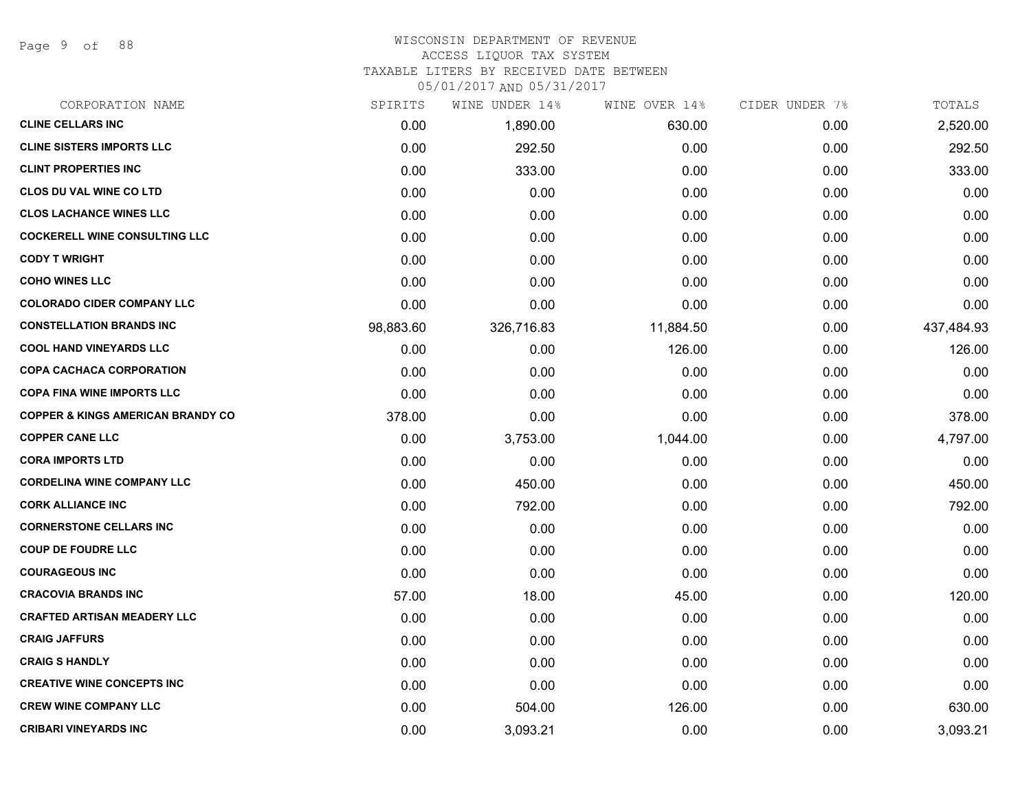# WISCONSIN DEPARTMENT OF REVENUE
## ACCESS LIQUOR TAX SYSTEM
### TAXABLE LITERS BY RECEIVED DATE BETWEEN 05/01/2017 AND 05/31/2017

| CORPORATION NAME | SPIRITS | WINE UNDER 14% | WINE OVER 14% | CIDER UNDER 7% | TOTALS |
|---|---|---|---|---|---|
| CLINE CELLARS INC | 0.00 | 1,890.00 | 630.00 | 0.00 | 2,520.00 |
| CLINE SISTERS IMPORTS LLC | 0.00 | 292.50 | 0.00 | 0.00 | 292.50 |
| CLINT PROPERTIES INC | 0.00 | 333.00 | 0.00 | 0.00 | 333.00 |
| CLOS DU VAL WINE CO LTD | 0.00 | 0.00 | 0.00 | 0.00 | 0.00 |
| CLOS LACHANCE WINES LLC | 0.00 | 0.00 | 0.00 | 0.00 | 0.00 |
| COCKERELL WINE CONSULTING LLC | 0.00 | 0.00 | 0.00 | 0.00 | 0.00 |
| CODY T WRIGHT | 0.00 | 0.00 | 0.00 | 0.00 | 0.00 |
| COHO WINES LLC | 0.00 | 0.00 | 0.00 | 0.00 | 0.00 |
| COLORADO CIDER COMPANY LLC | 0.00 | 0.00 | 0.00 | 0.00 | 0.00 |
| CONSTELLATION BRANDS INC | 98,883.60 | 326,716.83 | 11,884.50 | 0.00 | 437,484.93 |
| COOL HAND VINEYARDS LLC | 0.00 | 0.00 | 126.00 | 0.00 | 126.00 |
| COPA CACHACA CORPORATION | 0.00 | 0.00 | 0.00 | 0.00 | 0.00 |
| COPA FINA WINE IMPORTS LLC | 0.00 | 0.00 | 0.00 | 0.00 | 0.00 |
| COPPER & KINGS AMERICAN BRANDY CO | 378.00 | 0.00 | 0.00 | 0.00 | 378.00 |
| COPPER CANE LLC | 0.00 | 3,753.00 | 1,044.00 | 0.00 | 4,797.00 |
| CORA IMPORTS LTD | 0.00 | 0.00 | 0.00 | 0.00 | 0.00 |
| CORDELINA WINE COMPANY LLC | 0.00 | 450.00 | 0.00 | 0.00 | 450.00 |
| CORK ALLIANCE INC | 0.00 | 792.00 | 0.00 | 0.00 | 792.00 |
| CORNERSTONE CELLARS INC | 0.00 | 0.00 | 0.00 | 0.00 | 0.00 |
| COUP DE FOUDRE LLC | 0.00 | 0.00 | 0.00 | 0.00 | 0.00 |
| COURAGEOUS INC | 0.00 | 0.00 | 0.00 | 0.00 | 0.00 |
| CRACOVIA BRANDS INC | 57.00 | 18.00 | 45.00 | 0.00 | 120.00 |
| CRAFTED ARTISAN MEADERY LLC | 0.00 | 0.00 | 0.00 | 0.00 | 0.00 |
| CRAIG JAFFURS | 0.00 | 0.00 | 0.00 | 0.00 | 0.00 |
| CRAIG S HANDLY | 0.00 | 0.00 | 0.00 | 0.00 | 0.00 |
| CREATIVE WINE CONCEPTS INC | 0.00 | 0.00 | 0.00 | 0.00 | 0.00 |
| CREW WINE COMPANY LLC | 0.00 | 504.00 | 126.00 | 0.00 | 630.00 |
| CRIBARI VINEYARDS INC | 0.00 | 3,093.21 | 0.00 | 0.00 | 3,093.21 |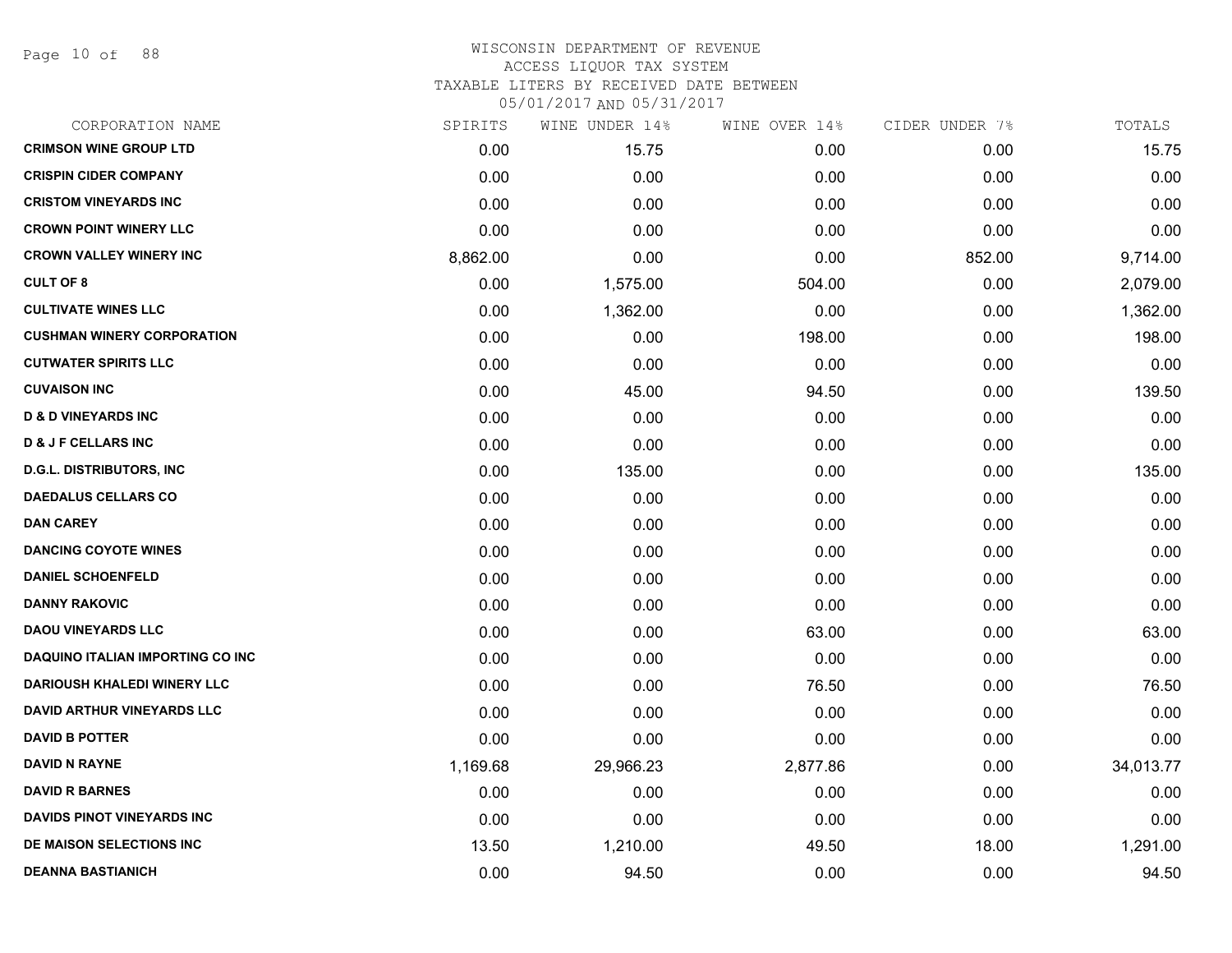# WISCONSIN DEPARTMENT OF REVENUE
## ACCESS LIQUOR TAX SYSTEM
### TAXABLE LITERS BY RECEIVED DATE BETWEEN 05/01/2017 AND 05/31/2017

| CORPORATION NAME | SPIRITS | WINE UNDER 14% | WINE OVER 14% | CIDER UNDER 7% | TOTALS |
|---|---|---|---|---|---|
| CRIMSON WINE GROUP LTD | 0.00 | 15.75 | 0.00 | 0.00 | 15.75 |
| CRISPIN CIDER COMPANY | 0.00 | 0.00 | 0.00 | 0.00 | 0.00 |
| CRISTOM VINEYARDS INC | 0.00 | 0.00 | 0.00 | 0.00 | 0.00 |
| CROWN POINT WINERY LLC | 0.00 | 0.00 | 0.00 | 0.00 | 0.00 |
| CROWN VALLEY WINERY INC | 8,862.00 | 0.00 | 0.00 | 852.00 | 9,714.00 |
| CULT OF 8 | 0.00 | 1,575.00 | 504.00 | 0.00 | 2,079.00 |
| CULTIVATE WINES LLC | 0.00 | 1,362.00 | 0.00 | 0.00 | 1,362.00 |
| CUSHMAN WINERY CORPORATION | 0.00 | 0.00 | 198.00 | 0.00 | 198.00 |
| CUTWATER SPIRITS LLC | 0.00 | 0.00 | 0.00 | 0.00 | 0.00 |
| CUVAISON INC | 0.00 | 45.00 | 94.50 | 0.00 | 139.50 |
| D & D VINEYARDS INC | 0.00 | 0.00 | 0.00 | 0.00 | 0.00 |
| D & J F CELLARS INC | 0.00 | 0.00 | 0.00 | 0.00 | 0.00 |
| D.G.L. DISTRIBUTORS, INC | 0.00 | 135.00 | 0.00 | 0.00 | 135.00 |
| DAEDALUS CELLARS CO | 0.00 | 0.00 | 0.00 | 0.00 | 0.00 |
| DAN CAREY | 0.00 | 0.00 | 0.00 | 0.00 | 0.00 |
| DANCING COYOTE WINES | 0.00 | 0.00 | 0.00 | 0.00 | 0.00 |
| DANIEL SCHOENFELD | 0.00 | 0.00 | 0.00 | 0.00 | 0.00 |
| DANNY RAKOVIC | 0.00 | 0.00 | 0.00 | 0.00 | 0.00 |
| DAOU VINEYARDS LLC | 0.00 | 0.00 | 63.00 | 0.00 | 63.00 |
| DAQUINO ITALIAN IMPORTING CO INC | 0.00 | 0.00 | 0.00 | 0.00 | 0.00 |
| DARIOUSH KHALEDI WINERY LLC | 0.00 | 0.00 | 76.50 | 0.00 | 76.50 |
| DAVID ARTHUR VINEYARDS LLC | 0.00 | 0.00 | 0.00 | 0.00 | 0.00 |
| DAVID B POTTER | 0.00 | 0.00 | 0.00 | 0.00 | 0.00 |
| DAVID N RAYNE | 1,169.68 | 29,966.23 | 2,877.86 | 0.00 | 34,013.77 |
| DAVID R BARNES | 0.00 | 0.00 | 0.00 | 0.00 | 0.00 |
| DAVIDS PINOT VINEYARDS INC | 0.00 | 0.00 | 0.00 | 0.00 | 0.00 |
| DE MAISON SELECTIONS INC | 13.50 | 1,210.00 | 49.50 | 18.00 | 1,291.00 |
| DEANNA BASTIANICH | 0.00 | 94.50 | 0.00 | 0.00 | 94.50 |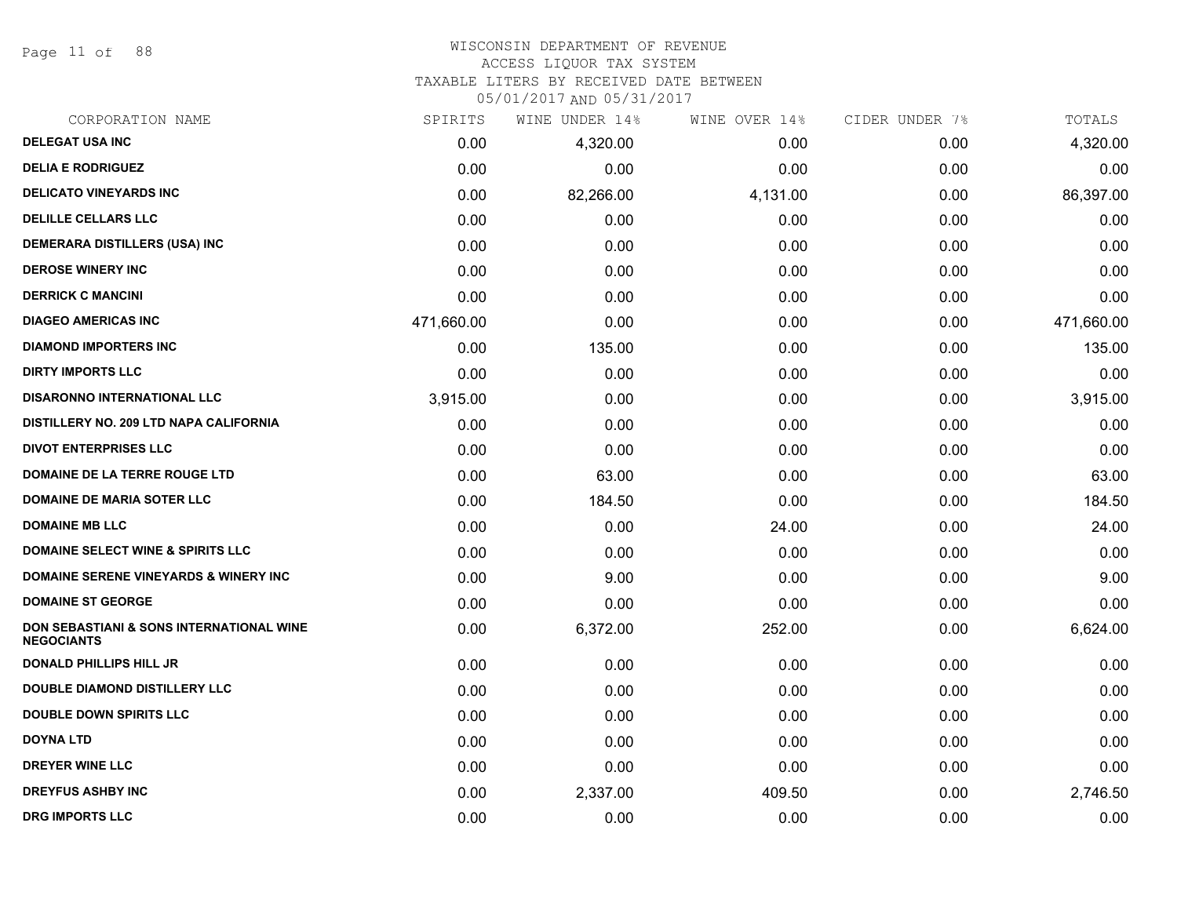# WISCONSIN DEPARTMENT OF REVENUE
## ACCESS LIQUOR TAX SYSTEM
### TAXABLE LITERS BY RECEIVED DATE BETWEEN 05/01/2017 AND 05/31/2017

| CORPORATION NAME | SPIRITS | WINE UNDER 14% | WINE OVER 14% | CIDER UNDER 7% | TOTALS |
|---|---|---|---|---|---|
| **DELEGAT USA INC** | 0.00 | 4,320.00 | 0.00 | 0.00 | 4,320.00 |
| **DELIA E RODRIGUEZ** | 0.00 | 0.00 | 0.00 | 0.00 | 0.00 |
| **DELICATO VINEYARDS INC** | 0.00 | 82,266.00 | 4,131.00 | 0.00 | 86,397.00 |
| **DELILLE CELLARS LLC** | 0.00 | 0.00 | 0.00 | 0.00 | 0.00 |
| **DEMERARA DISTILLERS (USA) INC** | 0.00 | 0.00 | 0.00 | 0.00 | 0.00 |
| **DEROSE WINERY INC** | 0.00 | 0.00 | 0.00 | 0.00 | 0.00 |
| **DERRICK C MANCINI** | 0.00 | 0.00 | 0.00 | 0.00 | 0.00 |
| **DIAGEO AMERICAS INC** | 471,660.00 | 0.00 | 0.00 | 0.00 | 471,660.00 |
| **DIAMOND IMPORTERS INC** | 0.00 | 135.00 | 0.00 | 0.00 | 135.00 |
| **DIRTY IMPORTS LLC** | 0.00 | 0.00 | 0.00 | 0.00 | 0.00 |
| **DISARONNO INTERNATIONAL LLC** | 3,915.00 | 0.00 | 0.00 | 0.00 | 3,915.00 |
| **DISTILLERY NO. 209 LTD NAPA CALIFORNIA** | 0.00 | 0.00 | 0.00 | 0.00 | 0.00 |
| **DIVOT ENTERPRISES LLC** | 0.00 | 0.00 | 0.00 | 0.00 | 0.00 |
| **DOMAINE DE LA TERRE ROUGE LTD** | 0.00 | 63.00 | 0.00 | 0.00 | 63.00 |
| **DOMAINE DE MARIA SOTER LLC** | 0.00 | 184.50 | 0.00 | 0.00 | 184.50 |
| **DOMAINE MB LLC** | 0.00 | 0.00 | 24.00 | 0.00 | 24.00 |
| **DOMAINE SELECT WINE & SPIRITS LLC** | 0.00 | 0.00 | 0.00 | 0.00 | 0.00 |
| **DOMAINE SERENE VINEYARDS & WINERY INC** | 0.00 | 9.00 | 0.00 | 0.00 | 9.00 |
| **DOMAINE ST GEORGE** | 0.00 | 0.00 | 0.00 | 0.00 | 0.00 |
| **DON SEBASTIANI & SONS INTERNATIONAL WINE NEGOCIANTS** | 0.00 | 6,372.00 | 252.00 | 0.00 | 6,624.00 |
| **DONALD PHILLIPS HILL JR** | 0.00 | 0.00 | 0.00 | 0.00 | 0.00 |
| **DOUBLE DIAMOND DISTILLERY LLC** | 0.00 | 0.00 | 0.00 | 0.00 | 0.00 |
| **DOUBLE DOWN SPIRITS LLC** | 0.00 | 0.00 | 0.00 | 0.00 | 0.00 |
| **DOYNA LTD** | 0.00 | 0.00 | 0.00 | 0.00 | 0.00 |
| **DREYER WINE LLC** | 0.00 | 0.00 | 0.00 | 0.00 | 0.00 |
| **DREYFUS ASHBY INC** | 0.00 | 2,337.00 | 409.50 | 0.00 | 2,746.50 |
| **DRG IMPORTS LLC** | 0.00 | 0.00 | 0.00 | 0.00 | 0.00 |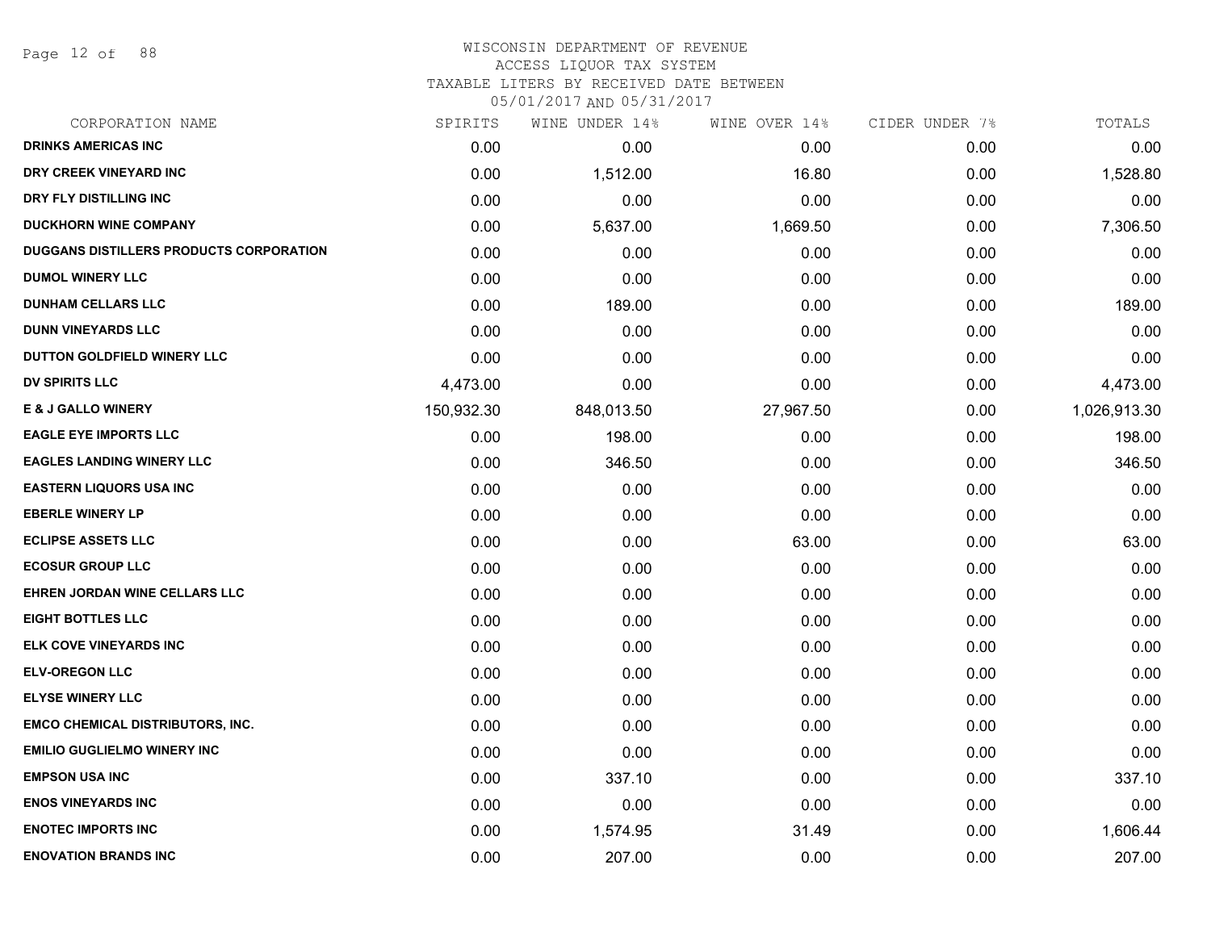# WISCONSIN DEPARTMENT OF REVENUE

ACCESS LIQUOR TAX SYSTEM

TAXABLE LITERS BY RECEIVED DATE BETWEEN 05/01/2017 AND 05/31/2017

| CORPORATION NAME | SPIRITS | WINE UNDER 14% | WINE OVER 14% | CIDER UNDER 7% | TOTALS |
|---|---|---|---|---|---|
| DRINKS AMERICAS INC | 0.00 | 0.00 | 0.00 | 0.00 | 0.00 |
| DRY CREEK VINEYARD INC | 0.00 | 1,512.00 | 16.80 | 0.00 | 1,528.80 |
| DRY FLY DISTILLING INC | 0.00 | 0.00 | 0.00 | 0.00 | 0.00 |
| DUCKHORN WINE COMPANY | 0.00 | 5,637.00 | 1,669.50 | 0.00 | 7,306.50 |
| DUGGANS DISTILLERS PRODUCTS CORPORATION | 0.00 | 0.00 | 0.00 | 0.00 | 0.00 |
| DUMOL WINERY LLC | 0.00 | 0.00 | 0.00 | 0.00 | 0.00 |
| DUNHAM CELLARS LLC | 0.00 | 189.00 | 0.00 | 0.00 | 189.00 |
| DUNN VINEYARDS LLC | 0.00 | 0.00 | 0.00 | 0.00 | 0.00 |
| DUTTON GOLDFIELD WINERY LLC | 0.00 | 0.00 | 0.00 | 0.00 | 0.00 |
| DV SPIRITS LLC | 4,473.00 | 0.00 | 0.00 | 0.00 | 4,473.00 |
| E & J GALLO WINERY | 150,932.30 | 848,013.50 | 27,967.50 | 0.00 | 1,026,913.30 |
| EAGLE EYE IMPORTS LLC | 0.00 | 198.00 | 0.00 | 0.00 | 198.00 |
| EAGLES LANDING WINERY LLC | 0.00 | 346.50 | 0.00 | 0.00 | 346.50 |
| EASTERN LIQUORS USA INC | 0.00 | 0.00 | 0.00 | 0.00 | 0.00 |
| EBERLE WINERY LP | 0.00 | 0.00 | 0.00 | 0.00 | 0.00 |
| ECLIPSE ASSETS LLC | 0.00 | 0.00 | 63.00 | 0.00 | 63.00 |
| ECOSUR GROUP LLC | 0.00 | 0.00 | 0.00 | 0.00 | 0.00 |
| EHREN JORDAN WINE CELLARS LLC | 0.00 | 0.00 | 0.00 | 0.00 | 0.00 |
| EIGHT BOTTLES LLC | 0.00 | 0.00 | 0.00 | 0.00 | 0.00 |
| ELK COVE VINEYARDS INC | 0.00 | 0.00 | 0.00 | 0.00 | 0.00 |
| ELV-OREGON LLC | 0.00 | 0.00 | 0.00 | 0.00 | 0.00 |
| ELYSE WINERY LLC | 0.00 | 0.00 | 0.00 | 0.00 | 0.00 |
| EMCO CHEMICAL DISTRIBUTORS, INC. | 0.00 | 0.00 | 0.00 | 0.00 | 0.00 |
| EMILIO GUGLIELMO WINERY INC | 0.00 | 0.00 | 0.00 | 0.00 | 0.00 |
| EMPSON USA INC | 0.00 | 337.10 | 0.00 | 0.00 | 337.10 |
| ENOS VINEYARDS INC | 0.00 | 0.00 | 0.00 | 0.00 | 0.00 |
| ENOTEC IMPORTS INC | 0.00 | 1,574.95 | 31.49 | 0.00 | 1,606.44 |
| ENOVATION BRANDS INC | 0.00 | 207.00 | 0.00 | 0.00 | 207.00 |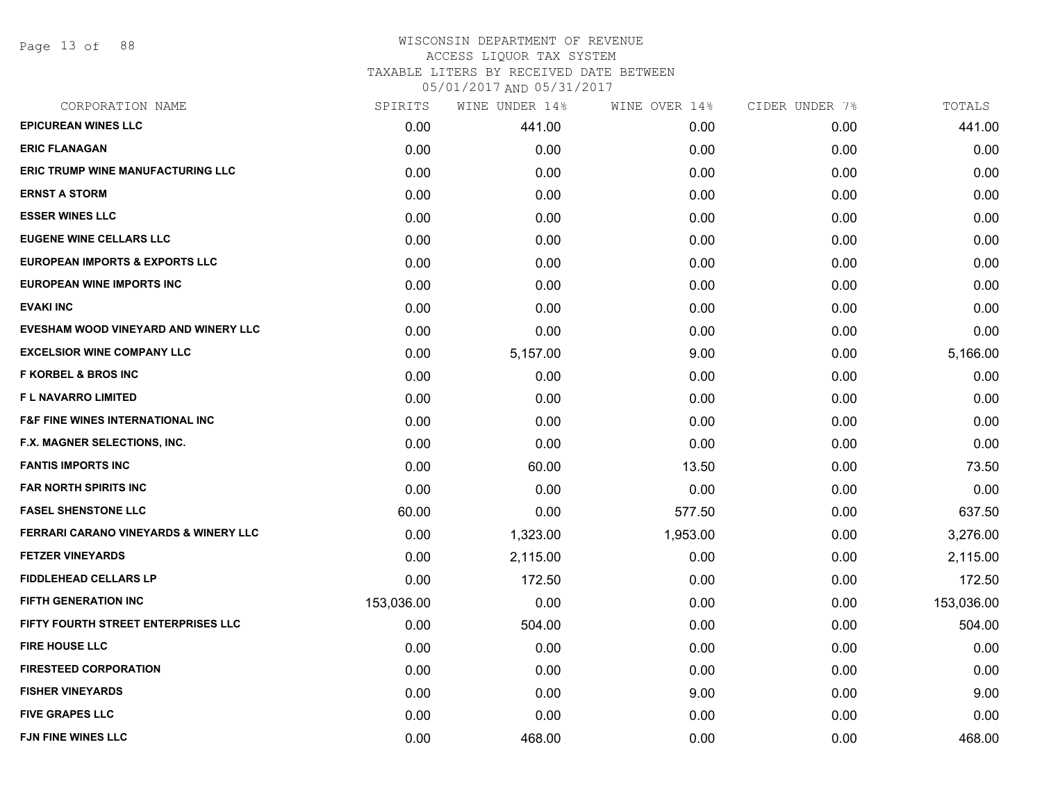# WISCONSIN DEPARTMENT OF REVENUE
ACCESS LIQUOR TAX SYSTEM
TAXABLE LITERS BY RECEIVED DATE BETWEEN
05/01/2017 AND 05/31/2017

| CORPORATION NAME | SPIRITS | WINE UNDER 14% | WINE OVER 14% | CIDER UNDER 7% | TOTALS |
|---|---|---|---|---|---|
| EPICUREAN WINES LLC | 0.00 | 441.00 | 0.00 | 0.00 | 441.00 |
| ERIC FLANAGAN | 0.00 | 0.00 | 0.00 | 0.00 | 0.00 |
| ERIC TRUMP WINE MANUFACTURING LLC | 0.00 | 0.00 | 0.00 | 0.00 | 0.00 |
| ERNST A STORM | 0.00 | 0.00 | 0.00 | 0.00 | 0.00 |
| ESSER WINES LLC | 0.00 | 0.00 | 0.00 | 0.00 | 0.00 |
| EUGENE WINE CELLARS LLC | 0.00 | 0.00 | 0.00 | 0.00 | 0.00 |
| EUROPEAN IMPORTS & EXPORTS LLC | 0.00 | 0.00 | 0.00 | 0.00 | 0.00 |
| EUROPEAN WINE IMPORTS INC | 0.00 | 0.00 | 0.00 | 0.00 | 0.00 |
| EVAKI INC | 0.00 | 0.00 | 0.00 | 0.00 | 0.00 |
| EVESHAM WOOD VINEYARD AND WINERY LLC | 0.00 | 0.00 | 0.00 | 0.00 | 0.00 |
| EXCELSIOR WINE COMPANY LLC | 0.00 | 5,157.00 | 9.00 | 0.00 | 5,166.00 |
| F KORBEL & BROS INC | 0.00 | 0.00 | 0.00 | 0.00 | 0.00 |
| F L NAVARRO LIMITED | 0.00 | 0.00 | 0.00 | 0.00 | 0.00 |
| F&F FINE WINES INTERNATIONAL INC | 0.00 | 0.00 | 0.00 | 0.00 | 0.00 |
| F.X. MAGNER SELECTIONS, INC. | 0.00 | 0.00 | 0.00 | 0.00 | 0.00 |
| FANTIS IMPORTS INC | 0.00 | 60.00 | 13.50 | 0.00 | 73.50 |
| FAR NORTH SPIRITS INC | 0.00 | 0.00 | 0.00 | 0.00 | 0.00 |
| FASEL SHENSTONE LLC | 60.00 | 0.00 | 577.50 | 0.00 | 637.50 |
| FERRARI CARANO VINEYARDS & WINERY LLC | 0.00 | 1,323.00 | 1,953.00 | 0.00 | 3,276.00 |
| FETZER VINEYARDS | 0.00 | 2,115.00 | 0.00 | 0.00 | 2,115.00 |
| FIDDLEHEAD CELLARS LP | 0.00 | 172.50 | 0.00 | 0.00 | 172.50 |
| FIFTH GENERATION INC | 153,036.00 | 0.00 | 0.00 | 0.00 | 153,036.00 |
| FIFTY FOURTH STREET ENTERPRISES LLC | 0.00 | 504.00 | 0.00 | 0.00 | 504.00 |
| FIRE HOUSE LLC | 0.00 | 0.00 | 0.00 | 0.00 | 0.00 |
| FIRESTEED CORPORATION | 0.00 | 0.00 | 0.00 | 0.00 | 0.00 |
| FISHER VINEYARDS | 0.00 | 0.00 | 9.00 | 0.00 | 9.00 |
| FIVE GRAPES LLC | 0.00 | 0.00 | 0.00 | 0.00 | 0.00 |
| FJN FINE WINES LLC | 0.00 | 468.00 | 0.00 | 0.00 | 468.00 |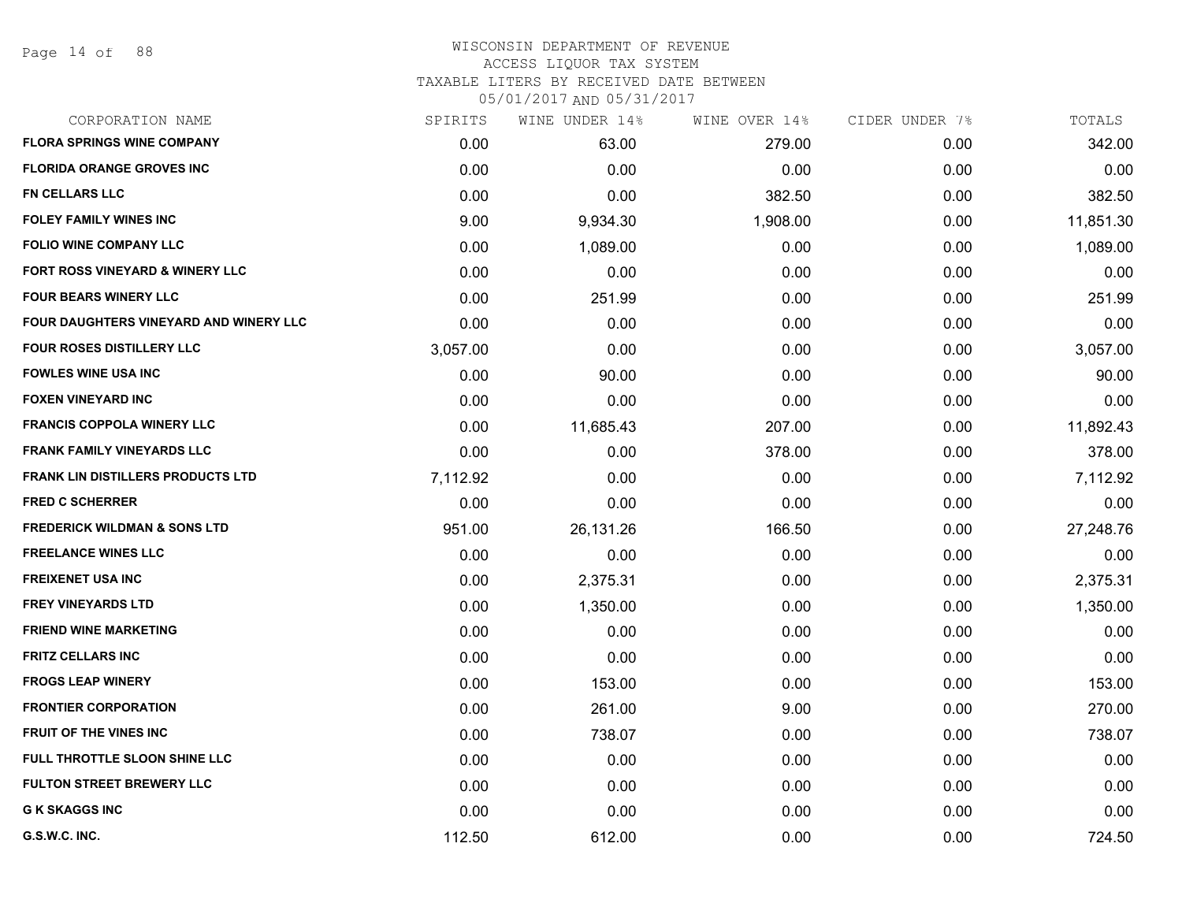# WISCONSIN DEPARTMENT OF REVENUE
## ACCESS LIQUOR TAX SYSTEM
### TAXABLE LITERS BY RECEIVED DATE BETWEEN 05/01/2017 AND 05/31/2017

| CORPORATION NAME | SPIRITS | WINE UNDER 14% | WINE OVER 14% | CIDER UNDER 7% | TOTALS |
|---|---|---|---|---|---|
| FLORA SPRINGS WINE COMPANY | 0.00 | 63.00 | 279.00 | 0.00 | 342.00 |
| FLORIDA ORANGE GROVES INC | 0.00 | 0.00 | 0.00 | 0.00 | 0.00 |
| FN CELLARS LLC | 0.00 | 0.00 | 382.50 | 0.00 | 382.50 |
| FOLEY FAMILY WINES INC | 9.00 | 9,934.30 | 1,908.00 | 0.00 | 11,851.30 |
| FOLIO WINE COMPANY LLC | 0.00 | 1,089.00 | 0.00 | 0.00 | 1,089.00 |
| FORT ROSS VINEYARD & WINERY LLC | 0.00 | 0.00 | 0.00 | 0.00 | 0.00 |
| FOUR BEARS WINERY LLC | 0.00 | 251.99 | 0.00 | 0.00 | 251.99 |
| FOUR DAUGHTERS VINEYARD AND WINERY LLC | 0.00 | 0.00 | 0.00 | 0.00 | 0.00 |
| FOUR ROSES DISTILLERY LLC | 3,057.00 | 0.00 | 0.00 | 0.00 | 3,057.00 |
| FOWLES WINE USA INC | 0.00 | 90.00 | 0.00 | 0.00 | 90.00 |
| FOXEN VINEYARD INC | 0.00 | 0.00 | 0.00 | 0.00 | 0.00 |
| FRANCIS COPPOLA WINERY LLC | 0.00 | 11,685.43 | 207.00 | 0.00 | 11,892.43 |
| FRANK FAMILY VINEYARDS LLC | 0.00 | 0.00 | 378.00 | 0.00 | 378.00 |
| FRANK LIN DISTILLERS PRODUCTS LTD | 7,112.92 | 0.00 | 0.00 | 0.00 | 7,112.92 |
| FRED C SCHERRER | 0.00 | 0.00 | 0.00 | 0.00 | 0.00 |
| FREDERICK WILDMAN & SONS LTD | 951.00 | 26,131.26 | 166.50 | 0.00 | 27,248.76 |
| FREELANCE WINES LLC | 0.00 | 0.00 | 0.00 | 0.00 | 0.00 |
| FREIXENET USA INC | 0.00 | 2,375.31 | 0.00 | 0.00 | 2,375.31 |
| FREY VINEYARDS LTD | 0.00 | 1,350.00 | 0.00 | 0.00 | 1,350.00 |
| FRIEND WINE MARKETING | 0.00 | 0.00 | 0.00 | 0.00 | 0.00 |
| FRITZ CELLARS INC | 0.00 | 0.00 | 0.00 | 0.00 | 0.00 |
| FROGS LEAP WINERY | 0.00 | 153.00 | 0.00 | 0.00 | 153.00 |
| FRONTIER CORPORATION | 0.00 | 261.00 | 9.00 | 0.00 | 270.00 |
| FRUIT OF THE VINES INC | 0.00 | 738.07 | 0.00 | 0.00 | 738.07 |
| FULL THROTTLE SLOON SHINE LLC | 0.00 | 0.00 | 0.00 | 0.00 | 0.00 |
| FULTON STREET BREWERY LLC | 0.00 | 0.00 | 0.00 | 0.00 | 0.00 |
| G K SKAGGS INC | 0.00 | 0.00 | 0.00 | 0.00 | 0.00 |
| G.S.W.C. INC. | 112.50 | 612.00 | 0.00 | 0.00 | 724.50 |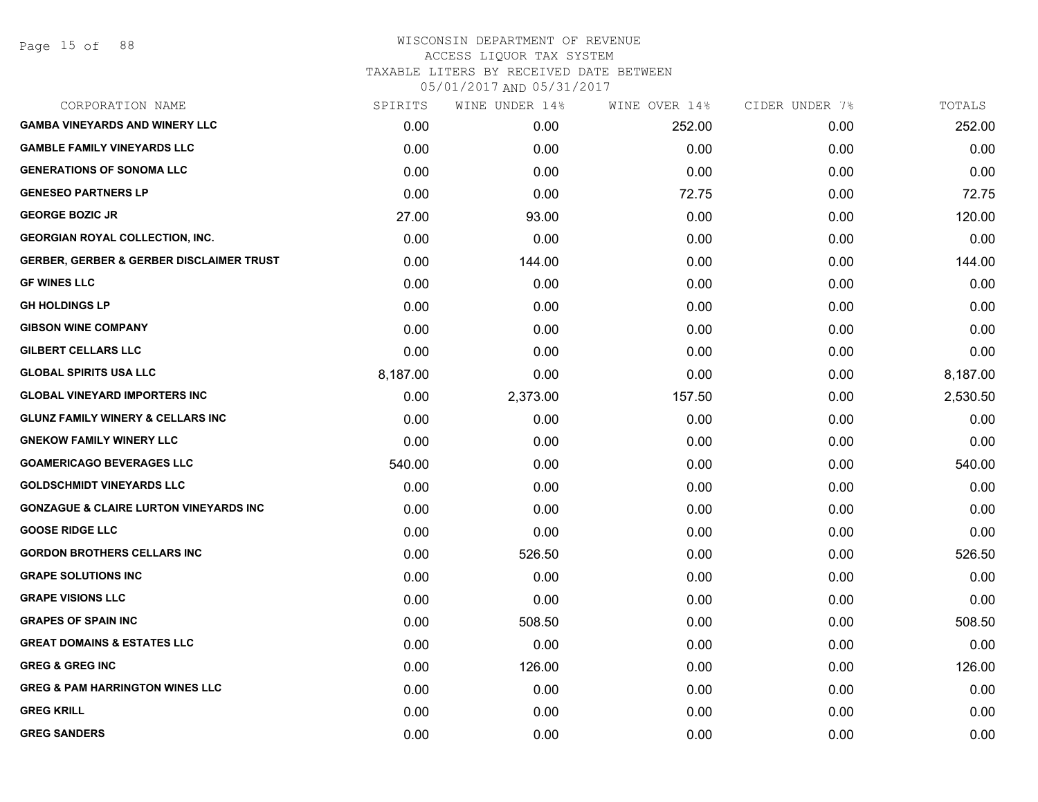WISCONSIN DEPARTMENT OF REVENUE
ACCESS LIQUOR TAX SYSTEM
TAXABLE LITERS BY RECEIVED DATE BETWEEN
05/01/2017 AND 05/31/2017

| CORPORATION NAME | SPIRITS | WINE UNDER 14% | WINE OVER 14% | CIDER UNDER 7% | TOTALS |
|---|---|---|---|---|---|
| GAMBA VINEYARDS AND WINERY LLC | 0.00 | 0.00 | 252.00 | 0.00 | 252.00 |
| GAMBLE FAMILY VINEYARDS LLC | 0.00 | 0.00 | 0.00 | 0.00 | 0.00 |
| GENERATIONS OF SONOMA LLC | 0.00 | 0.00 | 0.00 | 0.00 | 0.00 |
| GENESEO PARTNERS LP | 0.00 | 0.00 | 72.75 | 0.00 | 72.75 |
| GEORGE BOZIC JR | 27.00 | 93.00 | 0.00 | 0.00 | 120.00 |
| GEORGIAN ROYAL COLLECTION, INC. | 0.00 | 0.00 | 0.00 | 0.00 | 0.00 |
| GERBER, GERBER & GERBER DISCLAIMER TRUST | 0.00 | 144.00 | 0.00 | 0.00 | 144.00 |
| GF WINES LLC | 0.00 | 0.00 | 0.00 | 0.00 | 0.00 |
| GH HOLDINGS LP | 0.00 | 0.00 | 0.00 | 0.00 | 0.00 |
| GIBSON WINE COMPANY | 0.00 | 0.00 | 0.00 | 0.00 | 0.00 |
| GILBERT CELLARS LLC | 0.00 | 0.00 | 0.00 | 0.00 | 0.00 |
| GLOBAL SPIRITS USA LLC | 8,187.00 | 0.00 | 0.00 | 0.00 | 8,187.00 |
| GLOBAL VINEYARD IMPORTERS INC | 0.00 | 2,373.00 | 157.50 | 0.00 | 2,530.50 |
| GLUNZ FAMILY WINERY & CELLARS INC | 0.00 | 0.00 | 0.00 | 0.00 | 0.00 |
| GNEKOW FAMILY WINERY LLC | 0.00 | 0.00 | 0.00 | 0.00 | 0.00 |
| GOAMERICAGO BEVERAGES LLC | 540.00 | 0.00 | 0.00 | 0.00 | 540.00 |
| GOLDSCHMIDT VINEYARDS LLC | 0.00 | 0.00 | 0.00 | 0.00 | 0.00 |
| GONZAGUE & CLAIRE LURTON VINEYARDS INC | 0.00 | 0.00 | 0.00 | 0.00 | 0.00 |
| GOOSE RIDGE LLC | 0.00 | 0.00 | 0.00 | 0.00 | 0.00 |
| GORDON BROTHERS CELLARS INC | 0.00 | 526.50 | 0.00 | 0.00 | 526.50 |
| GRAPE SOLUTIONS INC | 0.00 | 0.00 | 0.00 | 0.00 | 0.00 |
| GRAPE VISIONS LLC | 0.00 | 0.00 | 0.00 | 0.00 | 0.00 |
| GRAPES OF SPAIN INC | 0.00 | 508.50 | 0.00 | 0.00 | 508.50 |
| GREAT DOMAINS & ESTATES LLC | 0.00 | 0.00 | 0.00 | 0.00 | 0.00 |
| GREG & GREG INC | 0.00 | 126.00 | 0.00 | 0.00 | 126.00 |
| GREG & PAM HARRINGTON WINES LLC | 0.00 | 0.00 | 0.00 | 0.00 | 0.00 |
| GREG KRILL | 0.00 | 0.00 | 0.00 | 0.00 | 0.00 |
| GREG SANDERS | 0.00 | 0.00 | 0.00 | 0.00 | 0.00 |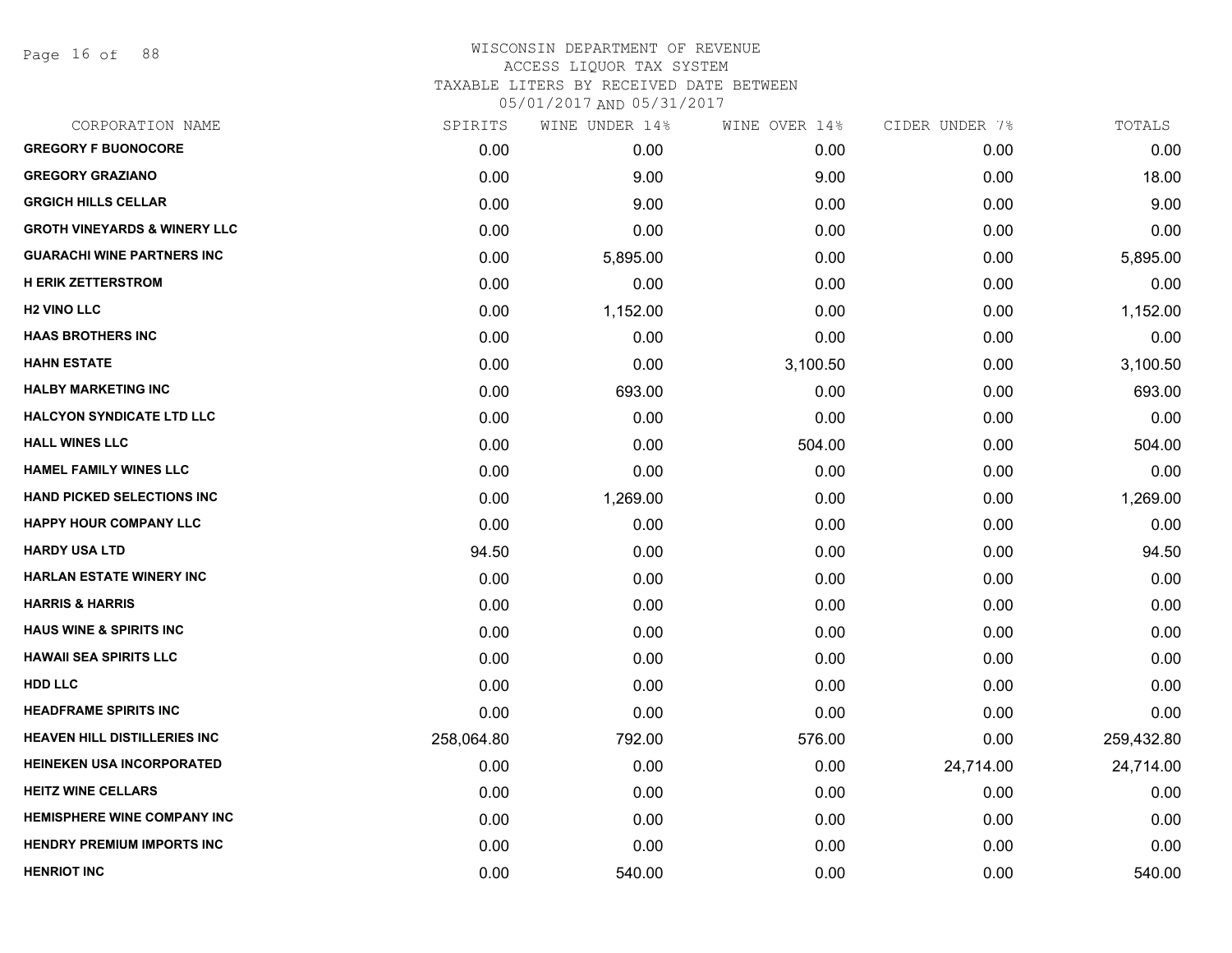# WISCONSIN DEPARTMENT OF REVENUE
## ACCESS LIQUOR TAX SYSTEM
### TAXABLE LITERS BY RECEIVED DATE BETWEEN 05/01/2017 AND 05/31/2017

| CORPORATION NAME | SPIRITS | WINE UNDER 14% | WINE OVER 14% | CIDER UNDER 7% | TOTALS |
|---|---|---|---|---|---|
| GREGORY F BUONOCORE | 0.00 | 0.00 | 0.00 | 0.00 | 0.00 |
| GREGORY GRAZIANO | 0.00 | 9.00 | 9.00 | 0.00 | 18.00 |
| GRGICH HILLS CELLAR | 0.00 | 9.00 | 0.00 | 0.00 | 9.00 |
| GROTH VINEYARDS & WINERY LLC | 0.00 | 0.00 | 0.00 | 0.00 | 0.00 |
| GUARACHI WINE PARTNERS INC | 0.00 | 5,895.00 | 0.00 | 0.00 | 5,895.00 |
| H ERIK ZETTERSTROM | 0.00 | 0.00 | 0.00 | 0.00 | 0.00 |
| H2 VINO LLC | 0.00 | 1,152.00 | 0.00 | 0.00 | 1,152.00 |
| HAAS BROTHERS INC | 0.00 | 0.00 | 0.00 | 0.00 | 0.00 |
| HAHN ESTATE | 0.00 | 0.00 | 3,100.50 | 0.00 | 3,100.50 |
| HALBY MARKETING INC | 0.00 | 693.00 | 0.00 | 0.00 | 693.00 |
| HALCYON SYNDICATE LTD LLC | 0.00 | 0.00 | 0.00 | 0.00 | 0.00 |
| HALL WINES LLC | 0.00 | 0.00 | 504.00 | 0.00 | 504.00 |
| HAMEL FAMILY WINES LLC | 0.00 | 0.00 | 0.00 | 0.00 | 0.00 |
| HAND PICKED SELECTIONS INC | 0.00 | 1,269.00 | 0.00 | 0.00 | 1,269.00 |
| HAPPY HOUR COMPANY LLC | 0.00 | 0.00 | 0.00 | 0.00 | 0.00 |
| HARDY USA LTD | 94.50 | 0.00 | 0.00 | 0.00 | 94.50 |
| HARLAN ESTATE WINERY INC | 0.00 | 0.00 | 0.00 | 0.00 | 0.00 |
| HARRIS & HARRIS | 0.00 | 0.00 | 0.00 | 0.00 | 0.00 |
| HAUS WINE & SPIRITS INC | 0.00 | 0.00 | 0.00 | 0.00 | 0.00 |
| HAWAII SEA SPIRITS LLC | 0.00 | 0.00 | 0.00 | 0.00 | 0.00 |
| HDD LLC | 0.00 | 0.00 | 0.00 | 0.00 | 0.00 |
| HEADFRAME SPIRITS INC | 0.00 | 0.00 | 0.00 | 0.00 | 0.00 |
| HEAVEN HILL DISTILLERIES INC | 258,064.80 | 792.00 | 576.00 | 0.00 | 259,432.80 |
| HEINEKEN USA INCORPORATED | 0.00 | 0.00 | 0.00 | 24,714.00 | 24,714.00 |
| HEITZ WINE CELLARS | 0.00 | 0.00 | 0.00 | 0.00 | 0.00 |
| HEMISPHERE WINE COMPANY INC | 0.00 | 0.00 | 0.00 | 0.00 | 0.00 |
| HENDRY PREMIUM IMPORTS INC | 0.00 | 0.00 | 0.00 | 0.00 | 0.00 |
| HENRIOT INC | 0.00 | 540.00 | 0.00 | 0.00 | 540.00 |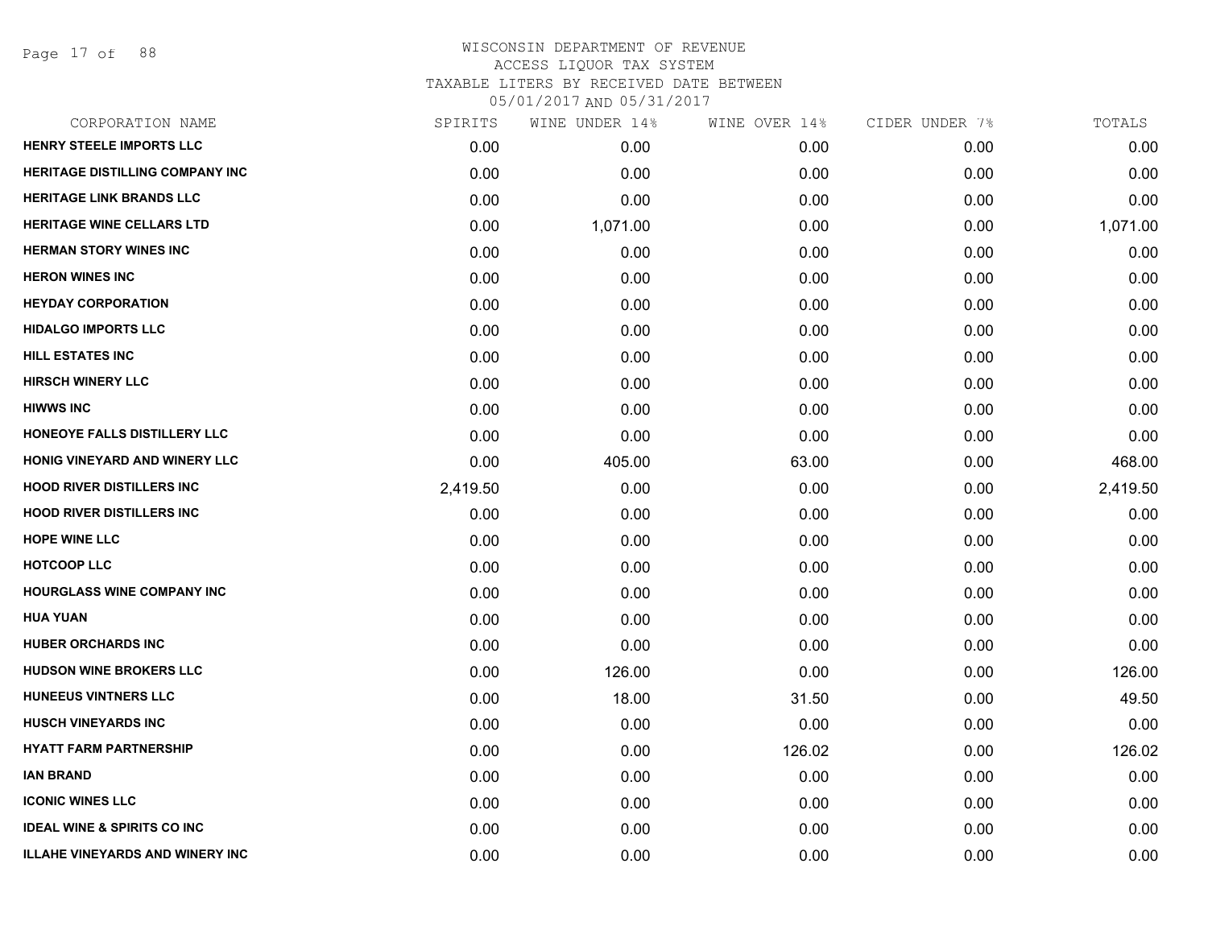# WISCONSIN DEPARTMENT OF REVENUE
## ACCESS LIQUOR TAX SYSTEM
### TAXABLE LITERS BY RECEIVED DATE BETWEEN 05/01/2017 AND 05/31/2017

| CORPORATION NAME | SPIRITS | WINE UNDER 14% | WINE OVER 14% | CIDER UNDER 7% | TOTALS |
|---|---|---|---|---|---|
| HENRY STEELE IMPORTS LLC | 0.00 | 0.00 | 0.00 | 0.00 | 0.00 |
| HERITAGE DISTILLING COMPANY INC | 0.00 | 0.00 | 0.00 | 0.00 | 0.00 |
| HERITAGE LINK BRANDS LLC | 0.00 | 0.00 | 0.00 | 0.00 | 0.00 |
| HERITAGE WINE CELLARS LTD | 0.00 | 1,071.00 | 0.00 | 0.00 | 1,071.00 |
| HERMAN STORY WINES INC | 0.00 | 0.00 | 0.00 | 0.00 | 0.00 |
| HERON WINES INC | 0.00 | 0.00 | 0.00 | 0.00 | 0.00 |
| HEYDAY CORPORATION | 0.00 | 0.00 | 0.00 | 0.00 | 0.00 |
| HIDALGO IMPORTS LLC | 0.00 | 0.00 | 0.00 | 0.00 | 0.00 |
| HILL ESTATES INC | 0.00 | 0.00 | 0.00 | 0.00 | 0.00 |
| HIRSCH WINERY LLC | 0.00 | 0.00 | 0.00 | 0.00 | 0.00 |
| HIWWS INC | 0.00 | 0.00 | 0.00 | 0.00 | 0.00 |
| HONEOYE FALLS DISTILLERY LLC | 0.00 | 0.00 | 0.00 | 0.00 | 0.00 |
| HONIG VINEYARD AND WINERY LLC | 0.00 | 405.00 | 63.00 | 0.00 | 468.00 |
| HOOD RIVER DISTILLERS INC | 2,419.50 | 0.00 | 0.00 | 0.00 | 2,419.50 |
| HOOD RIVER DISTILLERS INC | 0.00 | 0.00 | 0.00 | 0.00 | 0.00 |
| HOPE WINE LLC | 0.00 | 0.00 | 0.00 | 0.00 | 0.00 |
| HOTCOOP LLC | 0.00 | 0.00 | 0.00 | 0.00 | 0.00 |
| HOURGLASS WINE COMPANY INC | 0.00 | 0.00 | 0.00 | 0.00 | 0.00 |
| HUA YUAN | 0.00 | 0.00 | 0.00 | 0.00 | 0.00 |
| HUBER ORCHARDS INC | 0.00 | 0.00 | 0.00 | 0.00 | 0.00 |
| HUDSON WINE BROKERS LLC | 0.00 | 126.00 | 0.00 | 0.00 | 126.00 |
| HUNEEUS VINTNERS LLC | 0.00 | 18.00 | 31.50 | 0.00 | 49.50 |
| HUSCH VINEYARDS INC | 0.00 | 0.00 | 0.00 | 0.00 | 0.00 |
| HYATT FARM PARTNERSHIP | 0.00 | 0.00 | 126.02 | 0.00 | 126.02 |
| IAN BRAND | 0.00 | 0.00 | 0.00 | 0.00 | 0.00 |
| ICONIC WINES LLC | 0.00 | 0.00 | 0.00 | 0.00 | 0.00 |
| IDEAL WINE & SPIRITS CO INC | 0.00 | 0.00 | 0.00 | 0.00 | 0.00 |
| ILLAHE VINEYARDS AND WINERY INC | 0.00 | 0.00 | 0.00 | 0.00 | 0.00 |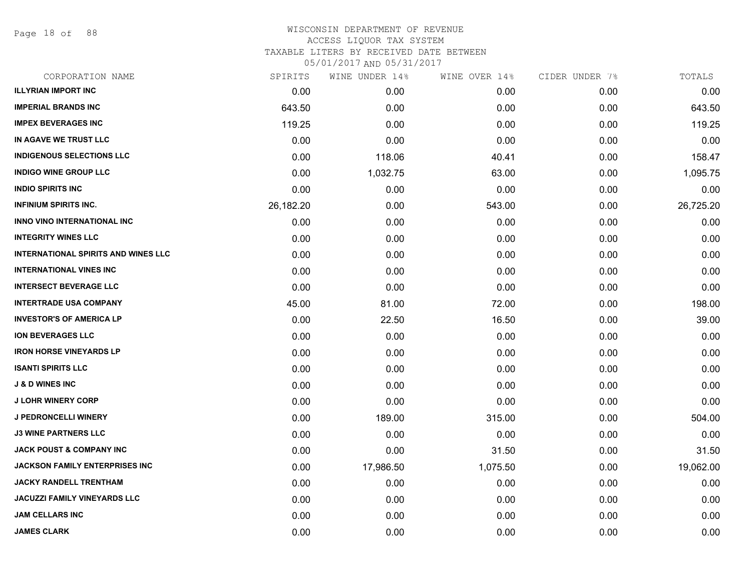WISCONSIN DEPARTMENT OF REVENUE
ACCESS LIQUOR TAX SYSTEM
TAXABLE LITERS BY RECEIVED DATE BETWEEN
05/01/2017 AND 05/31/2017

| CORPORATION NAME | SPIRITS | WINE UNDER 14% | WINE OVER 14% | CIDER UNDER 7% | TOTALS |
|---|---|---|---|---|---|
| **ILLYRIAN IMPORT INC** | 0.00 | 0.00 | 0.00 | 0.00 | 0.00 |
| **IMPERIAL BRANDS INC** | 643.50 | 0.00 | 0.00 | 0.00 | 643.50 |
| **IMPEX BEVERAGES INC** | 119.25 | 0.00 | 0.00 | 0.00 | 119.25 |
| **IN AGAVE WE TRUST LLC** | 0.00 | 0.00 | 0.00 | 0.00 | 0.00 |
| **INDIGENOUS SELECTIONS LLC** | 0.00 | 118.06 | 40.41 | 0.00 | 158.47 |
| **INDIGO WINE GROUP LLC** | 0.00 | 1,032.75 | 63.00 | 0.00 | 1,095.75 |
| **INDIO SPIRITS INC** | 0.00 | 0.00 | 0.00 | 0.00 | 0.00 |
| **INFINIUM SPIRITS INC.** | 26,182.20 | 0.00 | 543.00 | 0.00 | 26,725.20 |
| **INNO VINO INTERNATIONAL INC** | 0.00 | 0.00 | 0.00 | 0.00 | 0.00 |
| **INTEGRITY WINES LLC** | 0.00 | 0.00 | 0.00 | 0.00 | 0.00 |
| **INTERNATIONAL SPIRITS AND WINES LLC** | 0.00 | 0.00 | 0.00 | 0.00 | 0.00 |
| **INTERNATIONAL VINES INC** | 0.00 | 0.00 | 0.00 | 0.00 | 0.00 |
| **INTERSECT BEVERAGE LLC** | 0.00 | 0.00 | 0.00 | 0.00 | 0.00 |
| **INTERTRADE USA COMPANY** | 45.00 | 81.00 | 72.00 | 0.00 | 198.00 |
| **INVESTOR'S OF AMERICA LP** | 0.00 | 22.50 | 16.50 | 0.00 | 39.00 |
| **ION BEVERAGES LLC** | 0.00 | 0.00 | 0.00 | 0.00 | 0.00 |
| **IRON HORSE VINEYARDS LP** | 0.00 | 0.00 | 0.00 | 0.00 | 0.00 |
| **ISANTI SPIRITS LLC** | 0.00 | 0.00 | 0.00 | 0.00 | 0.00 |
| **J & D WINES INC** | 0.00 | 0.00 | 0.00 | 0.00 | 0.00 |
| **J LOHR WINERY CORP** | 0.00 | 0.00 | 0.00 | 0.00 | 0.00 |
| **J PEDRONCELLI WINERY** | 0.00 | 189.00 | 315.00 | 0.00 | 504.00 |
| **J3 WINE PARTNERS LLC** | 0.00 | 0.00 | 0.00 | 0.00 | 0.00 |
| **JACK POUST & COMPANY INC** | 0.00 | 0.00 | 31.50 | 0.00 | 31.50 |
| **JACKSON FAMILY ENTERPRISES INC** | 0.00 | 17,986.50 | 1,075.50 | 0.00 | 19,062.00 |
| **JACKY RANDELL TRENTHAM** | 0.00 | 0.00 | 0.00 | 0.00 | 0.00 |
| **JACUZZI FAMILY VINEYARDS LLC** | 0.00 | 0.00 | 0.00 | 0.00 | 0.00 |
| **JAM CELLARS INC** | 0.00 | 0.00 | 0.00 | 0.00 | 0.00 |
| **JAMES CLARK** | 0.00 | 0.00 | 0.00 | 0.00 | 0.00 |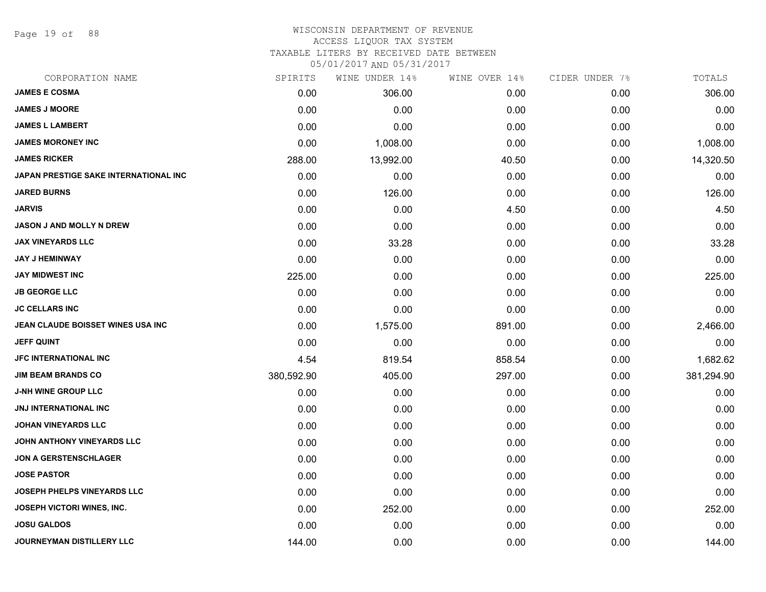# WISCONSIN DEPARTMENT OF REVENUE
## ACCESS LIQUOR TAX SYSTEM
### TAXABLE LITERS BY RECEIVED DATE BETWEEN 05/01/2017 AND 05/31/2017

| CORPORATION NAME | SPIRITS | WINE UNDER 14% | WINE OVER 14% | CIDER UNDER 7% | TOTALS |
|---|---|---|---|---|---|
| JAMES E COSMA | 0.00 | 306.00 | 0.00 | 0.00 | 306.00 |
| JAMES J MOORE | 0.00 | 0.00 | 0.00 | 0.00 | 0.00 |
| JAMES L LAMBERT | 0.00 | 0.00 | 0.00 | 0.00 | 0.00 |
| JAMES MORONEY INC | 0.00 | 1,008.00 | 0.00 | 0.00 | 1,008.00 |
| JAMES RICKER | 288.00 | 13,992.00 | 40.50 | 0.00 | 14,320.50 |
| JAPAN PRESTIGE SAKE INTERNATIONAL INC | 0.00 | 0.00 | 0.00 | 0.00 | 0.00 |
| JARED BURNS | 0.00 | 126.00 | 0.00 | 0.00 | 126.00 |
| JARVIS | 0.00 | 0.00 | 4.50 | 0.00 | 4.50 |
| JASON J AND MOLLY N DREW | 0.00 | 0.00 | 0.00 | 0.00 | 0.00 |
| JAX VINEYARDS LLC | 0.00 | 33.28 | 0.00 | 0.00 | 33.28 |
| JAY J HEMINWAY | 0.00 | 0.00 | 0.00 | 0.00 | 0.00 |
| JAY MIDWEST INC | 225.00 | 0.00 | 0.00 | 0.00 | 225.00 |
| JB GEORGE LLC | 0.00 | 0.00 | 0.00 | 0.00 | 0.00 |
| JC CELLARS INC | 0.00 | 0.00 | 0.00 | 0.00 | 0.00 |
| JEAN CLAUDE BOISSET WINES USA INC | 0.00 | 1,575.00 | 891.00 | 0.00 | 2,466.00 |
| JEFF QUINT | 0.00 | 0.00 | 0.00 | 0.00 | 0.00 |
| JFC INTERNATIONAL INC | 4.54 | 819.54 | 858.54 | 0.00 | 1,682.62 |
| JIM BEAM BRANDS CO | 380,592.90 | 405.00 | 297.00 | 0.00 | 381,294.90 |
| J-NH WINE GROUP LLC | 0.00 | 0.00 | 0.00 | 0.00 | 0.00 |
| JNJ INTERNATIONAL INC | 0.00 | 0.00 | 0.00 | 0.00 | 0.00 |
| JOHAN VINEYARDS LLC | 0.00 | 0.00 | 0.00 | 0.00 | 0.00 |
| JOHN ANTHONY VINEYARDS LLC | 0.00 | 0.00 | 0.00 | 0.00 | 0.00 |
| JON A GERSTENSCHLAGER | 0.00 | 0.00 | 0.00 | 0.00 | 0.00 |
| JOSE PASTOR | 0.00 | 0.00 | 0.00 | 0.00 | 0.00 |
| JOSEPH PHELPS VINEYARDS LLC | 0.00 | 0.00 | 0.00 | 0.00 | 0.00 |
| JOSEPH VICTORI WINES, INC. | 0.00 | 252.00 | 0.00 | 0.00 | 252.00 |
| JOSU GALDOS | 0.00 | 0.00 | 0.00 | 0.00 | 0.00 |
| JOURNEYMAN DISTILLERY LLC | 144.00 | 0.00 | 0.00 | 0.00 | 144.00 |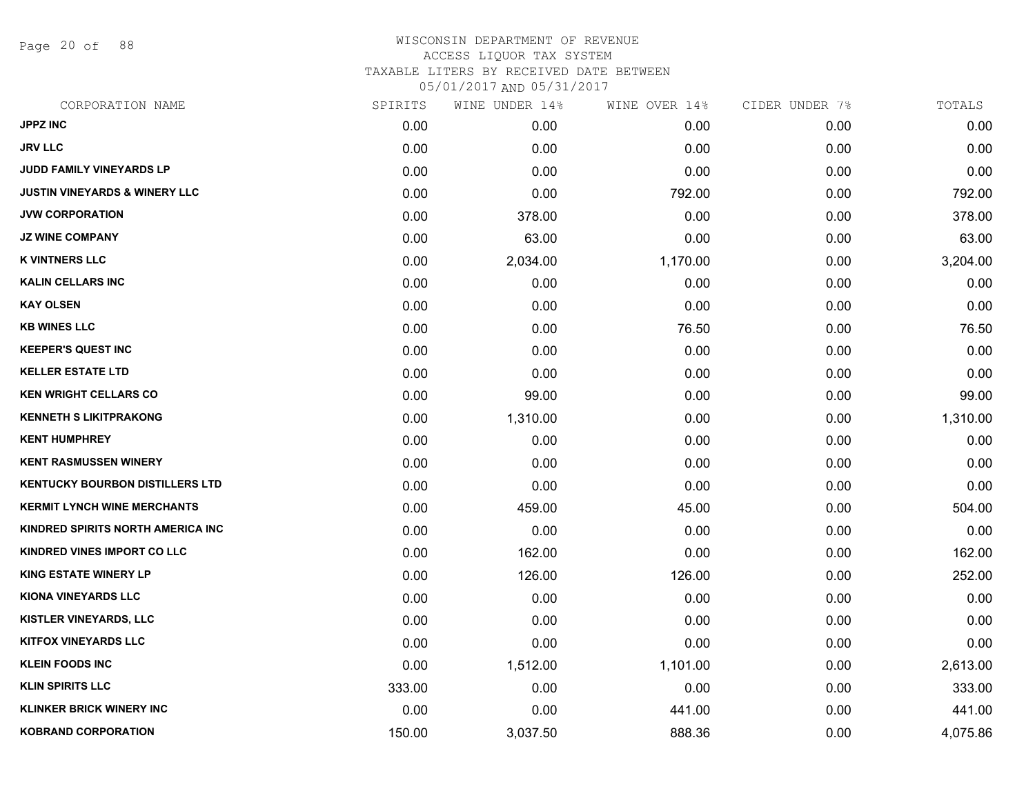WISCONSIN DEPARTMENT OF REVENUE
ACCESS LIQUOR TAX SYSTEM
TAXABLE LITERS BY RECEIVED DATE BETWEEN
05/01/2017 AND 05/31/2017

| CORPORATION NAME | SPIRITS | WINE UNDER 14% | WINE OVER 14% | CIDER UNDER 7% | TOTALS |
|---|---|---|---|---|---|
| JPPZ INC | 0.00 | 0.00 | 0.00 | 0.00 | 0.00 |
| JRV LLC | 0.00 | 0.00 | 0.00 | 0.00 | 0.00 |
| JUDD FAMILY VINEYARDS LP | 0.00 | 0.00 | 0.00 | 0.00 | 0.00 |
| JUSTIN VINEYARDS & WINERY LLC | 0.00 | 0.00 | 792.00 | 0.00 | 792.00 |
| JVW CORPORATION | 0.00 | 378.00 | 0.00 | 0.00 | 378.00 |
| JZ WINE COMPANY | 0.00 | 63.00 | 0.00 | 0.00 | 63.00 |
| K VINTNERS LLC | 0.00 | 2,034.00 | 1,170.00 | 0.00 | 3,204.00 |
| KALIN CELLARS INC | 0.00 | 0.00 | 0.00 | 0.00 | 0.00 |
| KAY OLSEN | 0.00 | 0.00 | 0.00 | 0.00 | 0.00 |
| KB WINES LLC | 0.00 | 0.00 | 76.50 | 0.00 | 76.50 |
| KEEPER'S QUEST INC | 0.00 | 0.00 | 0.00 | 0.00 | 0.00 |
| KELLER ESTATE LTD | 0.00 | 0.00 | 0.00 | 0.00 | 0.00 |
| KEN WRIGHT CELLARS CO | 0.00 | 99.00 | 0.00 | 0.00 | 99.00 |
| KENNETH S LIKITPRAKONG | 0.00 | 1,310.00 | 0.00 | 0.00 | 1,310.00 |
| KENT HUMPHREY | 0.00 | 0.00 | 0.00 | 0.00 | 0.00 |
| KENT RASMUSSEN WINERY | 0.00 | 0.00 | 0.00 | 0.00 | 0.00 |
| KENTUCKY BOURBON DISTILLERS LTD | 0.00 | 0.00 | 0.00 | 0.00 | 0.00 |
| KERMIT LYNCH WINE MERCHANTS | 0.00 | 459.00 | 45.00 | 0.00 | 504.00 |
| KINDRED SPIRITS NORTH AMERICA INC | 0.00 | 0.00 | 0.00 | 0.00 | 0.00 |
| KINDRED VINES IMPORT CO LLC | 0.00 | 162.00 | 0.00 | 0.00 | 162.00 |
| KING ESTATE WINERY LP | 0.00 | 126.00 | 126.00 | 0.00 | 252.00 |
| KIONA VINEYARDS LLC | 0.00 | 0.00 | 0.00 | 0.00 | 0.00 |
| KISTLER VINEYARDS, LLC | 0.00 | 0.00 | 0.00 | 0.00 | 0.00 |
| KITFOX VINEYARDS LLC | 0.00 | 0.00 | 0.00 | 0.00 | 0.00 |
| KLEIN FOODS INC | 0.00 | 1,512.00 | 1,101.00 | 0.00 | 2,613.00 |
| KLIN SPIRITS LLC | 333.00 | 0.00 | 0.00 | 0.00 | 333.00 |
| KLINKER BRICK WINERY INC | 0.00 | 0.00 | 441.00 | 0.00 | 441.00 |
| KOBRAND CORPORATION | 150.00 | 3,037.50 | 888.36 | 0.00 | 4,075.86 |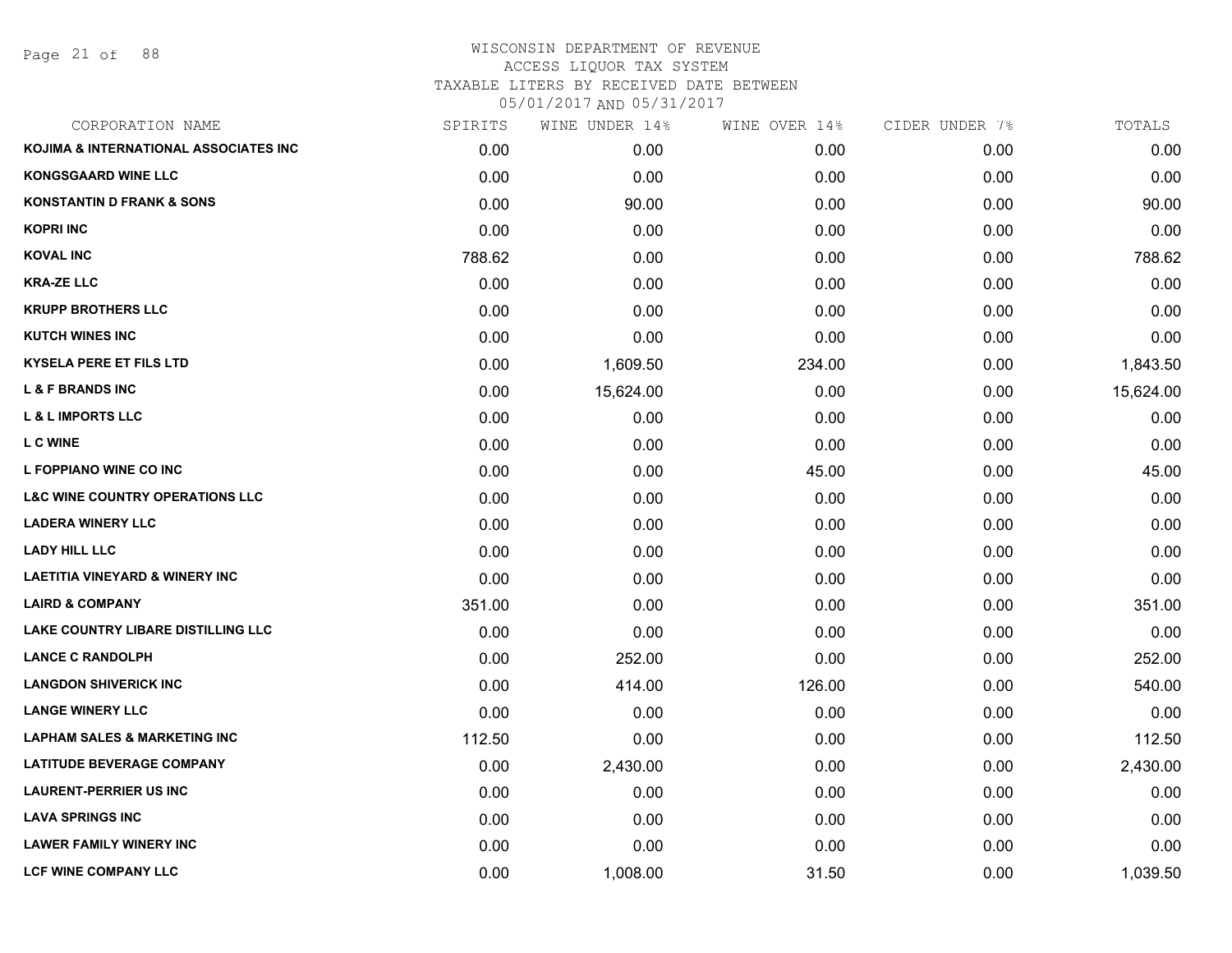WISCONSIN DEPARTMENT OF REVENUE
ACCESS LIQUOR TAX SYSTEM
TAXABLE LITERS BY RECEIVED DATE BETWEEN
05/01/2017 AND 05/31/2017

| CORPORATION NAME | SPIRITS | WINE UNDER 14% | WINE OVER 14% | CIDER UNDER 7% | TOTALS |
|---|---|---|---|---|---|
| KOJIMA & INTERNATIONAL ASSOCIATES INC | 0.00 | 0.00 | 0.00 | 0.00 | 0.00 |
| KONGSGAARD WINE LLC | 0.00 | 0.00 | 0.00 | 0.00 | 0.00 |
| KONSTANTIN D FRANK & SONS | 0.00 | 90.00 | 0.00 | 0.00 | 90.00 |
| KOPRI INC | 0.00 | 0.00 | 0.00 | 0.00 | 0.00 |
| KOVAL INC | 788.62 | 0.00 | 0.00 | 0.00 | 788.62 |
| KRA-ZE LLC | 0.00 | 0.00 | 0.00 | 0.00 | 0.00 |
| KRUPP BROTHERS LLC | 0.00 | 0.00 | 0.00 | 0.00 | 0.00 |
| KUTCH WINES INC | 0.00 | 0.00 | 0.00 | 0.00 | 0.00 |
| KYSELA PERE ET FILS LTD | 0.00 | 1,609.50 | 234.00 | 0.00 | 1,843.50 |
| L & F BRANDS INC | 0.00 | 15,624.00 | 0.00 | 0.00 | 15,624.00 |
| L & L IMPORTS LLC | 0.00 | 0.00 | 0.00 | 0.00 | 0.00 |
| L C WINE | 0.00 | 0.00 | 0.00 | 0.00 | 0.00 |
| L FOPPIANO WINE CO INC | 0.00 | 0.00 | 45.00 | 0.00 | 45.00 |
| L&C WINE COUNTRY OPERATIONS LLC | 0.00 | 0.00 | 0.00 | 0.00 | 0.00 |
| LADERA WINERY LLC | 0.00 | 0.00 | 0.00 | 0.00 | 0.00 |
| LADY HILL LLC | 0.00 | 0.00 | 0.00 | 0.00 | 0.00 |
| LAETITIA VINEYARD & WINERY INC | 0.00 | 0.00 | 0.00 | 0.00 | 0.00 |
| LAIRD & COMPANY | 351.00 | 0.00 | 0.00 | 0.00 | 351.00 |
| LAKE COUNTRY LIBARE DISTILLING LLC | 0.00 | 0.00 | 0.00 | 0.00 | 0.00 |
| LANCE C RANDOLPH | 0.00 | 252.00 | 0.00 | 0.00 | 252.00 |
| LANGDON SHIVERICK INC | 0.00 | 414.00 | 126.00 | 0.00 | 540.00 |
| LANGE WINERY LLC | 0.00 | 0.00 | 0.00 | 0.00 | 0.00 |
| LAPHAM SALES & MARKETING INC | 112.50 | 0.00 | 0.00 | 0.00 | 112.50 |
| LATITUDE BEVERAGE COMPANY | 0.00 | 2,430.00 | 0.00 | 0.00 | 2,430.00 |
| LAURENT-PERRIER US INC | 0.00 | 0.00 | 0.00 | 0.00 | 0.00 |
| LAVA SPRINGS INC | 0.00 | 0.00 | 0.00 | 0.00 | 0.00 |
| LAWER FAMILY WINERY INC | 0.00 | 0.00 | 0.00 | 0.00 | 0.00 |
| LCF WINE COMPANY LLC | 0.00 | 1,008.00 | 31.50 | 0.00 | 1,039.50 |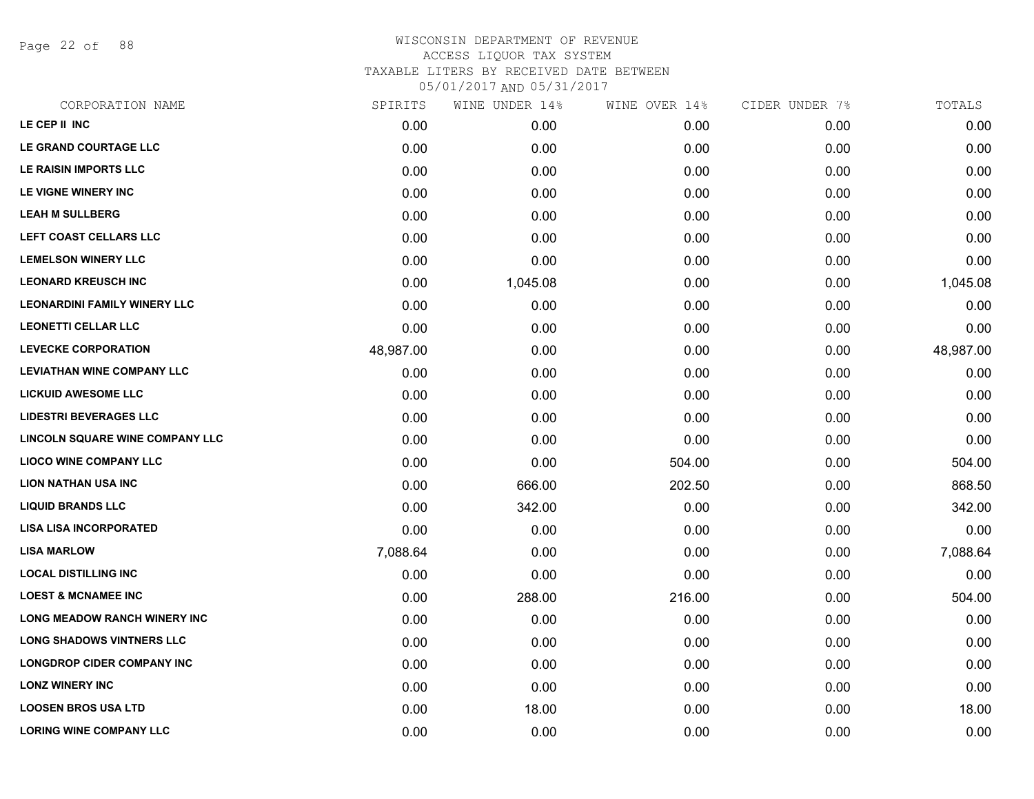WISCONSIN DEPARTMENT OF REVENUE
ACCESS LIQUOR TAX SYSTEM
TAXABLE LITERS BY RECEIVED DATE BETWEEN
05/01/2017 AND 05/31/2017

| CORPORATION NAME | SPIRITS | WINE UNDER 14% | WINE OVER 14% | CIDER UNDER 7% | TOTALS |
|---|---|---|---|---|---|
| LE CEP II INC | 0.00 | 0.00 | 0.00 | 0.00 | 0.00 |
| LE GRAND COURTAGE LLC | 0.00 | 0.00 | 0.00 | 0.00 | 0.00 |
| LE RAISIN IMPORTS LLC | 0.00 | 0.00 | 0.00 | 0.00 | 0.00 |
| LE VIGNE WINERY INC | 0.00 | 0.00 | 0.00 | 0.00 | 0.00 |
| LEAH M SULLBERG | 0.00 | 0.00 | 0.00 | 0.00 | 0.00 |
| LEFT COAST CELLARS LLC | 0.00 | 0.00 | 0.00 | 0.00 | 0.00 |
| LEMELSON WINERY LLC | 0.00 | 0.00 | 0.00 | 0.00 | 0.00 |
| LEONARD KREUSCH INC | 0.00 | 1,045.08 | 0.00 | 0.00 | 1,045.08 |
| LEONARDINI FAMILY WINERY LLC | 0.00 | 0.00 | 0.00 | 0.00 | 0.00 |
| LEONETTI CELLAR LLC | 0.00 | 0.00 | 0.00 | 0.00 | 0.00 |
| LEVECKE CORPORATION | 48,987.00 | 0.00 | 0.00 | 0.00 | 48,987.00 |
| LEVIATHAN WINE COMPANY LLC | 0.00 | 0.00 | 0.00 | 0.00 | 0.00 |
| LICKUID AWESOME LLC | 0.00 | 0.00 | 0.00 | 0.00 | 0.00 |
| LIDESTRI BEVERAGES LLC | 0.00 | 0.00 | 0.00 | 0.00 | 0.00 |
| LINCOLN SQUARE WINE COMPANY LLC | 0.00 | 0.00 | 0.00 | 0.00 | 0.00 |
| LIOCO WINE COMPANY LLC | 0.00 | 0.00 | 504.00 | 0.00 | 504.00 |
| LION NATHAN USA INC | 0.00 | 666.00 | 202.50 | 0.00 | 868.50 |
| LIQUID BRANDS LLC | 0.00 | 342.00 | 0.00 | 0.00 | 342.00 |
| LISA LISA INCORPORATED | 0.00 | 0.00 | 0.00 | 0.00 | 0.00 |
| LISA MARLOW | 7,088.64 | 0.00 | 0.00 | 0.00 | 7,088.64 |
| LOCAL DISTILLING INC | 0.00 | 0.00 | 0.00 | 0.00 | 0.00 |
| LOEST & MCNAMEE INC | 0.00 | 288.00 | 216.00 | 0.00 | 504.00 |
| LONG MEADOW RANCH WINERY INC | 0.00 | 0.00 | 0.00 | 0.00 | 0.00 |
| LONG SHADOWS VINTNERS LLC | 0.00 | 0.00 | 0.00 | 0.00 | 0.00 |
| LONGDROP CIDER COMPANY INC | 0.00 | 0.00 | 0.00 | 0.00 | 0.00 |
| LONZ WINERY INC | 0.00 | 0.00 | 0.00 | 0.00 | 0.00 |
| LOOSEN BROS USA LTD | 0.00 | 18.00 | 0.00 | 0.00 | 18.00 |
| LORING WINE COMPANY LLC | 0.00 | 0.00 | 0.00 | 0.00 | 0.00 |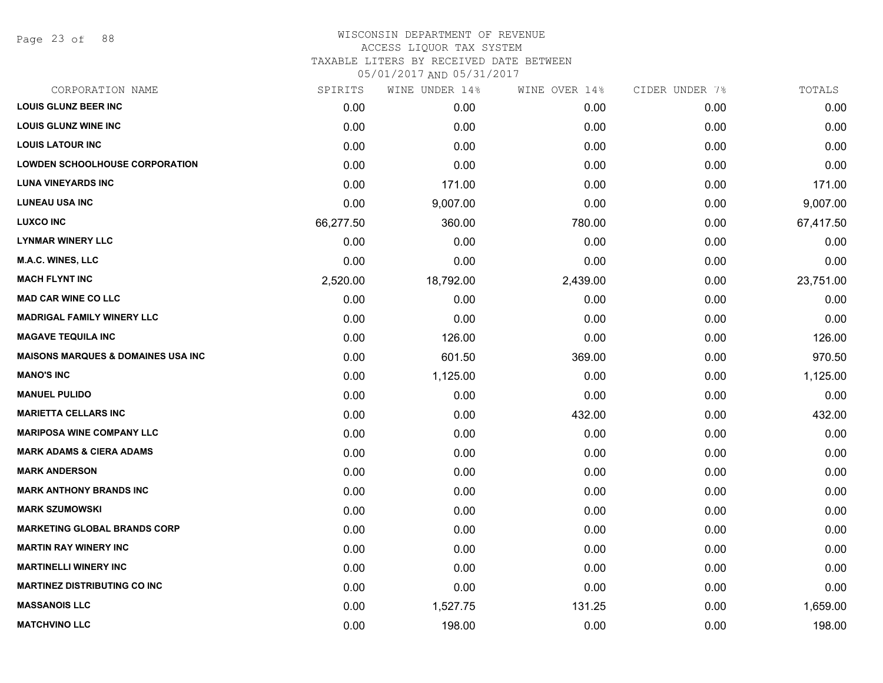# WISCONSIN DEPARTMENT OF REVENUE
## ACCESS LIQUOR TAX SYSTEM
### TAXABLE LITERS BY RECEIVED DATE BETWEEN 05/01/2017 AND 05/31/2017

| CORPORATION NAME | SPIRITS | WINE UNDER 14% | WINE OVER 14% | CIDER UNDER 7% | TOTALS |
|---|---|---|---|---|---|
| LOUIS GLUNZ BEER INC | 0.00 | 0.00 | 0.00 | 0.00 | 0.00 |
| LOUIS GLUNZ WINE INC | 0.00 | 0.00 | 0.00 | 0.00 | 0.00 |
| LOUIS LATOUR INC | 0.00 | 0.00 | 0.00 | 0.00 | 0.00 |
| LOWDEN SCHOOLHOUSE CORPORATION | 0.00 | 0.00 | 0.00 | 0.00 | 0.00 |
| LUNA VINEYARDS INC | 0.00 | 171.00 | 0.00 | 0.00 | 171.00 |
| LUNEAU USA INC | 0.00 | 9,007.00 | 0.00 | 0.00 | 9,007.00 |
| LUXCO INC | 66,277.50 | 360.00 | 780.00 | 0.00 | 67,417.50 |
| LYNMAR WINERY LLC | 0.00 | 0.00 | 0.00 | 0.00 | 0.00 |
| M.A.C. WINES, LLC | 0.00 | 0.00 | 0.00 | 0.00 | 0.00 |
| MACH FLYNT INC | 2,520.00 | 18,792.00 | 2,439.00 | 0.00 | 23,751.00 |
| MAD CAR WINE CO LLC | 0.00 | 0.00 | 0.00 | 0.00 | 0.00 |
| MADRIGAL FAMILY WINERY LLC | 0.00 | 0.00 | 0.00 | 0.00 | 0.00 |
| MAGAVE TEQUILA INC | 0.00 | 126.00 | 0.00 | 0.00 | 126.00 |
| MAISONS MARQUES & DOMAINES USA INC | 0.00 | 601.50 | 369.00 | 0.00 | 970.50 |
| MANO'S INC | 0.00 | 1,125.00 | 0.00 | 0.00 | 1,125.00 |
| MANUEL PULIDO | 0.00 | 0.00 | 0.00 | 0.00 | 0.00 |
| MARIETTA CELLARS INC | 0.00 | 0.00 | 432.00 | 0.00 | 432.00 |
| MARIPOSA WINE COMPANY LLC | 0.00 | 0.00 | 0.00 | 0.00 | 0.00 |
| MARK ADAMS & CIERA ADAMS | 0.00 | 0.00 | 0.00 | 0.00 | 0.00 |
| MARK ANDERSON | 0.00 | 0.00 | 0.00 | 0.00 | 0.00 |
| MARK ANTHONY BRANDS INC | 0.00 | 0.00 | 0.00 | 0.00 | 0.00 |
| MARK SZUMOWSKI | 0.00 | 0.00 | 0.00 | 0.00 | 0.00 |
| MARKETING GLOBAL BRANDS CORP | 0.00 | 0.00 | 0.00 | 0.00 | 0.00 |
| MARTIN RAY WINERY INC | 0.00 | 0.00 | 0.00 | 0.00 | 0.00 |
| MARTINELLI WINERY INC | 0.00 | 0.00 | 0.00 | 0.00 | 0.00 |
| MARTINEZ DISTRIBUTING CO INC | 0.00 | 0.00 | 0.00 | 0.00 | 0.00 |
| MASSANOIS LLC | 0.00 | 1,527.75 | 131.25 | 0.00 | 1,659.00 |
| MATCHVINO LLC | 0.00 | 198.00 | 0.00 | 0.00 | 198.00 |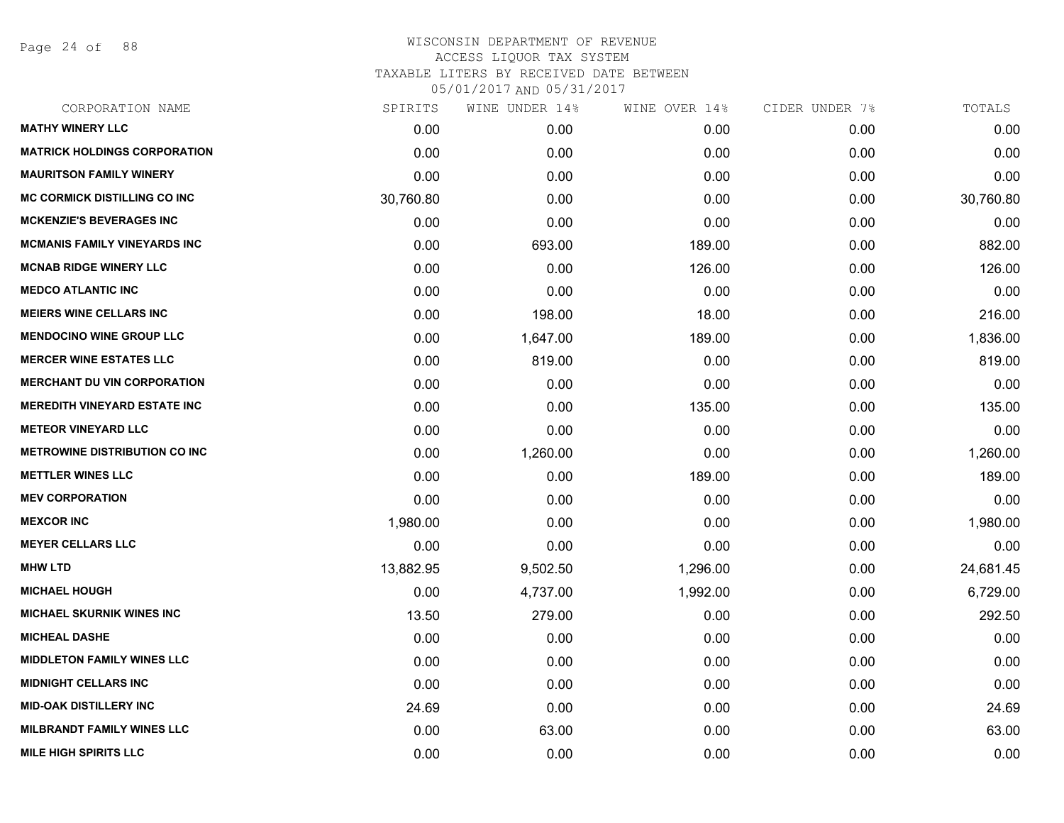# WISCONSIN DEPARTMENT OF REVENUE
## ACCESS LIQUOR TAX SYSTEM
## TAXABLE LITERS BY RECEIVED DATE BETWEEN 05/01/2017 AND 05/31/2017

| CORPORATION NAME | SPIRITS | WINE UNDER 14% | WINE OVER 14% | CIDER UNDER 7% | TOTALS |
|---|---|---|---|---|---|
| **MATHY WINERY LLC** | 0.00 | 0.00 | 0.00 | 0.00 | 0.00 |
| **MATRICK HOLDINGS CORPORATION** | 0.00 | 0.00 | 0.00 | 0.00 | 0.00 |
| **MAURITSON FAMILY WINERY** | 0.00 | 0.00 | 0.00 | 0.00 | 0.00 |
| **MC CORMICK DISTILLING CO INC** | 30,760.80 | 0.00 | 0.00 | 0.00 | 30,760.80 |
| **MCKENZIE'S BEVERAGES INC** | 0.00 | 0.00 | 0.00 | 0.00 | 0.00 |
| **MCMANIS FAMILY VINEYARDS INC** | 0.00 | 693.00 | 189.00 | 0.00 | 882.00 |
| **MCNAB RIDGE WINERY LLC** | 0.00 | 0.00 | 126.00 | 0.00 | 126.00 |
| **MEDCO ATLANTIC INC** | 0.00 | 0.00 | 0.00 | 0.00 | 0.00 |
| **MEIERS WINE CELLARS INC** | 0.00 | 198.00 | 18.00 | 0.00 | 216.00 |
| **MENDOCINO WINE GROUP LLC** | 0.00 | 1,647.00 | 189.00 | 0.00 | 1,836.00 |
| **MERCER WINE ESTATES LLC** | 0.00 | 819.00 | 0.00 | 0.00 | 819.00 |
| **MERCHANT DU VIN CORPORATION** | 0.00 | 0.00 | 0.00 | 0.00 | 0.00 |
| **MEREDITH VINEYARD ESTATE INC** | 0.00 | 0.00 | 135.00 | 0.00 | 135.00 |
| **METEOR VINEYARD LLC** | 0.00 | 0.00 | 0.00 | 0.00 | 0.00 |
| **METROWINE DISTRIBUTION CO INC** | 0.00 | 1,260.00 | 0.00 | 0.00 | 1,260.00 |
| **METTLER WINES LLC** | 0.00 | 0.00 | 189.00 | 0.00 | 189.00 |
| **MEV CORPORATION** | 0.00 | 0.00 | 0.00 | 0.00 | 0.00 |
| **MEXCOR INC** | 1,980.00 | 0.00 | 0.00 | 0.00 | 1,980.00 |
| **MEYER CELLARS LLC** | 0.00 | 0.00 | 0.00 | 0.00 | 0.00 |
| **MHW LTD** | 13,882.95 | 9,502.50 | 1,296.00 | 0.00 | 24,681.45 |
| **MICHAEL HOUGH** | 0.00 | 4,737.00 | 1,992.00 | 0.00 | 6,729.00 |
| **MICHAEL SKURNIK WINES INC** | 13.50 | 279.00 | 0.00 | 0.00 | 292.50 |
| **MICHEAL DASHE** | 0.00 | 0.00 | 0.00 | 0.00 | 0.00 |
| **MIDDLETON FAMILY WINES LLC** | 0.00 | 0.00 | 0.00 | 0.00 | 0.00 |
| **MIDNIGHT CELLARS INC** | 0.00 | 0.00 | 0.00 | 0.00 | 0.00 |
| **MID-OAK DISTILLERY INC** | 24.69 | 0.00 | 0.00 | 0.00 | 24.69 |
| **MILBRANDT FAMILY WINES LLC** | 0.00 | 63.00 | 0.00 | 0.00 | 63.00 |
| **MILE HIGH SPIRITS LLC** | 0.00 | 0.00 | 0.00 | 0.00 | 0.00 |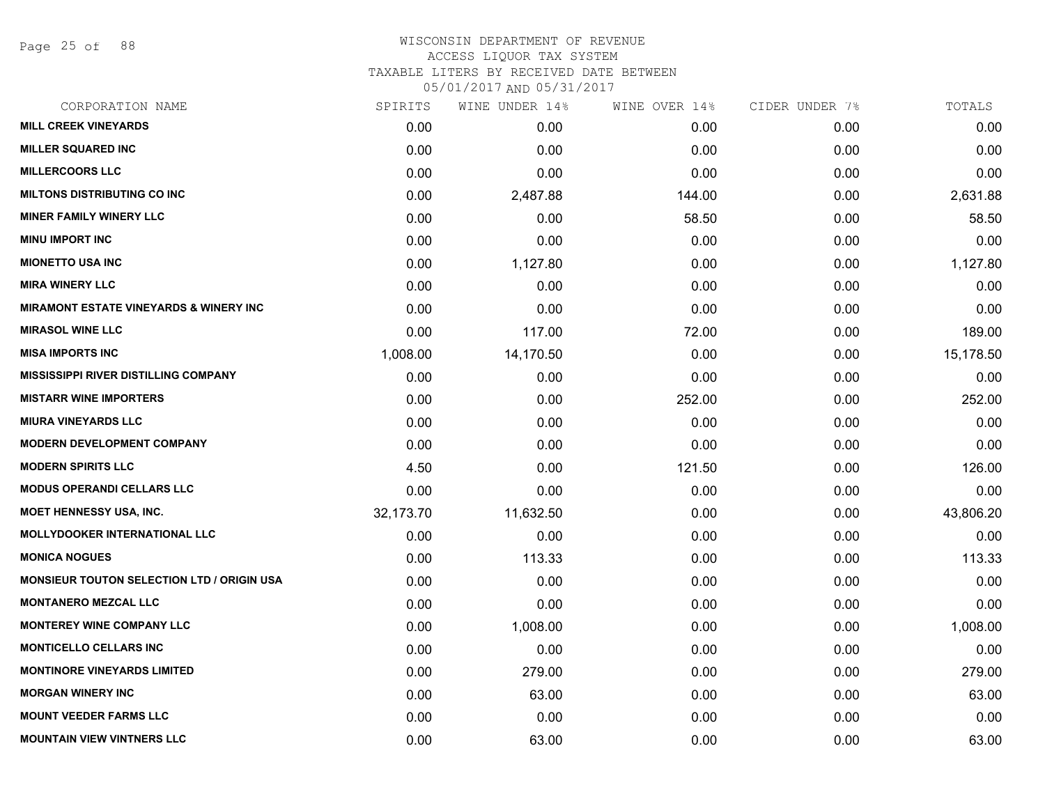# WISCONSIN DEPARTMENT OF REVENUE
## ACCESS LIQUOR TAX SYSTEM
### TAXABLE LITERS BY RECEIVED DATE BETWEEN 05/01/2017 AND 05/31/2017

| CORPORATION NAME | SPIRITS | WINE UNDER 14% | WINE OVER 14% | CIDER UNDER 7% | TOTALS |
|---|---|---|---|---|---|
| MILL CREEK VINEYARDS | 0.00 | 0.00 | 0.00 | 0.00 | 0.00 |
| MILLER SQUARED INC | 0.00 | 0.00 | 0.00 | 0.00 | 0.00 |
| MILLERCOORS LLC | 0.00 | 0.00 | 0.00 | 0.00 | 0.00 |
| MILTONS DISTRIBUTING CO INC | 0.00 | 2,487.88 | 144.00 | 0.00 | 2,631.88 |
| MINER FAMILY WINERY LLC | 0.00 | 0.00 | 58.50 | 0.00 | 58.50 |
| MINU IMPORT INC | 0.00 | 0.00 | 0.00 | 0.00 | 0.00 |
| MIONETTO USA INC | 0.00 | 1,127.80 | 0.00 | 0.00 | 1,127.80 |
| MIRA WINERY LLC | 0.00 | 0.00 | 0.00 | 0.00 | 0.00 |
| MIRAMONT ESTATE VINEYARDS & WINERY INC | 0.00 | 0.00 | 0.00 | 0.00 | 0.00 |
| MIRASOL WINE LLC | 0.00 | 117.00 | 72.00 | 0.00 | 189.00 |
| MISA IMPORTS INC | 1,008.00 | 14,170.50 | 0.00 | 0.00 | 15,178.50 |
| MISSISSIPPI RIVER DISTILLING COMPANY | 0.00 | 0.00 | 0.00 | 0.00 | 0.00 |
| MISTARR WINE IMPORTERS | 0.00 | 0.00 | 252.00 | 0.00 | 252.00 |
| MIURA VINEYARDS LLC | 0.00 | 0.00 | 0.00 | 0.00 | 0.00 |
| MODERN DEVELOPMENT COMPANY | 0.00 | 0.00 | 0.00 | 0.00 | 0.00 |
| MODERN SPIRITS LLC | 4.50 | 0.00 | 121.50 | 0.00 | 126.00 |
| MODUS OPERANDI CELLARS LLC | 0.00 | 0.00 | 0.00 | 0.00 | 0.00 |
| MOET HENNESSY USA, INC. | 32,173.70 | 11,632.50 | 0.00 | 0.00 | 43,806.20 |
| MOLLYDOOKER INTERNATIONAL LLC | 0.00 | 0.00 | 0.00 | 0.00 | 0.00 |
| MONICA NOGUES | 0.00 | 113.33 | 0.00 | 0.00 | 113.33 |
| MONSIEUR TOUTON SELECTION LTD / ORIGIN USA | 0.00 | 0.00 | 0.00 | 0.00 | 0.00 |
| MONTANERO MEZCAL LLC | 0.00 | 0.00 | 0.00 | 0.00 | 0.00 |
| MONTEREY WINE COMPANY LLC | 0.00 | 1,008.00 | 0.00 | 0.00 | 1,008.00 |
| MONTICELLO CELLARS INC | 0.00 | 0.00 | 0.00 | 0.00 | 0.00 |
| MONTINORE VINEYARDS LIMITED | 0.00 | 279.00 | 0.00 | 0.00 | 279.00 |
| MORGAN WINERY INC | 0.00 | 63.00 | 0.00 | 0.00 | 63.00 |
| MOUNT VEEDER FARMS LLC | 0.00 | 0.00 | 0.00 | 0.00 | 0.00 |
| MOUNTAIN VIEW VINTNERS LLC | 0.00 | 63.00 | 0.00 | 0.00 | 63.00 |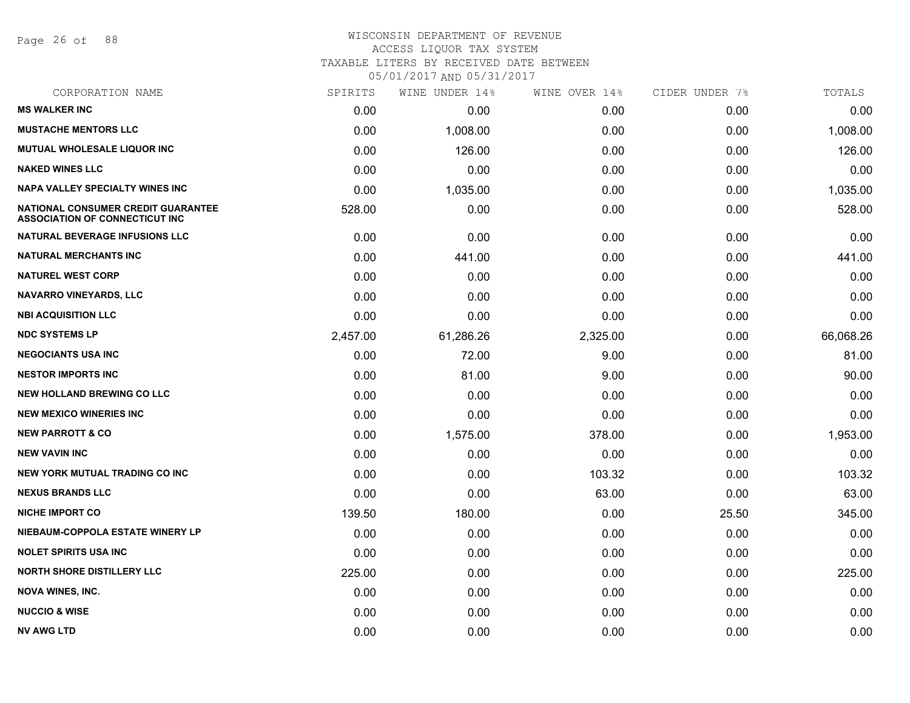# WISCONSIN DEPARTMENT OF REVENUE
ACCESS LIQUOR TAX SYSTEM
TAXABLE LITERS BY RECEIVED DATE BETWEEN
05/01/2017 AND 05/31/2017

| CORPORATION NAME | SPIRITS | WINE UNDER 14% | WINE OVER 14% | CIDER UNDER 7% | TOTALS |
|---|---|---|---|---|---|
| **MS WALKER INC** | 0.00 | 0.00 | 0.00 | 0.00 | 0.00 |
| **MUSTACHE MENTORS LLC** | 0.00 | 1,008.00 | 0.00 | 0.00 | 1,008.00 |
| **MUTUAL WHOLESALE LIQUOR INC** | 0.00 | 126.00 | 0.00 | 0.00 | 126.00 |
| **NAKED WINES LLC** | 0.00 | 0.00 | 0.00 | 0.00 | 0.00 |
| **NAPA VALLEY SPECIALTY WINES INC** | 0.00 | 1,035.00 | 0.00 | 0.00 | 1,035.00 |
| **NATIONAL CONSUMER CREDIT GUARANTEE ASSOCIATION OF CONNECTICUT INC** | 528.00 | 0.00 | 0.00 | 0.00 | 528.00 |
| **NATURAL BEVERAGE INFUSIONS LLC** | 0.00 | 0.00 | 0.00 | 0.00 | 0.00 |
| **NATURAL MERCHANTS INC** | 0.00 | 441.00 | 0.00 | 0.00 | 441.00 |
| **NATUREL WEST CORP** | 0.00 | 0.00 | 0.00 | 0.00 | 0.00 |
| **NAVARRO VINEYARDS, LLC** | 0.00 | 0.00 | 0.00 | 0.00 | 0.00 |
| **NBI ACQUISITION LLC** | 0.00 | 0.00 | 0.00 | 0.00 | 0.00 |
| **NDC SYSTEMS LP** | 2,457.00 | 61,286.26 | 2,325.00 | 0.00 | 66,068.26 |
| **NEGOCIANTS USA INC** | 0.00 | 72.00 | 9.00 | 0.00 | 81.00 |
| **NESTOR IMPORTS INC** | 0.00 | 81.00 | 9.00 | 0.00 | 90.00 |
| **NEW HOLLAND BREWING CO LLC** | 0.00 | 0.00 | 0.00 | 0.00 | 0.00 |
| **NEW MEXICO WINERIES INC** | 0.00 | 0.00 | 0.00 | 0.00 | 0.00 |
| **NEW PARROTT & CO** | 0.00 | 1,575.00 | 378.00 | 0.00 | 1,953.00 |
| **NEW VAVIN INC** | 0.00 | 0.00 | 0.00 | 0.00 | 0.00 |
| **NEW YORK MUTUAL TRADING CO INC** | 0.00 | 0.00 | 103.32 | 0.00 | 103.32 |
| **NEXUS BRANDS LLC** | 0.00 | 0.00 | 63.00 | 0.00 | 63.00 |
| **NICHE IMPORT CO** | 139.50 | 180.00 | 0.00 | 25.50 | 345.00 |
| **NIEBAUM-COPPOLA ESTATE WINERY LP** | 0.00 | 0.00 | 0.00 | 0.00 | 0.00 |
| **NOLET SPIRITS USA INC** | 0.00 | 0.00 | 0.00 | 0.00 | 0.00 |
| **NORTH SHORE DISTILLERY LLC** | 225.00 | 0.00 | 0.00 | 0.00 | 225.00 |
| **NOVA WINES, INC.** | 0.00 | 0.00 | 0.00 | 0.00 | 0.00 |
| **NUCCIO & WISE** | 0.00 | 0.00 | 0.00 | 0.00 | 0.00 |
| **NV AWG LTD** | 0.00 | 0.00 | 0.00 | 0.00 | 0.00 |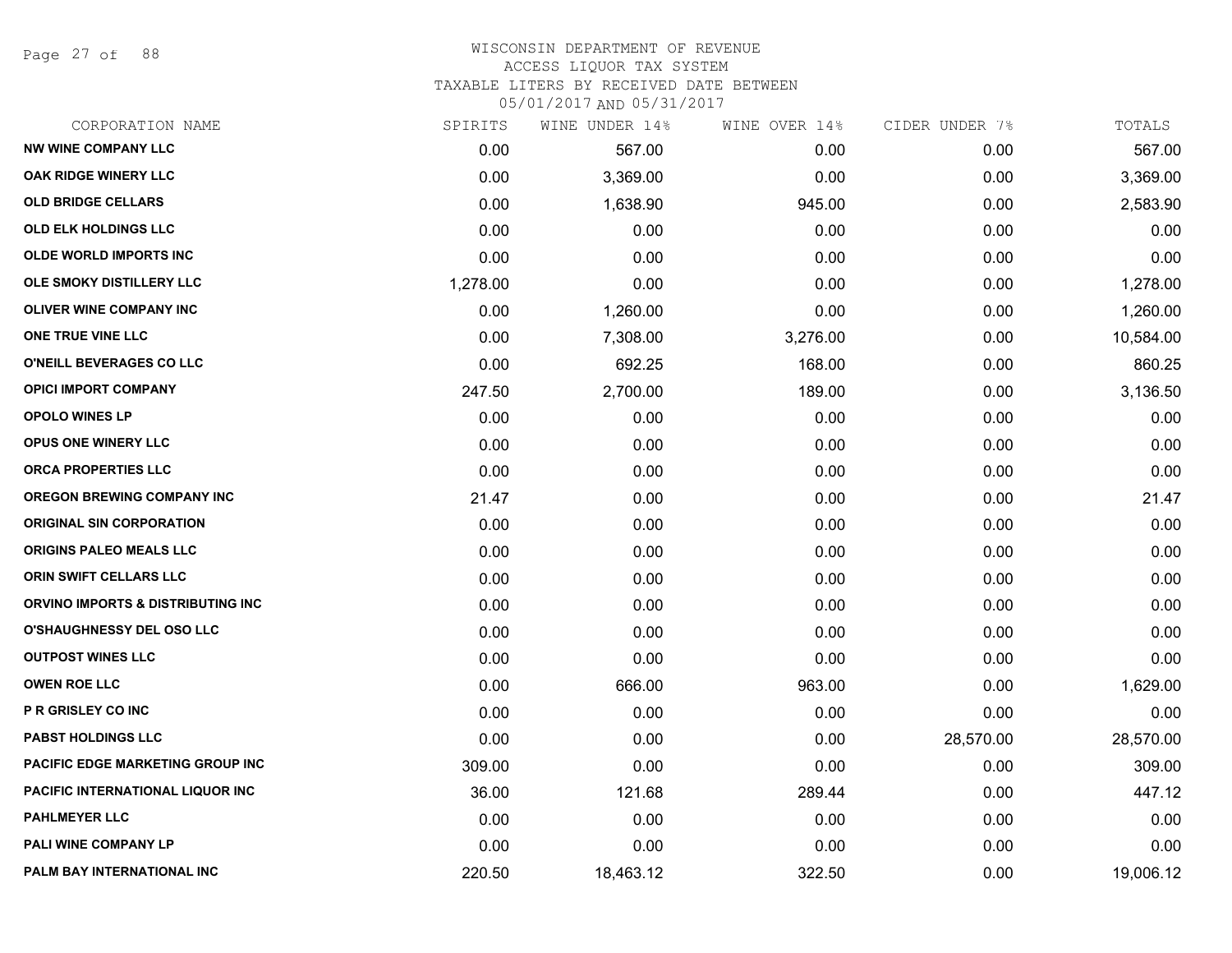WISCONSIN DEPARTMENT OF REVENUE
ACCESS LIQUOR TAX SYSTEM
TAXABLE LITERS BY RECEIVED DATE BETWEEN
05/01/2017 AND 05/31/2017

| CORPORATION NAME | SPIRITS | WINE UNDER 14% | WINE OVER 14% | CIDER UNDER 7% | TOTALS |
|---|---|---|---|---|---|
| NW WINE COMPANY LLC | 0.00 | 567.00 | 0.00 | 0.00 | 567.00 |
| OAK RIDGE WINERY LLC | 0.00 | 3,369.00 | 0.00 | 0.00 | 3,369.00 |
| OLD BRIDGE CELLARS | 0.00 | 1,638.90 | 945.00 | 0.00 | 2,583.90 |
| OLD ELK HOLDINGS LLC | 0.00 | 0.00 | 0.00 | 0.00 | 0.00 |
| OLDE WORLD IMPORTS INC | 0.00 | 0.00 | 0.00 | 0.00 | 0.00 |
| OLE SMOKY DISTILLERY LLC | 1,278.00 | 0.00 | 0.00 | 0.00 | 1,278.00 |
| OLIVER WINE COMPANY INC | 0.00 | 1,260.00 | 0.00 | 0.00 | 1,260.00 |
| ONE TRUE VINE LLC | 0.00 | 7,308.00 | 3,276.00 | 0.00 | 10,584.00 |
| O'NEILL BEVERAGES CO LLC | 0.00 | 692.25 | 168.00 | 0.00 | 860.25 |
| OPICI IMPORT COMPANY | 247.50 | 2,700.00 | 189.00 | 0.00 | 3,136.50 |
| OPOLO WINES LP | 0.00 | 0.00 | 0.00 | 0.00 | 0.00 |
| OPUS ONE WINERY LLC | 0.00 | 0.00 | 0.00 | 0.00 | 0.00 |
| ORCA PROPERTIES LLC | 0.00 | 0.00 | 0.00 | 0.00 | 0.00 |
| OREGON BREWING COMPANY INC | 21.47 | 0.00 | 0.00 | 0.00 | 21.47 |
| ORIGINAL SIN CORPORATION | 0.00 | 0.00 | 0.00 | 0.00 | 0.00 |
| ORIGINS PALEO MEALS LLC | 0.00 | 0.00 | 0.00 | 0.00 | 0.00 |
| ORIN SWIFT CELLARS LLC | 0.00 | 0.00 | 0.00 | 0.00 | 0.00 |
| ORVINO IMPORTS & DISTRIBUTING INC | 0.00 | 0.00 | 0.00 | 0.00 | 0.00 |
| O'SHAUGHNESSY DEL OSO LLC | 0.00 | 0.00 | 0.00 | 0.00 | 0.00 |
| OUTPOST WINES LLC | 0.00 | 0.00 | 0.00 | 0.00 | 0.00 |
| OWEN ROE LLC | 0.00 | 666.00 | 963.00 | 0.00 | 1,629.00 |
| P R GRISLEY CO INC | 0.00 | 0.00 | 0.00 | 0.00 | 0.00 |
| PABST HOLDINGS LLC | 0.00 | 0.00 | 0.00 | 28,570.00 | 28,570.00 |
| PACIFIC EDGE MARKETING GROUP INC | 309.00 | 0.00 | 0.00 | 0.00 | 309.00 |
| PACIFIC INTERNATIONAL LIQUOR INC | 36.00 | 121.68 | 289.44 | 0.00 | 447.12 |
| PAHLMEYER LLC | 0.00 | 0.00 | 0.00 | 0.00 | 0.00 |
| PALI WINE COMPANY LP | 0.00 | 0.00 | 0.00 | 0.00 | 0.00 |
| PALM BAY INTERNATIONAL INC | 220.50 | 18,463.12 | 322.50 | 0.00 | 19,006.12 |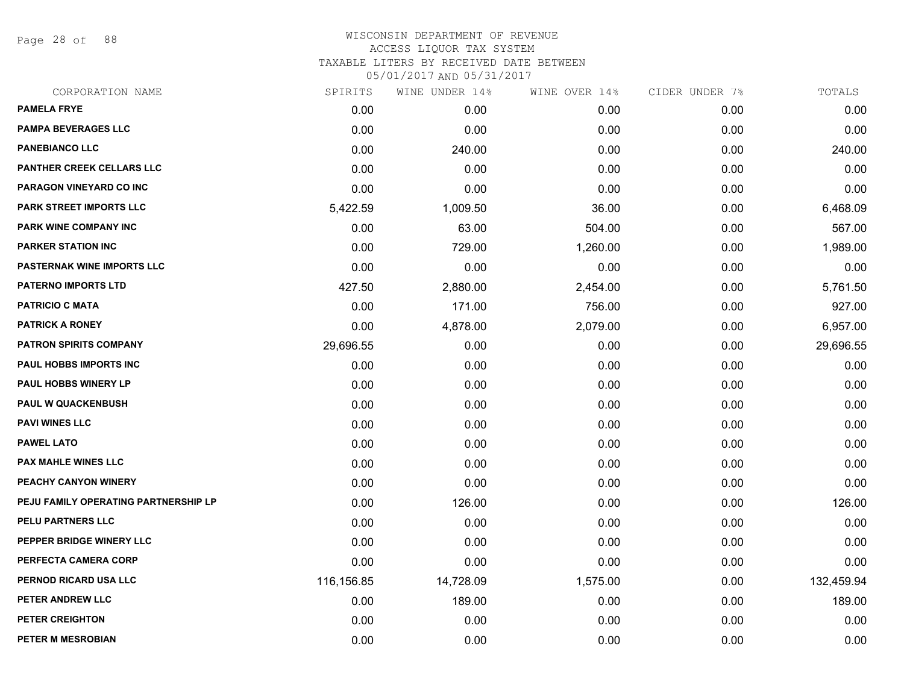WISCONSIN DEPARTMENT OF REVENUE
ACCESS LIQUOR TAX SYSTEM
TAXABLE LITERS BY RECEIVED DATE BETWEEN
05/01/2017 AND 05/31/2017

| CORPORATION NAME | SPIRITS | WINE UNDER 14% | WINE OVER 14% | CIDER UNDER 7% | TOTALS |
|---|---|---|---|---|---|
| **PAMELA FRYE** | 0.00 | 0.00 | 0.00 | 0.00 | 0.00 |
| **PAMPA BEVERAGES LLC** | 0.00 | 0.00 | 0.00 | 0.00 | 0.00 |
| **PANEBIANCO LLC** | 0.00 | 240.00 | 0.00 | 0.00 | 240.00 |
| **PANTHER CREEK CELLARS LLC** | 0.00 | 0.00 | 0.00 | 0.00 | 0.00 |
| **PARAGON VINEYARD CO INC** | 0.00 | 0.00 | 0.00 | 0.00 | 0.00 |
| **PARK STREET IMPORTS LLC** | 5,422.59 | 1,009.50 | 36.00 | 0.00 | 6,468.09 |
| **PARK WINE COMPANY INC** | 0.00 | 63.00 | 504.00 | 0.00 | 567.00 |
| **PARKER STATION INC** | 0.00 | 729.00 | 1,260.00 | 0.00 | 1,989.00 |
| **PASTERNAK WINE IMPORTS LLC** | 0.00 | 0.00 | 0.00 | 0.00 | 0.00 |
| **PATERNO IMPORTS LTD** | 427.50 | 2,880.00 | 2,454.00 | 0.00 | 5,761.50 |
| **PATRICIO C MATA** | 0.00 | 171.00 | 756.00 | 0.00 | 927.00 |
| **PATRICK A RONEY** | 0.00 | 4,878.00 | 2,079.00 | 0.00 | 6,957.00 |
| **PATRON SPIRITS COMPANY** | 29,696.55 | 0.00 | 0.00 | 0.00 | 29,696.55 |
| **PAUL HOBBS IMPORTS INC** | 0.00 | 0.00 | 0.00 | 0.00 | 0.00 |
| **PAUL HOBBS WINERY LP** | 0.00 | 0.00 | 0.00 | 0.00 | 0.00 |
| **PAUL W QUACKENBUSH** | 0.00 | 0.00 | 0.00 | 0.00 | 0.00 |
| **PAVI WINES LLC** | 0.00 | 0.00 | 0.00 | 0.00 | 0.00 |
| **PAWEL LATO** | 0.00 | 0.00 | 0.00 | 0.00 | 0.00 |
| **PAX MAHLE WINES LLC** | 0.00 | 0.00 | 0.00 | 0.00 | 0.00 |
| **PEACHY CANYON WINERY** | 0.00 | 0.00 | 0.00 | 0.00 | 0.00 |
| **PEJU FAMILY OPERATING PARTNERSHIP LP** | 0.00 | 126.00 | 0.00 | 0.00 | 126.00 |
| **PELU PARTNERS LLC** | 0.00 | 0.00 | 0.00 | 0.00 | 0.00 |
| **PEPPER BRIDGE WINERY LLC** | 0.00 | 0.00 | 0.00 | 0.00 | 0.00 |
| **PERFECTA CAMERA CORP** | 0.00 | 0.00 | 0.00 | 0.00 | 0.00 |
| **PERNOD RICARD USA LLC** | 116,156.85 | 14,728.09 | 1,575.00 | 0.00 | 132,459.94 |
| **PETER ANDREW LLC** | 0.00 | 189.00 | 0.00 | 0.00 | 189.00 |
| **PETER CREIGHTON** | 0.00 | 0.00 | 0.00 | 0.00 | 0.00 |
| **PETER M MESROBIAN** | 0.00 | 0.00 | 0.00 | 0.00 | 0.00 |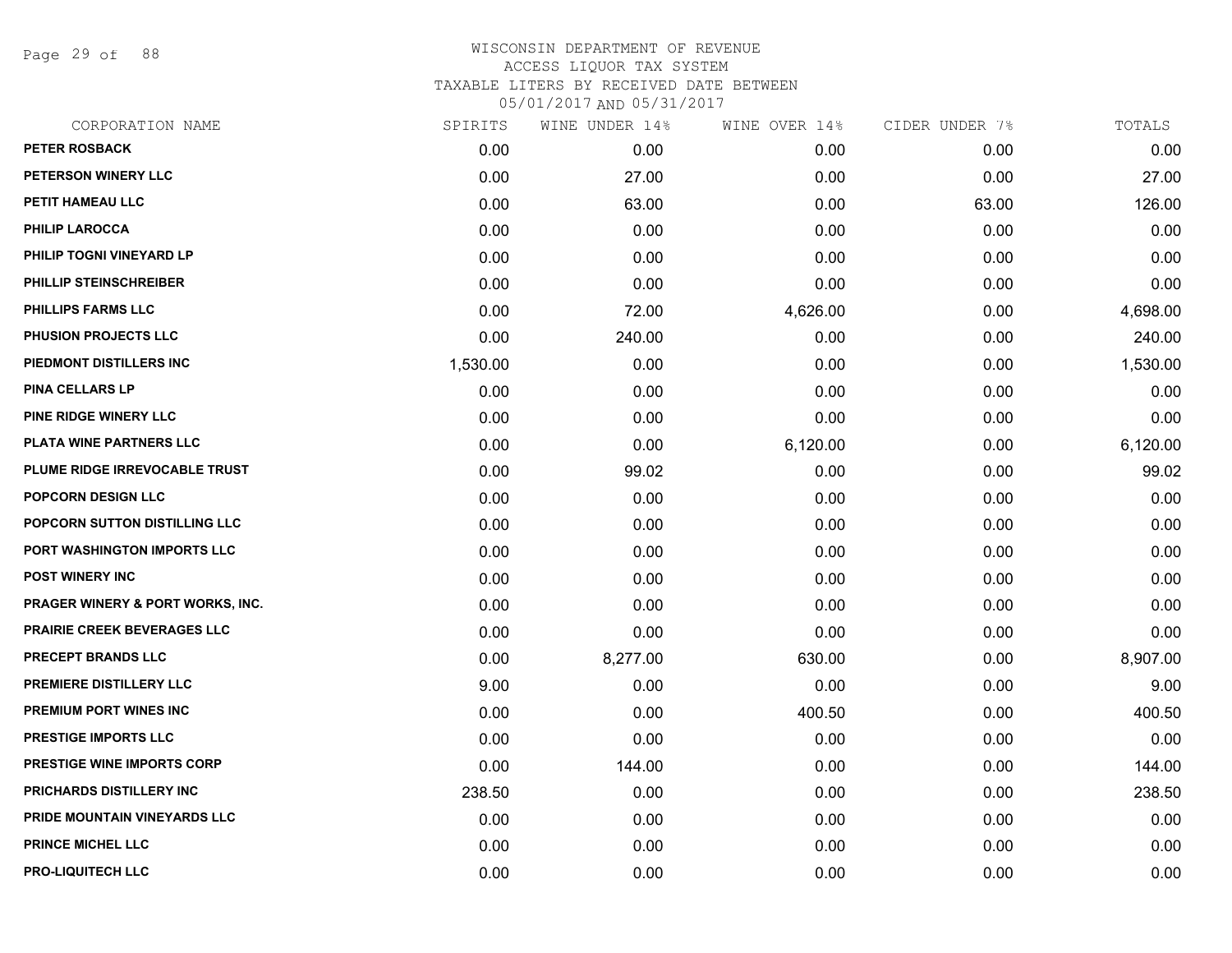WISCONSIN DEPARTMENT OF REVENUE
ACCESS LIQUOR TAX SYSTEM
TAXABLE LITERS BY RECEIVED DATE BETWEEN
05/01/2017 AND 05/31/2017

| CORPORATION NAME | SPIRITS | WINE UNDER 14% | WINE OVER 14% | CIDER UNDER 7% | TOTALS |
|---|---|---|---|---|---|
| PETER ROSBACK | 0.00 | 0.00 | 0.00 | 0.00 | 0.00 |
| PETERSON WINERY LLC | 0.00 | 27.00 | 0.00 | 0.00 | 27.00 |
| PETIT HAMEAU LLC | 0.00 | 63.00 | 0.00 | 63.00 | 126.00 |
| PHILIP LAROCCA | 0.00 | 0.00 | 0.00 | 0.00 | 0.00 |
| PHILIP TOGNI VINEYARD LP | 0.00 | 0.00 | 0.00 | 0.00 | 0.00 |
| PHILLIP STEINSCHREIBER | 0.00 | 0.00 | 0.00 | 0.00 | 0.00 |
| PHILLIPS FARMS LLC | 0.00 | 72.00 | 4,626.00 | 0.00 | 4,698.00 |
| PHUSION PROJECTS LLC | 0.00 | 240.00 | 0.00 | 0.00 | 240.00 |
| PIEDMONT DISTILLERS INC | 1,530.00 | 0.00 | 0.00 | 0.00 | 1,530.00 |
| PINA CELLARS LP | 0.00 | 0.00 | 0.00 | 0.00 | 0.00 |
| PINE RIDGE WINERY LLC | 0.00 | 0.00 | 0.00 | 0.00 | 0.00 |
| PLATA WINE PARTNERS LLC | 0.00 | 0.00 | 6,120.00 | 0.00 | 6,120.00 |
| PLUME RIDGE IRREVOCABLE TRUST | 0.00 | 99.02 | 0.00 | 0.00 | 99.02 |
| POPCORN DESIGN LLC | 0.00 | 0.00 | 0.00 | 0.00 | 0.00 |
| POPCORN SUTTON DISTILLING LLC | 0.00 | 0.00 | 0.00 | 0.00 | 0.00 |
| PORT WASHINGTON IMPORTS LLC | 0.00 | 0.00 | 0.00 | 0.00 | 0.00 |
| POST WINERY INC | 0.00 | 0.00 | 0.00 | 0.00 | 0.00 |
| PRAGER WINERY & PORT WORKS, INC. | 0.00 | 0.00 | 0.00 | 0.00 | 0.00 |
| PRAIRIE CREEK BEVERAGES LLC | 0.00 | 0.00 | 0.00 | 0.00 | 0.00 |
| PRECEPT BRANDS LLC | 0.00 | 8,277.00 | 630.00 | 0.00 | 8,907.00 |
| PREMIERE DISTILLERY LLC | 9.00 | 0.00 | 0.00 | 0.00 | 9.00 |
| PREMIUM PORT WINES INC | 0.00 | 0.00 | 400.50 | 0.00 | 400.50 |
| PRESTIGE IMPORTS LLC | 0.00 | 0.00 | 0.00 | 0.00 | 0.00 |
| PRESTIGE WINE IMPORTS CORP | 0.00 | 144.00 | 0.00 | 0.00 | 144.00 |
| PRICHARDS DISTILLERY INC | 238.50 | 0.00 | 0.00 | 0.00 | 238.50 |
| PRIDE MOUNTAIN VINEYARDS LLC | 0.00 | 0.00 | 0.00 | 0.00 | 0.00 |
| PRINCE MICHEL LLC | 0.00 | 0.00 | 0.00 | 0.00 | 0.00 |
| PRO-LIQUITECH LLC | 0.00 | 0.00 | 0.00 | 0.00 | 0.00 |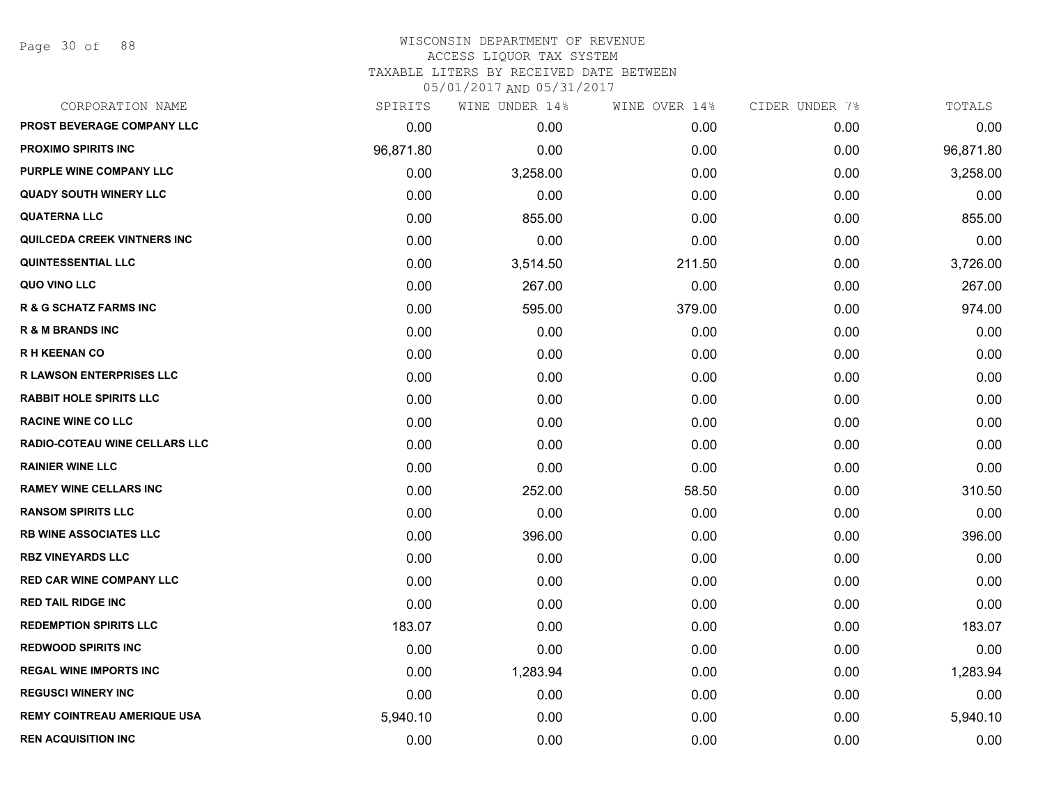WISCONSIN DEPARTMENT OF REVENUE
ACCESS LIQUOR TAX SYSTEM
TAXABLE LITERS BY RECEIVED DATE BETWEEN
05/01/2017 AND 05/31/2017

| CORPORATION NAME | SPIRITS | WINE UNDER 14% | WINE OVER 14% | CIDER UNDER 7% | TOTALS |
|---|---|---|---|---|---|
| PROST BEVERAGE COMPANY LLC | 0.00 | 0.00 | 0.00 | 0.00 | 0.00 |
| PROXIMO SPIRITS INC | 96,871.80 | 0.00 | 0.00 | 0.00 | 96,871.80 |
| PURPLE WINE COMPANY LLC | 0.00 | 3,258.00 | 0.00 | 0.00 | 3,258.00 |
| QUADY SOUTH WINERY LLC | 0.00 | 0.00 | 0.00 | 0.00 | 0.00 |
| QUATERNA LLC | 0.00 | 855.00 | 0.00 | 0.00 | 855.00 |
| QUILCEDA CREEK VINTNERS INC | 0.00 | 0.00 | 0.00 | 0.00 | 0.00 |
| QUINTESSENTIAL LLC | 0.00 | 3,514.50 | 211.50 | 0.00 | 3,726.00 |
| QUO VINO LLC | 0.00 | 267.00 | 0.00 | 0.00 | 267.00 |
| R & G SCHATZ FARMS INC | 0.00 | 595.00 | 379.00 | 0.00 | 974.00 |
| R & M BRANDS INC | 0.00 | 0.00 | 0.00 | 0.00 | 0.00 |
| R H KEENAN CO | 0.00 | 0.00 | 0.00 | 0.00 | 0.00 |
| R LAWSON ENTERPRISES LLC | 0.00 | 0.00 | 0.00 | 0.00 | 0.00 |
| RABBIT HOLE SPIRITS LLC | 0.00 | 0.00 | 0.00 | 0.00 | 0.00 |
| RACINE WINE CO LLC | 0.00 | 0.00 | 0.00 | 0.00 | 0.00 |
| RADIO-COTEAU WINE CELLARS LLC | 0.00 | 0.00 | 0.00 | 0.00 | 0.00 |
| RAINIER WINE LLC | 0.00 | 0.00 | 0.00 | 0.00 | 0.00 |
| RAMEY WINE CELLARS INC | 0.00 | 252.00 | 58.50 | 0.00 | 310.50 |
| RANSOM SPIRITS LLC | 0.00 | 0.00 | 0.00 | 0.00 | 0.00 |
| RB WINE ASSOCIATES LLC | 0.00 | 396.00 | 0.00 | 0.00 | 396.00 |
| RBZ VINEYARDS LLC | 0.00 | 0.00 | 0.00 | 0.00 | 0.00 |
| RED CAR WINE COMPANY LLC | 0.00 | 0.00 | 0.00 | 0.00 | 0.00 |
| RED TAIL RIDGE INC | 0.00 | 0.00 | 0.00 | 0.00 | 0.00 |
| REDEMPTION SPIRITS LLC | 183.07 | 0.00 | 0.00 | 0.00 | 183.07 |
| REDWOOD SPIRITS INC | 0.00 | 0.00 | 0.00 | 0.00 | 0.00 |
| REGAL WINE IMPORTS INC | 0.00 | 1,283.94 | 0.00 | 0.00 | 1,283.94 |
| REGUSCI WINERY INC | 0.00 | 0.00 | 0.00 | 0.00 | 0.00 |
| REMY COINTREAU AMERIQUE USA | 5,940.10 | 0.00 | 0.00 | 0.00 | 5,940.10 |
| REN ACQUISITION INC | 0.00 | 0.00 | 0.00 | 0.00 | 0.00 |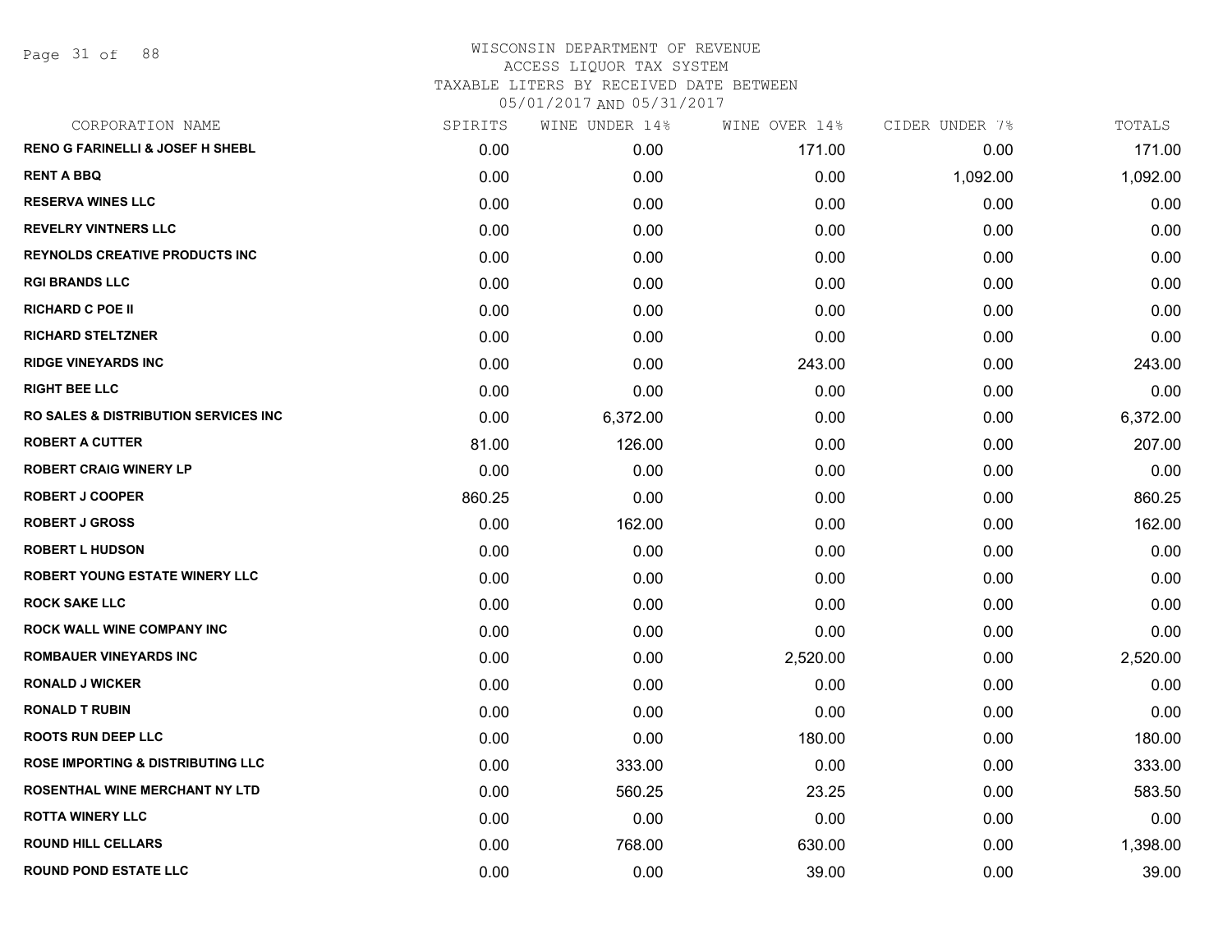# WISCONSIN DEPARTMENT OF REVENUE
ACCESS LIQUOR TAX SYSTEM
TAXABLE LITERS BY RECEIVED DATE BETWEEN
05/01/2017 AND 05/31/2017

| CORPORATION NAME | SPIRITS | WINE UNDER 14% | WINE OVER 14% | CIDER UNDER 7% | TOTALS |
|---|---|---|---|---|---|
| RENO G FARINELLI & JOSEF H SHEBL | 0.00 | 0.00 | 171.00 | 0.00 | 171.00 |
| RENT A BBQ | 0.00 | 0.00 | 0.00 | 1,092.00 | 1,092.00 |
| RESERVA WINES LLC | 0.00 | 0.00 | 0.00 | 0.00 | 0.00 |
| REVELRY VINTNERS LLC | 0.00 | 0.00 | 0.00 | 0.00 | 0.00 |
| REYNOLDS CREATIVE PRODUCTS INC | 0.00 | 0.00 | 0.00 | 0.00 | 0.00 |
| RGI BRANDS LLC | 0.00 | 0.00 | 0.00 | 0.00 | 0.00 |
| RICHARD C POE II | 0.00 | 0.00 | 0.00 | 0.00 | 0.00 |
| RICHARD STELTZNER | 0.00 | 0.00 | 0.00 | 0.00 | 0.00 |
| RIDGE VINEYARDS INC | 0.00 | 0.00 | 243.00 | 0.00 | 243.00 |
| RIGHT BEE LLC | 0.00 | 0.00 | 0.00 | 0.00 | 0.00 |
| RO SALES & DISTRIBUTION SERVICES INC | 0.00 | 6,372.00 | 0.00 | 0.00 | 6,372.00 |
| ROBERT A CUTTER | 81.00 | 126.00 | 0.00 | 0.00 | 207.00 |
| ROBERT CRAIG WINERY LP | 0.00 | 0.00 | 0.00 | 0.00 | 0.00 |
| ROBERT J COOPER | 860.25 | 0.00 | 0.00 | 0.00 | 860.25 |
| ROBERT J GROSS | 0.00 | 162.00 | 0.00 | 0.00 | 162.00 |
| ROBERT L HUDSON | 0.00 | 0.00 | 0.00 | 0.00 | 0.00 |
| ROBERT YOUNG ESTATE WINERY LLC | 0.00 | 0.00 | 0.00 | 0.00 | 0.00 |
| ROCK SAKE LLC | 0.00 | 0.00 | 0.00 | 0.00 | 0.00 |
| ROCK WALL WINE COMPANY INC | 0.00 | 0.00 | 0.00 | 0.00 | 0.00 |
| ROMBAUER VINEYARDS INC | 0.00 | 0.00 | 2,520.00 | 0.00 | 2,520.00 |
| RONALD J WICKER | 0.00 | 0.00 | 0.00 | 0.00 | 0.00 |
| RONALD T RUBIN | 0.00 | 0.00 | 0.00 | 0.00 | 0.00 |
| ROOTS RUN DEEP LLC | 0.00 | 0.00 | 180.00 | 0.00 | 180.00 |
| ROSE IMPORTING & DISTRIBUTING LLC | 0.00 | 333.00 | 0.00 | 0.00 | 333.00 |
| ROSENTHAL WINE MERCHANT NY LTD | 0.00 | 560.25 | 23.25 | 0.00 | 583.50 |
| ROTTA WINERY LLC | 0.00 | 0.00 | 0.00 | 0.00 | 0.00 |
| ROUND HILL CELLARS | 0.00 | 768.00 | 630.00 | 0.00 | 1,398.00 |
| ROUND POND ESTATE LLC | 0.00 | 0.00 | 39.00 | 0.00 | 39.00 |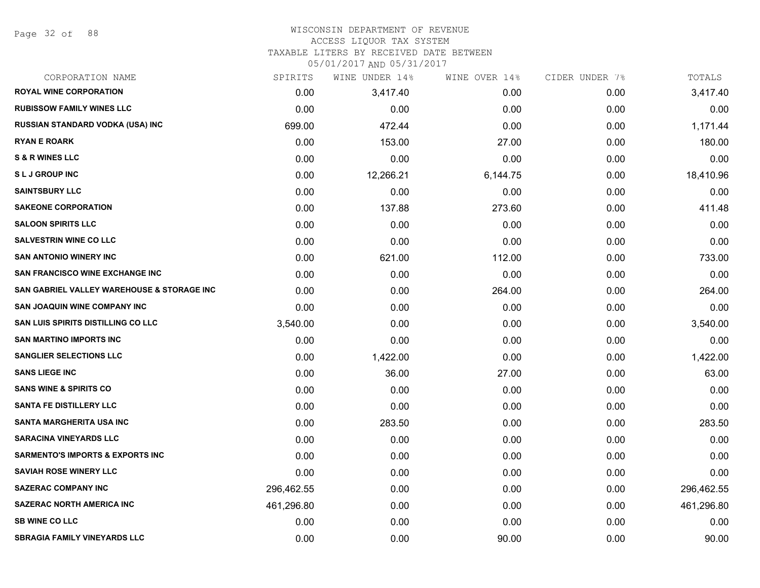WISCONSIN DEPARTMENT OF REVENUE
ACCESS LIQUOR TAX SYSTEM
TAXABLE LITERS BY RECEIVED DATE BETWEEN
05/01/2017 AND 05/31/2017

| CORPORATION NAME | SPIRITS | WINE UNDER 14% | WINE OVER 14% | CIDER UNDER 7% | TOTALS |
|---|---|---|---|---|---|
| ROYAL WINE CORPORATION | 0.00 | 3,417.40 | 0.00 | 0.00 | 3,417.40 |
| RUBISSOW FAMILY WINES LLC | 0.00 | 0.00 | 0.00 | 0.00 | 0.00 |
| RUSSIAN STANDARD VODKA (USA) INC | 699.00 | 472.44 | 0.00 | 0.00 | 1,171.44 |
| RYAN E ROARK | 0.00 | 153.00 | 27.00 | 0.00 | 180.00 |
| S & R WINES LLC | 0.00 | 0.00 | 0.00 | 0.00 | 0.00 |
| S L J GROUP INC | 0.00 | 12,266.21 | 6,144.75 | 0.00 | 18,410.96 |
| SAINTSBURY LLC | 0.00 | 0.00 | 0.00 | 0.00 | 0.00 |
| SAKEONE CORPORATION | 0.00 | 137.88 | 273.60 | 0.00 | 411.48 |
| SALOON SPIRITS LLC | 0.00 | 0.00 | 0.00 | 0.00 | 0.00 |
| SALVESTRIN WINE CO LLC | 0.00 | 0.00 | 0.00 | 0.00 | 0.00 |
| SAN ANTONIO WINERY INC | 0.00 | 621.00 | 112.00 | 0.00 | 733.00 |
| SAN FRANCISCO WINE EXCHANGE INC | 0.00 | 0.00 | 0.00 | 0.00 | 0.00 |
| SAN GABRIEL VALLEY WAREHOUSE & STORAGE INC | 0.00 | 0.00 | 264.00 | 0.00 | 264.00 |
| SAN JOAQUIN WINE COMPANY INC | 0.00 | 0.00 | 0.00 | 0.00 | 0.00 |
| SAN LUIS SPIRITS DISTILLING CO LLC | 3,540.00 | 0.00 | 0.00 | 0.00 | 3,540.00 |
| SAN MARTINO IMPORTS INC | 0.00 | 0.00 | 0.00 | 0.00 | 0.00 |
| SANGLIER SELECTIONS LLC | 0.00 | 1,422.00 | 0.00 | 0.00 | 1,422.00 |
| SANS LIEGE INC | 0.00 | 36.00 | 27.00 | 0.00 | 63.00 |
| SANS WINE & SPIRITS CO | 0.00 | 0.00 | 0.00 | 0.00 | 0.00 |
| SANTA FE DISTILLERY LLC | 0.00 | 0.00 | 0.00 | 0.00 | 0.00 |
| SANTA MARGHERITA USA INC | 0.00 | 283.50 | 0.00 | 0.00 | 283.50 |
| SARACINA VINEYARDS LLC | 0.00 | 0.00 | 0.00 | 0.00 | 0.00 |
| SARMENTO'S IMPORTS & EXPORTS INC | 0.00 | 0.00 | 0.00 | 0.00 | 0.00 |
| SAVIAH ROSE WINERY LLC | 0.00 | 0.00 | 0.00 | 0.00 | 0.00 |
| SAZERAC COMPANY INC | 296,462.55 | 0.00 | 0.00 | 0.00 | 296,462.55 |
| SAZERAC NORTH AMERICA INC | 461,296.80 | 0.00 | 0.00 | 0.00 | 461,296.80 |
| SB WINE CO LLC | 0.00 | 0.00 | 0.00 | 0.00 | 0.00 |
| SBRAGIA FAMILY VINEYARDS LLC | 0.00 | 0.00 | 90.00 | 0.00 | 90.00 |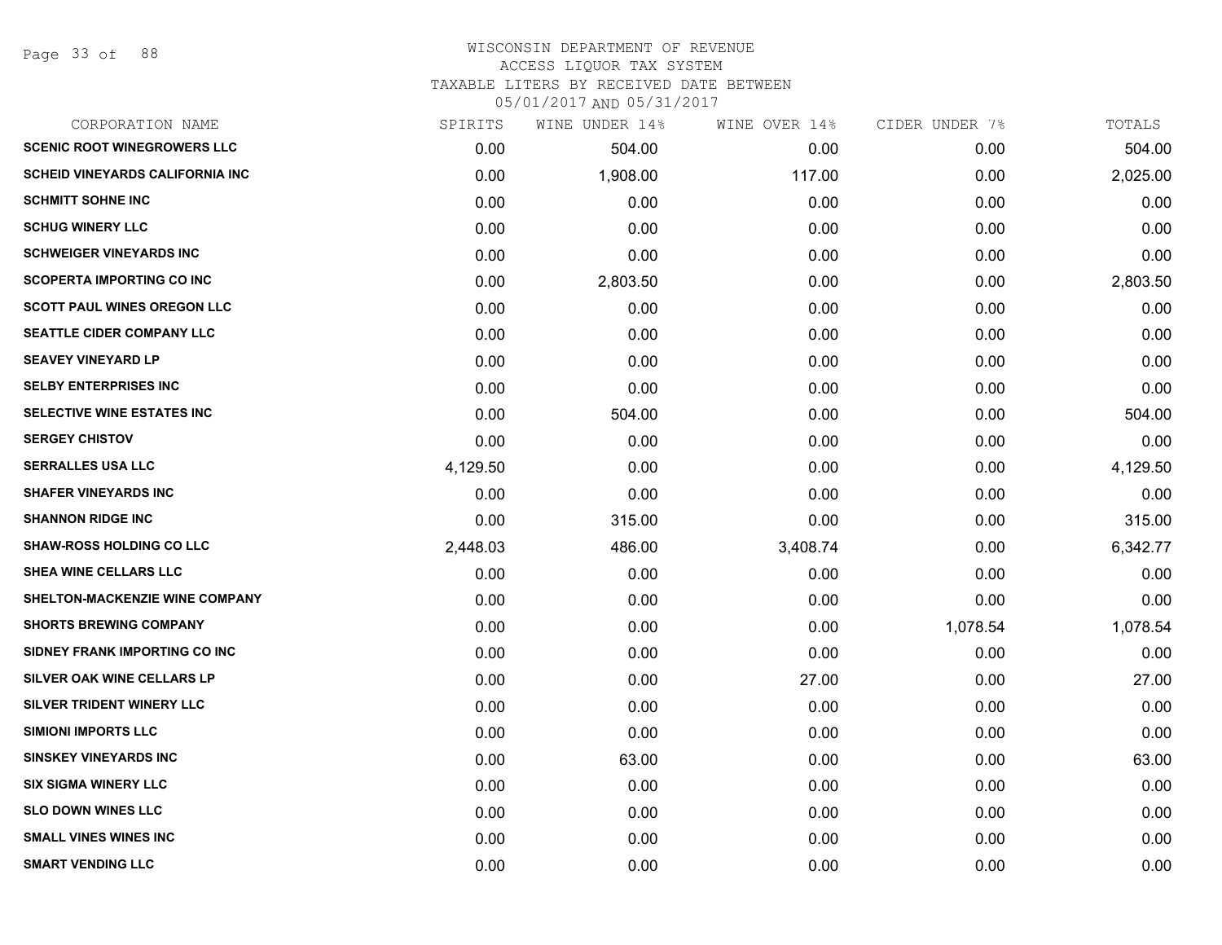# WISCONSIN DEPARTMENT OF REVENUE
## ACCESS LIQUOR TAX SYSTEM
### TAXABLE LITERS BY RECEIVED DATE BETWEEN 05/01/2017 AND 05/31/2017

| CORPORATION NAME | SPIRITS | WINE UNDER 14% | WINE OVER 14% | CIDER UNDER 7% | TOTALS |
|---|---|---|---|---|---|
| SCENIC ROOT WINEGROWERS LLC | 0.00 | 504.00 | 0.00 | 0.00 | 504.00 |
| SCHEID VINEYARDS CALIFORNIA INC | 0.00 | 1,908.00 | 117.00 | 0.00 | 2,025.00 |
| SCHMITT SOHNE INC | 0.00 | 0.00 | 0.00 | 0.00 | 0.00 |
| SCHUG WINERY LLC | 0.00 | 0.00 | 0.00 | 0.00 | 0.00 |
| SCHWEIGER VINEYARDS INC | 0.00 | 0.00 | 0.00 | 0.00 | 0.00 |
| SCOPERTA IMPORTING CO INC | 0.00 | 2,803.50 | 0.00 | 0.00 | 2,803.50 |
| SCOTT PAUL WINES OREGON LLC | 0.00 | 0.00 | 0.00 | 0.00 | 0.00 |
| SEATTLE CIDER COMPANY LLC | 0.00 | 0.00 | 0.00 | 0.00 | 0.00 |
| SEAVEY VINEYARD LP | 0.00 | 0.00 | 0.00 | 0.00 | 0.00 |
| SELBY ENTERPRISES INC | 0.00 | 0.00 | 0.00 | 0.00 | 0.00 |
| SELECTIVE WINE ESTATES INC | 0.00 | 504.00 | 0.00 | 0.00 | 504.00 |
| SERGEY CHISTOV | 0.00 | 0.00 | 0.00 | 0.00 | 0.00 |
| SERRALLES USA LLC | 4,129.50 | 0.00 | 0.00 | 0.00 | 4,129.50 |
| SHAFER VINEYARDS INC | 0.00 | 0.00 | 0.00 | 0.00 | 0.00 |
| SHANNON RIDGE INC | 0.00 | 315.00 | 0.00 | 0.00 | 315.00 |
| SHAW-ROSS HOLDING CO LLC | 2,448.03 | 486.00 | 3,408.74 | 0.00 | 6,342.77 |
| SHEA WINE CELLARS LLC | 0.00 | 0.00 | 0.00 | 0.00 | 0.00 |
| SHELTON-MACKENZIE WINE COMPANY | 0.00 | 0.00 | 0.00 | 0.00 | 0.00 |
| SHORTS BREWING COMPANY | 0.00 | 0.00 | 0.00 | 1,078.54 | 1,078.54 |
| SIDNEY FRANK IMPORTING CO INC | 0.00 | 0.00 | 0.00 | 0.00 | 0.00 |
| SILVER OAK WINE CELLARS LP | 0.00 | 0.00 | 27.00 | 0.00 | 27.00 |
| SILVER TRIDENT WINERY LLC | 0.00 | 0.00 | 0.00 | 0.00 | 0.00 |
| SIMIONI IMPORTS LLC | 0.00 | 0.00 | 0.00 | 0.00 | 0.00 |
| SINSKEY VINEYARDS INC | 0.00 | 63.00 | 0.00 | 0.00 | 63.00 |
| SIX SIGMA WINERY LLC | 0.00 | 0.00 | 0.00 | 0.00 | 0.00 |
| SLO DOWN WINES LLC | 0.00 | 0.00 | 0.00 | 0.00 | 0.00 |
| SMALL VINES WINES INC | 0.00 | 0.00 | 0.00 | 0.00 | 0.00 |
| SMART VENDING LLC | 0.00 | 0.00 | 0.00 | 0.00 | 0.00 |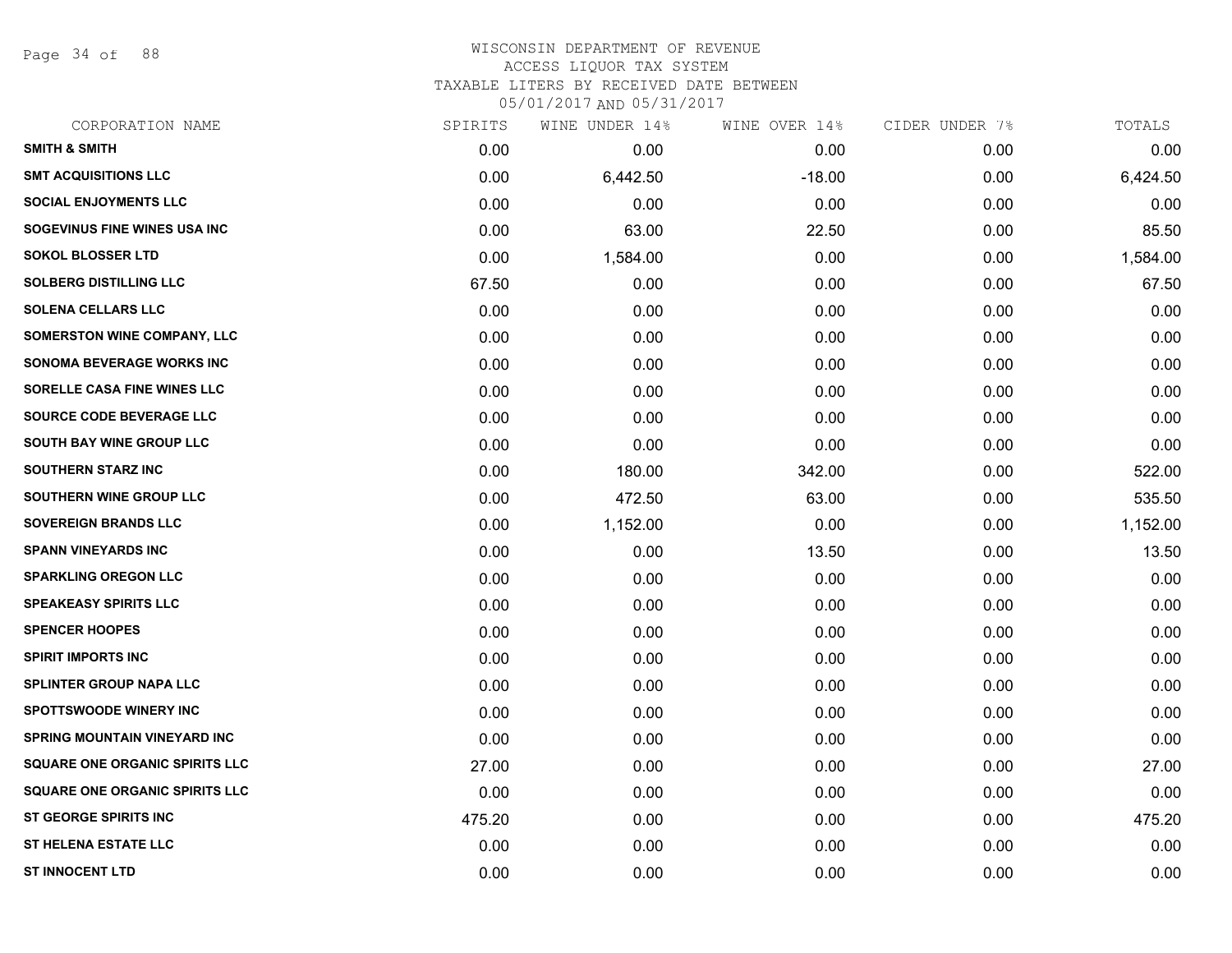# WISCONSIN DEPARTMENT OF REVENUE
## ACCESS LIQUOR TAX SYSTEM
## TAXABLE LITERS BY RECEIVED DATE BETWEEN
## 05/01/2017 AND 05/31/2017

| CORPORATION NAME | SPIRITS | WINE UNDER 14% | WINE OVER 14% | CIDER UNDER 7% | TOTALS |
|---|---|---|---|---|---|
| SMITH & SMITH | 0.00 | 0.00 | 0.00 | 0.00 | 0.00 |
| SMT ACQUISITIONS LLC | 0.00 | 6,442.50 | -18.00 | 0.00 | 6,424.50 |
| SOCIAL ENJOYMENTS LLC | 0.00 | 0.00 | 0.00 | 0.00 | 0.00 |
| SOGEVINUS FINE WINES USA INC | 0.00 | 63.00 | 22.50 | 0.00 | 85.50 |
| SOKOL BLOSSER LTD | 0.00 | 1,584.00 | 0.00 | 0.00 | 1,584.00 |
| SOLBERG DISTILLING LLC | 67.50 | 0.00 | 0.00 | 0.00 | 67.50 |
| SOLENA CELLARS LLC | 0.00 | 0.00 | 0.00 | 0.00 | 0.00 |
| SOMERSTON WINE COMPANY, LLC | 0.00 | 0.00 | 0.00 | 0.00 | 0.00 |
| SONOMA BEVERAGE WORKS INC | 0.00 | 0.00 | 0.00 | 0.00 | 0.00 |
| SORELLE CASA FINE WINES LLC | 0.00 | 0.00 | 0.00 | 0.00 | 0.00 |
| SOURCE CODE BEVERAGE LLC | 0.00 | 0.00 | 0.00 | 0.00 | 0.00 |
| SOUTH BAY WINE GROUP LLC | 0.00 | 0.00 | 0.00 | 0.00 | 0.00 |
| SOUTHERN STARZ INC | 0.00 | 180.00 | 342.00 | 0.00 | 522.00 |
| SOUTHERN WINE GROUP LLC | 0.00 | 472.50 | 63.00 | 0.00 | 535.50 |
| SOVEREIGN BRANDS LLC | 0.00 | 1,152.00 | 0.00 | 0.00 | 1,152.00 |
| SPANN VINEYARDS INC | 0.00 | 0.00 | 13.50 | 0.00 | 13.50 |
| SPARKLING OREGON LLC | 0.00 | 0.00 | 0.00 | 0.00 | 0.00 |
| SPEAKEASY SPIRITS LLC | 0.00 | 0.00 | 0.00 | 0.00 | 0.00 |
| SPENCER HOOPES | 0.00 | 0.00 | 0.00 | 0.00 | 0.00 |
| SPIRIT IMPORTS INC | 0.00 | 0.00 | 0.00 | 0.00 | 0.00 |
| SPLINTER GROUP NAPA LLC | 0.00 | 0.00 | 0.00 | 0.00 | 0.00 |
| SPOTTSWOODE WINERY INC | 0.00 | 0.00 | 0.00 | 0.00 | 0.00 |
| SPRING MOUNTAIN VINEYARD INC | 0.00 | 0.00 | 0.00 | 0.00 | 0.00 |
| SQUARE ONE ORGANIC SPIRITS LLC | 27.00 | 0.00 | 0.00 | 0.00 | 27.00 |
| SQUARE ONE ORGANIC SPIRITS LLC | 0.00 | 0.00 | 0.00 | 0.00 | 0.00 |
| ST GEORGE SPIRITS INC | 475.20 | 0.00 | 0.00 | 0.00 | 475.20 |
| ST HELENA ESTATE LLC | 0.00 | 0.00 | 0.00 | 0.00 | 0.00 |
| ST INNOCENT LTD | 0.00 | 0.00 | 0.00 | 0.00 | 0.00 |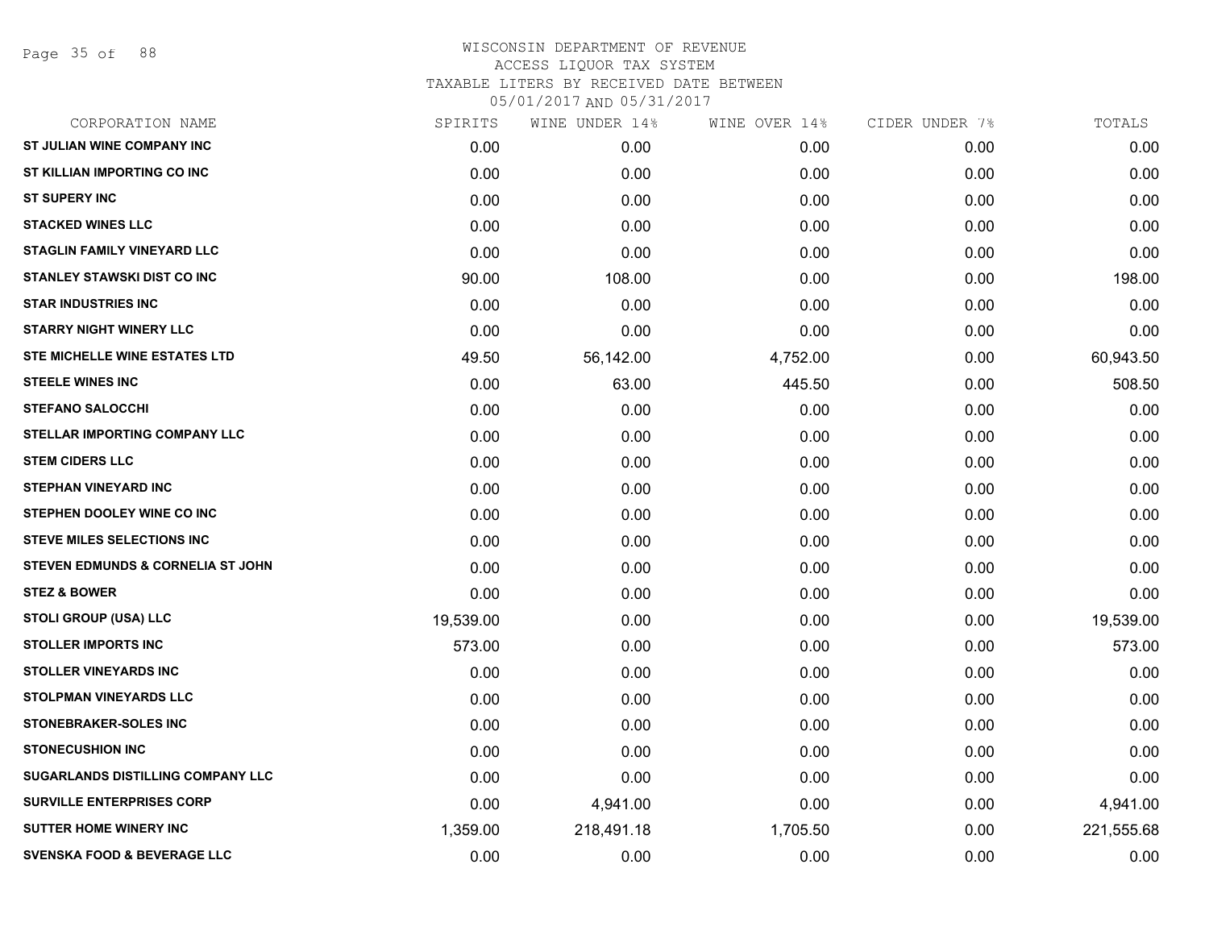WISCONSIN DEPARTMENT OF REVENUE
ACCESS LIQUOR TAX SYSTEM
TAXABLE LITERS BY RECEIVED DATE BETWEEN
05/01/2017 AND 05/31/2017

| CORPORATION NAME | SPIRITS | WINE UNDER 14% | WINE OVER 14% | CIDER UNDER 7% | TOTALS |
|---|---|---|---|---|---|
| ST JULIAN WINE COMPANY INC | 0.00 | 0.00 | 0.00 | 0.00 | 0.00 |
| ST KILLIAN IMPORTING CO INC | 0.00 | 0.00 | 0.00 | 0.00 | 0.00 |
| ST SUPERY INC | 0.00 | 0.00 | 0.00 | 0.00 | 0.00 |
| STACKED WINES LLC | 0.00 | 0.00 | 0.00 | 0.00 | 0.00 |
| STAGLIN FAMILY VINEYARD LLC | 0.00 | 0.00 | 0.00 | 0.00 | 0.00 |
| STANLEY STAWSKI DIST CO INC | 90.00 | 108.00 | 0.00 | 0.00 | 198.00 |
| STAR INDUSTRIES INC | 0.00 | 0.00 | 0.00 | 0.00 | 0.00 |
| STARRY NIGHT WINERY LLC | 0.00 | 0.00 | 0.00 | 0.00 | 0.00 |
| STE MICHELLE WINE ESTATES LTD | 49.50 | 56,142.00 | 4,752.00 | 0.00 | 60,943.50 |
| STEELE WINES INC | 0.00 | 63.00 | 445.50 | 0.00 | 508.50 |
| STEFANO SALOCCHI | 0.00 | 0.00 | 0.00 | 0.00 | 0.00 |
| STELLAR IMPORTING COMPANY LLC | 0.00 | 0.00 | 0.00 | 0.00 | 0.00 |
| STEM CIDERS LLC | 0.00 | 0.00 | 0.00 | 0.00 | 0.00 |
| STEPHAN VINEYARD INC | 0.00 | 0.00 | 0.00 | 0.00 | 0.00 |
| STEPHEN DOOLEY WINE CO INC | 0.00 | 0.00 | 0.00 | 0.00 | 0.00 |
| STEVE MILES SELECTIONS INC | 0.00 | 0.00 | 0.00 | 0.00 | 0.00 |
| STEVEN EDMUNDS & CORNELIA ST JOHN | 0.00 | 0.00 | 0.00 | 0.00 | 0.00 |
| STEZ & BOWER | 0.00 | 0.00 | 0.00 | 0.00 | 0.00 |
| STOLI GROUP (USA) LLC | 19,539.00 | 0.00 | 0.00 | 0.00 | 19,539.00 |
| STOLLER IMPORTS INC | 573.00 | 0.00 | 0.00 | 0.00 | 573.00 |
| STOLLER VINEYARDS INC | 0.00 | 0.00 | 0.00 | 0.00 | 0.00 |
| STOLPMAN VINEYARDS LLC | 0.00 | 0.00 | 0.00 | 0.00 | 0.00 |
| STONEBRAKER-SOLES INC | 0.00 | 0.00 | 0.00 | 0.00 | 0.00 |
| STONECUSHION INC | 0.00 | 0.00 | 0.00 | 0.00 | 0.00 |
| SUGARLANDS DISTILLING COMPANY LLC | 0.00 | 0.00 | 0.00 | 0.00 | 0.00 |
| SURVILLE ENTERPRISES CORP | 0.00 | 4,941.00 | 0.00 | 0.00 | 4,941.00 |
| SUTTER HOME WINERY INC | 1,359.00 | 218,491.18 | 1,705.50 | 0.00 | 221,555.68 |
| SVENSKA FOOD & BEVERAGE LLC | 0.00 | 0.00 | 0.00 | 0.00 | 0.00 |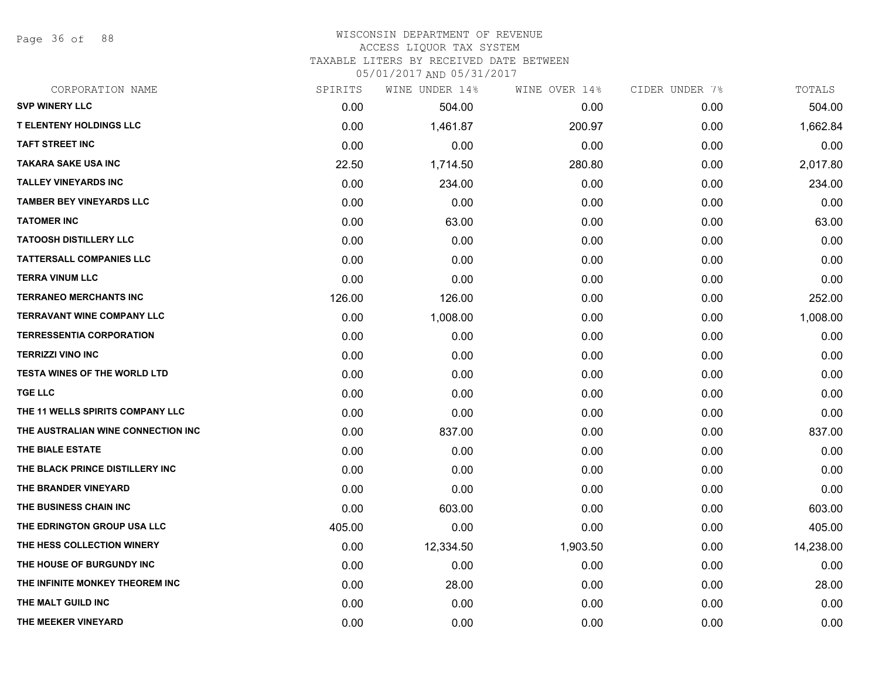WISCONSIN DEPARTMENT OF REVENUE
ACCESS LIQUOR TAX SYSTEM
TAXABLE LITERS BY RECEIVED DATE BETWEEN
05/01/2017 AND 05/31/2017

| CORPORATION NAME | SPIRITS | WINE UNDER 14% | WINE OVER 14% | CIDER UNDER 7% | TOTALS |
|---|---|---|---|---|---|
| SVP WINERY LLC | 0.00 | 504.00 | 0.00 | 0.00 | 504.00 |
| T ELENTENY HOLDINGS LLC | 0.00 | 1,461.87 | 200.97 | 0.00 | 1,662.84 |
| TAFT STREET INC | 0.00 | 0.00 | 0.00 | 0.00 | 0.00 |
| TAKARA SAKE USA INC | 22.50 | 1,714.50 | 280.80 | 0.00 | 2,017.80 |
| TALLEY VINEYARDS INC | 0.00 | 234.00 | 0.00 | 0.00 | 234.00 |
| TAMBER BEY VINEYARDS LLC | 0.00 | 0.00 | 0.00 | 0.00 | 0.00 |
| TATOMER INC | 0.00 | 63.00 | 0.00 | 0.00 | 63.00 |
| TATOOSH DISTILLERY LLC | 0.00 | 0.00 | 0.00 | 0.00 | 0.00 |
| TATTERSALL COMPANIES LLC | 0.00 | 0.00 | 0.00 | 0.00 | 0.00 |
| TERRA VINUM LLC | 0.00 | 0.00 | 0.00 | 0.00 | 0.00 |
| TERRANEO MERCHANTS INC | 126.00 | 126.00 | 0.00 | 0.00 | 252.00 |
| TERRAVANT WINE COMPANY LLC | 0.00 | 1,008.00 | 0.00 | 0.00 | 1,008.00 |
| TERRESSENTIA CORPORATION | 0.00 | 0.00 | 0.00 | 0.00 | 0.00 |
| TERRIZZI VINO INC | 0.00 | 0.00 | 0.00 | 0.00 | 0.00 |
| TESTA WINES OF THE WORLD LTD | 0.00 | 0.00 | 0.00 | 0.00 | 0.00 |
| TGE LLC | 0.00 | 0.00 | 0.00 | 0.00 | 0.00 |
| THE 11 WELLS SPIRITS COMPANY LLC | 0.00 | 0.00 | 0.00 | 0.00 | 0.00 |
| THE AUSTRALIAN WINE CONNECTION INC | 0.00 | 837.00 | 0.00 | 0.00 | 837.00 |
| THE BIALE ESTATE | 0.00 | 0.00 | 0.00 | 0.00 | 0.00 |
| THE BLACK PRINCE DISTILLERY INC | 0.00 | 0.00 | 0.00 | 0.00 | 0.00 |
| THE BRANDER VINEYARD | 0.00 | 0.00 | 0.00 | 0.00 | 0.00 |
| THE BUSINESS CHAIN INC | 0.00 | 603.00 | 0.00 | 0.00 | 603.00 |
| THE EDRINGTON GROUP USA LLC | 405.00 | 0.00 | 0.00 | 0.00 | 405.00 |
| THE HESS COLLECTION WINERY | 0.00 | 12,334.50 | 1,903.50 | 0.00 | 14,238.00 |
| THE HOUSE OF BURGUNDY INC | 0.00 | 0.00 | 0.00 | 0.00 | 0.00 |
| THE INFINITE MONKEY THEOREM INC | 0.00 | 28.00 | 0.00 | 0.00 | 28.00 |
| THE MALT GUILD INC | 0.00 | 0.00 | 0.00 | 0.00 | 0.00 |
| THE MEEKER VINEYARD | 0.00 | 0.00 | 0.00 | 0.00 | 0.00 |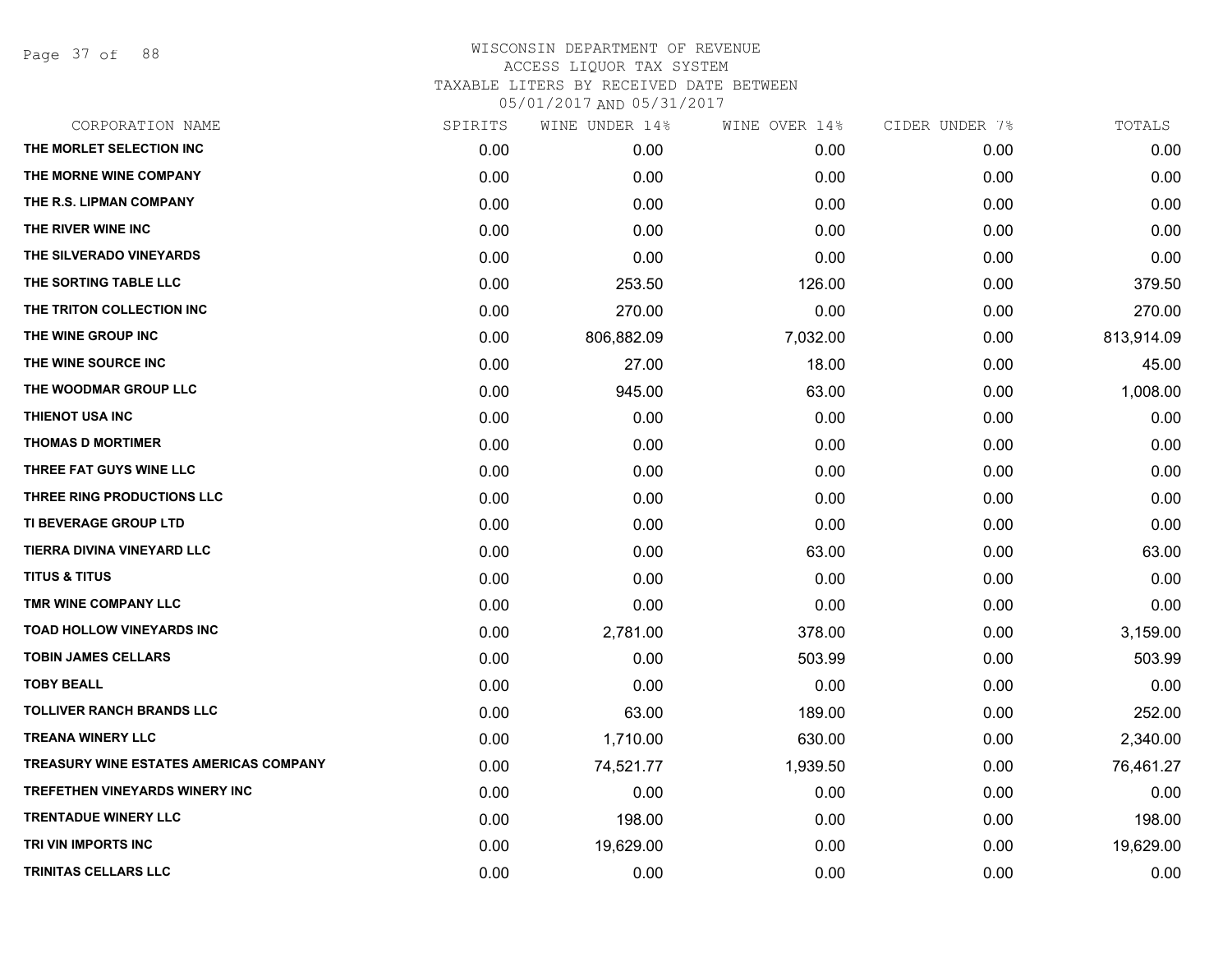# WISCONSIN DEPARTMENT OF REVENUE
## ACCESS LIQUOR TAX SYSTEM
### TAXABLE LITERS BY RECEIVED DATE BETWEEN 05/01/2017 AND 05/31/2017

| CORPORATION NAME | SPIRITS | WINE UNDER 14% | WINE OVER 14% | CIDER UNDER 7% | TOTALS |
|---|---|---|---|---|---|
| THE MORLET SELECTION INC | 0.00 | 0.00 | 0.00 | 0.00 | 0.00 |
| THE MORNE WINE COMPANY | 0.00 | 0.00 | 0.00 | 0.00 | 0.00 |
| THE R.S. LIPMAN COMPANY | 0.00 | 0.00 | 0.00 | 0.00 | 0.00 |
| THE RIVER WINE INC | 0.00 | 0.00 | 0.00 | 0.00 | 0.00 |
| THE SILVERADO VINEYARDS | 0.00 | 0.00 | 0.00 | 0.00 | 0.00 |
| THE SORTING TABLE LLC | 0.00 | 253.50 | 126.00 | 0.00 | 379.50 |
| THE TRITON COLLECTION INC | 0.00 | 270.00 | 0.00 | 0.00 | 270.00 |
| THE WINE GROUP INC | 0.00 | 806,882.09 | 7,032.00 | 0.00 | 813,914.09 |
| THE WINE SOURCE INC | 0.00 | 27.00 | 18.00 | 0.00 | 45.00 |
| THE WOODMAR GROUP LLC | 0.00 | 945.00 | 63.00 | 0.00 | 1,008.00 |
| THIENOT USA INC | 0.00 | 0.00 | 0.00 | 0.00 | 0.00 |
| THOMAS D MORTIMER | 0.00 | 0.00 | 0.00 | 0.00 | 0.00 |
| THREE FAT GUYS WINE LLC | 0.00 | 0.00 | 0.00 | 0.00 | 0.00 |
| THREE RING PRODUCTIONS LLC | 0.00 | 0.00 | 0.00 | 0.00 | 0.00 |
| TI BEVERAGE GROUP LTD | 0.00 | 0.00 | 0.00 | 0.00 | 0.00 |
| TIERRA DIVINA VINEYARD LLC | 0.00 | 0.00 | 63.00 | 0.00 | 63.00 |
| TITUS & TITUS | 0.00 | 0.00 | 0.00 | 0.00 | 0.00 |
| TMR WINE COMPANY LLC | 0.00 | 0.00 | 0.00 | 0.00 | 0.00 |
| TOAD HOLLOW VINEYARDS INC | 0.00 | 2,781.00 | 378.00 | 0.00 | 3,159.00 |
| TOBIN JAMES CELLARS | 0.00 | 0.00 | 503.99 | 0.00 | 503.99 |
| TOBY BEALL | 0.00 | 0.00 | 0.00 | 0.00 | 0.00 |
| TOLLIVER RANCH BRANDS LLC | 0.00 | 63.00 | 189.00 | 0.00 | 252.00 |
| TREANA WINERY LLC | 0.00 | 1,710.00 | 630.00 | 0.00 | 2,340.00 |
| TREASURY WINE ESTATES AMERICAS COMPANY | 0.00 | 74,521.77 | 1,939.50 | 0.00 | 76,461.27 |
| TREFETHEN VINEYARDS WINERY INC | 0.00 | 0.00 | 0.00 | 0.00 | 0.00 |
| TRENTADUE WINERY LLC | 0.00 | 198.00 | 0.00 | 0.00 | 198.00 |
| TRI VIN IMPORTS INC | 0.00 | 19,629.00 | 0.00 | 0.00 | 19,629.00 |
| TRINITAS CELLARS LLC | 0.00 | 0.00 | 0.00 | 0.00 | 0.00 |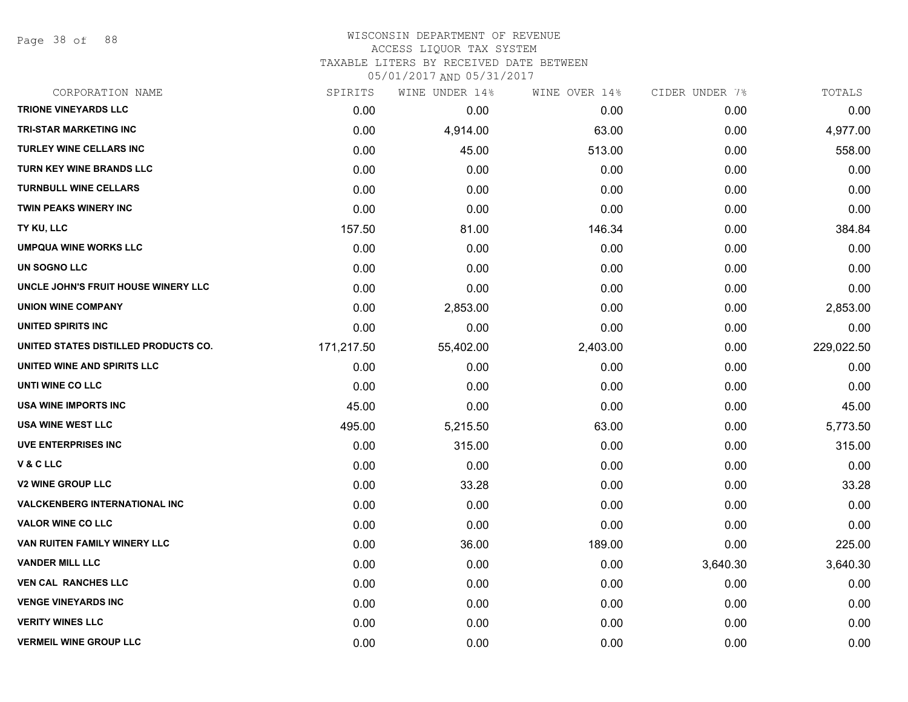# WISCONSIN DEPARTMENT OF REVENUE
## ACCESS LIQUOR TAX SYSTEM
### TAXABLE LITERS BY RECEIVED DATE BETWEEN 05/01/2017 AND 05/31/2017

| CORPORATION NAME | SPIRITS | WINE UNDER 14% | WINE OVER 14% | CIDER UNDER 7% | TOTALS |
|---|---|---|---|---|---|
| TRIONE VINEYARDS LLC | 0.00 | 0.00 | 0.00 | 0.00 | 0.00 |
| TRI-STAR MARKETING INC | 0.00 | 4,914.00 | 63.00 | 0.00 | 4,977.00 |
| TURLEY WINE CELLARS INC | 0.00 | 45.00 | 513.00 | 0.00 | 558.00 |
| TURN KEY WINE BRANDS LLC | 0.00 | 0.00 | 0.00 | 0.00 | 0.00 |
| TURNBULL WINE CELLARS | 0.00 | 0.00 | 0.00 | 0.00 | 0.00 |
| TWIN PEAKS WINERY INC | 0.00 | 0.00 | 0.00 | 0.00 | 0.00 |
| TY KU, LLC | 157.50 | 81.00 | 146.34 | 0.00 | 384.84 |
| UMPQUA WINE WORKS LLC | 0.00 | 0.00 | 0.00 | 0.00 | 0.00 |
| UN SOGNO LLC | 0.00 | 0.00 | 0.00 | 0.00 | 0.00 |
| UNCLE JOHN'S FRUIT HOUSE WINERY LLC | 0.00 | 0.00 | 0.00 | 0.00 | 0.00 |
| UNION WINE COMPANY | 0.00 | 2,853.00 | 0.00 | 0.00 | 2,853.00 |
| UNITED SPIRITS INC | 0.00 | 0.00 | 0.00 | 0.00 | 0.00 |
| UNITED STATES DISTILLED PRODUCTS CO. | 171,217.50 | 55,402.00 | 2,403.00 | 0.00 | 229,022.50 |
| UNITED WINE AND SPIRITS LLC | 0.00 | 0.00 | 0.00 | 0.00 | 0.00 |
| UNTI WINE CO LLC | 0.00 | 0.00 | 0.00 | 0.00 | 0.00 |
| USA WINE IMPORTS INC | 45.00 | 0.00 | 0.00 | 0.00 | 45.00 |
| USA WINE WEST LLC | 495.00 | 5,215.50 | 63.00 | 0.00 | 5,773.50 |
| UVE ENTERPRISES INC | 0.00 | 315.00 | 0.00 | 0.00 | 315.00 |
| V & C LLC | 0.00 | 0.00 | 0.00 | 0.00 | 0.00 |
| V2 WINE GROUP LLC | 0.00 | 33.28 | 0.00 | 0.00 | 33.28 |
| VALCKENBERG INTERNATIONAL INC | 0.00 | 0.00 | 0.00 | 0.00 | 0.00 |
| VALOR WINE CO LLC | 0.00 | 0.00 | 0.00 | 0.00 | 0.00 |
| VAN RUITEN FAMILY WINERY LLC | 0.00 | 36.00 | 189.00 | 0.00 | 225.00 |
| VANDER MILL LLC | 0.00 | 0.00 | 0.00 | 3,640.30 | 3,640.30 |
| VEN CAL RANCHES LLC | 0.00 | 0.00 | 0.00 | 0.00 | 0.00 |
| VENGE VINEYARDS INC | 0.00 | 0.00 | 0.00 | 0.00 | 0.00 |
| VERITY WINES LLC | 0.00 | 0.00 | 0.00 | 0.00 | 0.00 |
| VERMEIL WINE GROUP LLC | 0.00 | 0.00 | 0.00 | 0.00 | 0.00 |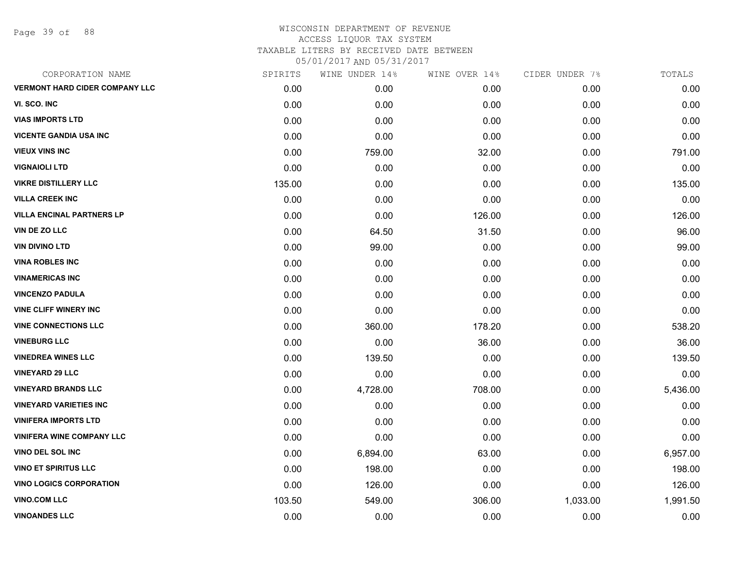WISCONSIN DEPARTMENT OF REVENUE
ACCESS LIQUOR TAX SYSTEM
TAXABLE LITERS BY RECEIVED DATE BETWEEN
05/01/2017 AND 05/31/2017

| CORPORATION NAME | SPIRITS | WINE UNDER 14% | WINE OVER 14% | CIDER UNDER 7% | TOTALS |
|---|---|---|---|---|---|
| VERMONT HARD CIDER COMPANY LLC | 0.00 | 0.00 | 0.00 | 0.00 | 0.00 |
| VI. SCO. INC | 0.00 | 0.00 | 0.00 | 0.00 | 0.00 |
| VIAS IMPORTS LTD | 0.00 | 0.00 | 0.00 | 0.00 | 0.00 |
| VICENTE GANDIA USA INC | 0.00 | 0.00 | 0.00 | 0.00 | 0.00 |
| VIEUX VINS INC | 0.00 | 759.00 | 32.00 | 0.00 | 791.00 |
| VIGNAIOLI LTD | 0.00 | 0.00 | 0.00 | 0.00 | 0.00 |
| VIKRE DISTILLERY LLC | 135.00 | 0.00 | 0.00 | 0.00 | 135.00 |
| VILLA CREEK INC | 0.00 | 0.00 | 0.00 | 0.00 | 0.00 |
| VILLA ENCINAL PARTNERS LP | 0.00 | 0.00 | 126.00 | 0.00 | 126.00 |
| VIN DE ZO LLC | 0.00 | 64.50 | 31.50 | 0.00 | 96.00 |
| VIN DIVINO LTD | 0.00 | 99.00 | 0.00 | 0.00 | 99.00 |
| VINA ROBLES INC | 0.00 | 0.00 | 0.00 | 0.00 | 0.00 |
| VINAMERICAS INC | 0.00 | 0.00 | 0.00 | 0.00 | 0.00 |
| VINCENZO PADULA | 0.00 | 0.00 | 0.00 | 0.00 | 0.00 |
| VINE CLIFF WINERY INC | 0.00 | 0.00 | 0.00 | 0.00 | 0.00 |
| VINE CONNECTIONS LLC | 0.00 | 360.00 | 178.20 | 0.00 | 538.20 |
| VINEBURG LLC | 0.00 | 0.00 | 36.00 | 0.00 | 36.00 |
| VINEDREA WINES LLC | 0.00 | 139.50 | 0.00 | 0.00 | 139.50 |
| VINEYARD 29 LLC | 0.00 | 0.00 | 0.00 | 0.00 | 0.00 |
| VINEYARD BRANDS LLC | 0.00 | 4,728.00 | 708.00 | 0.00 | 5,436.00 |
| VINEYARD VARIETIES INC | 0.00 | 0.00 | 0.00 | 0.00 | 0.00 |
| VINIFERA IMPORTS LTD | 0.00 | 0.00 | 0.00 | 0.00 | 0.00 |
| VINIFERA WINE COMPANY LLC | 0.00 | 0.00 | 0.00 | 0.00 | 0.00 |
| VINO DEL SOL INC | 0.00 | 6,894.00 | 63.00 | 0.00 | 6,957.00 |
| VINO ET SPIRITUS LLC | 0.00 | 198.00 | 0.00 | 0.00 | 198.00 |
| VINO LOGICS CORPORATION | 0.00 | 126.00 | 0.00 | 0.00 | 126.00 |
| VINO.COM LLC | 103.50 | 549.00 | 306.00 | 1,033.00 | 1,991.50 |
| VINOANDES LLC | 0.00 | 0.00 | 0.00 | 0.00 | 0.00 |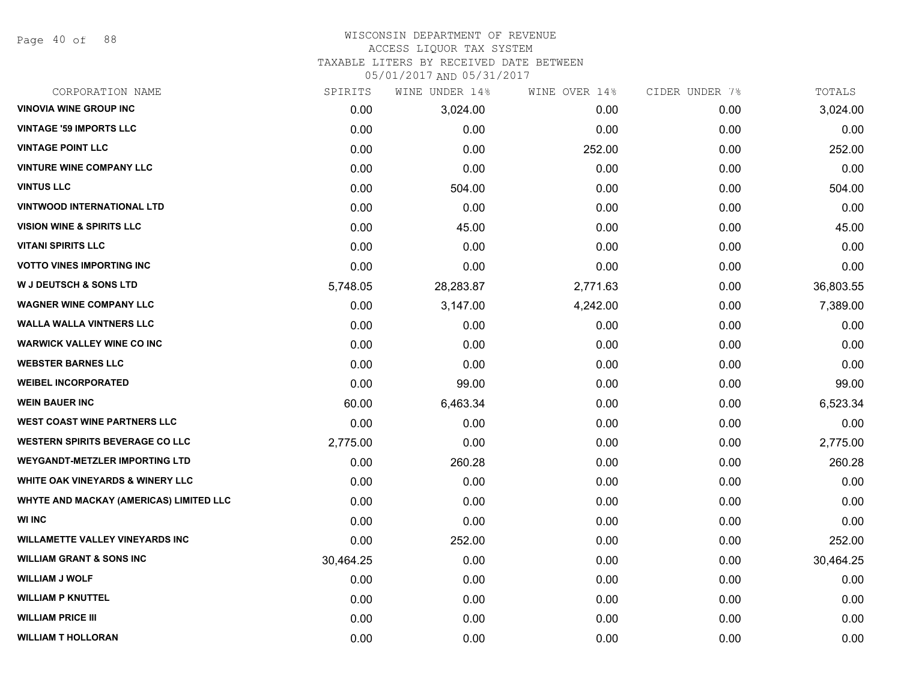WISCONSIN DEPARTMENT OF REVENUE
ACCESS LIQUOR TAX SYSTEM
TAXABLE LITERS BY RECEIVED DATE BETWEEN
05/01/2017 AND 05/31/2017

| CORPORATION NAME | SPIRITS | WINE UNDER 14% | WINE OVER 14% | CIDER UNDER 7% | TOTALS |
|---|---|---|---|---|---|
| VINOVIA WINE GROUP INC | 0.00 | 3,024.00 | 0.00 | 0.00 | 3,024.00 |
| VINTAGE '59 IMPORTS LLC | 0.00 | 0.00 | 0.00 | 0.00 | 0.00 |
| VINTAGE POINT LLC | 0.00 | 0.00 | 252.00 | 0.00 | 252.00 |
| VINTURE WINE COMPANY LLC | 0.00 | 0.00 | 0.00 | 0.00 | 0.00 |
| VINTUS LLC | 0.00 | 504.00 | 0.00 | 0.00 | 504.00 |
| VINTWOOD INTERNATIONAL LTD | 0.00 | 0.00 | 0.00 | 0.00 | 0.00 |
| VISION WINE & SPIRITS LLC | 0.00 | 45.00 | 0.00 | 0.00 | 45.00 |
| VITANI SPIRITS LLC | 0.00 | 0.00 | 0.00 | 0.00 | 0.00 |
| VOTTO VINES IMPORTING INC | 0.00 | 0.00 | 0.00 | 0.00 | 0.00 |
| W J DEUTSCH & SONS LTD | 5,748.05 | 28,283.87 | 2,771.63 | 0.00 | 36,803.55 |
| WAGNER WINE COMPANY LLC | 0.00 | 3,147.00 | 4,242.00 | 0.00 | 7,389.00 |
| WALLA WALLA VINTNERS LLC | 0.00 | 0.00 | 0.00 | 0.00 | 0.00 |
| WARWICK VALLEY WINE CO INC | 0.00 | 0.00 | 0.00 | 0.00 | 0.00 |
| WEBSTER BARNES LLC | 0.00 | 0.00 | 0.00 | 0.00 | 0.00 |
| WEIBEL INCORPORATED | 0.00 | 99.00 | 0.00 | 0.00 | 99.00 |
| WEIN BAUER INC | 60.00 | 6,463.34 | 0.00 | 0.00 | 6,523.34 |
| WEST COAST WINE PARTNERS LLC | 0.00 | 0.00 | 0.00 | 0.00 | 0.00 |
| WESTERN SPIRITS BEVERAGE CO LLC | 2,775.00 | 0.00 | 0.00 | 0.00 | 2,775.00 |
| WEYGANDT-METZLER IMPORTING LTD | 0.00 | 260.28 | 0.00 | 0.00 | 260.28 |
| WHITE OAK VINEYARDS & WINERY LLC | 0.00 | 0.00 | 0.00 | 0.00 | 0.00 |
| WHYTE AND MACKAY (AMERICAS) LIMITED LLC | 0.00 | 0.00 | 0.00 | 0.00 | 0.00 |
| WI INC | 0.00 | 0.00 | 0.00 | 0.00 | 0.00 |
| WILLAMETTE VALLEY VINEYARDS INC | 0.00 | 252.00 | 0.00 | 0.00 | 252.00 |
| WILLIAM GRANT & SONS INC | 30,464.25 | 0.00 | 0.00 | 0.00 | 30,464.25 |
| WILLIAM J WOLF | 0.00 | 0.00 | 0.00 | 0.00 | 0.00 |
| WILLIAM P KNUTTEL | 0.00 | 0.00 | 0.00 | 0.00 | 0.00 |
| WILLIAM PRICE III | 0.00 | 0.00 | 0.00 | 0.00 | 0.00 |
| WILLIAM T HOLLORAN | 0.00 | 0.00 | 0.00 | 0.00 | 0.00 |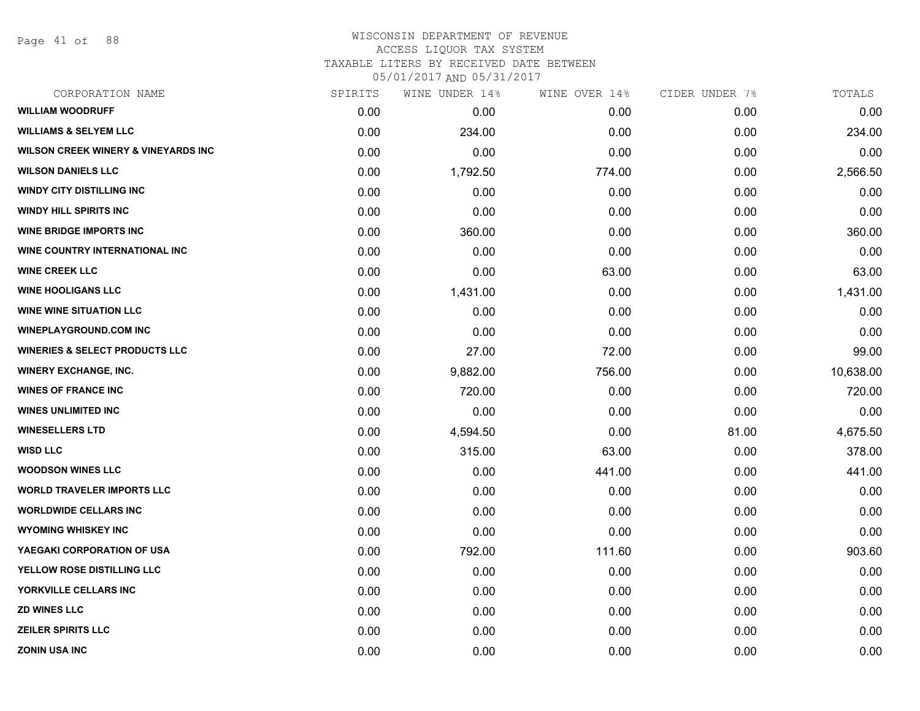WISCONSIN DEPARTMENT OF REVENUE
ACCESS LIQUOR TAX SYSTEM
TAXABLE LITERS BY RECEIVED DATE BETWEEN
05/01/2017 AND 05/31/2017

| CORPORATION NAME | SPIRITS | WINE UNDER 14% | WINE OVER 14% | CIDER UNDER 7% | TOTALS |
|---|---|---|---|---|---|
| **WILLIAM WOODRUFF** | 0.00 | 0.00 | 0.00 | 0.00 | 0.00 |
| **WILLIAMS & SELYEM LLC** | 0.00 | 234.00 | 0.00 | 0.00 | 234.00 |
| **WILSON CREEK WINERY & VINEYARDS INC** | 0.00 | 0.00 | 0.00 | 0.00 | 0.00 |
| **WILSON DANIELS LLC** | 0.00 | 1,792.50 | 774.00 | 0.00 | 2,566.50 |
| **WINDY CITY DISTILLING INC** | 0.00 | 0.00 | 0.00 | 0.00 | 0.00 |
| **WINDY HILL SPIRITS INC** | 0.00 | 0.00 | 0.00 | 0.00 | 0.00 |
| **WINE BRIDGE IMPORTS INC** | 0.00 | 360.00 | 0.00 | 0.00 | 360.00 |
| **WINE COUNTRY INTERNATIONAL INC** | 0.00 | 0.00 | 0.00 | 0.00 | 0.00 |
| **WINE CREEK LLC** | 0.00 | 0.00 | 63.00 | 0.00 | 63.00 |
| **WINE HOOLIGANS LLC** | 0.00 | 1,431.00 | 0.00 | 0.00 | 1,431.00 |
| **WINE WINE SITUATION LLC** | 0.00 | 0.00 | 0.00 | 0.00 | 0.00 |
| **WINEPLAYGROUND.COM INC** | 0.00 | 0.00 | 0.00 | 0.00 | 0.00 |
| **WINERIES & SELECT PRODUCTS LLC** | 0.00 | 27.00 | 72.00 | 0.00 | 99.00 |
| **WINERY EXCHANGE, INC.** | 0.00 | 9,882.00 | 756.00 | 0.00 | 10,638.00 |
| **WINES OF FRANCE INC** | 0.00 | 720.00 | 0.00 | 0.00 | 720.00 |
| **WINES UNLIMITED INC** | 0.00 | 0.00 | 0.00 | 0.00 | 0.00 |
| **WINESELLERS LTD** | 0.00 | 4,594.50 | 0.00 | 81.00 | 4,675.50 |
| **WISD LLC** | 0.00 | 315.00 | 63.00 | 0.00 | 378.00 |
| **WOODSON WINES LLC** | 0.00 | 0.00 | 441.00 | 0.00 | 441.00 |
| **WORLD TRAVELER IMPORTS LLC** | 0.00 | 0.00 | 0.00 | 0.00 | 0.00 |
| **WORLDWIDE CELLARS INC** | 0.00 | 0.00 | 0.00 | 0.00 | 0.00 |
| **WYOMING WHISKEY INC** | 0.00 | 0.00 | 0.00 | 0.00 | 0.00 |
| **YAEGAKI CORPORATION OF USA** | 0.00 | 792.00 | 111.60 | 0.00 | 903.60 |
| **YELLOW ROSE DISTILLING LLC** | 0.00 | 0.00 | 0.00 | 0.00 | 0.00 |
| **YORKVILLE CELLARS INC** | 0.00 | 0.00 | 0.00 | 0.00 | 0.00 |
| **ZD WINES LLC** | 0.00 | 0.00 | 0.00 | 0.00 | 0.00 |
| **ZEILER SPIRITS LLC** | 0.00 | 0.00 | 0.00 | 0.00 | 0.00 |
| **ZONIN USA INC** | 0.00 | 0.00 | 0.00 | 0.00 | 0.00 |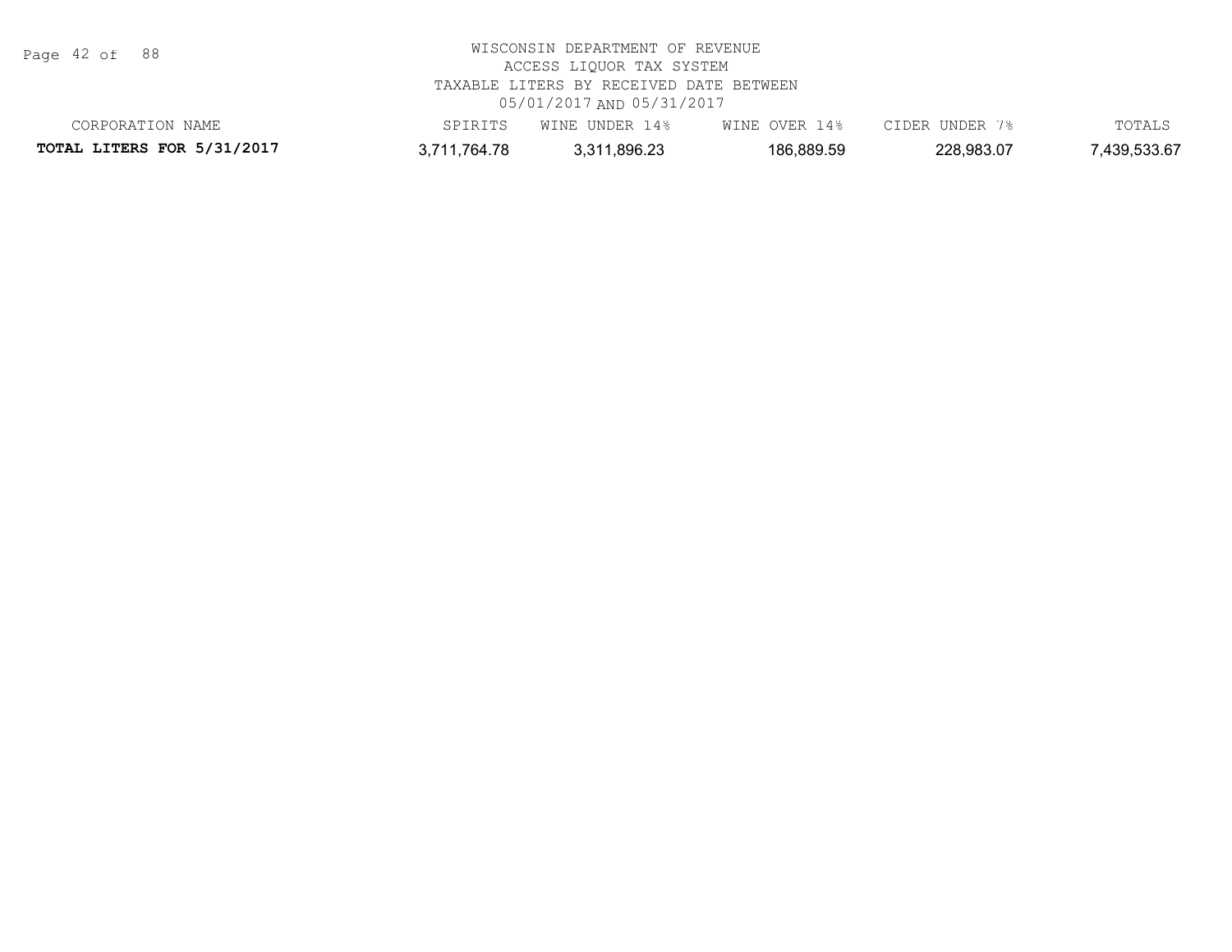WISCONSIN DEPARTMENT OF REVENUE
ACCESS LIQUOR TAX SYSTEM
TAXABLE LITERS BY RECEIVED DATE BETWEEN
05/01/2017 AND 05/31/2017

| CORPORATION NAME | SPIRITS | WINE UNDER 14% | WINE OVER 14% | CIDER UNDER 7% | TOTALS |
|---|---|---|---|---|---|
| **TOTAL LITERS FOR 5/31/2017** | 3,711,764.78 | 3,311,896.23 | 186,889.59 | 228,983.07 | 7,439,533.67 |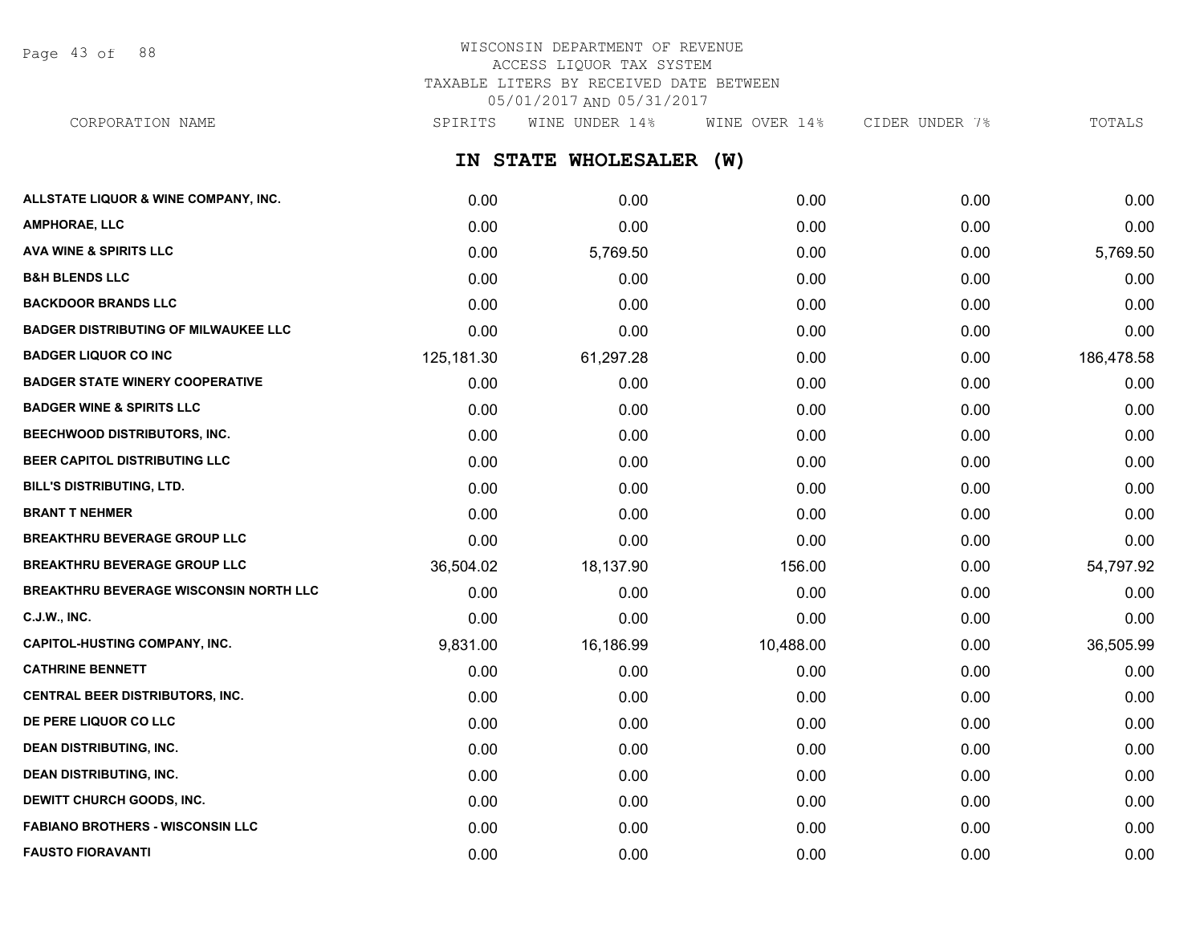WISCONSIN DEPARTMENT OF REVENUE
ACCESS LIQUOR TAX SYSTEM
TAXABLE LITERS BY RECEIVED DATE BETWEEN
05/01/2017 AND 05/31/2017

## IN STATE WHOLESALER (W)

| CORPORATION NAME | SPIRITS | WINE UNDER 14% | WINE OVER 14% | CIDER UNDER 7% | TOTALS |
|---|---|---|---|---|---|
| ALLSTATE LIQUOR & WINE COMPANY, INC. | 0.00 | 0.00 | 0.00 | 0.00 | 0.00 |
| AMPHORAE, LLC | 0.00 | 0.00 | 0.00 | 0.00 | 0.00 |
| AVA WINE & SPIRITS LLC | 0.00 | 5,769.50 | 0.00 | 0.00 | 5,769.50 |
| B&H BLENDS LLC | 0.00 | 0.00 | 0.00 | 0.00 | 0.00 |
| BACKDOOR BRANDS LLC | 0.00 | 0.00 | 0.00 | 0.00 | 0.00 |
| BADGER DISTRIBUTING OF MILWAUKEE LLC | 0.00 | 0.00 | 0.00 | 0.00 | 0.00 |
| BADGER LIQUOR CO INC | 125,181.30 | 61,297.28 | 0.00 | 0.00 | 186,478.58 |
| BADGER STATE WINERY COOPERATIVE | 0.00 | 0.00 | 0.00 | 0.00 | 0.00 |
| BADGER WINE & SPIRITS LLC | 0.00 | 0.00 | 0.00 | 0.00 | 0.00 |
| BEECHWOOD DISTRIBUTORS, INC. | 0.00 | 0.00 | 0.00 | 0.00 | 0.00 |
| BEER CAPITOL DISTRIBUTING LLC | 0.00 | 0.00 | 0.00 | 0.00 | 0.00 |
| BILL'S DISTRIBUTING, LTD. | 0.00 | 0.00 | 0.00 | 0.00 | 0.00 |
| BRANT T NEHMER | 0.00 | 0.00 | 0.00 | 0.00 | 0.00 |
| BREAKTHRU BEVERAGE GROUP LLC | 0.00 | 0.00 | 0.00 | 0.00 | 0.00 |
| BREAKTHRU BEVERAGE GROUP LLC | 36,504.02 | 18,137.90 | 156.00 | 0.00 | 54,797.92 |
| BREAKTHRU BEVERAGE WISCONSIN NORTH LLC | 0.00 | 0.00 | 0.00 | 0.00 | 0.00 |
| C.J.W., INC. | 0.00 | 0.00 | 0.00 | 0.00 | 0.00 |
| CAPITOL-HUSTING COMPANY, INC. | 9,831.00 | 16,186.99 | 10,488.00 | 0.00 | 36,505.99 |
| CATHRINE BENNETT | 0.00 | 0.00 | 0.00 | 0.00 | 0.00 |
| CENTRAL BEER DISTRIBUTORS, INC. | 0.00 | 0.00 | 0.00 | 0.00 | 0.00 |
| DE PERE LIQUOR CO LLC | 0.00 | 0.00 | 0.00 | 0.00 | 0.00 |
| DEAN DISTRIBUTING, INC. | 0.00 | 0.00 | 0.00 | 0.00 | 0.00 |
| DEAN DISTRIBUTING, INC. | 0.00 | 0.00 | 0.00 | 0.00 | 0.00 |
| DEWITT CHURCH GOODS, INC. | 0.00 | 0.00 | 0.00 | 0.00 | 0.00 |
| FABIANO BROTHERS - WISCONSIN LLC | 0.00 | 0.00 | 0.00 | 0.00 | 0.00 |
| FAUSTO FIORAVANTI | 0.00 | 0.00 | 0.00 | 0.00 | 0.00 |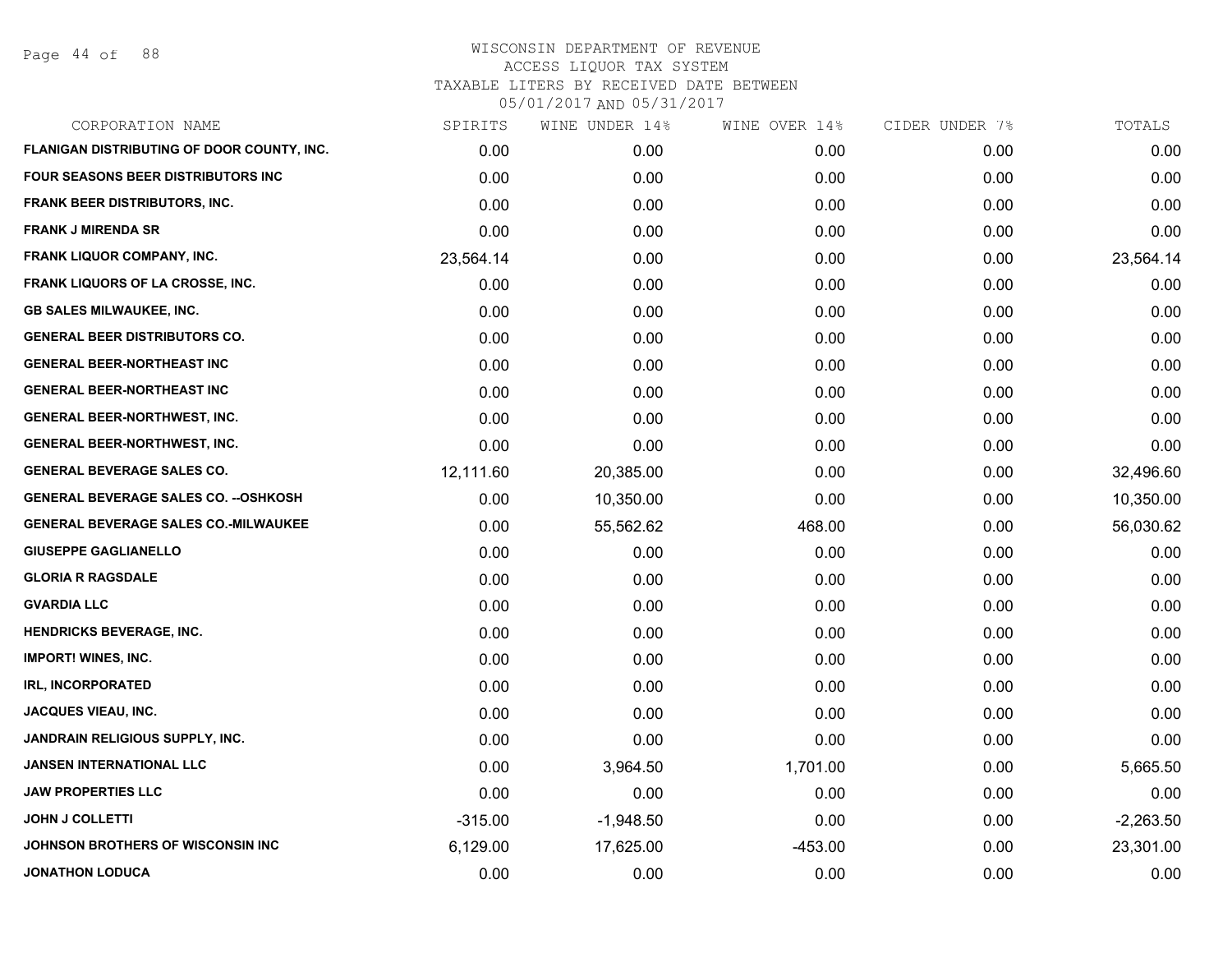WISCONSIN DEPARTMENT OF REVENUE
ACCESS LIQUOR TAX SYSTEM
TAXABLE LITERS BY RECEIVED DATE BETWEEN
05/01/2017 AND 05/31/2017

| CORPORATION NAME | SPIRITS | WINE UNDER 14% | WINE OVER 14% | CIDER UNDER 7% | TOTALS |
|---|---|---|---|---|---|
| FLANIGAN DISTRIBUTING OF DOOR COUNTY, INC. | 0.00 | 0.00 | 0.00 | 0.00 | 0.00 |
| FOUR SEASONS BEER DISTRIBUTORS INC | 0.00 | 0.00 | 0.00 | 0.00 | 0.00 |
| FRANK BEER DISTRIBUTORS, INC. | 0.00 | 0.00 | 0.00 | 0.00 | 0.00 |
| FRANK J MIRENDA SR | 0.00 | 0.00 | 0.00 | 0.00 | 0.00 |
| FRANK LIQUOR COMPANY, INC. | 23,564.14 | 0.00 | 0.00 | 0.00 | 23,564.14 |
| FRANK LIQUORS OF LA CROSSE, INC. | 0.00 | 0.00 | 0.00 | 0.00 | 0.00 |
| GB SALES MILWAUKEE, INC. | 0.00 | 0.00 | 0.00 | 0.00 | 0.00 |
| GENERAL BEER DISTRIBUTORS CO. | 0.00 | 0.00 | 0.00 | 0.00 | 0.00 |
| GENERAL BEER-NORTHEAST INC | 0.00 | 0.00 | 0.00 | 0.00 | 0.00 |
| GENERAL BEER-NORTHEAST INC | 0.00 | 0.00 | 0.00 | 0.00 | 0.00 |
| GENERAL BEER-NORTHWEST, INC. | 0.00 | 0.00 | 0.00 | 0.00 | 0.00 |
| GENERAL BEER-NORTHWEST, INC. | 0.00 | 0.00 | 0.00 | 0.00 | 0.00 |
| GENERAL BEVERAGE SALES CO. | 12,111.60 | 20,385.00 | 0.00 | 0.00 | 32,496.60 |
| GENERAL BEVERAGE SALES CO. --OSHKOSH | 0.00 | 10,350.00 | 0.00 | 0.00 | 10,350.00 |
| GENERAL BEVERAGE SALES CO.-MILWAUKEE | 0.00 | 55,562.62 | 468.00 | 0.00 | 56,030.62 |
| GIUSEPPE GAGLIANELLO | 0.00 | 0.00 | 0.00 | 0.00 | 0.00 |
| GLORIA R RAGSDALE | 0.00 | 0.00 | 0.00 | 0.00 | 0.00 |
| GVARDIA LLC | 0.00 | 0.00 | 0.00 | 0.00 | 0.00 |
| HENDRICKS BEVERAGE, INC. | 0.00 | 0.00 | 0.00 | 0.00 | 0.00 |
| IMPORT! WINES, INC. | 0.00 | 0.00 | 0.00 | 0.00 | 0.00 |
| IRL, INCORPORATED | 0.00 | 0.00 | 0.00 | 0.00 | 0.00 |
| JACQUES VIEAU, INC. | 0.00 | 0.00 | 0.00 | 0.00 | 0.00 |
| JANDRAIN RELIGIOUS SUPPLY, INC. | 0.00 | 0.00 | 0.00 | 0.00 | 0.00 |
| JANSEN INTERNATIONAL LLC | 0.00 | 3,964.50 | 1,701.00 | 0.00 | 5,665.50 |
| JAW PROPERTIES LLC | 0.00 | 0.00 | 0.00 | 0.00 | 0.00 |
| JOHN J COLLETTI | -315.00 | -1,948.50 | 0.00 | 0.00 | -2,263.50 |
| JOHNSON BROTHERS OF WISCONSIN INC | 6,129.00 | 17,625.00 | -453.00 | 0.00 | 23,301.00 |
| JONATHON LODUCA | 0.00 | 0.00 | 0.00 | 0.00 | 0.00 |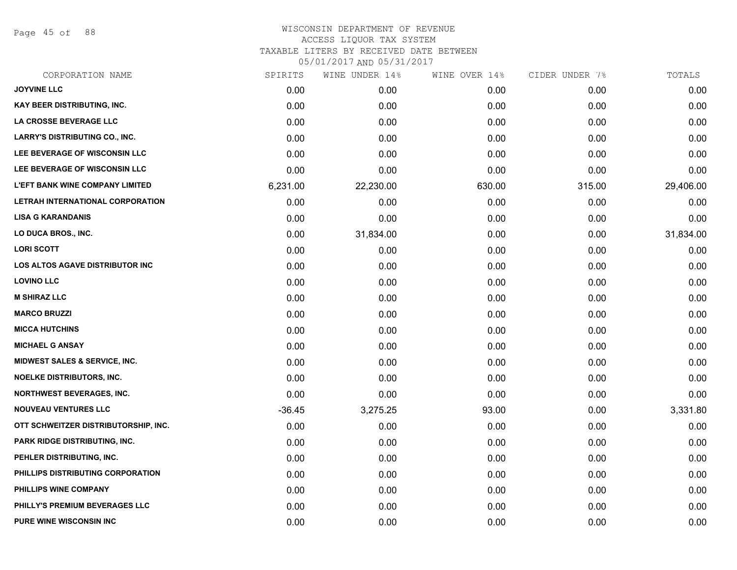# WISCONSIN DEPARTMENT OF REVENUE
## ACCESS LIQUOR TAX SYSTEM
### TAXABLE LITERS BY RECEIVED DATE BETWEEN 05/01/2017 AND 05/31/2017

| CORPORATION NAME | SPIRITS | WINE UNDER 14% | WINE OVER 14% | CIDER UNDER 7% | TOTALS |
|---|---|---|---|---|---|
| JOYVINE LLC | 0.00 | 0.00 | 0.00 | 0.00 | 0.00 |
| KAY BEER DISTRIBUTING, INC. | 0.00 | 0.00 | 0.00 | 0.00 | 0.00 |
| LA CROSSE BEVERAGE LLC | 0.00 | 0.00 | 0.00 | 0.00 | 0.00 |
| LARRY'S DISTRIBUTING CO., INC. | 0.00 | 0.00 | 0.00 | 0.00 | 0.00 |
| LEE BEVERAGE OF WISCONSIN LLC | 0.00 | 0.00 | 0.00 | 0.00 | 0.00 |
| LEE BEVERAGE OF WISCONSIN LLC | 0.00 | 0.00 | 0.00 | 0.00 | 0.00 |
| L'EFT BANK WINE COMPANY LIMITED | 6,231.00 | 22,230.00 | 630.00 | 315.00 | 29,406.00 |
| LETRAH INTERNATIONAL CORPORATION | 0.00 | 0.00 | 0.00 | 0.00 | 0.00 |
| LISA G KARANDANIS | 0.00 | 0.00 | 0.00 | 0.00 | 0.00 |
| LO DUCA BROS., INC. | 0.00 | 31,834.00 | 0.00 | 0.00 | 31,834.00 |
| LORI SCOTT | 0.00 | 0.00 | 0.00 | 0.00 | 0.00 |
| LOS ALTOS AGAVE DISTRIBUTOR INC | 0.00 | 0.00 | 0.00 | 0.00 | 0.00 |
| LOVINO LLC | 0.00 | 0.00 | 0.00 | 0.00 | 0.00 |
| M SHIRAZ LLC | 0.00 | 0.00 | 0.00 | 0.00 | 0.00 |
| MARCO BRUZZI | 0.00 | 0.00 | 0.00 | 0.00 | 0.00 |
| MICCA HUTCHINS | 0.00 | 0.00 | 0.00 | 0.00 | 0.00 |
| MICHAEL G ANSAY | 0.00 | 0.00 | 0.00 | 0.00 | 0.00 |
| MIDWEST SALES & SERVICE, INC. | 0.00 | 0.00 | 0.00 | 0.00 | 0.00 |
| NOELKE DISTRIBUTORS, INC. | 0.00 | 0.00 | 0.00 | 0.00 | 0.00 |
| NORTHWEST BEVERAGES, INC. | 0.00 | 0.00 | 0.00 | 0.00 | 0.00 |
| NOUVEAU VENTURES LLC | -36.45 | 3,275.25 | 93.00 | 0.00 | 3,331.80 |
| OTT SCHWEITZER DISTRIBUTORSHIP, INC. | 0.00 | 0.00 | 0.00 | 0.00 | 0.00 |
| PARK RIDGE DISTRIBUTING, INC. | 0.00 | 0.00 | 0.00 | 0.00 | 0.00 |
| PEHLER DISTRIBUTING, INC. | 0.00 | 0.00 | 0.00 | 0.00 | 0.00 |
| PHILLIPS DISTRIBUTING CORPORATION | 0.00 | 0.00 | 0.00 | 0.00 | 0.00 |
| PHILLIPS WINE COMPANY | 0.00 | 0.00 | 0.00 | 0.00 | 0.00 |
| PHILLY'S PREMIUM BEVERAGES LLC | 0.00 | 0.00 | 0.00 | 0.00 | 0.00 |
| PURE WINE WISCONSIN INC | 0.00 | 0.00 | 0.00 | 0.00 | 0.00 |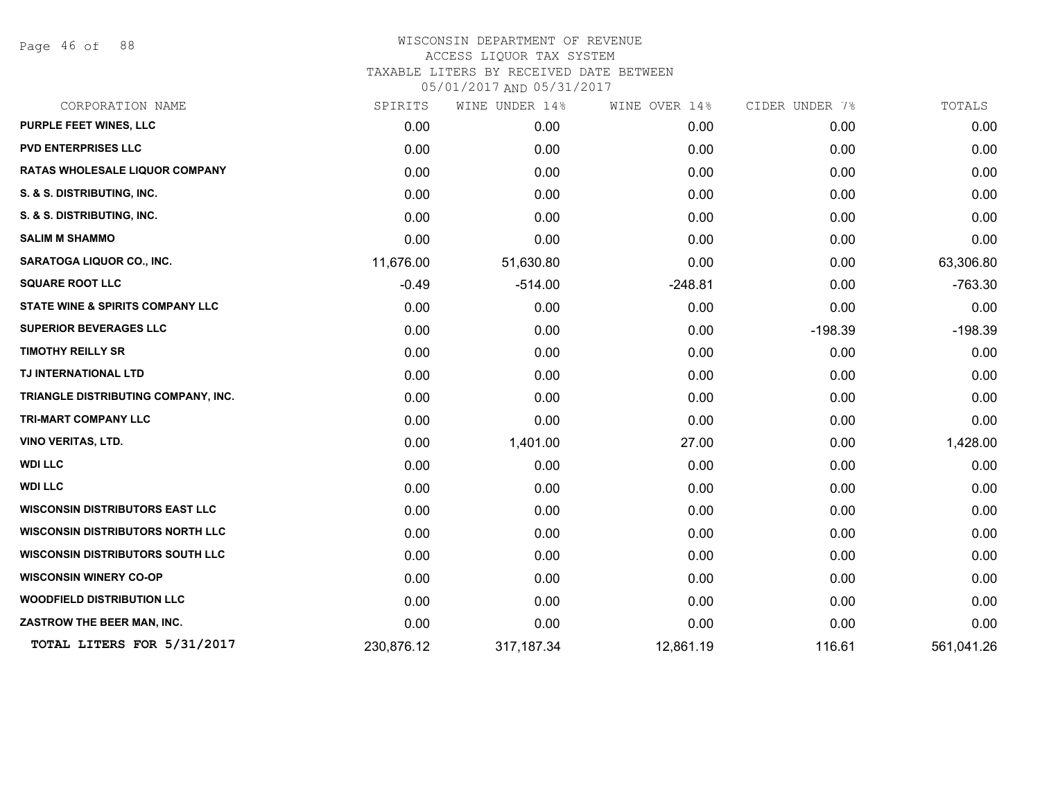# WISCONSIN DEPARTMENT OF REVENUE

ACCESS LIQUOR TAX SYSTEM

TAXABLE LITERS BY RECEIVED DATE BETWEEN

05/01/2017 AND 05/31/2017

| CORPORATION NAME | SPIRITS | WINE UNDER 14% | WINE OVER 14% | CIDER UNDER 7% | TOTALS |
|---|---|---|---|---|---|
| PURPLE FEET WINES, LLC | 0.00 | 0.00 | 0.00 | 0.00 | 0.00 |
| PVD ENTERPRISES LLC | 0.00 | 0.00 | 0.00 | 0.00 | 0.00 |
| RATAS WHOLESALE LIQUOR COMPANY | 0.00 | 0.00 | 0.00 | 0.00 | 0.00 |
| S. & S. DISTRIBUTING, INC. | 0.00 | 0.00 | 0.00 | 0.00 | 0.00 |
| S. & S. DISTRIBUTING, INC. | 0.00 | 0.00 | 0.00 | 0.00 | 0.00 |
| SALIM M SHAMMO | 0.00 | 0.00 | 0.00 | 0.00 | 0.00 |
| SARATOGA LIQUOR CO., INC. | 11,676.00 | 51,630.80 | 0.00 | 0.00 | 63,306.80 |
| SQUARE ROOT LLC | -0.49 | -514.00 | -248.81 | 0.00 | -763.30 |
| STATE WINE & SPIRITS COMPANY LLC | 0.00 | 0.00 | 0.00 | 0.00 | 0.00 |
| SUPERIOR BEVERAGES LLC | 0.00 | 0.00 | 0.00 | -198.39 | -198.39 |
| TIMOTHY REILLY SR | 0.00 | 0.00 | 0.00 | 0.00 | 0.00 |
| TJ INTERNATIONAL LTD | 0.00 | 0.00 | 0.00 | 0.00 | 0.00 |
| TRIANGLE DISTRIBUTING COMPANY, INC. | 0.00 | 0.00 | 0.00 | 0.00 | 0.00 |
| TRI-MART COMPANY LLC | 0.00 | 0.00 | 0.00 | 0.00 | 0.00 |
| VINO VERITAS, LTD. | 0.00 | 1,401.00 | 27.00 | 0.00 | 1,428.00 |
| WDI LLC | 0.00 | 0.00 | 0.00 | 0.00 | 0.00 |
| WDI LLC | 0.00 | 0.00 | 0.00 | 0.00 | 0.00 |
| WISCONSIN DISTRIBUTORS EAST LLC | 0.00 | 0.00 | 0.00 | 0.00 | 0.00 |
| WISCONSIN DISTRIBUTORS NORTH LLC | 0.00 | 0.00 | 0.00 | 0.00 | 0.00 |
| WISCONSIN DISTRIBUTORS SOUTH LLC | 0.00 | 0.00 | 0.00 | 0.00 | 0.00 |
| WISCONSIN WINERY CO-OP | 0.00 | 0.00 | 0.00 | 0.00 | 0.00 |
| WOODFIELD DISTRIBUTION LLC | 0.00 | 0.00 | 0.00 | 0.00 | 0.00 |
| ZASTROW THE BEER MAN, INC. | 0.00 | 0.00 | 0.00 | 0.00 | 0.00 |
| **TOTAL LITERS FOR 5/31/2017** | 230,876.12 | 317,187.34 | 12,861.19 | 116.61 | 561,041.26 |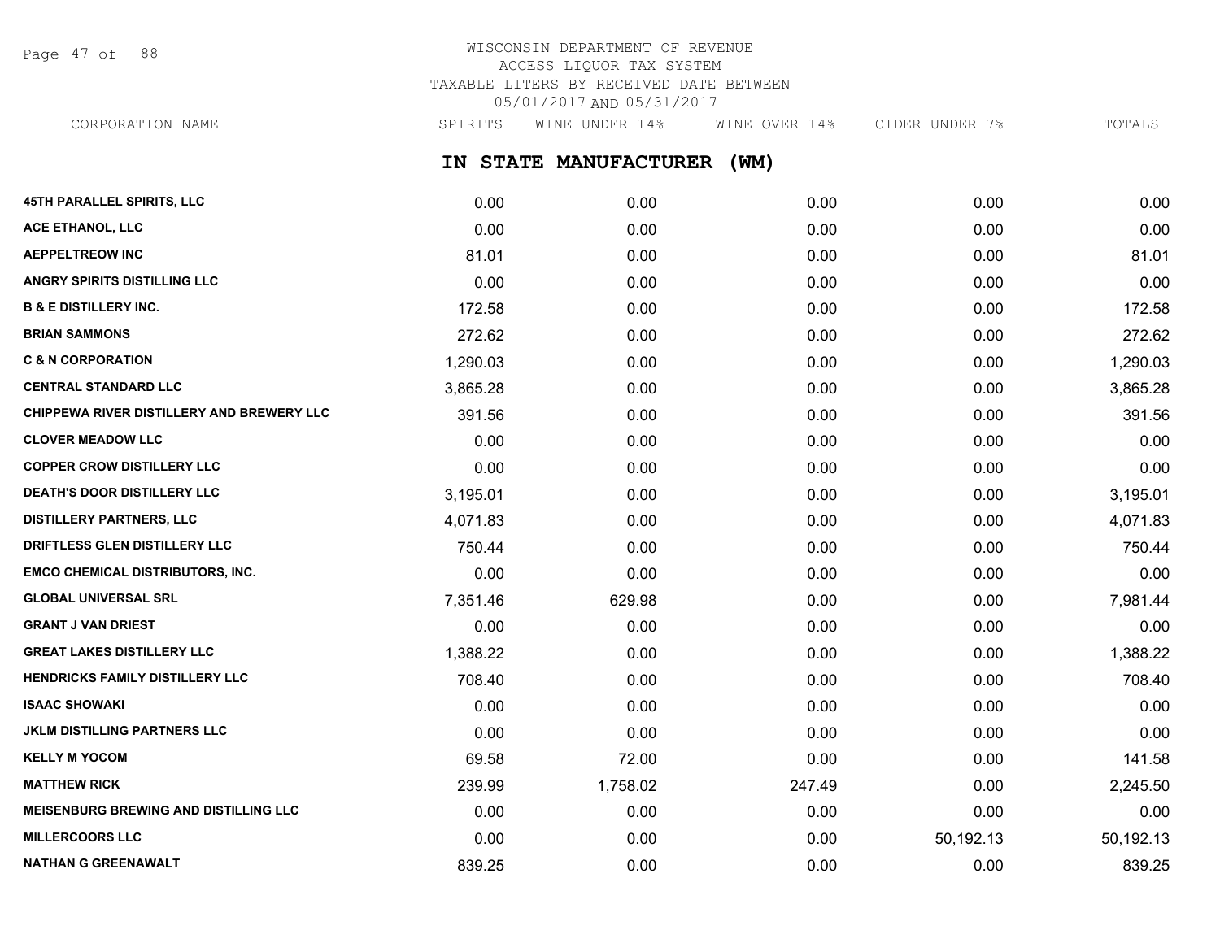# WISCONSIN DEPARTMENT OF REVENUE
## ACCESS LIQUOR TAX SYSTEM
## TAXABLE LITERS BY RECEIVED DATE BETWEEN 05/01/2017 AND 05/31/2017

## IN STATE MANUFACTURER (WM)

| CORPORATION NAME | SPIRITS | WINE UNDER 14% | WINE OVER 14% | CIDER UNDER 7% | TOTALS |
|---|---|---|---|---|---|
| 45TH PARALLEL SPIRITS, LLC | 0.00 | 0.00 | 0.00 | 0.00 | 0.00 |
| ACE ETHANOL, LLC | 0.00 | 0.00 | 0.00 | 0.00 | 0.00 |
| AEPPELTREOW INC | 81.01 | 0.00 | 0.00 | 0.00 | 81.01 |
| ANGRY SPIRITS DISTILLING LLC | 0.00 | 0.00 | 0.00 | 0.00 | 0.00 |
| B & E DISTILLERY INC. | 172.58 | 0.00 | 0.00 | 0.00 | 172.58 |
| BRIAN SAMMONS | 272.62 | 0.00 | 0.00 | 0.00 | 272.62 |
| C & N CORPORATION | 1,290.03 | 0.00 | 0.00 | 0.00 | 1,290.03 |
| CENTRAL STANDARD LLC | 3,865.28 | 0.00 | 0.00 | 0.00 | 3,865.28 |
| CHIPPEWA RIVER DISTILLERY AND BREWERY LLC | 391.56 | 0.00 | 0.00 | 0.00 | 391.56 |
| CLOVER MEADOW LLC | 0.00 | 0.00 | 0.00 | 0.00 | 0.00 |
| COPPER CROW DISTILLERY LLC | 0.00 | 0.00 | 0.00 | 0.00 | 0.00 |
| DEATH'S DOOR DISTILLERY LLC | 3,195.01 | 0.00 | 0.00 | 0.00 | 3,195.01 |
| DISTILLERY PARTNERS, LLC | 4,071.83 | 0.00 | 0.00 | 0.00 | 4,071.83 |
| DRIFTLESS GLEN DISTILLERY LLC | 750.44 | 0.00 | 0.00 | 0.00 | 750.44 |
| EMCO CHEMICAL DISTRIBUTORS, INC. | 0.00 | 0.00 | 0.00 | 0.00 | 0.00 |
| GLOBAL UNIVERSAL SRL | 7,351.46 | 629.98 | 0.00 | 0.00 | 7,981.44 |
| GRANT J VAN DRIEST | 0.00 | 0.00 | 0.00 | 0.00 | 0.00 |
| GREAT LAKES DISTILLERY LLC | 1,388.22 | 0.00 | 0.00 | 0.00 | 1,388.22 |
| HENDRICKS FAMILY DISTILLERY LLC | 708.40 | 0.00 | 0.00 | 0.00 | 708.40 |
| ISAAC SHOWAKI | 0.00 | 0.00 | 0.00 | 0.00 | 0.00 |
| JKLM DISTILLING PARTNERS LLC | 0.00 | 0.00 | 0.00 | 0.00 | 0.00 |
| KELLY M YOCOM | 69.58 | 72.00 | 0.00 | 0.00 | 141.58 |
| MATTHEW RICK | 239.99 | 1,758.02 | 247.49 | 0.00 | 2,245.50 |
| MEISENBURG BREWING AND DISTILLING LLC | 0.00 | 0.00 | 0.00 | 0.00 | 0.00 |
| MILLERCOORS LLC | 0.00 | 0.00 | 0.00 | 50,192.13 | 50,192.13 |
| NATHAN G GREENAWALT | 839.25 | 0.00 | 0.00 | 0.00 | 839.25 |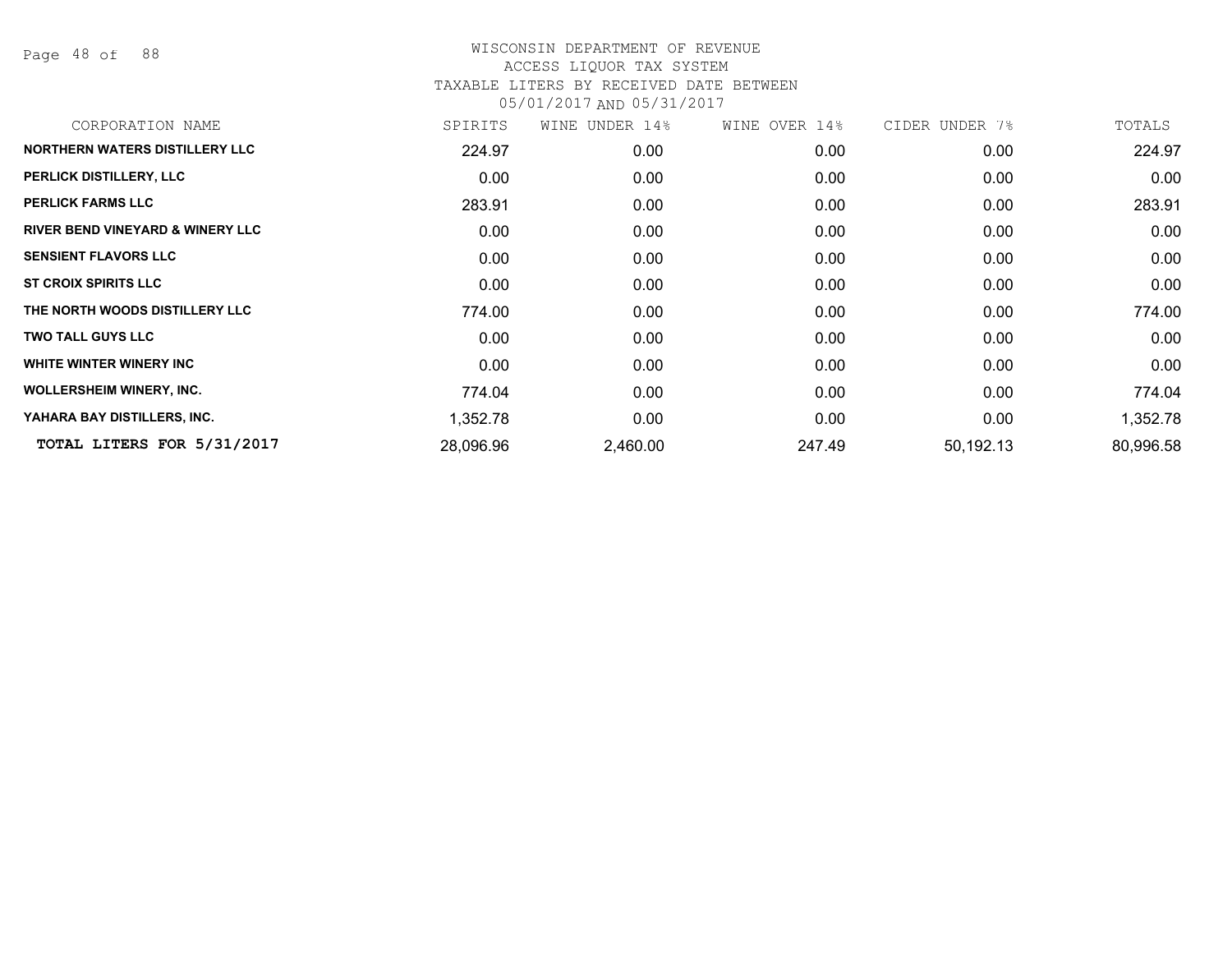WISCONSIN DEPARTMENT OF REVENUE
ACCESS LIQUOR TAX SYSTEM
TAXABLE LITERS BY RECEIVED DATE BETWEEN
05/01/2017 AND 05/31/2017

| CORPORATION NAME | SPIRITS | WINE UNDER 14% | WINE OVER 14% | CIDER UNDER 7% | TOTALS |
|---|---|---|---|---|---|
| **NORTHERN WATERS DISTILLERY LLC** | 224.97 | 0.00 | 0.00 | 0.00 | 224.97 |
| **PERLICK DISTILLERY, LLC** | 0.00 | 0.00 | 0.00 | 0.00 | 0.00 |
| **PERLICK FARMS LLC** | 283.91 | 0.00 | 0.00 | 0.00 | 283.91 |
| **RIVER BEND VINEYARD & WINERY LLC** | 0.00 | 0.00 | 0.00 | 0.00 | 0.00 |
| **SENSIENT FLAVORS LLC** | 0.00 | 0.00 | 0.00 | 0.00 | 0.00 |
| **ST CROIX SPIRITS LLC** | 0.00 | 0.00 | 0.00 | 0.00 | 0.00 |
| **THE NORTH WOODS DISTILLERY LLC** | 774.00 | 0.00 | 0.00 | 0.00 | 774.00 |
| **TWO TALL GUYS LLC** | 0.00 | 0.00 | 0.00 | 0.00 | 0.00 |
| **WHITE WINTER WINERY INC** | 0.00 | 0.00 | 0.00 | 0.00 | 0.00 |
| **WOLLERSHEIM WINERY, INC.** | 774.04 | 0.00 | 0.00 | 0.00 | 774.04 |
| **YAHARA BAY DISTILLERS, INC.** | 1,352.78 | 0.00 | 0.00 | 0.00 | 1,352.78 |
| **TOTAL LITERS FOR 5/31/2017** | 28,096.96 | 2,460.00 | 247.49 | 50,192.13 | 80,996.58 |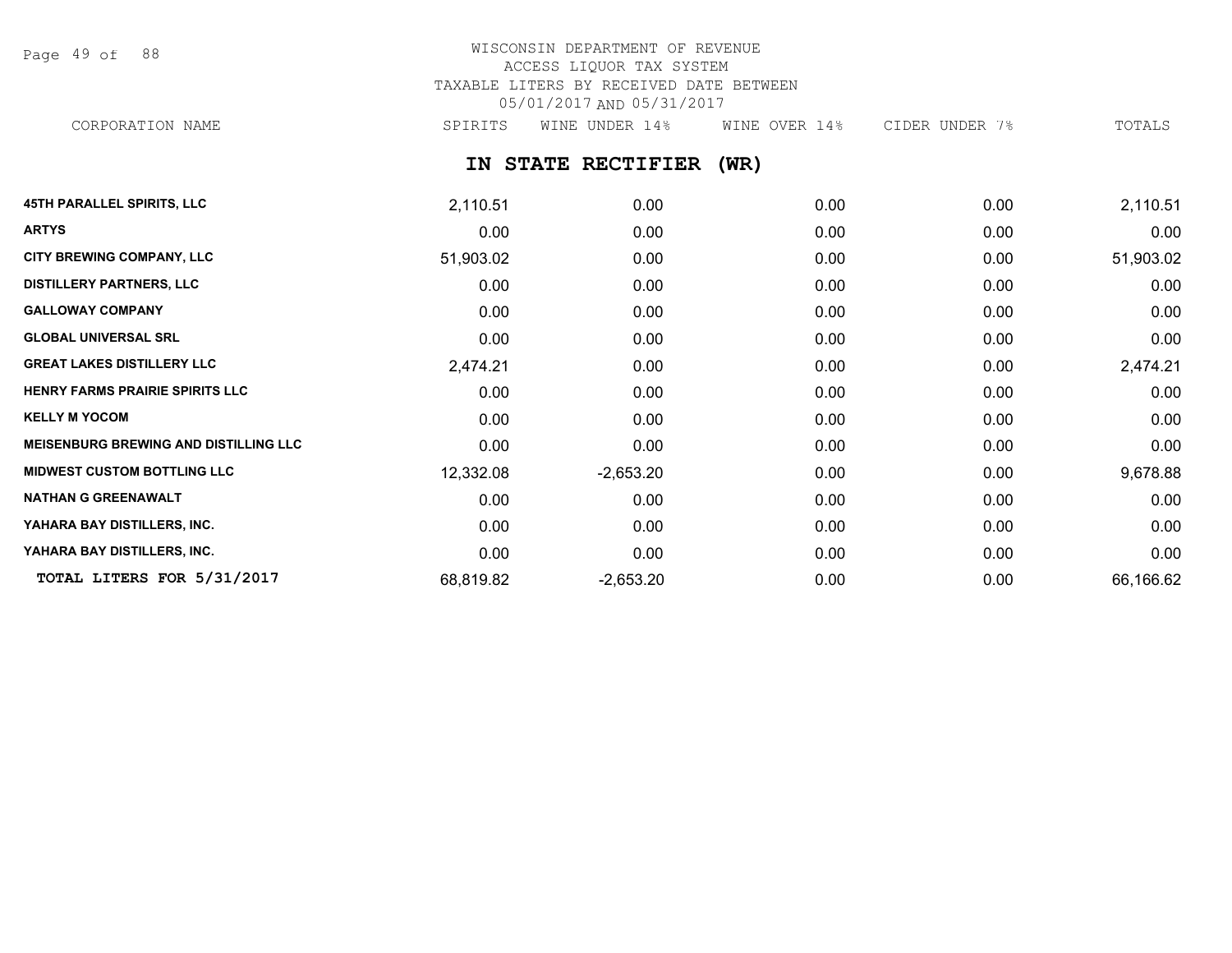WISCONSIN DEPARTMENT OF REVENUE
ACCESS LIQUOR TAX SYSTEM
TAXABLE LITERS BY RECEIVED DATE BETWEEN
05/01/2017 AND 05/31/2017

## IN STATE RECTIFIER (WR)

| CORPORATION NAME | SPIRITS | WINE UNDER 14% | WINE OVER 14% | CIDER UNDER 7% | TOTALS |
|---|---|---|---|---|---|
| **45TH PARALLEL SPIRITS, LLC** | 2,110.51 | 0.00 | 0.00 | 0.00 | 2,110.51 |
| **ARTYS** | 0.00 | 0.00 | 0.00 | 0.00 | 0.00 |
| **CITY BREWING COMPANY, LLC** | 51,903.02 | 0.00 | 0.00 | 0.00 | 51,903.02 |
| **DISTILLERY PARTNERS, LLC** | 0.00 | 0.00 | 0.00 | 0.00 | 0.00 |
| **GALLOWAY COMPANY** | 0.00 | 0.00 | 0.00 | 0.00 | 0.00 |
| **GLOBAL UNIVERSAL SRL** | 0.00 | 0.00 | 0.00 | 0.00 | 0.00 |
| **GREAT LAKES DISTILLERY LLC** | 2,474.21 | 0.00 | 0.00 | 0.00 | 2,474.21 |
| **HENRY FARMS PRAIRIE SPIRITS LLC** | 0.00 | 0.00 | 0.00 | 0.00 | 0.00 |
| **KELLY M YOCOM** | 0.00 | 0.00 | 0.00 | 0.00 | 0.00 |
| **MEISENBURG BREWING AND DISTILLING LLC** | 0.00 | 0.00 | 0.00 | 0.00 | 0.00 |
| **MIDWEST CUSTOM BOTTLING LLC** | 12,332.08 | -2,653.20 | 0.00 | 0.00 | 9,678.88 |
| **NATHAN G GREENAWALT** | 0.00 | 0.00 | 0.00 | 0.00 | 0.00 |
| **YAHARA BAY DISTILLERS, INC.** | 0.00 | 0.00 | 0.00 | 0.00 | 0.00 |
| **YAHARA BAY DISTILLERS, INC.** | 0.00 | 0.00 | 0.00 | 0.00 | 0.00 |
| **TOTAL LITERS FOR 5/31/2017** | 68,819.82 | -2,653.20 | 0.00 | 0.00 | 66,166.62 |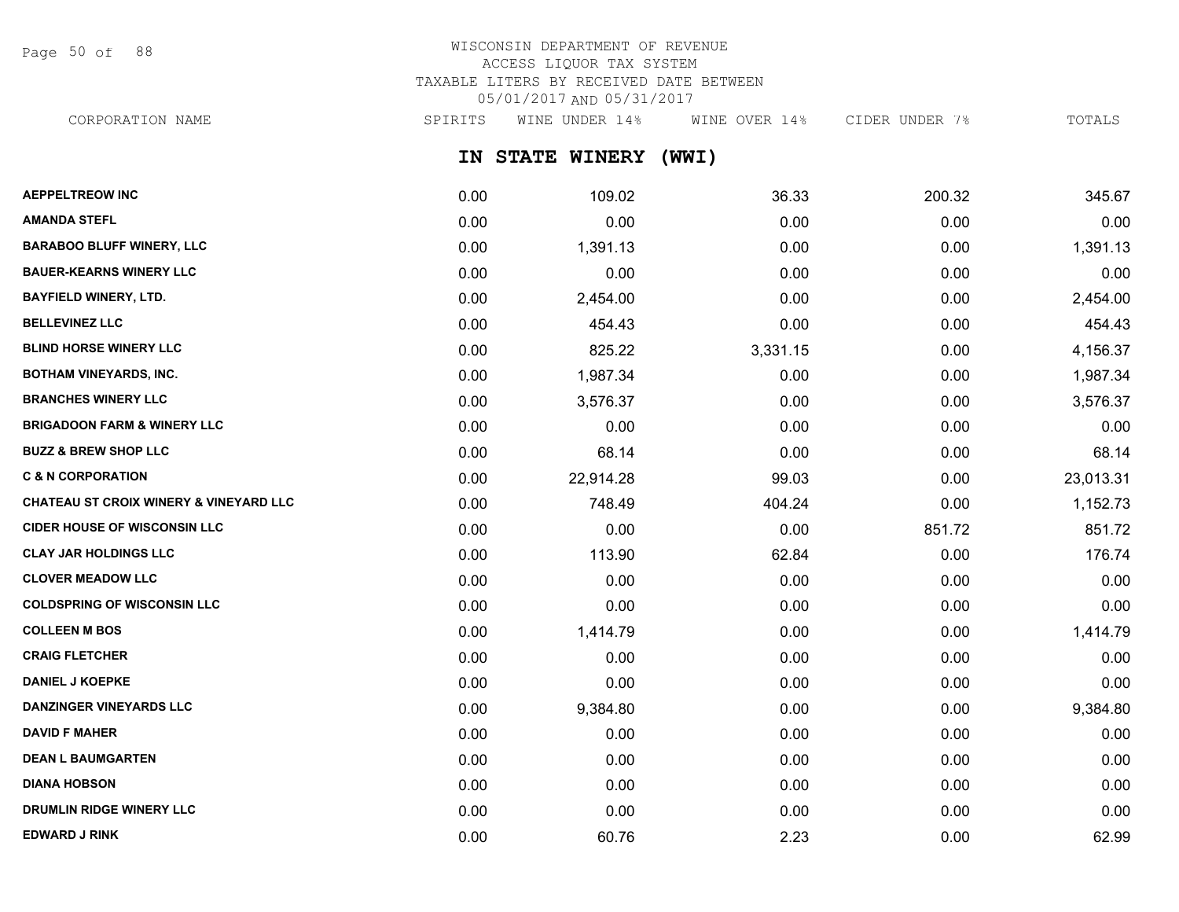WISCONSIN DEPARTMENT OF REVENUE
ACCESS LIQUOR TAX SYSTEM
TAXABLE LITERS BY RECEIVED DATE BETWEEN
05/01/2017 AND 05/31/2017

## IN STATE WINERY (WWI)

| CORPORATION NAME | SPIRITS | WINE UNDER 14% | WINE OVER 14% | CIDER UNDER 7% | TOTALS |
|---|---|---|---|---|---|
| AEPPELTREOW INC | 0.00 | 109.02 | 36.33 | 200.32 | 345.67 |
| AMANDA STEFL | 0.00 | 0.00 | 0.00 | 0.00 | 0.00 |
| BARABOO BLUFF WINERY, LLC | 0.00 | 1,391.13 | 0.00 | 0.00 | 1,391.13 |
| BAUER-KEARNS WINERY LLC | 0.00 | 0.00 | 0.00 | 0.00 | 0.00 |
| BAYFIELD WINERY, LTD. | 0.00 | 2,454.00 | 0.00 | 0.00 | 2,454.00 |
| BELLEVINEZ LLC | 0.00 | 454.43 | 0.00 | 0.00 | 454.43 |
| BLIND HORSE WINERY LLC | 0.00 | 825.22 | 3,331.15 | 0.00 | 4,156.37 |
| BOTHAM VINEYARDS, INC. | 0.00 | 1,987.34 | 0.00 | 0.00 | 1,987.34 |
| BRANCHES WINERY LLC | 0.00 | 3,576.37 | 0.00 | 0.00 | 3,576.37 |
| BRIGADOON FARM & WINERY LLC | 0.00 | 0.00 | 0.00 | 0.00 | 0.00 |
| BUZZ & BREW SHOP LLC | 0.00 | 68.14 | 0.00 | 0.00 | 68.14 |
| C & N CORPORATION | 0.00 | 22,914.28 | 99.03 | 0.00 | 23,013.31 |
| CHATEAU ST CROIX WINERY & VINEYARD LLC | 0.00 | 748.49 | 404.24 | 0.00 | 1,152.73 |
| CIDER HOUSE OF WISCONSIN LLC | 0.00 | 0.00 | 0.00 | 851.72 | 851.72 |
| CLAY JAR HOLDINGS LLC | 0.00 | 113.90 | 62.84 | 0.00 | 176.74 |
| CLOVER MEADOW LLC | 0.00 | 0.00 | 0.00 | 0.00 | 0.00 |
| COLDSPRING OF WISCONSIN LLC | 0.00 | 0.00 | 0.00 | 0.00 | 0.00 |
| COLLEEN M BOS | 0.00 | 1,414.79 | 0.00 | 0.00 | 1,414.79 |
| CRAIG FLETCHER | 0.00 | 0.00 | 0.00 | 0.00 | 0.00 |
| DANIEL J KOEPKE | 0.00 | 0.00 | 0.00 | 0.00 | 0.00 |
| DANZINGER VINEYARDS LLC | 0.00 | 9,384.80 | 0.00 | 0.00 | 9,384.80 |
| DAVID F MAHER | 0.00 | 0.00 | 0.00 | 0.00 | 0.00 |
| DEAN L BAUMGARTEN | 0.00 | 0.00 | 0.00 | 0.00 | 0.00 |
| DIANA HOBSON | 0.00 | 0.00 | 0.00 | 0.00 | 0.00 |
| DRUMLIN RIDGE WINERY LLC | 0.00 | 0.00 | 0.00 | 0.00 | 0.00 |
| EDWARD J RINK | 0.00 | 60.76 | 2.23 | 0.00 | 62.99 |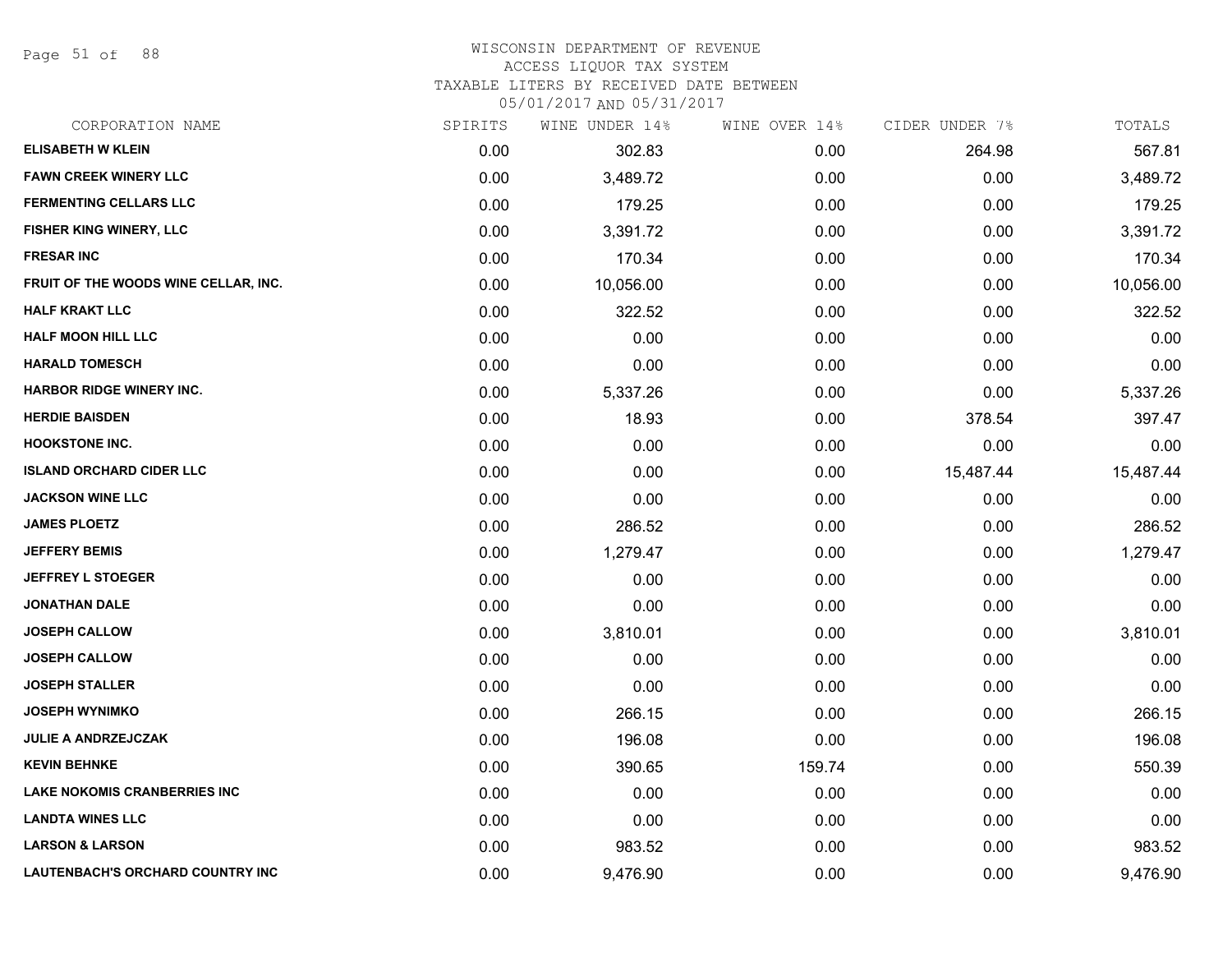WISCONSIN DEPARTMENT OF REVENUE
ACCESS LIQUOR TAX SYSTEM
TAXABLE LITERS BY RECEIVED DATE BETWEEN
05/01/2017 AND 05/31/2017

| CORPORATION NAME | SPIRITS | WINE UNDER 14% | WINE OVER 14% | CIDER UNDER 7% | TOTALS |
|---|---|---|---|---|---|
| **ELISABETH W KLEIN** | 0.00 | 302.83 | 0.00 | 264.98 | 567.81 |
| **FAWN CREEK WINERY LLC** | 0.00 | 3,489.72 | 0.00 | 0.00 | 3,489.72 |
| **FERMENTING CELLARS LLC** | 0.00 | 179.25 | 0.00 | 0.00 | 179.25 |
| **FISHER KING WINERY, LLC** | 0.00 | 3,391.72 | 0.00 | 0.00 | 3,391.72 |
| **FRESAR INC** | 0.00 | 170.34 | 0.00 | 0.00 | 170.34 |
| **FRUIT OF THE WOODS WINE CELLAR, INC.** | 0.00 | 10,056.00 | 0.00 | 0.00 | 10,056.00 |
| **HALF KRAKT LLC** | 0.00 | 322.52 | 0.00 | 0.00 | 322.52 |
| **HALF MOON HILL LLC** | 0.00 | 0.00 | 0.00 | 0.00 | 0.00 |
| **HARALD TOMESCH** | 0.00 | 0.00 | 0.00 | 0.00 | 0.00 |
| **HARBOR RIDGE WINERY INC.** | 0.00 | 5,337.26 | 0.00 | 0.00 | 5,337.26 |
| **HERDIE BAISDEN** | 0.00 | 18.93 | 0.00 | 378.54 | 397.47 |
| **HOOKSTONE INC.** | 0.00 | 0.00 | 0.00 | 0.00 | 0.00 |
| **ISLAND ORCHARD CIDER LLC** | 0.00 | 0.00 | 0.00 | 15,487.44 | 15,487.44 |
| **JACKSON WINE LLC** | 0.00 | 0.00 | 0.00 | 0.00 | 0.00 |
| **JAMES PLOETZ** | 0.00 | 286.52 | 0.00 | 0.00 | 286.52 |
| **JEFFERY BEMIS** | 0.00 | 1,279.47 | 0.00 | 0.00 | 1,279.47 |
| **JEFFREY L STOEGER** | 0.00 | 0.00 | 0.00 | 0.00 | 0.00 |
| **JONATHAN DALE** | 0.00 | 0.00 | 0.00 | 0.00 | 0.00 |
| **JOSEPH CALLOW** | 0.00 | 3,810.01 | 0.00 | 0.00 | 3,810.01 |
| **JOSEPH CALLOW** | 0.00 | 0.00 | 0.00 | 0.00 | 0.00 |
| **JOSEPH STALLER** | 0.00 | 0.00 | 0.00 | 0.00 | 0.00 |
| **JOSEPH WYNIMKO** | 0.00 | 266.15 | 0.00 | 0.00 | 266.15 |
| **JULIE A ANDRZEJCZAK** | 0.00 | 196.08 | 0.00 | 0.00 | 196.08 |
| **KEVIN BEHNKE** | 0.00 | 390.65 | 159.74 | 0.00 | 550.39 |
| **LAKE NOKOMIS CRANBERRIES INC** | 0.00 | 0.00 | 0.00 | 0.00 | 0.00 |
| **LANDTA WINES LLC** | 0.00 | 0.00 | 0.00 | 0.00 | 0.00 |
| **LARSON & LARSON** | 0.00 | 983.52 | 0.00 | 0.00 | 983.52 |
| **LAUTENBACH'S ORCHARD COUNTRY INC** | 0.00 | 9,476.90 | 0.00 | 0.00 | 9,476.90 |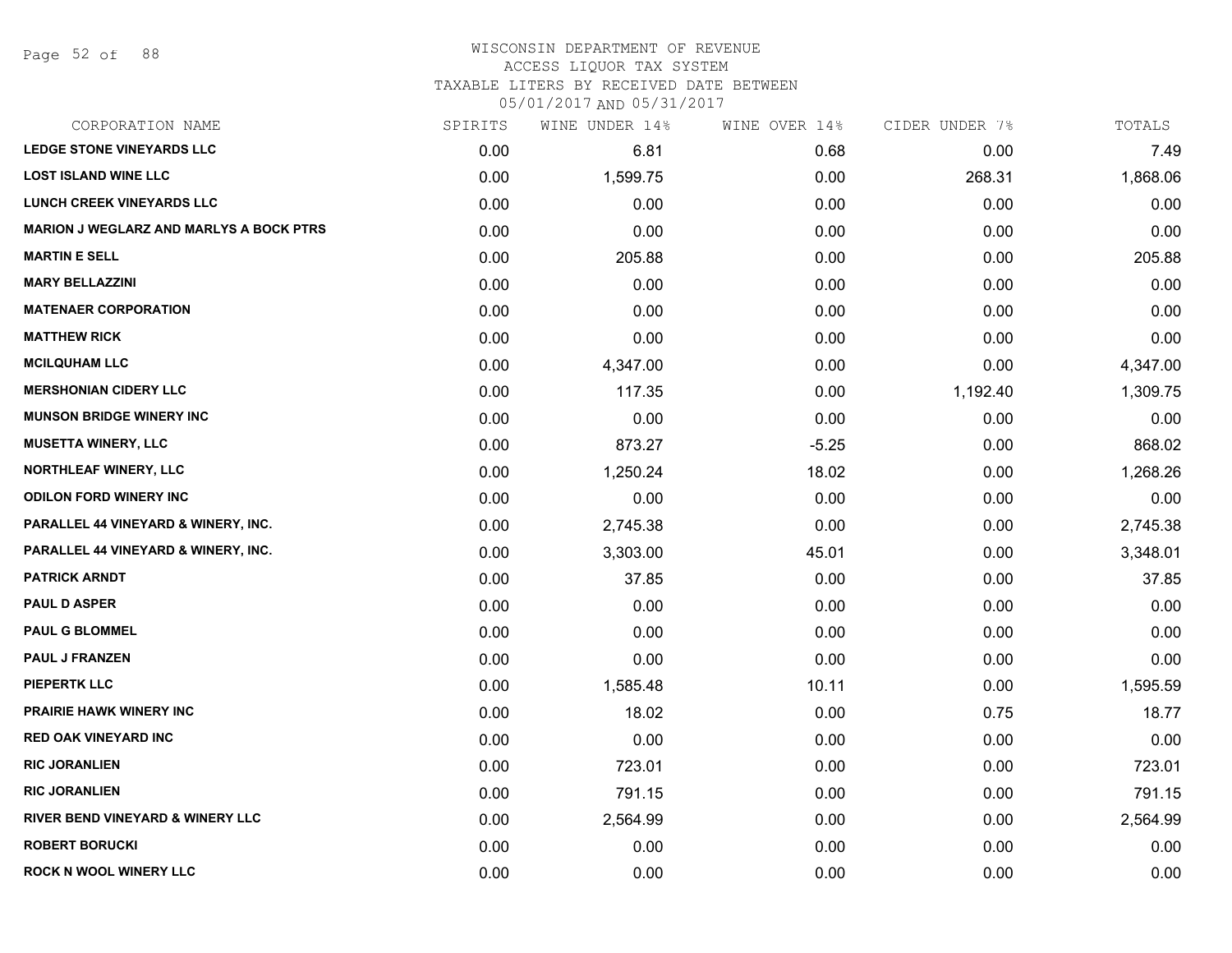WISCONSIN DEPARTMENT OF REVENUE
ACCESS LIQUOR TAX SYSTEM
TAXABLE LITERS BY RECEIVED DATE BETWEEN
05/01/2017 AND 05/31/2017

| CORPORATION NAME | SPIRITS | WINE UNDER 14% | WINE OVER 14% | CIDER UNDER 7% | TOTALS |
|---|---|---|---|---|---|
| LEDGE STONE VINEYARDS LLC | 0.00 | 6.81 | 0.68 | 0.00 | 7.49 |
| LOST ISLAND WINE LLC | 0.00 | 1,599.75 | 0.00 | 268.31 | 1,868.06 |
| LUNCH CREEK VINEYARDS LLC | 0.00 | 0.00 | 0.00 | 0.00 | 0.00 |
| MARION J WEGLARZ AND MARLYS A BOCK PTRS | 0.00 | 0.00 | 0.00 | 0.00 | 0.00 |
| MARTIN E SELL | 0.00 | 205.88 | 0.00 | 0.00 | 205.88 |
| MARY BELLAZZINI | 0.00 | 0.00 | 0.00 | 0.00 | 0.00 |
| MATENAER CORPORATION | 0.00 | 0.00 | 0.00 | 0.00 | 0.00 |
| MATTHEW RICK | 0.00 | 0.00 | 0.00 | 0.00 | 0.00 |
| MCILQUHAM LLC | 0.00 | 4,347.00 | 0.00 | 0.00 | 4,347.00 |
| MERSHONIAN CIDERY LLC | 0.00 | 117.35 | 0.00 | 1,192.40 | 1,309.75 |
| MUNSON BRIDGE WINERY INC | 0.00 | 0.00 | 0.00 | 0.00 | 0.00 |
| MUSETTA WINERY, LLC | 0.00 | 873.27 | -5.25 | 0.00 | 868.02 |
| NORTHLEAF WINERY, LLC | 0.00 | 1,250.24 | 18.02 | 0.00 | 1,268.26 |
| ODILON FORD WINERY INC | 0.00 | 0.00 | 0.00 | 0.00 | 0.00 |
| PARALLEL 44 VINEYARD & WINERY, INC. | 0.00 | 2,745.38 | 0.00 | 0.00 | 2,745.38 |
| PARALLEL 44 VINEYARD & WINERY, INC. | 0.00 | 3,303.00 | 45.01 | 0.00 | 3,348.01 |
| PATRICK ARNDT | 0.00 | 37.85 | 0.00 | 0.00 | 37.85 |
| PAUL D ASPER | 0.00 | 0.00 | 0.00 | 0.00 | 0.00 |
| PAUL G BLOMMEL | 0.00 | 0.00 | 0.00 | 0.00 | 0.00 |
| PAUL J FRANZEN | 0.00 | 0.00 | 0.00 | 0.00 | 0.00 |
| PIEPERTK LLC | 0.00 | 1,585.48 | 10.11 | 0.00 | 1,595.59 |
| PRAIRIE HAWK WINERY INC | 0.00 | 18.02 | 0.00 | 0.75 | 18.77 |
| RED OAK VINEYARD INC | 0.00 | 0.00 | 0.00 | 0.00 | 0.00 |
| RIC JORANLIEN | 0.00 | 723.01 | 0.00 | 0.00 | 723.01 |
| RIC JORANLIEN | 0.00 | 791.15 | 0.00 | 0.00 | 791.15 |
| RIVER BEND VINEYARD & WINERY LLC | 0.00 | 2,564.99 | 0.00 | 0.00 | 2,564.99 |
| ROBERT BORUCKI | 0.00 | 0.00 | 0.00 | 0.00 | 0.00 |
| ROCK N WOOL WINERY LLC | 0.00 | 0.00 | 0.00 | 0.00 | 0.00 |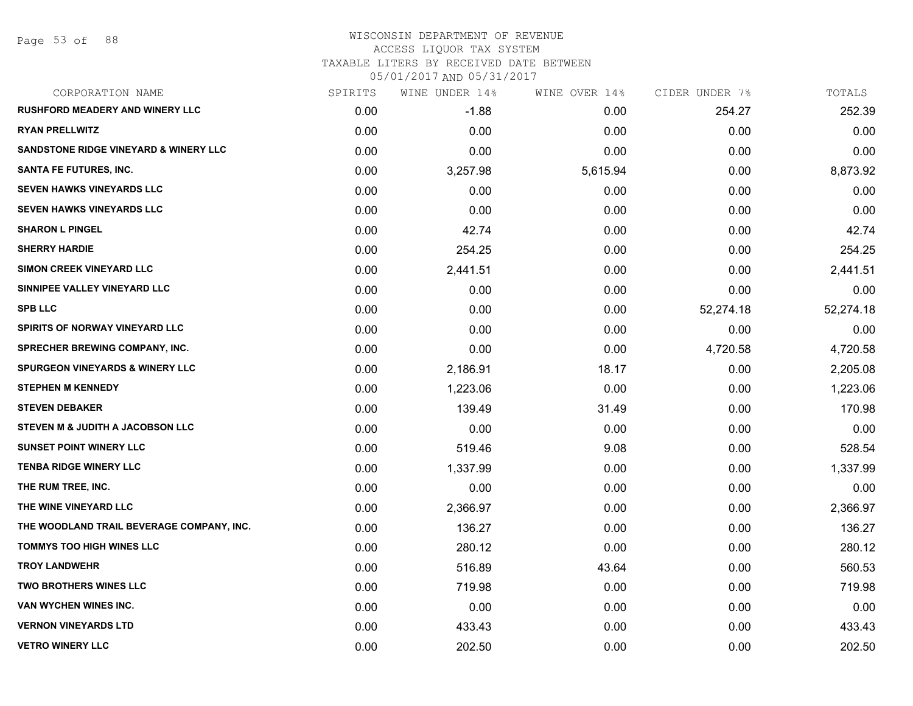WISCONSIN DEPARTMENT OF REVENUE
ACCESS LIQUOR TAX SYSTEM
TAXABLE LITERS BY RECEIVED DATE BETWEEN
05/01/2017 AND 05/31/2017

| CORPORATION NAME | SPIRITS | WINE UNDER 14% | WINE OVER 14% | CIDER UNDER 7% | TOTALS |
|---|---|---|---|---|---|
| RUSHFORD MEADERY AND WINERY LLC | 0.00 | -1.88 | 0.00 | 254.27 | 252.39 |
| RYAN PRELLWITZ | 0.00 | 0.00 | 0.00 | 0.00 | 0.00 |
| SANDSTONE RIDGE VINEYARD & WINERY LLC | 0.00 | 0.00 | 0.00 | 0.00 | 0.00 |
| SANTA FE FUTURES, INC. | 0.00 | 3,257.98 | 5,615.94 | 0.00 | 8,873.92 |
| SEVEN HAWKS VINEYARDS LLC | 0.00 | 0.00 | 0.00 | 0.00 | 0.00 |
| SEVEN HAWKS VINEYARDS LLC | 0.00 | 0.00 | 0.00 | 0.00 | 0.00 |
| SHARON L PINGEL | 0.00 | 42.74 | 0.00 | 0.00 | 42.74 |
| SHERRY HARDIE | 0.00 | 254.25 | 0.00 | 0.00 | 254.25 |
| SIMON CREEK VINEYARD LLC | 0.00 | 2,441.51 | 0.00 | 0.00 | 2,441.51 |
| SINNIPEE VALLEY VINEYARD LLC | 0.00 | 0.00 | 0.00 | 0.00 | 0.00 |
| SPB LLC | 0.00 | 0.00 | 0.00 | 52,274.18 | 52,274.18 |
| SPIRITS OF NORWAY VINEYARD LLC | 0.00 | 0.00 | 0.00 | 0.00 | 0.00 |
| SPRECHER BREWING COMPANY, INC. | 0.00 | 0.00 | 0.00 | 4,720.58 | 4,720.58 |
| SPURGEON VINEYARDS & WINERY LLC | 0.00 | 2,186.91 | 18.17 | 0.00 | 2,205.08 |
| STEPHEN M KENNEDY | 0.00 | 1,223.06 | 0.00 | 0.00 | 1,223.06 |
| STEVEN DEBAKER | 0.00 | 139.49 | 31.49 | 0.00 | 170.98 |
| STEVEN M & JUDITH A JACOBSON LLC | 0.00 | 0.00 | 0.00 | 0.00 | 0.00 |
| SUNSET POINT WINERY LLC | 0.00 | 519.46 | 9.08 | 0.00 | 528.54 |
| TENBA RIDGE WINERY LLC | 0.00 | 1,337.99 | 0.00 | 0.00 | 1,337.99 |
| THE RUM TREE, INC. | 0.00 | 0.00 | 0.00 | 0.00 | 0.00 |
| THE WINE VINEYARD LLC | 0.00 | 2,366.97 | 0.00 | 0.00 | 2,366.97 |
| THE WOODLAND TRAIL BEVERAGE COMPANY, INC. | 0.00 | 136.27 | 0.00 | 0.00 | 136.27 |
| TOMMYS TOO HIGH WINES LLC | 0.00 | 280.12 | 0.00 | 0.00 | 280.12 |
| TROY LANDWEHR | 0.00 | 516.89 | 43.64 | 0.00 | 560.53 |
| TWO BROTHERS WINES LLC | 0.00 | 719.98 | 0.00 | 0.00 | 719.98 |
| VAN WYCHEN WINES INC. | 0.00 | 0.00 | 0.00 | 0.00 | 0.00 |
| VERNON VINEYARDS LTD | 0.00 | 433.43 | 0.00 | 0.00 | 433.43 |
| VETRO WINERY LLC | 0.00 | 202.50 | 0.00 | 0.00 | 202.50 |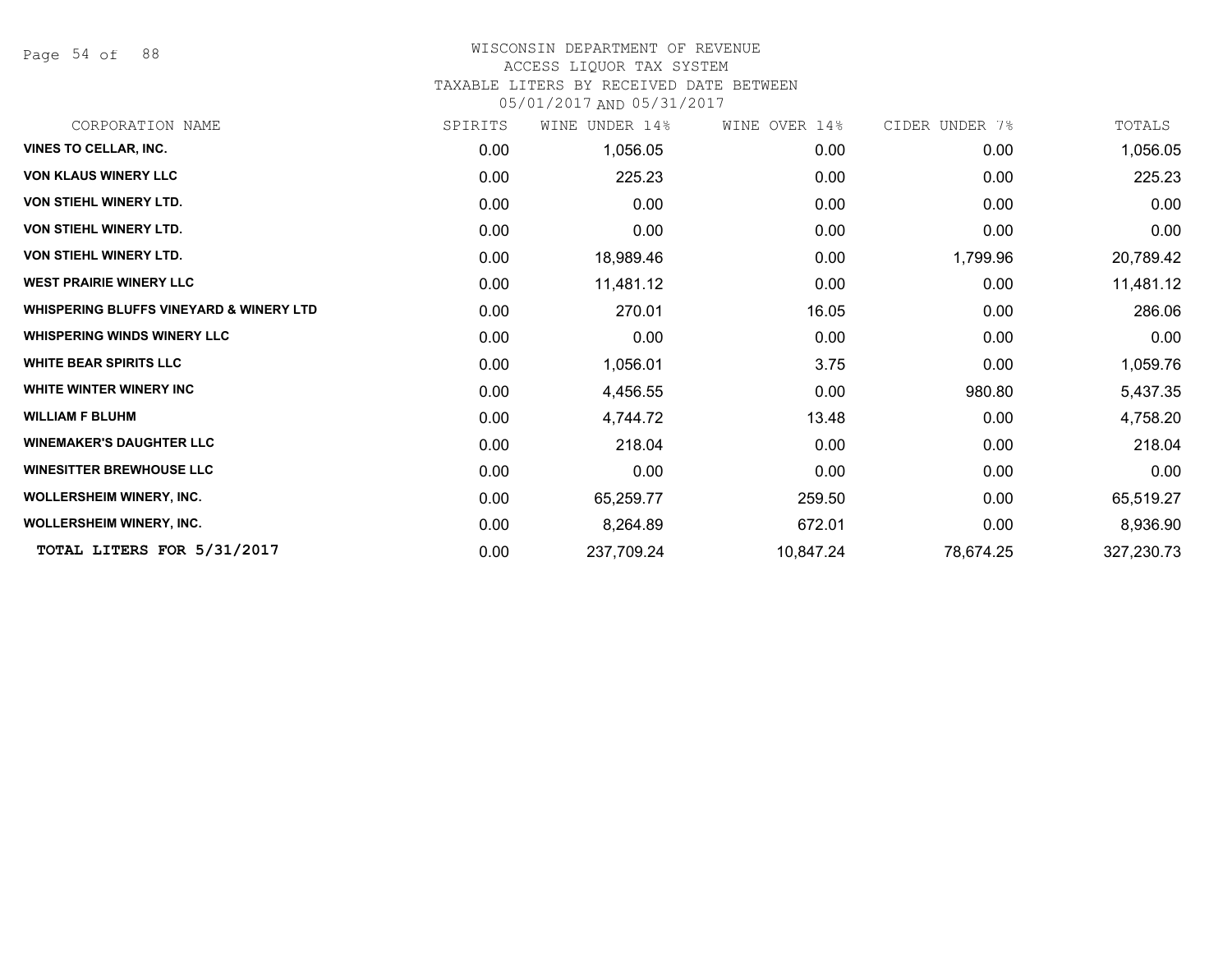WISCONSIN DEPARTMENT OF REVENUE
ACCESS LIQUOR TAX SYSTEM
TAXABLE LITERS BY RECEIVED DATE BETWEEN
05/01/2017 AND 05/31/2017

| CORPORATION NAME | SPIRITS | WINE UNDER 14% | WINE OVER 14% | CIDER UNDER 7% | TOTALS |
|---|---|---|---|---|---|
| **VINES TO CELLAR, INC.** | 0.00 | 1,056.05 | 0.00 | 0.00 | 1,056.05 |
| **VON KLAUS WINERY LLC** | 0.00 | 225.23 | 0.00 | 0.00 | 225.23 |
| **VON STIEHL WINERY LTD.** | 0.00 | 0.00 | 0.00 | 0.00 | 0.00 |
| **VON STIEHL WINERY LTD.** | 0.00 | 0.00 | 0.00 | 0.00 | 0.00 |
| **VON STIEHL WINERY LTD.** | 0.00 | 18,989.46 | 0.00 | 1,799.96 | 20,789.42 |
| **WEST PRAIRIE WINERY LLC** | 0.00 | 11,481.12 | 0.00 | 0.00 | 11,481.12 |
| **WHISPERING BLUFFS VINEYARD & WINERY LTD** | 0.00 | 270.01 | 16.05 | 0.00 | 286.06 |
| **WHISPERING WINDS WINERY LLC** | 0.00 | 0.00 | 0.00 | 0.00 | 0.00 |
| **WHITE BEAR SPIRITS LLC** | 0.00 | 1,056.01 | 3.75 | 0.00 | 1,059.76 |
| **WHITE WINTER WINERY INC** | 0.00 | 4,456.55 | 0.00 | 980.80 | 5,437.35 |
| **WILLIAM F BLUHM** | 0.00 | 4,744.72 | 13.48 | 0.00 | 4,758.20 |
| **WINEMAKER'S DAUGHTER LLC** | 0.00 | 218.04 | 0.00 | 0.00 | 218.04 |
| **WINESITTER BREWHOUSE LLC** | 0.00 | 0.00 | 0.00 | 0.00 | 0.00 |
| **WOLLERSHEIM WINERY, INC.** | 0.00 | 65,259.77 | 259.50 | 0.00 | 65,519.27 |
| **WOLLERSHEIM WINERY, INC.** | 0.00 | 8,264.89 | 672.01 | 0.00 | 8,936.90 |
| **TOTAL LITERS FOR 5/31/2017** | 0.00 | 237,709.24 | 10,847.24 | 78,674.25 | 327,230.73 |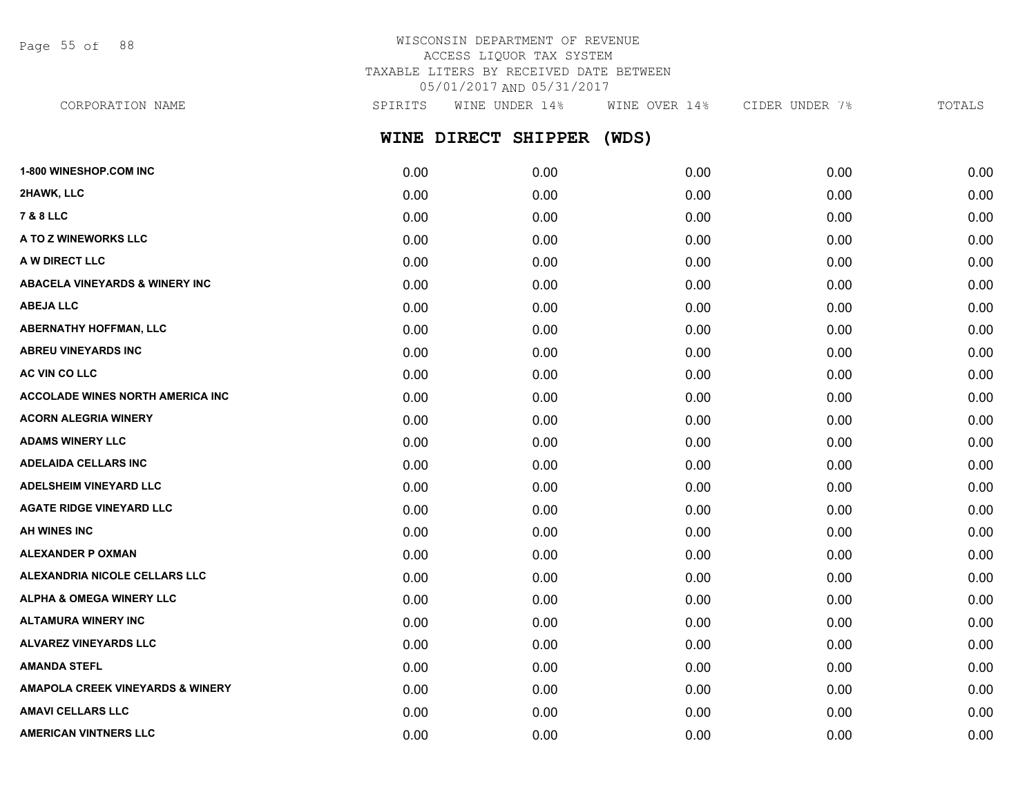WISCONSIN DEPARTMENT OF REVENUE
ACCESS LIQUOR TAX SYSTEM
TAXABLE LITERS BY RECEIVED DATE BETWEEN
05/01/2017 AND 05/31/2017

## WINE DIRECT SHIPPER (WDS)

| CORPORATION NAME | SPIRITS | WINE UNDER 14% | WINE OVER 14% | CIDER UNDER 7% | TOTALS |
|---|---|---|---|---|---|
| 1-800 WINESHOP.COM INC | 0.00 | 0.00 | 0.00 | 0.00 | 0.00 |
| 2HAWK, LLC | 0.00 | 0.00 | 0.00 | 0.00 | 0.00 |
| 7 & 8 LLC | 0.00 | 0.00 | 0.00 | 0.00 | 0.00 |
| A TO Z WINEWORKS LLC | 0.00 | 0.00 | 0.00 | 0.00 | 0.00 |
| A W DIRECT LLC | 0.00 | 0.00 | 0.00 | 0.00 | 0.00 |
| ABACELA VINEYARDS & WINERY INC | 0.00 | 0.00 | 0.00 | 0.00 | 0.00 |
| ABEJA LLC | 0.00 | 0.00 | 0.00 | 0.00 | 0.00 |
| ABERNATHY HOFFMAN, LLC | 0.00 | 0.00 | 0.00 | 0.00 | 0.00 |
| ABREU VINEYARDS INC | 0.00 | 0.00 | 0.00 | 0.00 | 0.00 |
| AC VIN CO LLC | 0.00 | 0.00 | 0.00 | 0.00 | 0.00 |
| ACCOLADE WINES NORTH AMERICA INC | 0.00 | 0.00 | 0.00 | 0.00 | 0.00 |
| ACORN ALEGRIA WINERY | 0.00 | 0.00 | 0.00 | 0.00 | 0.00 |
| ADAMS WINERY LLC | 0.00 | 0.00 | 0.00 | 0.00 | 0.00 |
| ADELAIDA CELLARS INC | 0.00 | 0.00 | 0.00 | 0.00 | 0.00 |
| ADELSHEIM VINEYARD LLC | 0.00 | 0.00 | 0.00 | 0.00 | 0.00 |
| AGATE RIDGE VINEYARD LLC | 0.00 | 0.00 | 0.00 | 0.00 | 0.00 |
| AH WINES INC | 0.00 | 0.00 | 0.00 | 0.00 | 0.00 |
| ALEXANDER P OXMAN | 0.00 | 0.00 | 0.00 | 0.00 | 0.00 |
| ALEXANDRIA NICOLE CELLARS LLC | 0.00 | 0.00 | 0.00 | 0.00 | 0.00 |
| ALPHA & OMEGA WINERY LLC | 0.00 | 0.00 | 0.00 | 0.00 | 0.00 |
| ALTAMURA WINERY INC | 0.00 | 0.00 | 0.00 | 0.00 | 0.00 |
| ALVAREZ VINEYARDS LLC | 0.00 | 0.00 | 0.00 | 0.00 | 0.00 |
| AMANDA STEFL | 0.00 | 0.00 | 0.00 | 0.00 | 0.00 |
| AMAPOLA CREEK VINEYARDS & WINERY | 0.00 | 0.00 | 0.00 | 0.00 | 0.00 |
| AMAVI CELLARS LLC | 0.00 | 0.00 | 0.00 | 0.00 | 0.00 |
| AMERICAN VINTNERS LLC | 0.00 | 0.00 | 0.00 | 0.00 | 0.00 |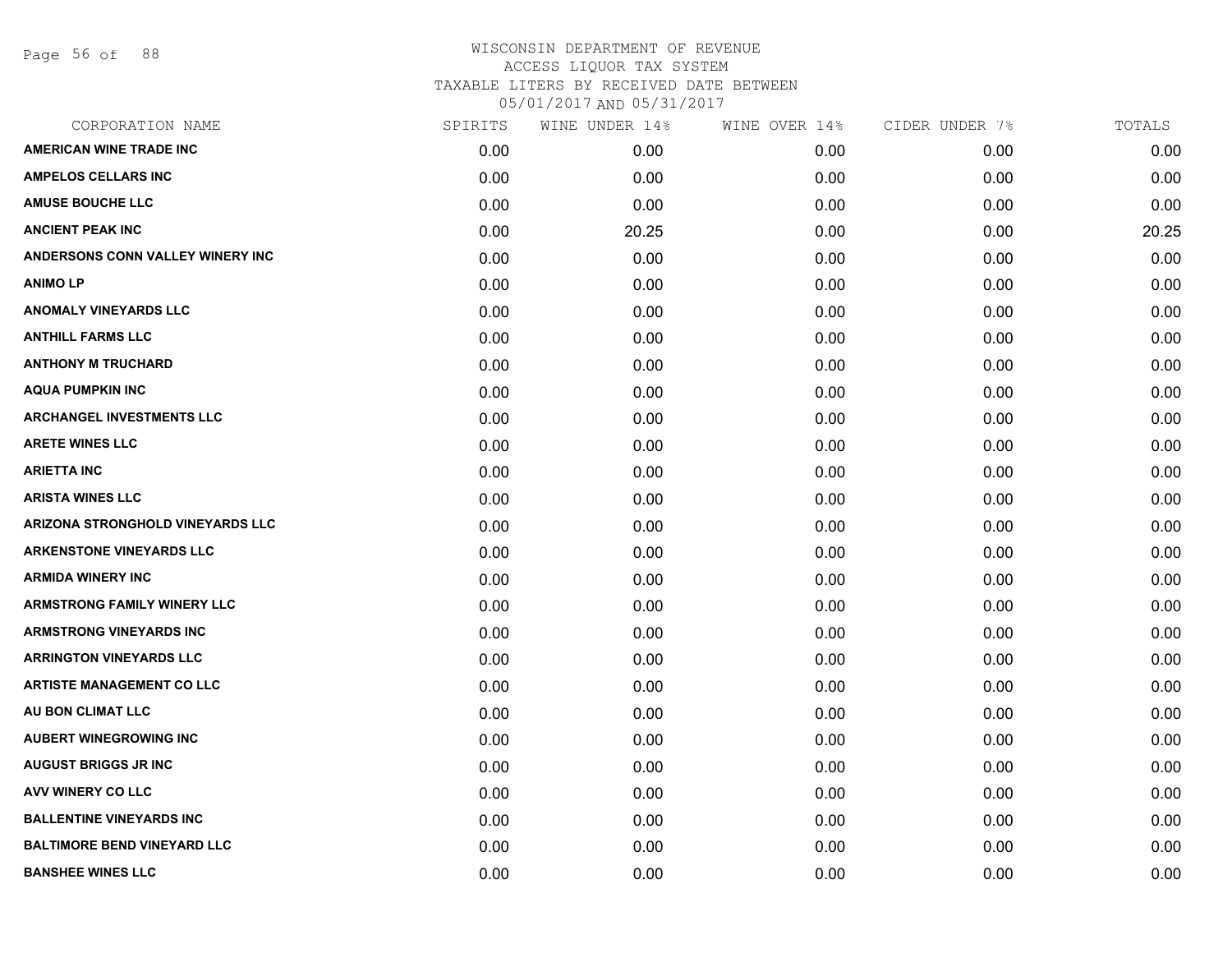# WISCONSIN DEPARTMENT OF REVENUE
ACCESS LIQUOR TAX SYSTEM
TAXABLE LITERS BY RECEIVED DATE BETWEEN
05/01/2017 AND 05/31/2017

| CORPORATION NAME | SPIRITS | WINE UNDER 14% | WINE OVER 14% | CIDER UNDER 7% | TOTALS |
|---|---|---|---|---|---|
| AMERICAN WINE TRADE INC | 0.00 | 0.00 | 0.00 | 0.00 | 0.00 |
| AMPELOS CELLARS INC | 0.00 | 0.00 | 0.00 | 0.00 | 0.00 |
| AMUSE BOUCHE LLC | 0.00 | 0.00 | 0.00 | 0.00 | 0.00 |
| ANCIENT PEAK INC | 0.00 | 20.25 | 0.00 | 0.00 | 20.25 |
| ANDERSONS CONN VALLEY WINERY INC | 0.00 | 0.00 | 0.00 | 0.00 | 0.00 |
| ANIMO LP | 0.00 | 0.00 | 0.00 | 0.00 | 0.00 |
| ANOMALY VINEYARDS LLC | 0.00 | 0.00 | 0.00 | 0.00 | 0.00 |
| ANTHILL FARMS LLC | 0.00 | 0.00 | 0.00 | 0.00 | 0.00 |
| ANTHONY M TRUCHARD | 0.00 | 0.00 | 0.00 | 0.00 | 0.00 |
| AQUA PUMPKIN INC | 0.00 | 0.00 | 0.00 | 0.00 | 0.00 |
| ARCHANGEL INVESTMENTS LLC | 0.00 | 0.00 | 0.00 | 0.00 | 0.00 |
| ARETE WINES LLC | 0.00 | 0.00 | 0.00 | 0.00 | 0.00 |
| ARIETTA INC | 0.00 | 0.00 | 0.00 | 0.00 | 0.00 |
| ARISTA WINES LLC | 0.00 | 0.00 | 0.00 | 0.00 | 0.00 |
| ARIZONA STRONGHOLD VINEYARDS LLC | 0.00 | 0.00 | 0.00 | 0.00 | 0.00 |
| ARKENSTONE VINEYARDS LLC | 0.00 | 0.00 | 0.00 | 0.00 | 0.00 |
| ARMIDA WINERY INC | 0.00 | 0.00 | 0.00 | 0.00 | 0.00 |
| ARMSTRONG FAMILY WINERY LLC | 0.00 | 0.00 | 0.00 | 0.00 | 0.00 |
| ARMSTRONG VINEYARDS INC | 0.00 | 0.00 | 0.00 | 0.00 | 0.00 |
| ARRINGTON VINEYARDS LLC | 0.00 | 0.00 | 0.00 | 0.00 | 0.00 |
| ARTISTE MANAGEMENT CO LLC | 0.00 | 0.00 | 0.00 | 0.00 | 0.00 |
| AU BON CLIMAT LLC | 0.00 | 0.00 | 0.00 | 0.00 | 0.00 |
| AUBERT WINEGROWING INC | 0.00 | 0.00 | 0.00 | 0.00 | 0.00 |
| AUGUST BRIGGS JR INC | 0.00 | 0.00 | 0.00 | 0.00 | 0.00 |
| AVV WINERY CO LLC | 0.00 | 0.00 | 0.00 | 0.00 | 0.00 |
| BALLENTINE VINEYARDS INC | 0.00 | 0.00 | 0.00 | 0.00 | 0.00 |
| BALTIMORE BEND VINEYARD LLC | 0.00 | 0.00 | 0.00 | 0.00 | 0.00 |
| BANSHEE WINES LLC | 0.00 | 0.00 | 0.00 | 0.00 | 0.00 |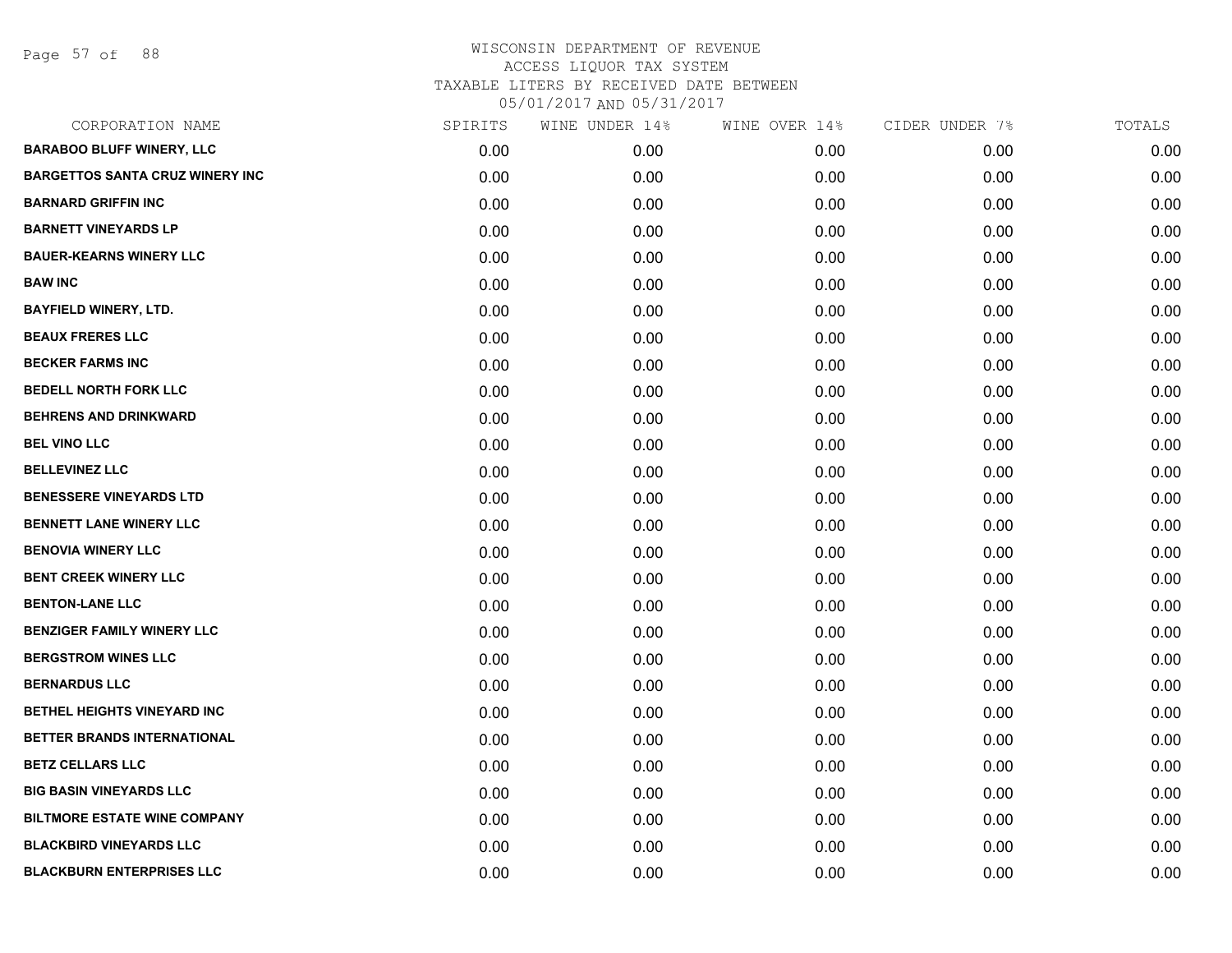WISCONSIN DEPARTMENT OF REVENUE
ACCESS LIQUOR TAX SYSTEM
TAXABLE LITERS BY RECEIVED DATE BETWEEN
05/01/2017 AND 05/31/2017

| CORPORATION NAME | SPIRITS | WINE UNDER 14% | WINE OVER 14% | CIDER UNDER 7% | TOTALS |
|---|---|---|---|---|---|
| **BARABOO BLUFF WINERY, LLC** | 0.00 | 0.00 | 0.00 | 0.00 | 0.00 |
| **BARGETTOS SANTA CRUZ WINERY INC** | 0.00 | 0.00 | 0.00 | 0.00 | 0.00 |
| **BARNARD GRIFFIN INC** | 0.00 | 0.00 | 0.00 | 0.00 | 0.00 |
| **BARNETT VINEYARDS LP** | 0.00 | 0.00 | 0.00 | 0.00 | 0.00 |
| **BAUER-KEARNS WINERY LLC** | 0.00 | 0.00 | 0.00 | 0.00 | 0.00 |
| **BAW INC** | 0.00 | 0.00 | 0.00 | 0.00 | 0.00 |
| **BAYFIELD WINERY, LTD.** | 0.00 | 0.00 | 0.00 | 0.00 | 0.00 |
| **BEAUX FRERES LLC** | 0.00 | 0.00 | 0.00 | 0.00 | 0.00 |
| **BECKER FARMS INC** | 0.00 | 0.00 | 0.00 | 0.00 | 0.00 |
| **BEDELL NORTH FORK LLC** | 0.00 | 0.00 | 0.00 | 0.00 | 0.00 |
| **BEHRENS AND DRINKWARD** | 0.00 | 0.00 | 0.00 | 0.00 | 0.00 |
| **BEL VINO LLC** | 0.00 | 0.00 | 0.00 | 0.00 | 0.00 |
| **BELLEVINEZ LLC** | 0.00 | 0.00 | 0.00 | 0.00 | 0.00 |
| **BENESSERE VINEYARDS LTD** | 0.00 | 0.00 | 0.00 | 0.00 | 0.00 |
| **BENNETT LANE WINERY LLC** | 0.00 | 0.00 | 0.00 | 0.00 | 0.00 |
| **BENOVIA WINERY LLC** | 0.00 | 0.00 | 0.00 | 0.00 | 0.00 |
| **BENT CREEK WINERY LLC** | 0.00 | 0.00 | 0.00 | 0.00 | 0.00 |
| **BENTON-LANE LLC** | 0.00 | 0.00 | 0.00 | 0.00 | 0.00 |
| **BENZIGER FAMILY WINERY LLC** | 0.00 | 0.00 | 0.00 | 0.00 | 0.00 |
| **BERGSTROM WINES LLC** | 0.00 | 0.00 | 0.00 | 0.00 | 0.00 |
| **BERNARDUS LLC** | 0.00 | 0.00 | 0.00 | 0.00 | 0.00 |
| **BETHEL HEIGHTS VINEYARD INC** | 0.00 | 0.00 | 0.00 | 0.00 | 0.00 |
| **BETTER BRANDS INTERNATIONAL** | 0.00 | 0.00 | 0.00 | 0.00 | 0.00 |
| **BETZ CELLARS LLC** | 0.00 | 0.00 | 0.00 | 0.00 | 0.00 |
| **BIG BASIN VINEYARDS LLC** | 0.00 | 0.00 | 0.00 | 0.00 | 0.00 |
| **BILTMORE ESTATE WINE COMPANY** | 0.00 | 0.00 | 0.00 | 0.00 | 0.00 |
| **BLACKBIRD VINEYARDS LLC** | 0.00 | 0.00 | 0.00 | 0.00 | 0.00 |
| **BLACKBURN ENTERPRISES LLC** | 0.00 | 0.00 | 0.00 | 0.00 | 0.00 |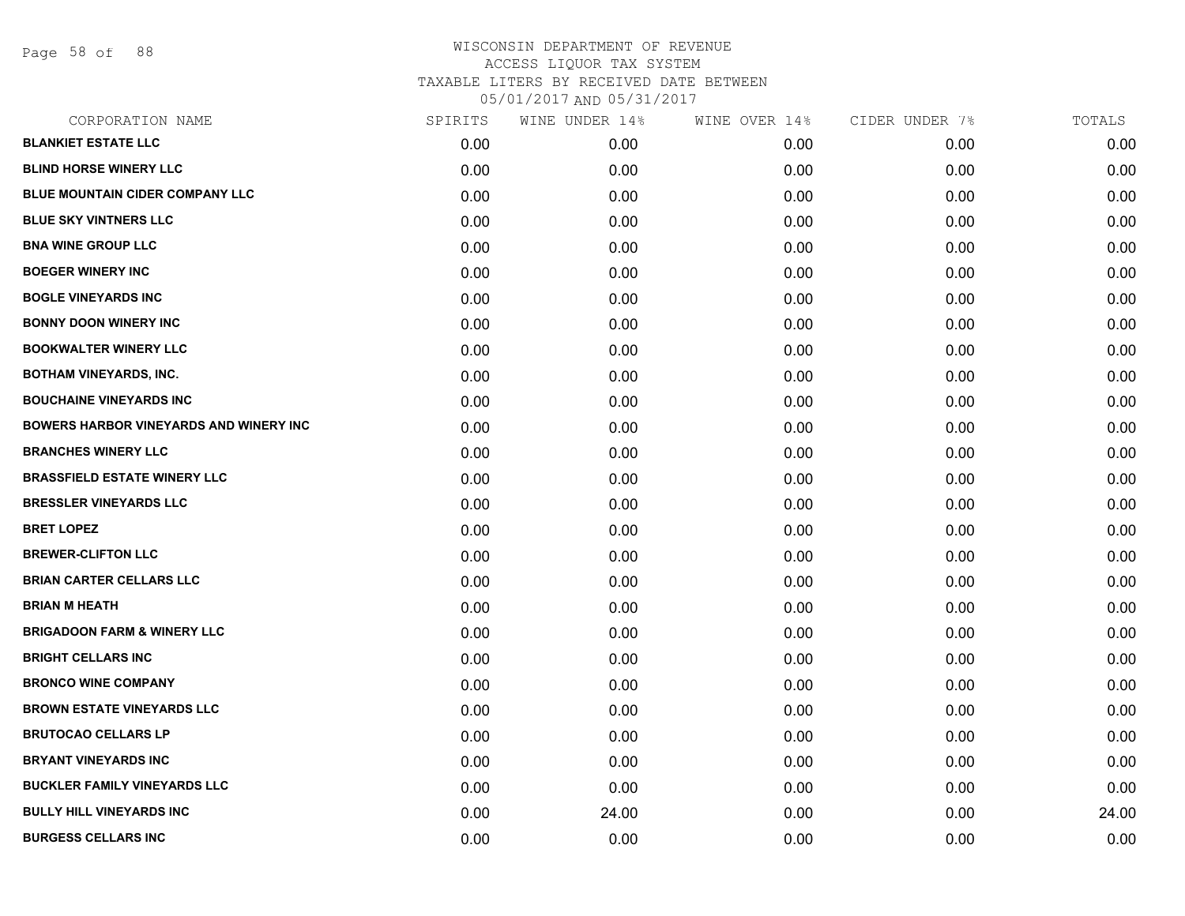# WISCONSIN DEPARTMENT OF REVENUE
## ACCESS LIQUOR TAX SYSTEM
### TAXABLE LITERS BY RECEIVED DATE BETWEEN 05/01/2017 AND 05/31/2017

| CORPORATION NAME | SPIRITS | WINE UNDER 14% | WINE OVER 14% | CIDER UNDER 7% | TOTALS |
|---|---|---|---|---|---|
| **BLANKIET ESTATE LLC** | 0.00 | 0.00 | 0.00 | 0.00 | 0.00 |
| **BLIND HORSE WINERY LLC** | 0.00 | 0.00 | 0.00 | 0.00 | 0.00 |
| **BLUE MOUNTAIN CIDER COMPANY LLC** | 0.00 | 0.00 | 0.00 | 0.00 | 0.00 |
| **BLUE SKY VINTNERS LLC** | 0.00 | 0.00 | 0.00 | 0.00 | 0.00 |
| **BNA WINE GROUP LLC** | 0.00 | 0.00 | 0.00 | 0.00 | 0.00 |
| **BOEGER WINERY INC** | 0.00 | 0.00 | 0.00 | 0.00 | 0.00 |
| **BOGLE VINEYARDS INC** | 0.00 | 0.00 | 0.00 | 0.00 | 0.00 |
| **BONNY DOON WINERY INC** | 0.00 | 0.00 | 0.00 | 0.00 | 0.00 |
| **BOOKWALTER WINERY LLC** | 0.00 | 0.00 | 0.00 | 0.00 | 0.00 |
| **BOTHAM VINEYARDS, INC.** | 0.00 | 0.00 | 0.00 | 0.00 | 0.00 |
| **BOUCHAINE VINEYARDS INC** | 0.00 | 0.00 | 0.00 | 0.00 | 0.00 |
| **BOWERS HARBOR VINEYARDS AND WINERY INC** | 0.00 | 0.00 | 0.00 | 0.00 | 0.00 |
| **BRANCHES WINERY LLC** | 0.00 | 0.00 | 0.00 | 0.00 | 0.00 |
| **BRASSFIELD ESTATE WINERY LLC** | 0.00 | 0.00 | 0.00 | 0.00 | 0.00 |
| **BRESSLER VINEYARDS LLC** | 0.00 | 0.00 | 0.00 | 0.00 | 0.00 |
| **BRET LOPEZ** | 0.00 | 0.00 | 0.00 | 0.00 | 0.00 |
| **BREWER-CLIFTON LLC** | 0.00 | 0.00 | 0.00 | 0.00 | 0.00 |
| **BRIAN CARTER CELLARS LLC** | 0.00 | 0.00 | 0.00 | 0.00 | 0.00 |
| **BRIAN M HEATH** | 0.00 | 0.00 | 0.00 | 0.00 | 0.00 |
| **BRIGADOON FARM & WINERY LLC** | 0.00 | 0.00 | 0.00 | 0.00 | 0.00 |
| **BRIGHT CELLARS INC** | 0.00 | 0.00 | 0.00 | 0.00 | 0.00 |
| **BRONCO WINE COMPANY** | 0.00 | 0.00 | 0.00 | 0.00 | 0.00 |
| **BROWN ESTATE VINEYARDS LLC** | 0.00 | 0.00 | 0.00 | 0.00 | 0.00 |
| **BRUTOCAO CELLARS LP** | 0.00 | 0.00 | 0.00 | 0.00 | 0.00 |
| **BRYANT VINEYARDS INC** | 0.00 | 0.00 | 0.00 | 0.00 | 0.00 |
| **BUCKLER FAMILY VINEYARDS LLC** | 0.00 | 0.00 | 0.00 | 0.00 | 0.00 |
| **BULLY HILL VINEYARDS INC** | 0.00 | 24.00 | 0.00 | 0.00 | 24.00 |
| **BURGESS CELLARS INC** | 0.00 | 0.00 | 0.00 | 0.00 | 0.00 |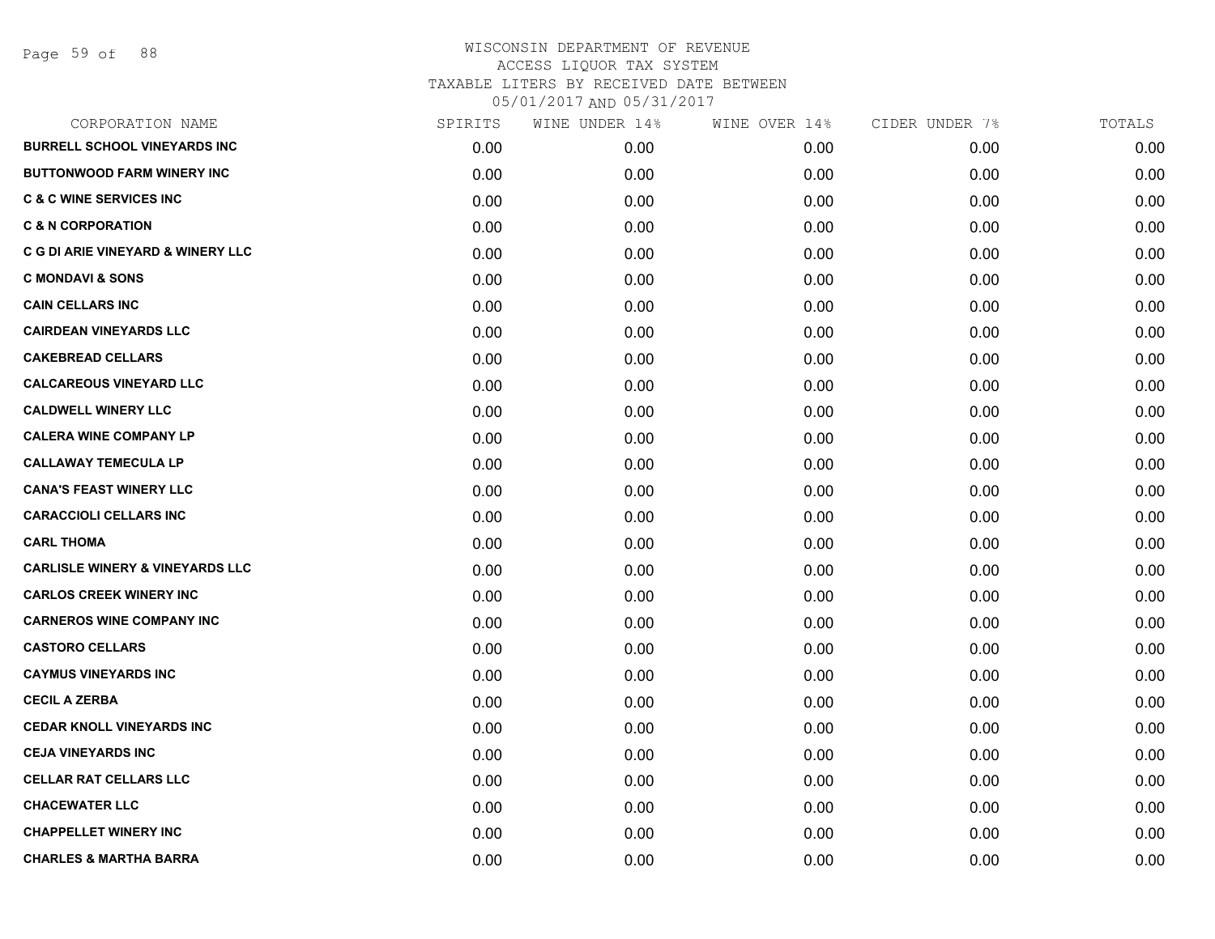# WISCONSIN DEPARTMENT OF REVENUE
## ACCESS LIQUOR TAX SYSTEM
### TAXABLE LITERS BY RECEIVED DATE BETWEEN 05/01/2017 AND 05/31/2017

| CORPORATION NAME | SPIRITS | WINE UNDER 14% | WINE OVER 14% | CIDER UNDER 7% | TOTALS |
|---|---|---|---|---|---|
| BURRELL SCHOOL VINEYARDS INC | 0.00 | 0.00 | 0.00 | 0.00 | 0.00 |
| BUTTONWOOD FARM WINERY INC | 0.00 | 0.00 | 0.00 | 0.00 | 0.00 |
| C & C WINE SERVICES INC | 0.00 | 0.00 | 0.00 | 0.00 | 0.00 |
| C & N CORPORATION | 0.00 | 0.00 | 0.00 | 0.00 | 0.00 |
| C G DI ARIE VINEYARD & WINERY LLC | 0.00 | 0.00 | 0.00 | 0.00 | 0.00 |
| C MONDAVI & SONS | 0.00 | 0.00 | 0.00 | 0.00 | 0.00 |
| CAIN CELLARS INC | 0.00 | 0.00 | 0.00 | 0.00 | 0.00 |
| CAIRDEAN VINEYARDS LLC | 0.00 | 0.00 | 0.00 | 0.00 | 0.00 |
| CAKEBREAD CELLARS | 0.00 | 0.00 | 0.00 | 0.00 | 0.00 |
| CALCAREOUS VINEYARD LLC | 0.00 | 0.00 | 0.00 | 0.00 | 0.00 |
| CALDWELL WINERY LLC | 0.00 | 0.00 | 0.00 | 0.00 | 0.00 |
| CALERA WINE COMPANY LP | 0.00 | 0.00 | 0.00 | 0.00 | 0.00 |
| CALLAWAY TEMECULA LP | 0.00 | 0.00 | 0.00 | 0.00 | 0.00 |
| CANA'S FEAST WINERY LLC | 0.00 | 0.00 | 0.00 | 0.00 | 0.00 |
| CARACCIOLI CELLARS INC | 0.00 | 0.00 | 0.00 | 0.00 | 0.00 |
| CARL THOMA | 0.00 | 0.00 | 0.00 | 0.00 | 0.00 |
| CARLISLE WINERY & VINEYARDS LLC | 0.00 | 0.00 | 0.00 | 0.00 | 0.00 |
| CARLOS CREEK WINERY INC | 0.00 | 0.00 | 0.00 | 0.00 | 0.00 |
| CARNEROS WINE COMPANY INC | 0.00 | 0.00 | 0.00 | 0.00 | 0.00 |
| CASTORO CELLARS | 0.00 | 0.00 | 0.00 | 0.00 | 0.00 |
| CAYMUS VINEYARDS INC | 0.00 | 0.00 | 0.00 | 0.00 | 0.00 |
| CECIL A ZERBA | 0.00 | 0.00 | 0.00 | 0.00 | 0.00 |
| CEDAR KNOLL VINEYARDS INC | 0.00 | 0.00 | 0.00 | 0.00 | 0.00 |
| CEJA VINEYARDS INC | 0.00 | 0.00 | 0.00 | 0.00 | 0.00 |
| CELLAR RAT CELLARS LLC | 0.00 | 0.00 | 0.00 | 0.00 | 0.00 |
| CHACEWATER LLC | 0.00 | 0.00 | 0.00 | 0.00 | 0.00 |
| CHAPPELLET WINERY INC | 0.00 | 0.00 | 0.00 | 0.00 | 0.00 |
| CHARLES & MARTHA BARRA | 0.00 | 0.00 | 0.00 | 0.00 | 0.00 |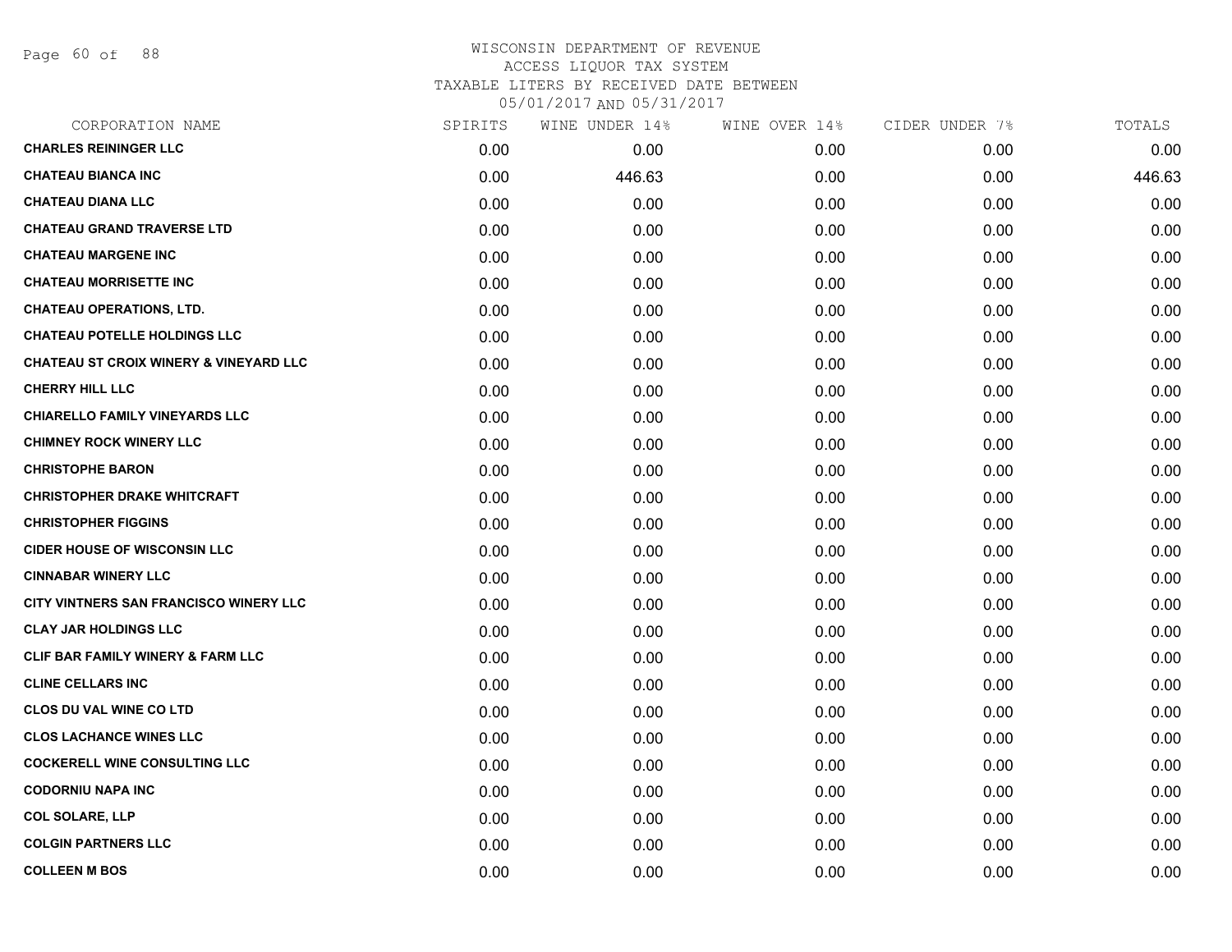WISCONSIN DEPARTMENT OF REVENUE
ACCESS LIQUOR TAX SYSTEM
TAXABLE LITERS BY RECEIVED DATE BETWEEN
05/01/2017 AND 05/31/2017

| CORPORATION NAME | SPIRITS | WINE UNDER 14% | WINE OVER 14% | CIDER UNDER 7% | TOTALS |
|---|---|---|---|---|---|
| **CHARLES REININGER LLC** | 0.00 | 0.00 | 0.00 | 0.00 | 0.00 |
| **CHATEAU BIANCA INC** | 0.00 | 446.63 | 0.00 | 0.00 | 446.63 |
| **CHATEAU DIANA LLC** | 0.00 | 0.00 | 0.00 | 0.00 | 0.00 |
| **CHATEAU GRAND TRAVERSE LTD** | 0.00 | 0.00 | 0.00 | 0.00 | 0.00 |
| **CHATEAU MARGENE INC** | 0.00 | 0.00 | 0.00 | 0.00 | 0.00 |
| **CHATEAU MORRISETTE INC** | 0.00 | 0.00 | 0.00 | 0.00 | 0.00 |
| **CHATEAU OPERATIONS, LTD.** | 0.00 | 0.00 | 0.00 | 0.00 | 0.00 |
| **CHATEAU POTELLE HOLDINGS LLC** | 0.00 | 0.00 | 0.00 | 0.00 | 0.00 |
| **CHATEAU ST CROIX WINERY & VINEYARD LLC** | 0.00 | 0.00 | 0.00 | 0.00 | 0.00 |
| **CHERRY HILL LLC** | 0.00 | 0.00 | 0.00 | 0.00 | 0.00 |
| **CHIARELLO FAMILY VINEYARDS LLC** | 0.00 | 0.00 | 0.00 | 0.00 | 0.00 |
| **CHIMNEY ROCK WINERY LLC** | 0.00 | 0.00 | 0.00 | 0.00 | 0.00 |
| **CHRISTOPHE BARON** | 0.00 | 0.00 | 0.00 | 0.00 | 0.00 |
| **CHRISTOPHER DRAKE WHITCRAFT** | 0.00 | 0.00 | 0.00 | 0.00 | 0.00 |
| **CHRISTOPHER FIGGINS** | 0.00 | 0.00 | 0.00 | 0.00 | 0.00 |
| **CIDER HOUSE OF WISCONSIN LLC** | 0.00 | 0.00 | 0.00 | 0.00 | 0.00 |
| **CINNABAR WINERY LLC** | 0.00 | 0.00 | 0.00 | 0.00 | 0.00 |
| **CITY VINTNERS SAN FRANCISCO WINERY LLC** | 0.00 | 0.00 | 0.00 | 0.00 | 0.00 |
| **CLAY JAR HOLDINGS LLC** | 0.00 | 0.00 | 0.00 | 0.00 | 0.00 |
| **CLIF BAR FAMILY WINERY & FARM LLC** | 0.00 | 0.00 | 0.00 | 0.00 | 0.00 |
| **CLINE CELLARS INC** | 0.00 | 0.00 | 0.00 | 0.00 | 0.00 |
| **CLOS DU VAL WINE CO LTD** | 0.00 | 0.00 | 0.00 | 0.00 | 0.00 |
| **CLOS LACHANCE WINES LLC** | 0.00 | 0.00 | 0.00 | 0.00 | 0.00 |
| **COCKERELL WINE CONSULTING LLC** | 0.00 | 0.00 | 0.00 | 0.00 | 0.00 |
| **CODORNIU NAPA INC** | 0.00 | 0.00 | 0.00 | 0.00 | 0.00 |
| **COL SOLARE, LLP** | 0.00 | 0.00 | 0.00 | 0.00 | 0.00 |
| **COLGIN PARTNERS LLC** | 0.00 | 0.00 | 0.00 | 0.00 | 0.00 |
| **COLLEEN M BOS** | 0.00 | 0.00 | 0.00 | 0.00 | 0.00 |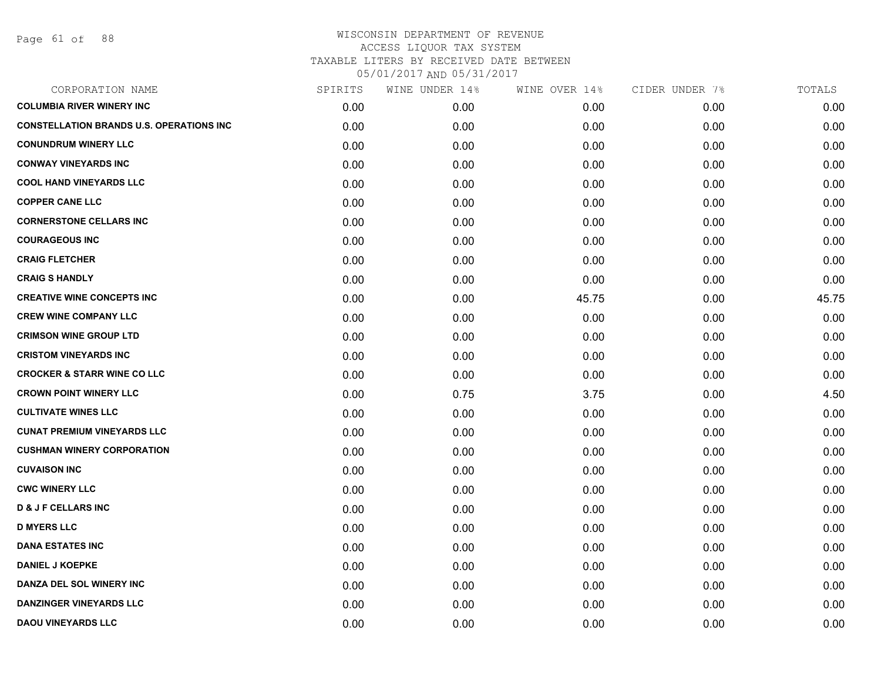# WISCONSIN DEPARTMENT OF REVENUE
## ACCESS LIQUOR TAX SYSTEM
## TAXABLE LITERS BY RECEIVED DATE BETWEEN 05/01/2017 AND 05/31/2017

| CORPORATION NAME | SPIRITS | WINE UNDER 14% | WINE OVER 14% | CIDER UNDER 7% | TOTALS |
|---|---|---|---|---|---|
| COLUMBIA RIVER WINERY INC | 0.00 | 0.00 | 0.00 | 0.00 | 0.00 |
| CONSTELLATION BRANDS U.S. OPERATIONS INC | 0.00 | 0.00 | 0.00 | 0.00 | 0.00 |
| CONUNDRUM WINERY LLC | 0.00 | 0.00 | 0.00 | 0.00 | 0.00 |
| CONWAY VINEYARDS INC | 0.00 | 0.00 | 0.00 | 0.00 | 0.00 |
| COOL HAND VINEYARDS LLC | 0.00 | 0.00 | 0.00 | 0.00 | 0.00 |
| COPPER CANE LLC | 0.00 | 0.00 | 0.00 | 0.00 | 0.00 |
| CORNERSTONE CELLARS INC | 0.00 | 0.00 | 0.00 | 0.00 | 0.00 |
| COURAGEOUS INC | 0.00 | 0.00 | 0.00 | 0.00 | 0.00 |
| CRAIG FLETCHER | 0.00 | 0.00 | 0.00 | 0.00 | 0.00 |
| CRAIG S HANDLY | 0.00 | 0.00 | 0.00 | 0.00 | 0.00 |
| CREATIVE WINE CONCEPTS INC | 0.00 | 0.00 | 45.75 | 0.00 | 45.75 |
| CREW WINE COMPANY LLC | 0.00 | 0.00 | 0.00 | 0.00 | 0.00 |
| CRIMSON WINE GROUP LTD | 0.00 | 0.00 | 0.00 | 0.00 | 0.00 |
| CRISTOM VINEYARDS INC | 0.00 | 0.00 | 0.00 | 0.00 | 0.00 |
| CROCKER & STARR WINE CO LLC | 0.00 | 0.00 | 0.00 | 0.00 | 0.00 |
| CROWN POINT WINERY LLC | 0.00 | 0.75 | 3.75 | 0.00 | 4.50 |
| CULTIVATE WINES LLC | 0.00 | 0.00 | 0.00 | 0.00 | 0.00 |
| CUNAT PREMIUM VINEYARDS LLC | 0.00 | 0.00 | 0.00 | 0.00 | 0.00 |
| CUSHMAN WINERY CORPORATION | 0.00 | 0.00 | 0.00 | 0.00 | 0.00 |
| CUVAISON INC | 0.00 | 0.00 | 0.00 | 0.00 | 0.00 |
| CWC WINERY LLC | 0.00 | 0.00 | 0.00 | 0.00 | 0.00 |
| D & J F CELLARS INC | 0.00 | 0.00 | 0.00 | 0.00 | 0.00 |
| D MYERS LLC | 0.00 | 0.00 | 0.00 | 0.00 | 0.00 |
| DANA ESTATES INC | 0.00 | 0.00 | 0.00 | 0.00 | 0.00 |
| DANIEL J KOEPKE | 0.00 | 0.00 | 0.00 | 0.00 | 0.00 |
| DANZA DEL SOL WINERY INC | 0.00 | 0.00 | 0.00 | 0.00 | 0.00 |
| DANZINGER VINEYARDS LLC | 0.00 | 0.00 | 0.00 | 0.00 | 0.00 |
| DAOU VINEYARDS LLC | 0.00 | 0.00 | 0.00 | 0.00 | 0.00 |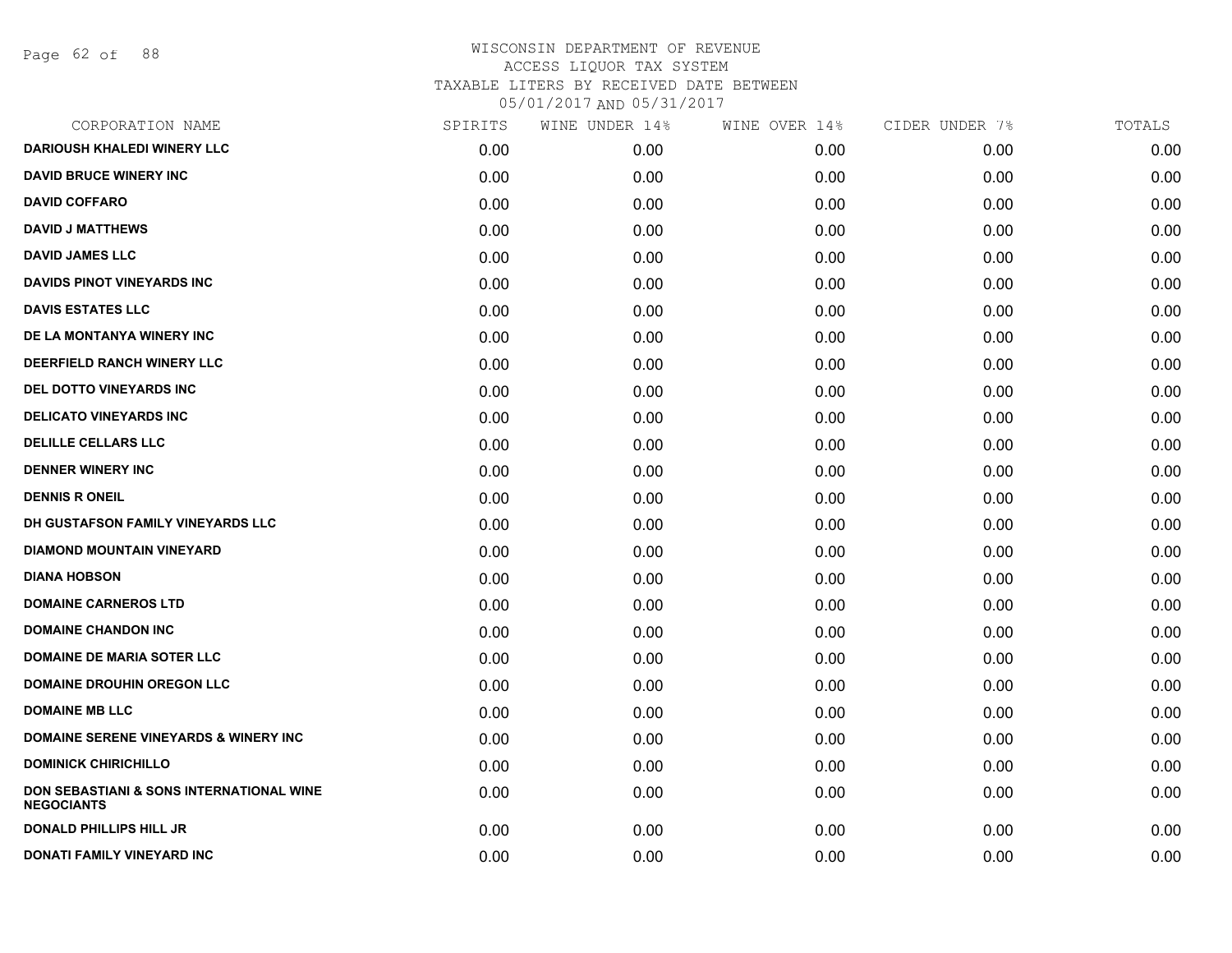WISCONSIN DEPARTMENT OF REVENUE
ACCESS LIQUOR TAX SYSTEM
TAXABLE LITERS BY RECEIVED DATE BETWEEN
05/01/2017 AND 05/31/2017

| CORPORATION NAME | SPIRITS | WINE UNDER 14% | WINE OVER 14% | CIDER UNDER 7% | TOTALS |
|---|---|---|---|---|---|
| DARIOUSH KHALEDI WINERY LLC | 0.00 | 0.00 | 0.00 | 0.00 | 0.00 |
| DAVID BRUCE WINERY INC | 0.00 | 0.00 | 0.00 | 0.00 | 0.00 |
| DAVID COFFARO | 0.00 | 0.00 | 0.00 | 0.00 | 0.00 |
| DAVID J MATTHEWS | 0.00 | 0.00 | 0.00 | 0.00 | 0.00 |
| DAVID JAMES LLC | 0.00 | 0.00 | 0.00 | 0.00 | 0.00 |
| DAVIDS PINOT VINEYARDS INC | 0.00 | 0.00 | 0.00 | 0.00 | 0.00 |
| DAVIS ESTATES LLC | 0.00 | 0.00 | 0.00 | 0.00 | 0.00 |
| DE LA MONTANYA WINERY INC | 0.00 | 0.00 | 0.00 | 0.00 | 0.00 |
| DEERFIELD RANCH WINERY LLC | 0.00 | 0.00 | 0.00 | 0.00 | 0.00 |
| DEL DOTTO VINEYARDS INC | 0.00 | 0.00 | 0.00 | 0.00 | 0.00 |
| DELICATO VINEYARDS INC | 0.00 | 0.00 | 0.00 | 0.00 | 0.00 |
| DELILLE CELLARS LLC | 0.00 | 0.00 | 0.00 | 0.00 | 0.00 |
| DENNER WINERY INC | 0.00 | 0.00 | 0.00 | 0.00 | 0.00 |
| DENNIS R ONEIL | 0.00 | 0.00 | 0.00 | 0.00 | 0.00 |
| DH GUSTAFSON FAMILY VINEYARDS LLC | 0.00 | 0.00 | 0.00 | 0.00 | 0.00 |
| DIAMOND MOUNTAIN VINEYARD | 0.00 | 0.00 | 0.00 | 0.00 | 0.00 |
| DIANA HOBSON | 0.00 | 0.00 | 0.00 | 0.00 | 0.00 |
| DOMAINE CARNEROS LTD | 0.00 | 0.00 | 0.00 | 0.00 | 0.00 |
| DOMAINE CHANDON INC | 0.00 | 0.00 | 0.00 | 0.00 | 0.00 |
| DOMAINE DE MARIA SOTER LLC | 0.00 | 0.00 | 0.00 | 0.00 | 0.00 |
| DOMAINE DROUHIN OREGON LLC | 0.00 | 0.00 | 0.00 | 0.00 | 0.00 |
| DOMAINE MB LLC | 0.00 | 0.00 | 0.00 | 0.00 | 0.00 |
| DOMAINE SERENE VINEYARDS & WINERY INC | 0.00 | 0.00 | 0.00 | 0.00 | 0.00 |
| DOMINICK CHIRICHILLO | 0.00 | 0.00 | 0.00 | 0.00 | 0.00 |
| DON SEBASTIANI & SONS INTERNATIONAL WINE NEGOCIANTS | 0.00 | 0.00 | 0.00 | 0.00 | 0.00 |
| DONALD PHILLIPS HILL JR | 0.00 | 0.00 | 0.00 | 0.00 | 0.00 |
| DONATI FAMILY VINEYARD INC | 0.00 | 0.00 | 0.00 | 0.00 | 0.00 |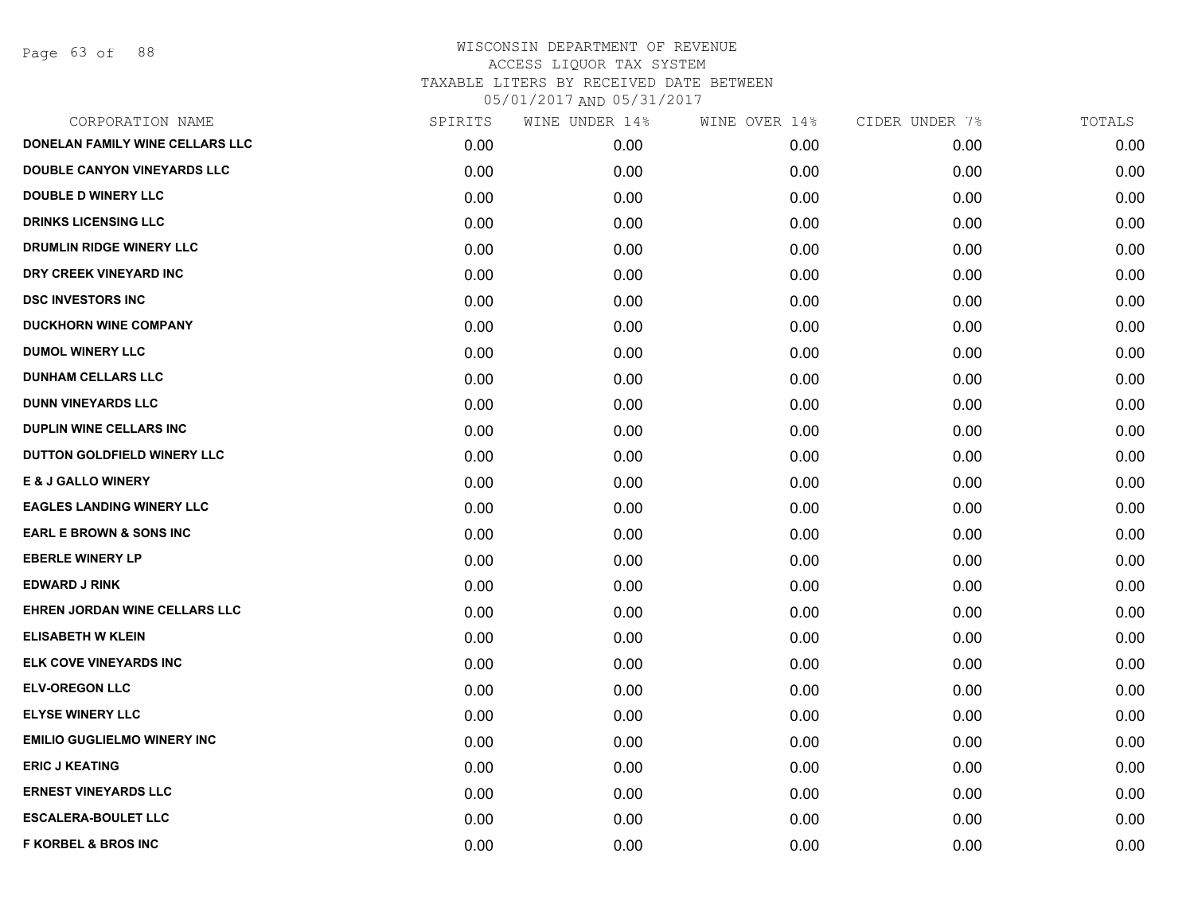# WISCONSIN DEPARTMENT OF REVENUE
## ACCESS LIQUOR TAX SYSTEM
### TAXABLE LITERS BY RECEIVED DATE BETWEEN 05/01/2017 AND 05/31/2017

| CORPORATION NAME | SPIRITS | WINE UNDER 14% | WINE OVER 14% | CIDER UNDER 7% | TOTALS |
|---|---|---|---|---|---|
| DONELAN FAMILY WINE CELLARS LLC | 0.00 | 0.00 | 0.00 | 0.00 | 0.00 |
| DOUBLE CANYON VINEYARDS LLC | 0.00 | 0.00 | 0.00 | 0.00 | 0.00 |
| DOUBLE D WINERY LLC | 0.00 | 0.00 | 0.00 | 0.00 | 0.00 |
| DRINKS LICENSING LLC | 0.00 | 0.00 | 0.00 | 0.00 | 0.00 |
| DRUMLIN RIDGE WINERY LLC | 0.00 | 0.00 | 0.00 | 0.00 | 0.00 |
| DRY CREEK VINEYARD INC | 0.00 | 0.00 | 0.00 | 0.00 | 0.00 |
| DSC INVESTORS INC | 0.00 | 0.00 | 0.00 | 0.00 | 0.00 |
| DUCKHORN WINE COMPANY | 0.00 | 0.00 | 0.00 | 0.00 | 0.00 |
| DUMOL WINERY LLC | 0.00 | 0.00 | 0.00 | 0.00 | 0.00 |
| DUNHAM CELLARS LLC | 0.00 | 0.00 | 0.00 | 0.00 | 0.00 |
| DUNN VINEYARDS LLC | 0.00 | 0.00 | 0.00 | 0.00 | 0.00 |
| DUPLIN WINE CELLARS INC | 0.00 | 0.00 | 0.00 | 0.00 | 0.00 |
| DUTTON GOLDFIELD WINERY LLC | 0.00 | 0.00 | 0.00 | 0.00 | 0.00 |
| E & J GALLO WINERY | 0.00 | 0.00 | 0.00 | 0.00 | 0.00 |
| EAGLES LANDING WINERY LLC | 0.00 | 0.00 | 0.00 | 0.00 | 0.00 |
| EARL E BROWN & SONS INC | 0.00 | 0.00 | 0.00 | 0.00 | 0.00 |
| EBERLE WINERY LP | 0.00 | 0.00 | 0.00 | 0.00 | 0.00 |
| EDWARD J RINK | 0.00 | 0.00 | 0.00 | 0.00 | 0.00 |
| EHREN JORDAN WINE CELLARS LLC | 0.00 | 0.00 | 0.00 | 0.00 | 0.00 |
| ELISABETH W KLEIN | 0.00 | 0.00 | 0.00 | 0.00 | 0.00 |
| ELK COVE VINEYARDS INC | 0.00 | 0.00 | 0.00 | 0.00 | 0.00 |
| ELV-OREGON LLC | 0.00 | 0.00 | 0.00 | 0.00 | 0.00 |
| ELYSE WINERY LLC | 0.00 | 0.00 | 0.00 | 0.00 | 0.00 |
| EMILIO GUGLIELMO WINERY INC | 0.00 | 0.00 | 0.00 | 0.00 | 0.00 |
| ERIC J KEATING | 0.00 | 0.00 | 0.00 | 0.00 | 0.00 |
| ERNEST VINEYARDS LLC | 0.00 | 0.00 | 0.00 | 0.00 | 0.00 |
| ESCALERA-BOULET LLC | 0.00 | 0.00 | 0.00 | 0.00 | 0.00 |
| F KORBEL & BROS INC | 0.00 | 0.00 | 0.00 | 0.00 | 0.00 |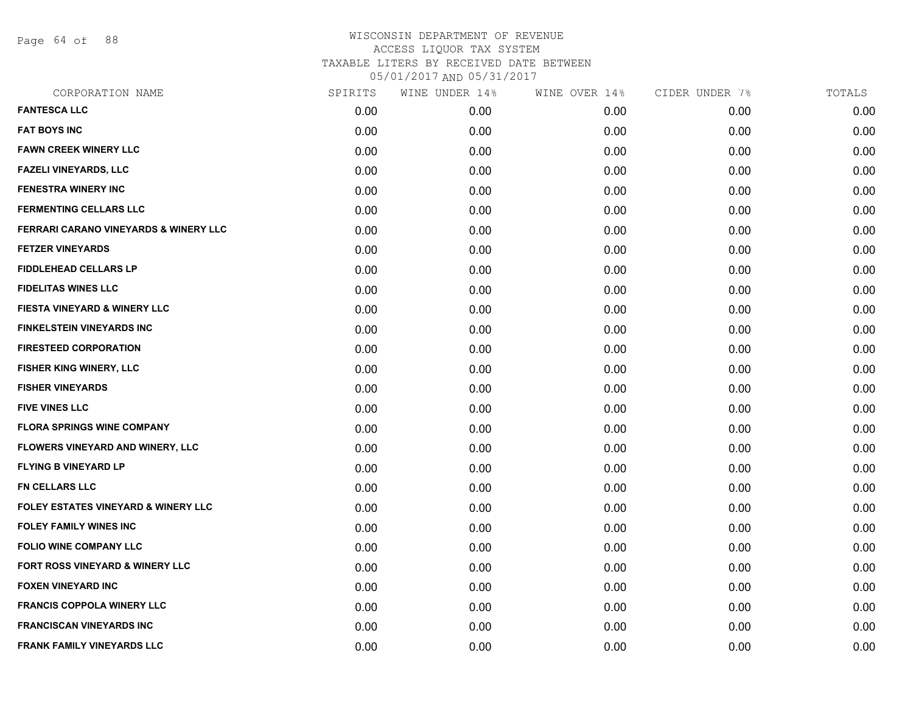WISCONSIN DEPARTMENT OF REVENUE
ACCESS LIQUOR TAX SYSTEM
TAXABLE LITERS BY RECEIVED DATE BETWEEN
05/01/2017 AND 05/31/2017

| CORPORATION NAME | SPIRITS | WINE UNDER 14% | WINE OVER 14% | CIDER UNDER 7% | TOTALS |
|---|---|---|---|---|---|
| FANTESCA LLC | 0.00 | 0.00 | 0.00 | 0.00 | 0.00 |
| FAT BOYS INC | 0.00 | 0.00 | 0.00 | 0.00 | 0.00 |
| FAWN CREEK WINERY LLC | 0.00 | 0.00 | 0.00 | 0.00 | 0.00 |
| FAZELI VINEYARDS, LLC | 0.00 | 0.00 | 0.00 | 0.00 | 0.00 |
| FENESTRA WINERY INC | 0.00 | 0.00 | 0.00 | 0.00 | 0.00 |
| FERMENTING CELLARS LLC | 0.00 | 0.00 | 0.00 | 0.00 | 0.00 |
| FERRARI CARANO VINEYARDS & WINERY LLC | 0.00 | 0.00 | 0.00 | 0.00 | 0.00 |
| FETZER VINEYARDS | 0.00 | 0.00 | 0.00 | 0.00 | 0.00 |
| FIDDLEHEAD CELLARS LP | 0.00 | 0.00 | 0.00 | 0.00 | 0.00 |
| FIDELITAS WINES LLC | 0.00 | 0.00 | 0.00 | 0.00 | 0.00 |
| FIESTA VINEYARD & WINERY LLC | 0.00 | 0.00 | 0.00 | 0.00 | 0.00 |
| FINKELSTEIN VINEYARDS INC | 0.00 | 0.00 | 0.00 | 0.00 | 0.00 |
| FIRESTEED CORPORATION | 0.00 | 0.00 | 0.00 | 0.00 | 0.00 |
| FISHER KING WINERY, LLC | 0.00 | 0.00 | 0.00 | 0.00 | 0.00 |
| FISHER VINEYARDS | 0.00 | 0.00 | 0.00 | 0.00 | 0.00 |
| FIVE VINES LLC | 0.00 | 0.00 | 0.00 | 0.00 | 0.00 |
| FLORA SPRINGS WINE COMPANY | 0.00 | 0.00 | 0.00 | 0.00 | 0.00 |
| FLOWERS VINEYARD AND WINERY, LLC | 0.00 | 0.00 | 0.00 | 0.00 | 0.00 |
| FLYING B VINEYARD LP | 0.00 | 0.00 | 0.00 | 0.00 | 0.00 |
| FN CELLARS LLC | 0.00 | 0.00 | 0.00 | 0.00 | 0.00 |
| FOLEY ESTATES VINEYARD & WINERY LLC | 0.00 | 0.00 | 0.00 | 0.00 | 0.00 |
| FOLEY FAMILY WINES INC | 0.00 | 0.00 | 0.00 | 0.00 | 0.00 |
| FOLIO WINE COMPANY LLC | 0.00 | 0.00 | 0.00 | 0.00 | 0.00 |
| FORT ROSS VINEYARD & WINERY LLC | 0.00 | 0.00 | 0.00 | 0.00 | 0.00 |
| FOXEN VINEYARD INC | 0.00 | 0.00 | 0.00 | 0.00 | 0.00 |
| FRANCIS COPPOLA WINERY LLC | 0.00 | 0.00 | 0.00 | 0.00 | 0.00 |
| FRANCISCAN VINEYARDS INC | 0.00 | 0.00 | 0.00 | 0.00 | 0.00 |
| FRANK FAMILY VINEYARDS LLC | 0.00 | 0.00 | 0.00 | 0.00 | 0.00 |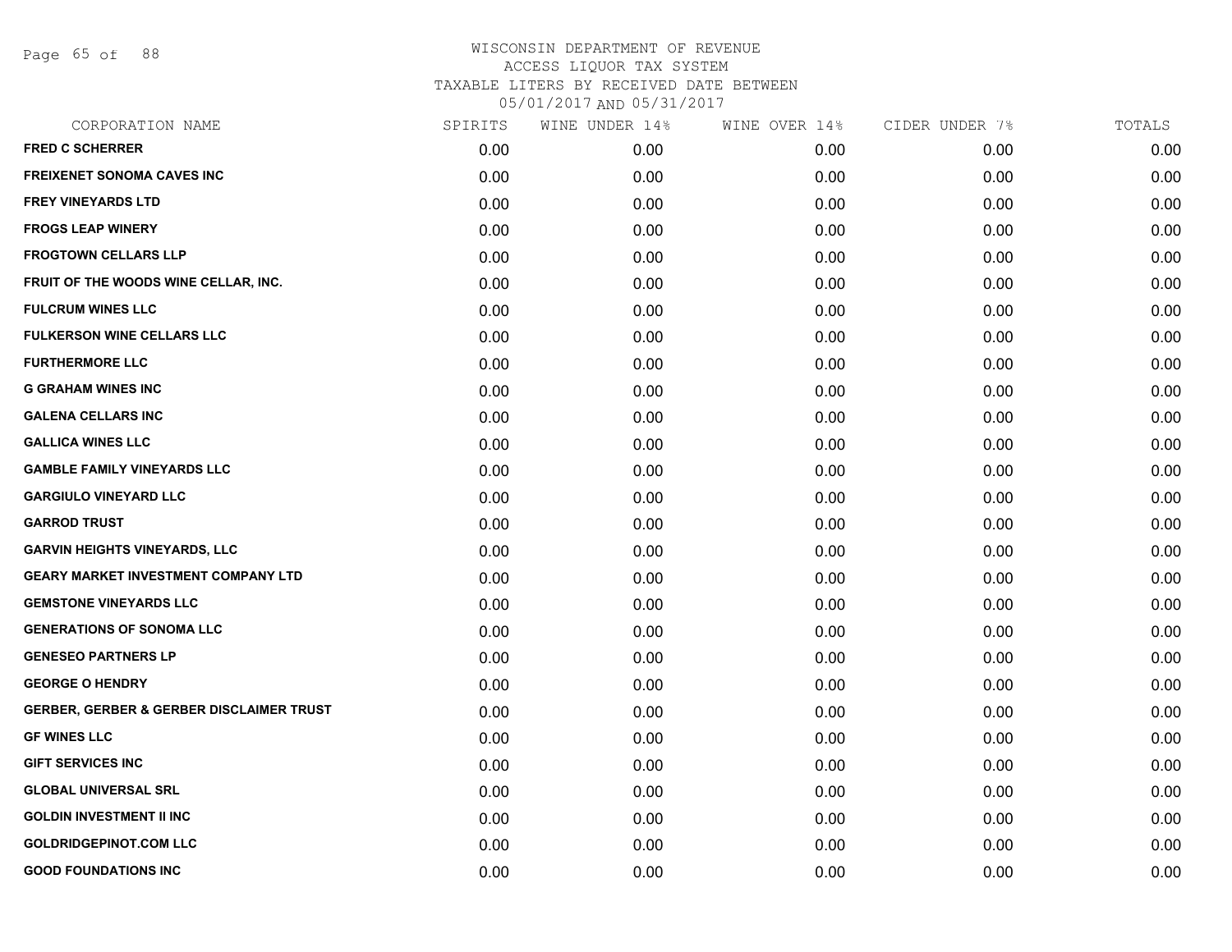# WISCONSIN DEPARTMENT OF REVENUE

ACCESS LIQUOR TAX SYSTEM

TAXABLE LITERS BY RECEIVED DATE BETWEEN

05/01/2017 AND 05/31/2017

| CORPORATION NAME | SPIRITS | WINE UNDER 14% | WINE OVER 14% | CIDER UNDER 7% | TOTALS |
|---|---|---|---|---|---|
| **FRED C SCHERRER** | 0.00 | 0.00 | 0.00 | 0.00 | 0.00 |
| **FREIXENET SONOMA CAVES INC** | 0.00 | 0.00 | 0.00 | 0.00 | 0.00 |
| **FREY VINEYARDS LTD** | 0.00 | 0.00 | 0.00 | 0.00 | 0.00 |
| **FROGS LEAP WINERY** | 0.00 | 0.00 | 0.00 | 0.00 | 0.00 |
| **FROGTOWN CELLARS LLP** | 0.00 | 0.00 | 0.00 | 0.00 | 0.00 |
| **FRUIT OF THE WOODS WINE CELLAR, INC.** | 0.00 | 0.00 | 0.00 | 0.00 | 0.00 |
| **FULCRUM WINES LLC** | 0.00 | 0.00 | 0.00 | 0.00 | 0.00 |
| **FULKERSON WINE CELLARS LLC** | 0.00 | 0.00 | 0.00 | 0.00 | 0.00 |
| **FURTHERMORE LLC** | 0.00 | 0.00 | 0.00 | 0.00 | 0.00 |
| **G GRAHAM WINES INC** | 0.00 | 0.00 | 0.00 | 0.00 | 0.00 |
| **GALENA CELLARS INC** | 0.00 | 0.00 | 0.00 | 0.00 | 0.00 |
| **GALLICA WINES LLC** | 0.00 | 0.00 | 0.00 | 0.00 | 0.00 |
| **GAMBLE FAMILY VINEYARDS LLC** | 0.00 | 0.00 | 0.00 | 0.00 | 0.00 |
| **GARGIULO VINEYARD LLC** | 0.00 | 0.00 | 0.00 | 0.00 | 0.00 |
| **GARROD TRUST** | 0.00 | 0.00 | 0.00 | 0.00 | 0.00 |
| **GARVIN HEIGHTS VINEYARDS, LLC** | 0.00 | 0.00 | 0.00 | 0.00 | 0.00 |
| **GEARY MARKET INVESTMENT COMPANY LTD** | 0.00 | 0.00 | 0.00 | 0.00 | 0.00 |
| **GEMSTONE VINEYARDS LLC** | 0.00 | 0.00 | 0.00 | 0.00 | 0.00 |
| **GENERATIONS OF SONOMA LLC** | 0.00 | 0.00 | 0.00 | 0.00 | 0.00 |
| **GENESEO PARTNERS LP** | 0.00 | 0.00 | 0.00 | 0.00 | 0.00 |
| **GEORGE O HENDRY** | 0.00 | 0.00 | 0.00 | 0.00 | 0.00 |
| **GERBER, GERBER & GERBER DISCLAIMER TRUST** | 0.00 | 0.00 | 0.00 | 0.00 | 0.00 |
| **GF WINES LLC** | 0.00 | 0.00 | 0.00 | 0.00 | 0.00 |
| **GIFT SERVICES INC** | 0.00 | 0.00 | 0.00 | 0.00 | 0.00 |
| **GLOBAL UNIVERSAL SRL** | 0.00 | 0.00 | 0.00 | 0.00 | 0.00 |
| **GOLDIN INVESTMENT II INC** | 0.00 | 0.00 | 0.00 | 0.00 | 0.00 |
| **GOLDRIDGEPINOT.COM LLC** | 0.00 | 0.00 | 0.00 | 0.00 | 0.00 |
| **GOOD FOUNDATIONS INC** | 0.00 | 0.00 | 0.00 | 0.00 | 0.00 |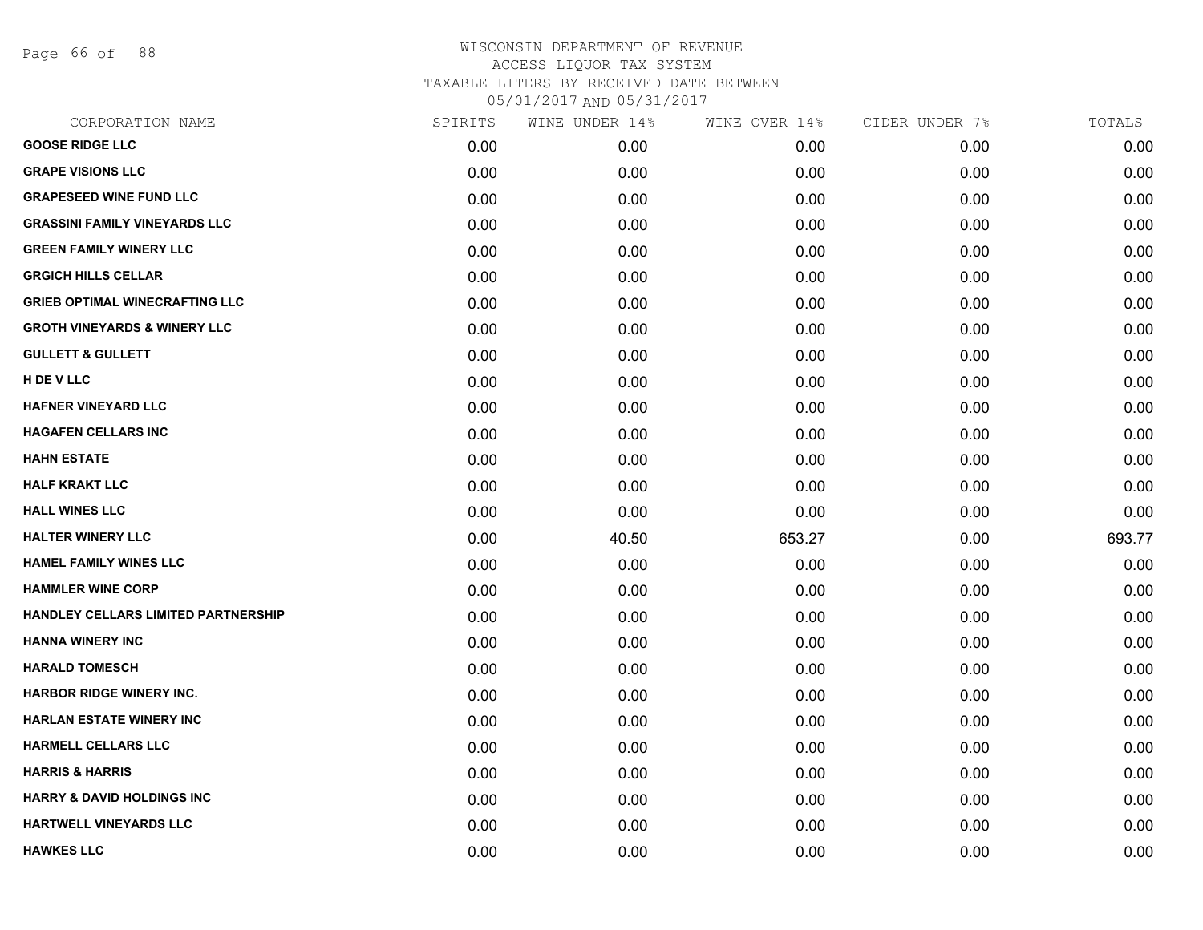# WISCONSIN DEPARTMENT OF REVENUE
## ACCESS LIQUOR TAX SYSTEM
## TAXABLE LITERS BY RECEIVED DATE BETWEEN 05/01/2017 AND 05/31/2017

| CORPORATION NAME | SPIRITS | WINE UNDER 14% | WINE OVER 14% | CIDER UNDER 7% | TOTALS |
|---|---|---|---|---|---|
| GOOSE RIDGE LLC | 0.00 | 0.00 | 0.00 | 0.00 | 0.00 |
| GRAPE VISIONS LLC | 0.00 | 0.00 | 0.00 | 0.00 | 0.00 |
| GRAPESEED WINE FUND LLC | 0.00 | 0.00 | 0.00 | 0.00 | 0.00 |
| GRASSINI FAMILY VINEYARDS LLC | 0.00 | 0.00 | 0.00 | 0.00 | 0.00 |
| GREEN FAMILY WINERY LLC | 0.00 | 0.00 | 0.00 | 0.00 | 0.00 |
| GRGICH HILLS CELLAR | 0.00 | 0.00 | 0.00 | 0.00 | 0.00 |
| GRIEB OPTIMAL WINECRAFTING LLC | 0.00 | 0.00 | 0.00 | 0.00 | 0.00 |
| GROTH VINEYARDS & WINERY LLC | 0.00 | 0.00 | 0.00 | 0.00 | 0.00 |
| GULLETT & GULLETT | 0.00 | 0.00 | 0.00 | 0.00 | 0.00 |
| H DE V LLC | 0.00 | 0.00 | 0.00 | 0.00 | 0.00 |
| HAFNER VINEYARD LLC | 0.00 | 0.00 | 0.00 | 0.00 | 0.00 |
| HAGAFEN CELLARS INC | 0.00 | 0.00 | 0.00 | 0.00 | 0.00 |
| HAHN ESTATE | 0.00 | 0.00 | 0.00 | 0.00 | 0.00 |
| HALF KRAKT LLC | 0.00 | 0.00 | 0.00 | 0.00 | 0.00 |
| HALL WINES LLC | 0.00 | 0.00 | 0.00 | 0.00 | 0.00 |
| HALTER WINERY LLC | 0.00 | 40.50 | 653.27 | 0.00 | 693.77 |
| HAMEL FAMILY WINES LLC | 0.00 | 0.00 | 0.00 | 0.00 | 0.00 |
| HAMMLER WINE CORP | 0.00 | 0.00 | 0.00 | 0.00 | 0.00 |
| HANDLEY CELLARS LIMITED PARTNERSHIP | 0.00 | 0.00 | 0.00 | 0.00 | 0.00 |
| HANNA WINERY INC | 0.00 | 0.00 | 0.00 | 0.00 | 0.00 |
| HARALD TOMESCH | 0.00 | 0.00 | 0.00 | 0.00 | 0.00 |
| HARBOR RIDGE WINERY INC. | 0.00 | 0.00 | 0.00 | 0.00 | 0.00 |
| HARLAN ESTATE WINERY INC | 0.00 | 0.00 | 0.00 | 0.00 | 0.00 |
| HARMELL CELLARS LLC | 0.00 | 0.00 | 0.00 | 0.00 | 0.00 |
| HARRIS & HARRIS | 0.00 | 0.00 | 0.00 | 0.00 | 0.00 |
| HARRY & DAVID HOLDINGS INC | 0.00 | 0.00 | 0.00 | 0.00 | 0.00 |
| HARTWELL VINEYARDS LLC | 0.00 | 0.00 | 0.00 | 0.00 | 0.00 |
| HAWKES LLC | 0.00 | 0.00 | 0.00 | 0.00 | 0.00 |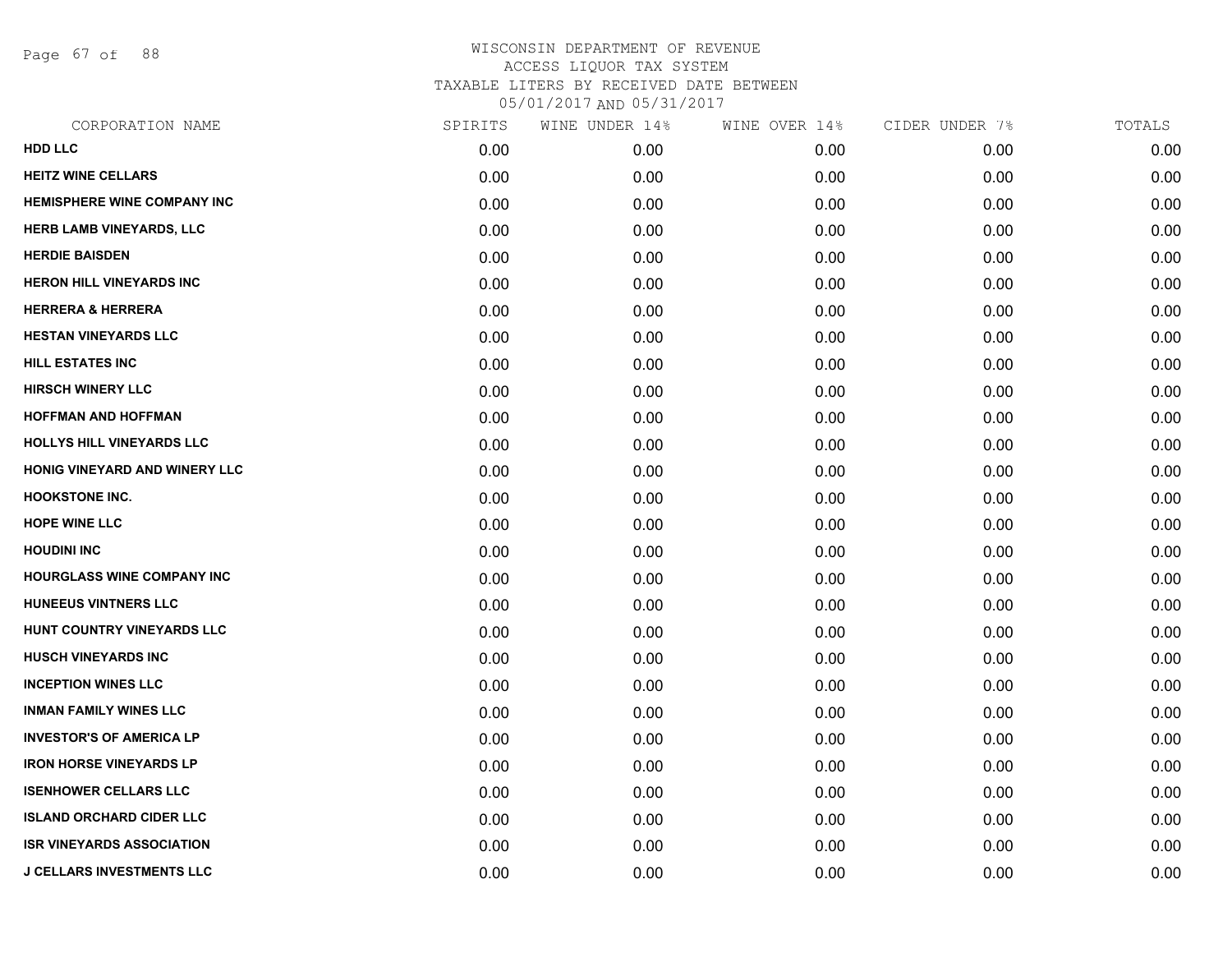WISCONSIN DEPARTMENT OF REVENUE
ACCESS LIQUOR TAX SYSTEM
TAXABLE LITERS BY RECEIVED DATE BETWEEN
05/01/2017 AND 05/31/2017

| CORPORATION NAME | SPIRITS | WINE UNDER 14% | WINE OVER 14% | CIDER UNDER 7% | TOTALS |
|---|---|---|---|---|---|
| HDD LLC | 0.00 | 0.00 | 0.00 | 0.00 | 0.00 |
| HEITZ WINE CELLARS | 0.00 | 0.00 | 0.00 | 0.00 | 0.00 |
| HEMISPHERE WINE COMPANY INC | 0.00 | 0.00 | 0.00 | 0.00 | 0.00 |
| HERB LAMB VINEYARDS, LLC | 0.00 | 0.00 | 0.00 | 0.00 | 0.00 |
| HERDIE BAISDEN | 0.00 | 0.00 | 0.00 | 0.00 | 0.00 |
| HERON HILL VINEYARDS INC | 0.00 | 0.00 | 0.00 | 0.00 | 0.00 |
| HERRERA & HERRERA | 0.00 | 0.00 | 0.00 | 0.00 | 0.00 |
| HESTAN VINEYARDS LLC | 0.00 | 0.00 | 0.00 | 0.00 | 0.00 |
| HILL ESTATES INC | 0.00 | 0.00 | 0.00 | 0.00 | 0.00 |
| HIRSCH WINERY LLC | 0.00 | 0.00 | 0.00 | 0.00 | 0.00 |
| HOFFMAN AND HOFFMAN | 0.00 | 0.00 | 0.00 | 0.00 | 0.00 |
| HOLLYS HILL VINEYARDS LLC | 0.00 | 0.00 | 0.00 | 0.00 | 0.00 |
| HONIG VINEYARD AND WINERY LLC | 0.00 | 0.00 | 0.00 | 0.00 | 0.00 |
| HOOKSTONE INC. | 0.00 | 0.00 | 0.00 | 0.00 | 0.00 |
| HOPE WINE LLC | 0.00 | 0.00 | 0.00 | 0.00 | 0.00 |
| HOUDINI INC | 0.00 | 0.00 | 0.00 | 0.00 | 0.00 |
| HOURGLASS WINE COMPANY INC | 0.00 | 0.00 | 0.00 | 0.00 | 0.00 |
| HUNEEUS VINTNERS LLC | 0.00 | 0.00 | 0.00 | 0.00 | 0.00 |
| HUNT COUNTRY VINEYARDS LLC | 0.00 | 0.00 | 0.00 | 0.00 | 0.00 |
| HUSCH VINEYARDS INC | 0.00 | 0.00 | 0.00 | 0.00 | 0.00 |
| INCEPTION WINES LLC | 0.00 | 0.00 | 0.00 | 0.00 | 0.00 |
| INMAN FAMILY WINES LLC | 0.00 | 0.00 | 0.00 | 0.00 | 0.00 |
| INVESTOR'S OF AMERICA LP | 0.00 | 0.00 | 0.00 | 0.00 | 0.00 |
| IRON HORSE VINEYARDS LP | 0.00 | 0.00 | 0.00 | 0.00 | 0.00 |
| ISENHOWER CELLARS LLC | 0.00 | 0.00 | 0.00 | 0.00 | 0.00 |
| ISLAND ORCHARD CIDER LLC | 0.00 | 0.00 | 0.00 | 0.00 | 0.00 |
| ISR VINEYARDS ASSOCIATION | 0.00 | 0.00 | 0.00 | 0.00 | 0.00 |
| J CELLARS INVESTMENTS LLC | 0.00 | 0.00 | 0.00 | 0.00 | 0.00 |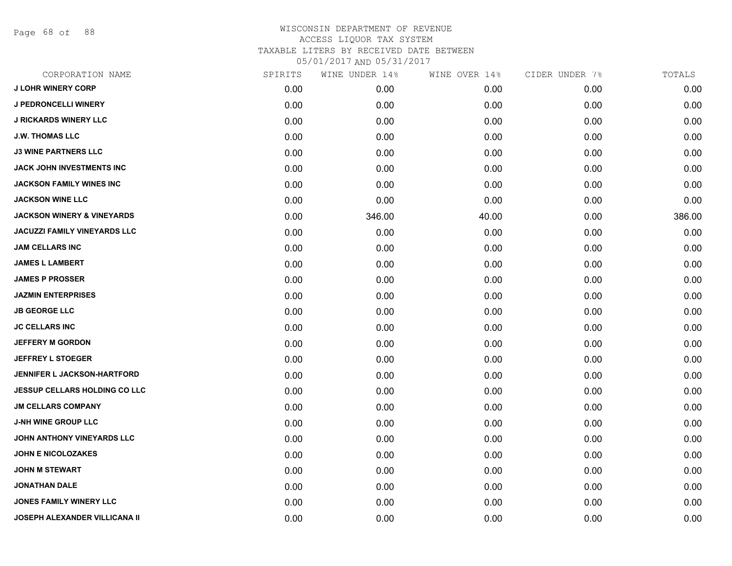WISCONSIN DEPARTMENT OF REVENUE
ACCESS LIQUOR TAX SYSTEM
TAXABLE LITERS BY RECEIVED DATE BETWEEN
05/01/2017 AND 05/31/2017

| CORPORATION NAME | SPIRITS | WINE UNDER 14% | WINE OVER 14% | CIDER UNDER 7% | TOTALS |
|---|---|---|---|---|---|
| J LOHR WINERY CORP | 0.00 | 0.00 | 0.00 | 0.00 | 0.00 |
| J PEDRONCELLI WINERY | 0.00 | 0.00 | 0.00 | 0.00 | 0.00 |
| J RICKARDS WINERY LLC | 0.00 | 0.00 | 0.00 | 0.00 | 0.00 |
| J.W. THOMAS LLC | 0.00 | 0.00 | 0.00 | 0.00 | 0.00 |
| J3 WINE PARTNERS LLC | 0.00 | 0.00 | 0.00 | 0.00 | 0.00 |
| JACK JOHN INVESTMENTS INC | 0.00 | 0.00 | 0.00 | 0.00 | 0.00 |
| JACKSON FAMILY WINES INC | 0.00 | 0.00 | 0.00 | 0.00 | 0.00 |
| JACKSON WINE LLC | 0.00 | 0.00 | 0.00 | 0.00 | 0.00 |
| JACKSON WINERY & VINEYARDS | 0.00 | 346.00 | 40.00 | 0.00 | 386.00 |
| JACUZZI FAMILY VINEYARDS LLC | 0.00 | 0.00 | 0.00 | 0.00 | 0.00 |
| JAM CELLARS INC | 0.00 | 0.00 | 0.00 | 0.00 | 0.00 |
| JAMES L LAMBERT | 0.00 | 0.00 | 0.00 | 0.00 | 0.00 |
| JAMES P PROSSER | 0.00 | 0.00 | 0.00 | 0.00 | 0.00 |
| JAZMIN ENTERPRISES | 0.00 | 0.00 | 0.00 | 0.00 | 0.00 |
| JB GEORGE LLC | 0.00 | 0.00 | 0.00 | 0.00 | 0.00 |
| JC CELLARS INC | 0.00 | 0.00 | 0.00 | 0.00 | 0.00 |
| JEFFERY M GORDON | 0.00 | 0.00 | 0.00 | 0.00 | 0.00 |
| JEFFREY L STOEGER | 0.00 | 0.00 | 0.00 | 0.00 | 0.00 |
| JENNIFER L JACKSON-HARTFORD | 0.00 | 0.00 | 0.00 | 0.00 | 0.00 |
| JESSUP CELLARS HOLDING CO LLC | 0.00 | 0.00 | 0.00 | 0.00 | 0.00 |
| JM CELLARS COMPANY | 0.00 | 0.00 | 0.00 | 0.00 | 0.00 |
| J-NH WINE GROUP LLC | 0.00 | 0.00 | 0.00 | 0.00 | 0.00 |
| JOHN ANTHONY VINEYARDS LLC | 0.00 | 0.00 | 0.00 | 0.00 | 0.00 |
| JOHN E NICOLOZAKES | 0.00 | 0.00 | 0.00 | 0.00 | 0.00 |
| JOHN M STEWART | 0.00 | 0.00 | 0.00 | 0.00 | 0.00 |
| JONATHAN DALE | 0.00 | 0.00 | 0.00 | 0.00 | 0.00 |
| JONES FAMILY WINERY LLC | 0.00 | 0.00 | 0.00 | 0.00 | 0.00 |
| JOSEPH ALEXANDER VILLICANA II | 0.00 | 0.00 | 0.00 | 0.00 | 0.00 |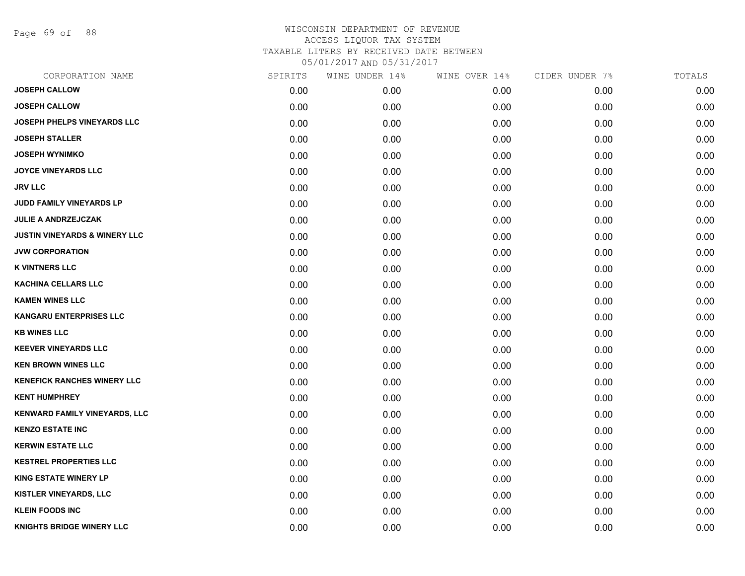WISCONSIN DEPARTMENT OF REVENUE
ACCESS LIQUOR TAX SYSTEM
TAXABLE LITERS BY RECEIVED DATE BETWEEN
05/01/2017 AND 05/31/2017

| CORPORATION NAME | SPIRITS | WINE UNDER 14% | WINE OVER 14% | CIDER UNDER 7% | TOTALS |
|---|---|---|---|---|---|
| JOSEPH CALLOW | 0.00 | 0.00 | 0.00 | 0.00 | 0.00 |
| JOSEPH CALLOW | 0.00 | 0.00 | 0.00 | 0.00 | 0.00 |
| JOSEPH PHELPS VINEYARDS LLC | 0.00 | 0.00 | 0.00 | 0.00 | 0.00 |
| JOSEPH STALLER | 0.00 | 0.00 | 0.00 | 0.00 | 0.00 |
| JOSEPH WYNIMKO | 0.00 | 0.00 | 0.00 | 0.00 | 0.00 |
| JOYCE VINEYARDS LLC | 0.00 | 0.00 | 0.00 | 0.00 | 0.00 |
| JRV LLC | 0.00 | 0.00 | 0.00 | 0.00 | 0.00 |
| JUDD FAMILY VINEYARDS LP | 0.00 | 0.00 | 0.00 | 0.00 | 0.00 |
| JULIE A ANDRZEJCZAK | 0.00 | 0.00 | 0.00 | 0.00 | 0.00 |
| JUSTIN VINEYARDS & WINERY LLC | 0.00 | 0.00 | 0.00 | 0.00 | 0.00 |
| JVW CORPORATION | 0.00 | 0.00 | 0.00 | 0.00 | 0.00 |
| K VINTNERS LLC | 0.00 | 0.00 | 0.00 | 0.00 | 0.00 |
| KACHINA CELLARS LLC | 0.00 | 0.00 | 0.00 | 0.00 | 0.00 |
| KAMEN WINES LLC | 0.00 | 0.00 | 0.00 | 0.00 | 0.00 |
| KANGARU ENTERPRISES LLC | 0.00 | 0.00 | 0.00 | 0.00 | 0.00 |
| KB WINES LLC | 0.00 | 0.00 | 0.00 | 0.00 | 0.00 |
| KEEVER VINEYARDS LLC | 0.00 | 0.00 | 0.00 | 0.00 | 0.00 |
| KEN BROWN WINES LLC | 0.00 | 0.00 | 0.00 | 0.00 | 0.00 |
| KENEFICK RANCHES WINERY LLC | 0.00 | 0.00 | 0.00 | 0.00 | 0.00 |
| KENT HUMPHREY | 0.00 | 0.00 | 0.00 | 0.00 | 0.00 |
| KENWARD FAMILY VINEYARDS, LLC | 0.00 | 0.00 | 0.00 | 0.00 | 0.00 |
| KENZO ESTATE INC | 0.00 | 0.00 | 0.00 | 0.00 | 0.00 |
| KERWIN ESTATE LLC | 0.00 | 0.00 | 0.00 | 0.00 | 0.00 |
| KESTREL PROPERTIES LLC | 0.00 | 0.00 | 0.00 | 0.00 | 0.00 |
| KING ESTATE WINERY LP | 0.00 | 0.00 | 0.00 | 0.00 | 0.00 |
| KISTLER VINEYARDS, LLC | 0.00 | 0.00 | 0.00 | 0.00 | 0.00 |
| KLEIN FOODS INC | 0.00 | 0.00 | 0.00 | 0.00 | 0.00 |
| KNIGHTS BRIDGE WINERY LLC | 0.00 | 0.00 | 0.00 | 0.00 | 0.00 |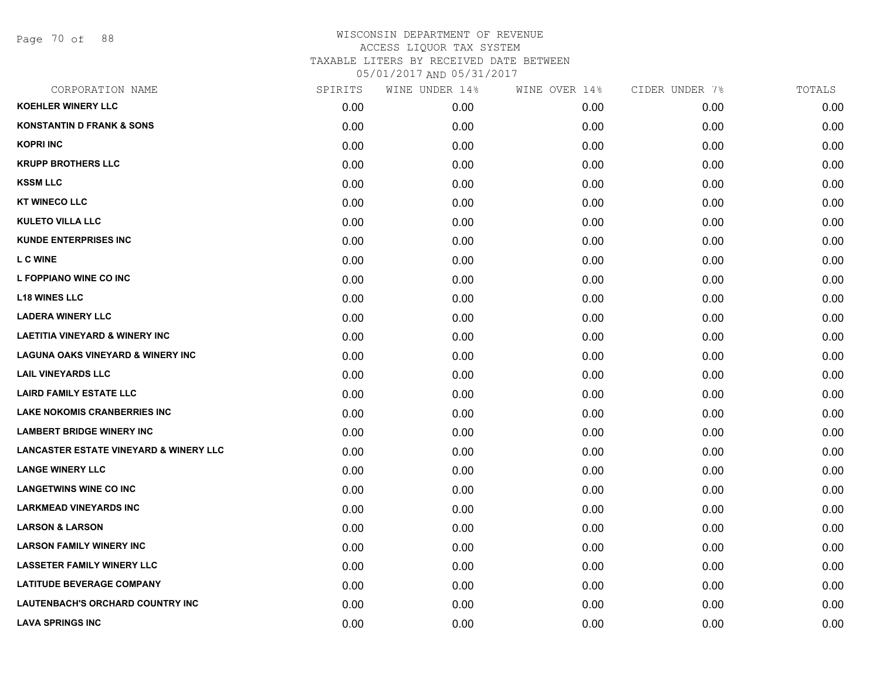# WISCONSIN DEPARTMENT OF REVENUE
ACCESS LIQUOR TAX SYSTEM
TAXABLE LITERS BY RECEIVED DATE BETWEEN
05/01/2017 AND 05/31/2017

| CORPORATION NAME | SPIRITS | WINE UNDER 14% | WINE OVER 14% | CIDER UNDER 7% | TOTALS |
|---|---|---|---|---|---|
| KOEHLER WINERY LLC | 0.00 | 0.00 | 0.00 | 0.00 | 0.00 |
| KONSTANTIN D FRANK & SONS | 0.00 | 0.00 | 0.00 | 0.00 | 0.00 |
| KOPRI INC | 0.00 | 0.00 | 0.00 | 0.00 | 0.00 |
| KRUPP BROTHERS LLC | 0.00 | 0.00 | 0.00 | 0.00 | 0.00 |
| KSSM LLC | 0.00 | 0.00 | 0.00 | 0.00 | 0.00 |
| KT WINECO LLC | 0.00 | 0.00 | 0.00 | 0.00 | 0.00 |
| KULETO VILLA LLC | 0.00 | 0.00 | 0.00 | 0.00 | 0.00 |
| KUNDE ENTERPRISES INC | 0.00 | 0.00 | 0.00 | 0.00 | 0.00 |
| L C WINE | 0.00 | 0.00 | 0.00 | 0.00 | 0.00 |
| L FOPPIANO WINE CO INC | 0.00 | 0.00 | 0.00 | 0.00 | 0.00 |
| L18 WINES LLC | 0.00 | 0.00 | 0.00 | 0.00 | 0.00 |
| LADERA WINERY LLC | 0.00 | 0.00 | 0.00 | 0.00 | 0.00 |
| LAETITIA VINEYARD & WINERY INC | 0.00 | 0.00 | 0.00 | 0.00 | 0.00 |
| LAGUNA OAKS VINEYARD & WINERY INC | 0.00 | 0.00 | 0.00 | 0.00 | 0.00 |
| LAIL VINEYARDS LLC | 0.00 | 0.00 | 0.00 | 0.00 | 0.00 |
| LAIRD FAMILY ESTATE LLC | 0.00 | 0.00 | 0.00 | 0.00 | 0.00 |
| LAKE NOKOMIS CRANBERRIES INC | 0.00 | 0.00 | 0.00 | 0.00 | 0.00 |
| LAMBERT BRIDGE WINERY INC | 0.00 | 0.00 | 0.00 | 0.00 | 0.00 |
| LANCASTER ESTATE VINEYARD & WINERY LLC | 0.00 | 0.00 | 0.00 | 0.00 | 0.00 |
| LANGE WINERY LLC | 0.00 | 0.00 | 0.00 | 0.00 | 0.00 |
| LANGETWINS WINE CO INC | 0.00 | 0.00 | 0.00 | 0.00 | 0.00 |
| LARKMEAD VINEYARDS INC | 0.00 | 0.00 | 0.00 | 0.00 | 0.00 |
| LARSON & LARSON | 0.00 | 0.00 | 0.00 | 0.00 | 0.00 |
| LARSON FAMILY WINERY INC | 0.00 | 0.00 | 0.00 | 0.00 | 0.00 |
| LASSETER FAMILY WINERY LLC | 0.00 | 0.00 | 0.00 | 0.00 | 0.00 |
| LATITUDE BEVERAGE COMPANY | 0.00 | 0.00 | 0.00 | 0.00 | 0.00 |
| LAUTENBACH'S ORCHARD COUNTRY INC | 0.00 | 0.00 | 0.00 | 0.00 | 0.00 |
| LAVA SPRINGS INC | 0.00 | 0.00 | 0.00 | 0.00 | 0.00 |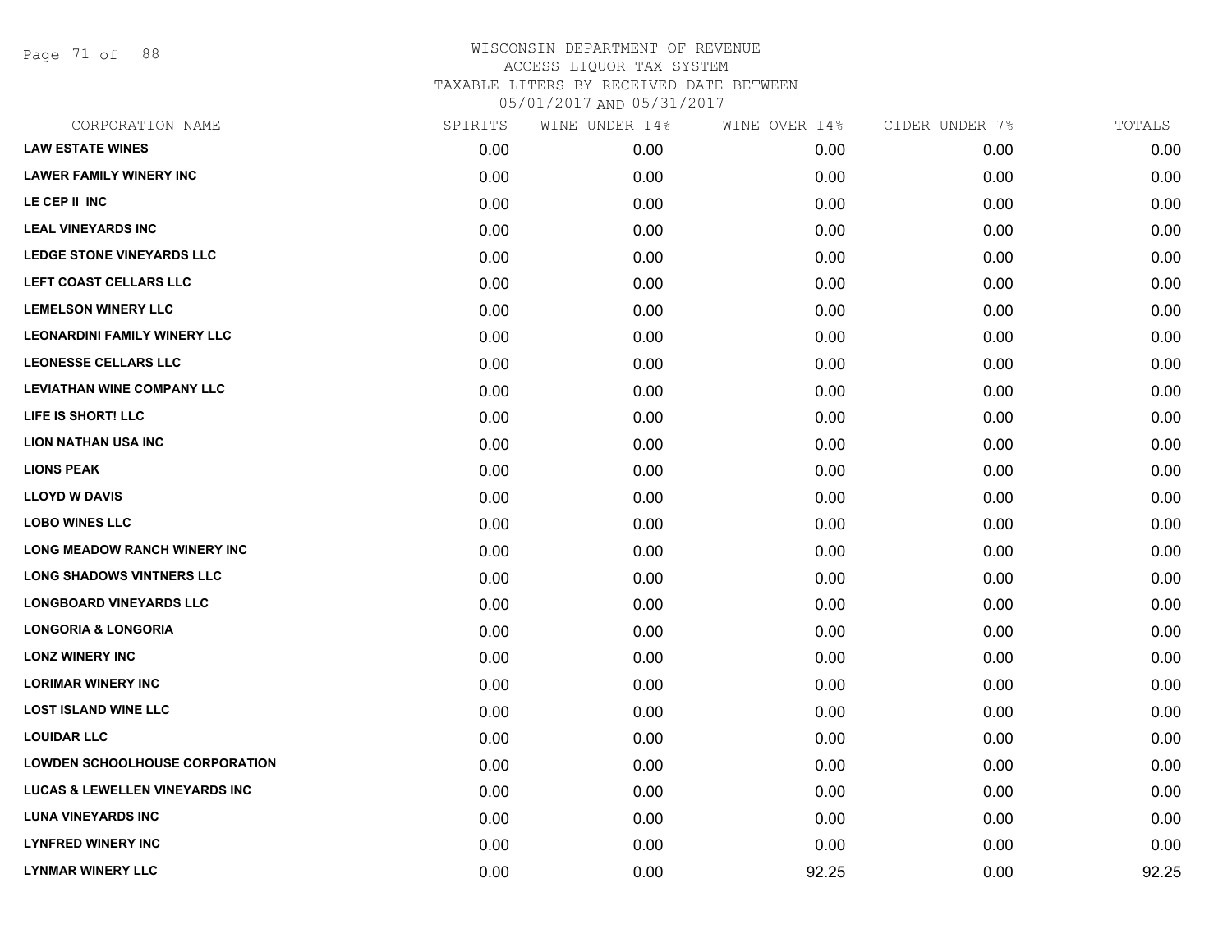# WISCONSIN DEPARTMENT OF REVENUE
ACCESS LIQUOR TAX SYSTEM
TAXABLE LITERS BY RECEIVED DATE BETWEEN
05/01/2017 AND 05/31/2017

| CORPORATION NAME | SPIRITS | WINE UNDER 14% | WINE OVER 14% | CIDER UNDER 7% | TOTALS |
|---|---|---|---|---|---|
| **LAW ESTATE WINES** | 0.00 | 0.00 | 0.00 | 0.00 | 0.00 |
| **LAWER FAMILY WINERY INC** | 0.00 | 0.00 | 0.00 | 0.00 | 0.00 |
| **LE CEP II INC** | 0.00 | 0.00 | 0.00 | 0.00 | 0.00 |
| **LEAL VINEYARDS INC** | 0.00 | 0.00 | 0.00 | 0.00 | 0.00 |
| **LEDGE STONE VINEYARDS LLC** | 0.00 | 0.00 | 0.00 | 0.00 | 0.00 |
| **LEFT COAST CELLARS LLC** | 0.00 | 0.00 | 0.00 | 0.00 | 0.00 |
| **LEMELSON WINERY LLC** | 0.00 | 0.00 | 0.00 | 0.00 | 0.00 |
| **LEONARDINI FAMILY WINERY LLC** | 0.00 | 0.00 | 0.00 | 0.00 | 0.00 |
| **LEONESSE CELLARS LLC** | 0.00 | 0.00 | 0.00 | 0.00 | 0.00 |
| **LEVIATHAN WINE COMPANY LLC** | 0.00 | 0.00 | 0.00 | 0.00 | 0.00 |
| **LIFE IS SHORT! LLC** | 0.00 | 0.00 | 0.00 | 0.00 | 0.00 |
| **LION NATHAN USA INC** | 0.00 | 0.00 | 0.00 | 0.00 | 0.00 |
| **LIONS PEAK** | 0.00 | 0.00 | 0.00 | 0.00 | 0.00 |
| **LLOYD W DAVIS** | 0.00 | 0.00 | 0.00 | 0.00 | 0.00 |
| **LOBO WINES LLC** | 0.00 | 0.00 | 0.00 | 0.00 | 0.00 |
| **LONG MEADOW RANCH WINERY INC** | 0.00 | 0.00 | 0.00 | 0.00 | 0.00 |
| **LONG SHADOWS VINTNERS LLC** | 0.00 | 0.00 | 0.00 | 0.00 | 0.00 |
| **LONGBOARD VINEYARDS LLC** | 0.00 | 0.00 | 0.00 | 0.00 | 0.00 |
| **LONGORIA & LONGORIA** | 0.00 | 0.00 | 0.00 | 0.00 | 0.00 |
| **LONZ WINERY INC** | 0.00 | 0.00 | 0.00 | 0.00 | 0.00 |
| **LORIMAR WINERY INC** | 0.00 | 0.00 | 0.00 | 0.00 | 0.00 |
| **LOST ISLAND WINE LLC** | 0.00 | 0.00 | 0.00 | 0.00 | 0.00 |
| **LOUIDAR LLC** | 0.00 | 0.00 | 0.00 | 0.00 | 0.00 |
| **LOWDEN SCHOOLHOUSE CORPORATION** | 0.00 | 0.00 | 0.00 | 0.00 | 0.00 |
| **LUCAS & LEWELLEN VINEYARDS INC** | 0.00 | 0.00 | 0.00 | 0.00 | 0.00 |
| **LUNA VINEYARDS INC** | 0.00 | 0.00 | 0.00 | 0.00 | 0.00 |
| **LYNFRED WINERY INC** | 0.00 | 0.00 | 0.00 | 0.00 | 0.00 |
| **LYNMAR WINERY LLC** | 0.00 | 0.00 | 92.25 | 0.00 | 92.25 |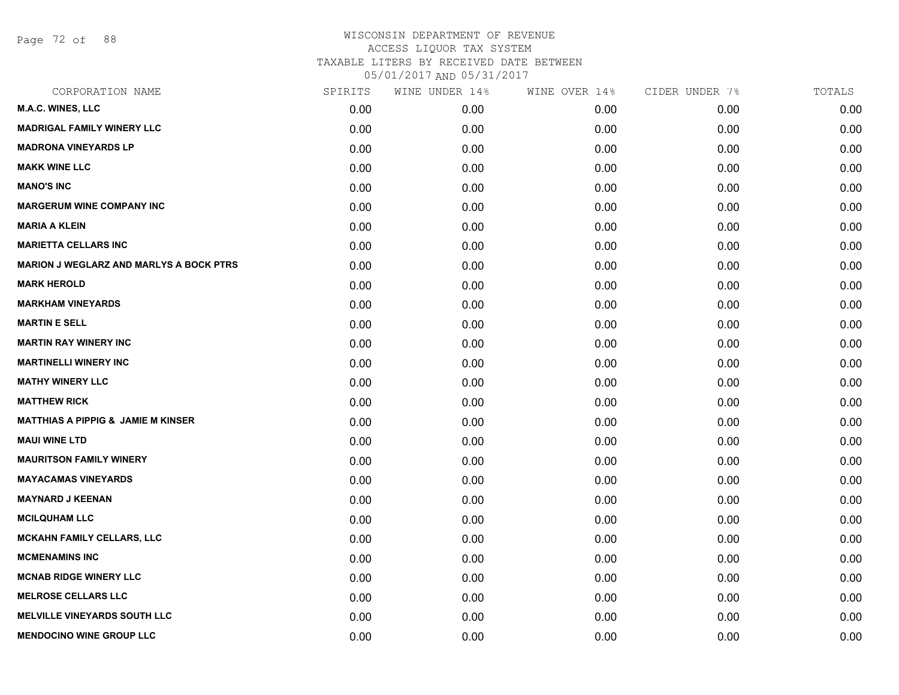WISCONSIN DEPARTMENT OF REVENUE
ACCESS LIQUOR TAX SYSTEM
TAXABLE LITERS BY RECEIVED DATE BETWEEN
05/01/2017 AND 05/31/2017

| CORPORATION NAME | SPIRITS | WINE UNDER 14% | WINE OVER 14% | CIDER UNDER 7% | TOTALS |
|---|---|---|---|---|---|
| **M.A.C. WINES, LLC** | 0.00 | 0.00 | 0.00 | 0.00 | 0.00 |
| **MADRIGAL FAMILY WINERY LLC** | 0.00 | 0.00 | 0.00 | 0.00 | 0.00 |
| **MADRONA VINEYARDS LP** | 0.00 | 0.00 | 0.00 | 0.00 | 0.00 |
| **MAKK WINE LLC** | 0.00 | 0.00 | 0.00 | 0.00 | 0.00 |
| **MANO'S INC** | 0.00 | 0.00 | 0.00 | 0.00 | 0.00 |
| **MARGERUM WINE COMPANY INC** | 0.00 | 0.00 | 0.00 | 0.00 | 0.00 |
| **MARIA A KLEIN** | 0.00 | 0.00 | 0.00 | 0.00 | 0.00 |
| **MARIETTA CELLARS INC** | 0.00 | 0.00 | 0.00 | 0.00 | 0.00 |
| **MARION J WEGLARZ AND MARLYS A BOCK PTRS** | 0.00 | 0.00 | 0.00 | 0.00 | 0.00 |
| **MARK HEROLD** | 0.00 | 0.00 | 0.00 | 0.00 | 0.00 |
| **MARKHAM VINEYARDS** | 0.00 | 0.00 | 0.00 | 0.00 | 0.00 |
| **MARTIN E SELL** | 0.00 | 0.00 | 0.00 | 0.00 | 0.00 |
| **MARTIN RAY WINERY INC** | 0.00 | 0.00 | 0.00 | 0.00 | 0.00 |
| **MARTINELLI WINERY INC** | 0.00 | 0.00 | 0.00 | 0.00 | 0.00 |
| **MATHY WINERY LLC** | 0.00 | 0.00 | 0.00 | 0.00 | 0.00 |
| **MATTHEW RICK** | 0.00 | 0.00 | 0.00 | 0.00 | 0.00 |
| **MATTHIAS A PIPPIG & JAMIE M KINSER** | 0.00 | 0.00 | 0.00 | 0.00 | 0.00 |
| **MAUI WINE LTD** | 0.00 | 0.00 | 0.00 | 0.00 | 0.00 |
| **MAURITSON FAMILY WINERY** | 0.00 | 0.00 | 0.00 | 0.00 | 0.00 |
| **MAYACAMAS VINEYARDS** | 0.00 | 0.00 | 0.00 | 0.00 | 0.00 |
| **MAYNARD J KEENAN** | 0.00 | 0.00 | 0.00 | 0.00 | 0.00 |
| **MCILQUHAM LLC** | 0.00 | 0.00 | 0.00 | 0.00 | 0.00 |
| **MCKAHN FAMILY CELLARS, LLC** | 0.00 | 0.00 | 0.00 | 0.00 | 0.00 |
| **MCMENAMINS INC** | 0.00 | 0.00 | 0.00 | 0.00 | 0.00 |
| **MCNAB RIDGE WINERY LLC** | 0.00 | 0.00 | 0.00 | 0.00 | 0.00 |
| **MELROSE CELLARS LLC** | 0.00 | 0.00 | 0.00 | 0.00 | 0.00 |
| **MELVILLE VINEYARDS SOUTH LLC** | 0.00 | 0.00 | 0.00 | 0.00 | 0.00 |
| **MENDOCINO WINE GROUP LLC** | 0.00 | 0.00 | 0.00 | 0.00 | 0.00 |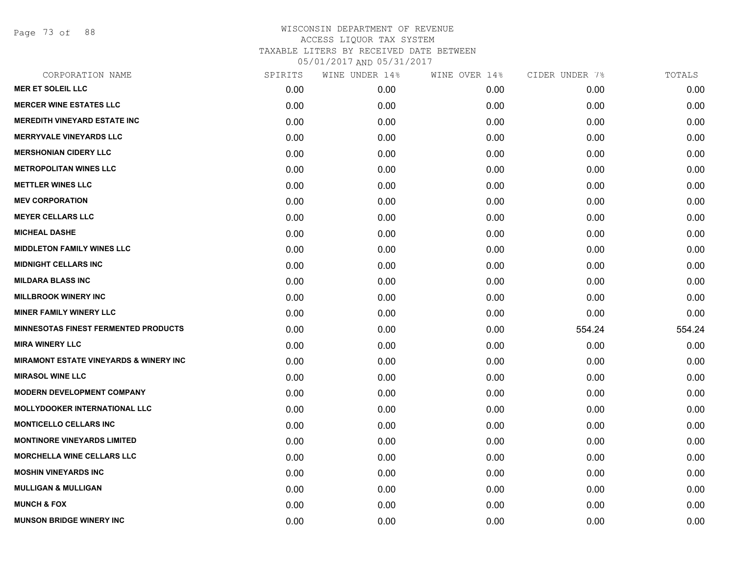WISCONSIN DEPARTMENT OF REVENUE
ACCESS LIQUOR TAX SYSTEM
TAXABLE LITERS BY RECEIVED DATE BETWEEN
05/01/2017 AND 05/31/2017

| CORPORATION NAME | SPIRITS | WINE UNDER 14% | WINE OVER 14% | CIDER UNDER 7% | TOTALS |
|---|---|---|---|---|---|
| MER ET SOLEIL LLC | 0.00 | 0.00 | 0.00 | 0.00 | 0.00 |
| MERCER WINE ESTATES LLC | 0.00 | 0.00 | 0.00 | 0.00 | 0.00 |
| MEREDITH VINEYARD ESTATE INC | 0.00 | 0.00 | 0.00 | 0.00 | 0.00 |
| MERRYVALE VINEYARDS LLC | 0.00 | 0.00 | 0.00 | 0.00 | 0.00 |
| MERSHONIAN CIDERY LLC | 0.00 | 0.00 | 0.00 | 0.00 | 0.00 |
| METROPOLITAN WINES LLC | 0.00 | 0.00 | 0.00 | 0.00 | 0.00 |
| METTLER WINES LLC | 0.00 | 0.00 | 0.00 | 0.00 | 0.00 |
| MEV CORPORATION | 0.00 | 0.00 | 0.00 | 0.00 | 0.00 |
| MEYER CELLARS LLC | 0.00 | 0.00 | 0.00 | 0.00 | 0.00 |
| MICHEAL DASHE | 0.00 | 0.00 | 0.00 | 0.00 | 0.00 |
| MIDDLETON FAMILY WINES LLC | 0.00 | 0.00 | 0.00 | 0.00 | 0.00 |
| MIDNIGHT CELLARS INC | 0.00 | 0.00 | 0.00 | 0.00 | 0.00 |
| MILDARA BLASS INC | 0.00 | 0.00 | 0.00 | 0.00 | 0.00 |
| MILLBROOK WINERY INC | 0.00 | 0.00 | 0.00 | 0.00 | 0.00 |
| MINER FAMILY WINERY LLC | 0.00 | 0.00 | 0.00 | 0.00 | 0.00 |
| MINNESOTAS FINEST FERMENTED PRODUCTS | 0.00 | 0.00 | 0.00 | 554.24 | 554.24 |
| MIRA WINERY LLC | 0.00 | 0.00 | 0.00 | 0.00 | 0.00 |
| MIRAMONT ESTATE VINEYARDS & WINERY INC | 0.00 | 0.00 | 0.00 | 0.00 | 0.00 |
| MIRASOL WINE LLC | 0.00 | 0.00 | 0.00 | 0.00 | 0.00 |
| MODERN DEVELOPMENT COMPANY | 0.00 | 0.00 | 0.00 | 0.00 | 0.00 |
| MOLLYDOOKER INTERNATIONAL LLC | 0.00 | 0.00 | 0.00 | 0.00 | 0.00 |
| MONTICELLO CELLARS INC | 0.00 | 0.00 | 0.00 | 0.00 | 0.00 |
| MONTINORE VINEYARDS LIMITED | 0.00 | 0.00 | 0.00 | 0.00 | 0.00 |
| MORCHELLA WINE CELLARS LLC | 0.00 | 0.00 | 0.00 | 0.00 | 0.00 |
| MOSHIN VINEYARDS INC | 0.00 | 0.00 | 0.00 | 0.00 | 0.00 |
| MULLIGAN & MULLIGAN | 0.00 | 0.00 | 0.00 | 0.00 | 0.00 |
| MUNCH & FOX | 0.00 | 0.00 | 0.00 | 0.00 | 0.00 |
| MUNSON BRIDGE WINERY INC | 0.00 | 0.00 | 0.00 | 0.00 | 0.00 |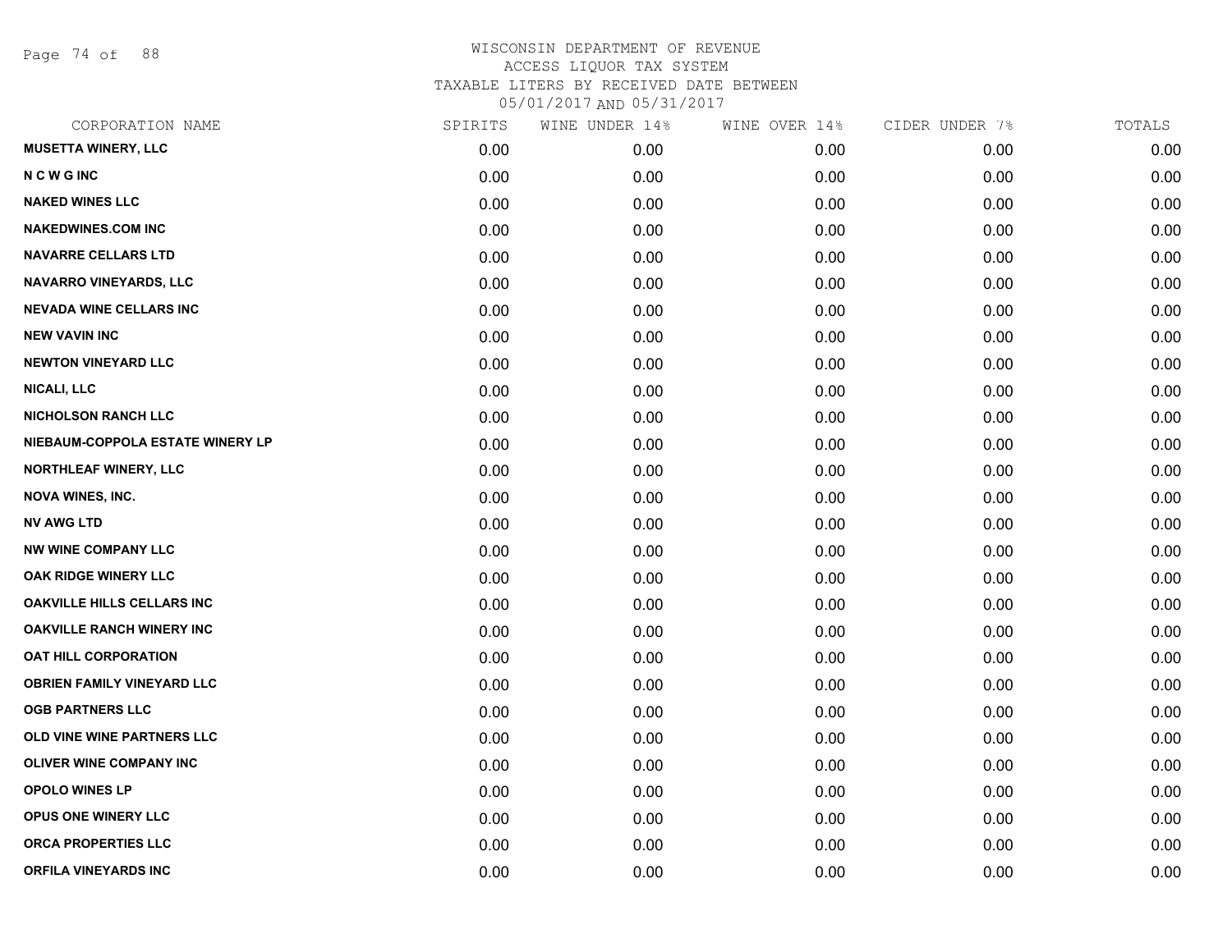WISCONSIN DEPARTMENT OF REVENUE
ACCESS LIQUOR TAX SYSTEM
TAXABLE LITERS BY RECEIVED DATE BETWEEN
05/01/2017 AND 05/31/2017

| CORPORATION NAME | SPIRITS | WINE UNDER 14% | WINE OVER 14% | CIDER UNDER 7% | TOTALS |
|---|---|---|---|---|---|
| MUSETTA WINERY, LLC | 0.00 | 0.00 | 0.00 | 0.00 | 0.00 |
| N C W G INC | 0.00 | 0.00 | 0.00 | 0.00 | 0.00 |
| NAKED WINES LLC | 0.00 | 0.00 | 0.00 | 0.00 | 0.00 |
| NAKEDWINES.COM INC | 0.00 | 0.00 | 0.00 | 0.00 | 0.00 |
| NAVARRE CELLARS LTD | 0.00 | 0.00 | 0.00 | 0.00 | 0.00 |
| NAVARRO VINEYARDS, LLC | 0.00 | 0.00 | 0.00 | 0.00 | 0.00 |
| NEVADA WINE CELLARS INC | 0.00 | 0.00 | 0.00 | 0.00 | 0.00 |
| NEW VAVIN INC | 0.00 | 0.00 | 0.00 | 0.00 | 0.00 |
| NEWTON VINEYARD LLC | 0.00 | 0.00 | 0.00 | 0.00 | 0.00 |
| NICALI, LLC | 0.00 | 0.00 | 0.00 | 0.00 | 0.00 |
| NICHOLSON RANCH LLC | 0.00 | 0.00 | 0.00 | 0.00 | 0.00 |
| NIEBAUM-COPPOLA ESTATE WINERY LP | 0.00 | 0.00 | 0.00 | 0.00 | 0.00 |
| NORTHLEAF WINERY, LLC | 0.00 | 0.00 | 0.00 | 0.00 | 0.00 |
| NOVA WINES, INC. | 0.00 | 0.00 | 0.00 | 0.00 | 0.00 |
| NV AWG LTD | 0.00 | 0.00 | 0.00 | 0.00 | 0.00 |
| NW WINE COMPANY LLC | 0.00 | 0.00 | 0.00 | 0.00 | 0.00 |
| OAK RIDGE WINERY LLC | 0.00 | 0.00 | 0.00 | 0.00 | 0.00 |
| OAKVILLE HILLS CELLARS INC | 0.00 | 0.00 | 0.00 | 0.00 | 0.00 |
| OAKVILLE RANCH WINERY INC | 0.00 | 0.00 | 0.00 | 0.00 | 0.00 |
| OAT HILL CORPORATION | 0.00 | 0.00 | 0.00 | 0.00 | 0.00 |
| OBRIEN FAMILY VINEYARD LLC | 0.00 | 0.00 | 0.00 | 0.00 | 0.00 |
| OGB PARTNERS LLC | 0.00 | 0.00 | 0.00 | 0.00 | 0.00 |
| OLD VINE WINE PARTNERS LLC | 0.00 | 0.00 | 0.00 | 0.00 | 0.00 |
| OLIVER WINE COMPANY INC | 0.00 | 0.00 | 0.00 | 0.00 | 0.00 |
| OPOLO WINES LP | 0.00 | 0.00 | 0.00 | 0.00 | 0.00 |
| OPUS ONE WINERY LLC | 0.00 | 0.00 | 0.00 | 0.00 | 0.00 |
| ORCA PROPERTIES LLC | 0.00 | 0.00 | 0.00 | 0.00 | 0.00 |
| ORFILA VINEYARDS INC | 0.00 | 0.00 | 0.00 | 0.00 | 0.00 |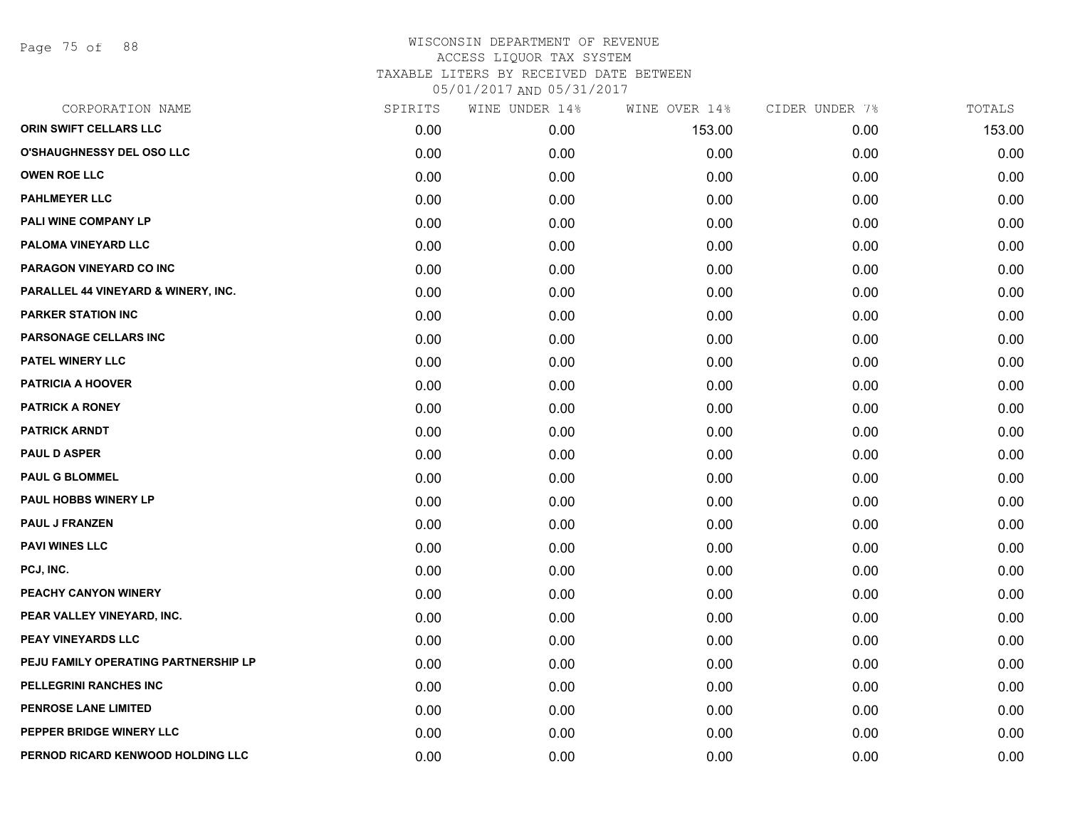# WISCONSIN DEPARTMENT OF REVENUE
## ACCESS LIQUOR TAX SYSTEM
### TAXABLE LITERS BY RECEIVED DATE BETWEEN 05/01/2017 AND 05/31/2017

| CORPORATION NAME | SPIRITS | WINE UNDER 14% | WINE OVER 14% | CIDER UNDER 7% | TOTALS |
|---|---|---|---|---|---|
| ORIN SWIFT CELLARS LLC | 0.00 | 0.00 | 153.00 | 0.00 | 153.00 |
| O'SHAUGHNESSY DEL OSO LLC | 0.00 | 0.00 | 0.00 | 0.00 | 0.00 |
| OWEN ROE LLC | 0.00 | 0.00 | 0.00 | 0.00 | 0.00 |
| PAHLMEYER LLC | 0.00 | 0.00 | 0.00 | 0.00 | 0.00 |
| PALI WINE COMPANY LP | 0.00 | 0.00 | 0.00 | 0.00 | 0.00 |
| PALOMA VINEYARD LLC | 0.00 | 0.00 | 0.00 | 0.00 | 0.00 |
| PARAGON VINEYARD CO INC | 0.00 | 0.00 | 0.00 | 0.00 | 0.00 |
| PARALLEL 44 VINEYARD & WINERY, INC. | 0.00 | 0.00 | 0.00 | 0.00 | 0.00 |
| PARKER STATION INC | 0.00 | 0.00 | 0.00 | 0.00 | 0.00 |
| PARSONAGE CELLARS INC | 0.00 | 0.00 | 0.00 | 0.00 | 0.00 |
| PATEL WINERY LLC | 0.00 | 0.00 | 0.00 | 0.00 | 0.00 |
| PATRICIA A HOOVER | 0.00 | 0.00 | 0.00 | 0.00 | 0.00 |
| PATRICK A RONEY | 0.00 | 0.00 | 0.00 | 0.00 | 0.00 |
| PATRICK ARNDT | 0.00 | 0.00 | 0.00 | 0.00 | 0.00 |
| PAUL D ASPER | 0.00 | 0.00 | 0.00 | 0.00 | 0.00 |
| PAUL G BLOMMEL | 0.00 | 0.00 | 0.00 | 0.00 | 0.00 |
| PAUL HOBBS WINERY LP | 0.00 | 0.00 | 0.00 | 0.00 | 0.00 |
| PAUL J FRANZEN | 0.00 | 0.00 | 0.00 | 0.00 | 0.00 |
| PAVI WINES LLC | 0.00 | 0.00 | 0.00 | 0.00 | 0.00 |
| PCJ, INC. | 0.00 | 0.00 | 0.00 | 0.00 | 0.00 |
| PEACHY CANYON WINERY | 0.00 | 0.00 | 0.00 | 0.00 | 0.00 |
| PEAR VALLEY VINEYARD, INC. | 0.00 | 0.00 | 0.00 | 0.00 | 0.00 |
| PEAY VINEYARDS LLC | 0.00 | 0.00 | 0.00 | 0.00 | 0.00 |
| PEJU FAMILY OPERATING PARTNERSHIP LP | 0.00 | 0.00 | 0.00 | 0.00 | 0.00 |
| PELLEGRINI RANCHES INC | 0.00 | 0.00 | 0.00 | 0.00 | 0.00 |
| PENROSE LANE LIMITED | 0.00 | 0.00 | 0.00 | 0.00 | 0.00 |
| PEPPER BRIDGE WINERY LLC | 0.00 | 0.00 | 0.00 | 0.00 | 0.00 |
| PERNOD RICARD KENWOOD HOLDING LLC | 0.00 | 0.00 | 0.00 | 0.00 | 0.00 |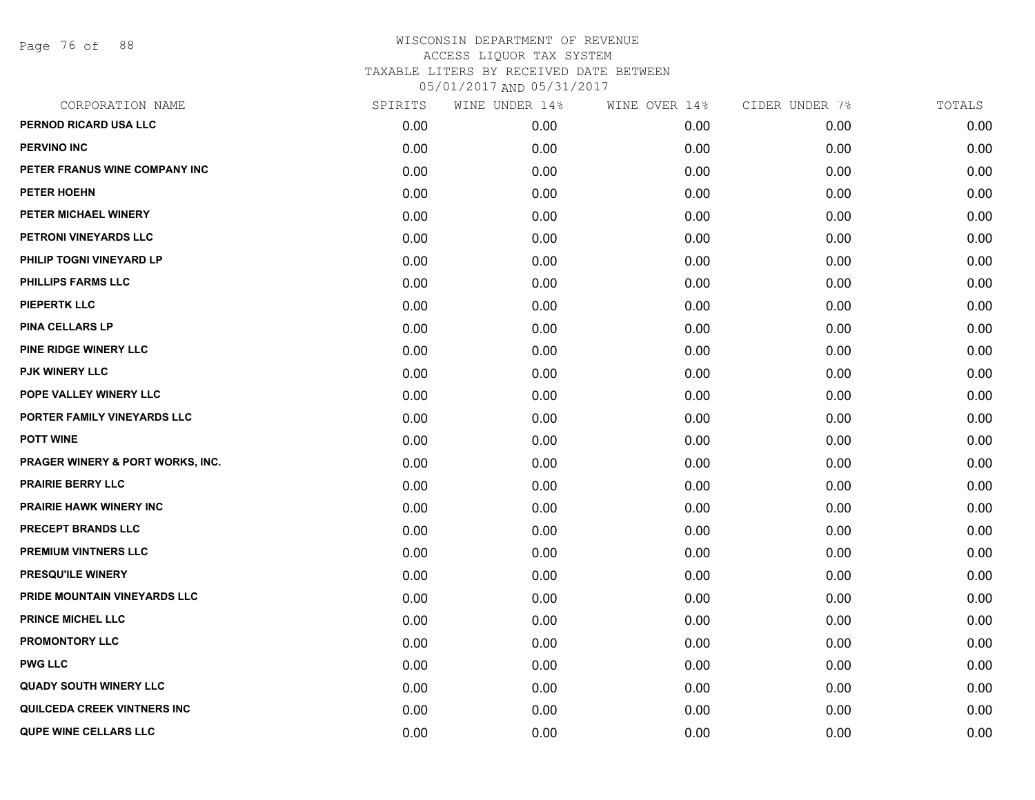# WISCONSIN DEPARTMENT OF REVENUE
## ACCESS LIQUOR TAX SYSTEM
### TAXABLE LITERS BY RECEIVED DATE BETWEEN 05/01/2017 AND 05/31/2017

| CORPORATION NAME | SPIRITS | WINE UNDER 14% | WINE OVER 14% | CIDER UNDER 7% | TOTALS |
|---|---|---|---|---|---|
| PERNOD RICARD USA LLC | 0.00 | 0.00 | 0.00 | 0.00 | 0.00 |
| PERVINO INC | 0.00 | 0.00 | 0.00 | 0.00 | 0.00 |
| PETER FRANUS WINE COMPANY INC | 0.00 | 0.00 | 0.00 | 0.00 | 0.00 |
| PETER HOEHN | 0.00 | 0.00 | 0.00 | 0.00 | 0.00 |
| PETER MICHAEL WINERY | 0.00 | 0.00 | 0.00 | 0.00 | 0.00 |
| PETRONI VINEYARDS LLC | 0.00 | 0.00 | 0.00 | 0.00 | 0.00 |
| PHILIP TOGNI VINEYARD LP | 0.00 | 0.00 | 0.00 | 0.00 | 0.00 |
| PHILLIPS FARMS LLC | 0.00 | 0.00 | 0.00 | 0.00 | 0.00 |
| PIEPERTK LLC | 0.00 | 0.00 | 0.00 | 0.00 | 0.00 |
| PINA CELLARS LP | 0.00 | 0.00 | 0.00 | 0.00 | 0.00 |
| PINE RIDGE WINERY LLC | 0.00 | 0.00 | 0.00 | 0.00 | 0.00 |
| PJK WINERY LLC | 0.00 | 0.00 | 0.00 | 0.00 | 0.00 |
| POPE VALLEY WINERY LLC | 0.00 | 0.00 | 0.00 | 0.00 | 0.00 |
| PORTER FAMILY VINEYARDS LLC | 0.00 | 0.00 | 0.00 | 0.00 | 0.00 |
| POTT WINE | 0.00 | 0.00 | 0.00 | 0.00 | 0.00 |
| PRAGER WINERY & PORT WORKS, INC. | 0.00 | 0.00 | 0.00 | 0.00 | 0.00 |
| PRAIRIE BERRY LLC | 0.00 | 0.00 | 0.00 | 0.00 | 0.00 |
| PRAIRIE HAWK WINERY INC | 0.00 | 0.00 | 0.00 | 0.00 | 0.00 |
| PRECEPT BRANDS LLC | 0.00 | 0.00 | 0.00 | 0.00 | 0.00 |
| PREMIUM VINTNERS LLC | 0.00 | 0.00 | 0.00 | 0.00 | 0.00 |
| PRESQU'ILE WINERY | 0.00 | 0.00 | 0.00 | 0.00 | 0.00 |
| PRIDE MOUNTAIN VINEYARDS LLC | 0.00 | 0.00 | 0.00 | 0.00 | 0.00 |
| PRINCE MICHEL LLC | 0.00 | 0.00 | 0.00 | 0.00 | 0.00 |
| PROMONTORY LLC | 0.00 | 0.00 | 0.00 | 0.00 | 0.00 |
| PWG LLC | 0.00 | 0.00 | 0.00 | 0.00 | 0.00 |
| QUADY SOUTH WINERY LLC | 0.00 | 0.00 | 0.00 | 0.00 | 0.00 |
| QUILCEDA CREEK VINTNERS INC | 0.00 | 0.00 | 0.00 | 0.00 | 0.00 |
| QUPE WINE CELLARS LLC | 0.00 | 0.00 | 0.00 | 0.00 | 0.00 |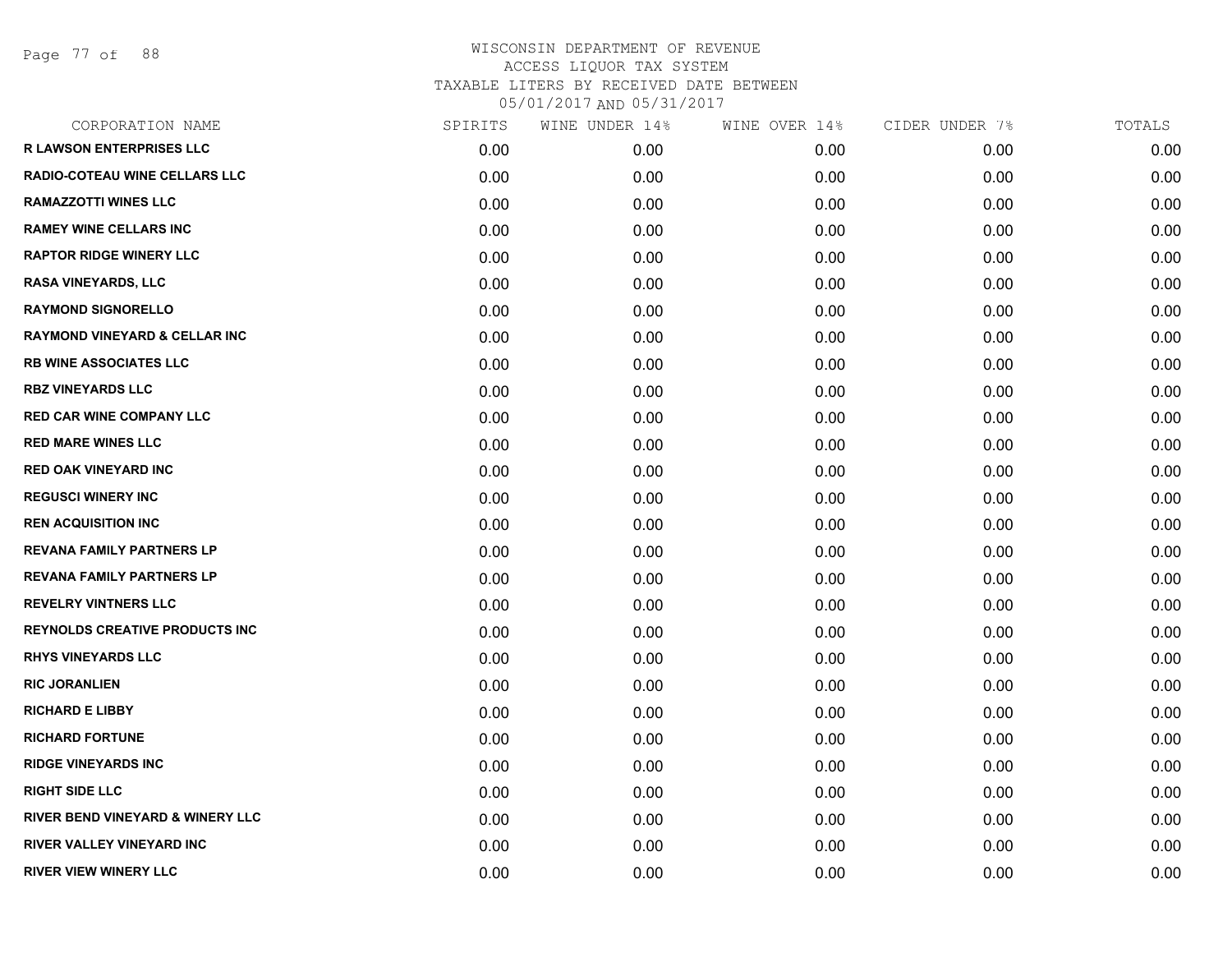# WISCONSIN DEPARTMENT OF REVENUE
ACCESS LIQUOR TAX SYSTEM
TAXABLE LITERS BY RECEIVED DATE BETWEEN
05/01/2017 AND 05/31/2017

| CORPORATION NAME | SPIRITS | WINE UNDER 14% | WINE OVER 14% | CIDER UNDER 7% | TOTALS |
|---|---|---|---|---|---|
| R LAWSON ENTERPRISES LLC | 0.00 | 0.00 | 0.00 | 0.00 | 0.00 |
| RADIO-COTEAU WINE CELLARS LLC | 0.00 | 0.00 | 0.00 | 0.00 | 0.00 |
| RAMAZZOTTI WINES LLC | 0.00 | 0.00 | 0.00 | 0.00 | 0.00 |
| RAMEY WINE CELLARS INC | 0.00 | 0.00 | 0.00 | 0.00 | 0.00 |
| RAPTOR RIDGE WINERY LLC | 0.00 | 0.00 | 0.00 | 0.00 | 0.00 |
| RASA VINEYARDS, LLC | 0.00 | 0.00 | 0.00 | 0.00 | 0.00 |
| RAYMOND SIGNORELLO | 0.00 | 0.00 | 0.00 | 0.00 | 0.00 |
| RAYMOND VINEYARD & CELLAR INC | 0.00 | 0.00 | 0.00 | 0.00 | 0.00 |
| RB WINE ASSOCIATES LLC | 0.00 | 0.00 | 0.00 | 0.00 | 0.00 |
| RBZ VINEYARDS LLC | 0.00 | 0.00 | 0.00 | 0.00 | 0.00 |
| RED CAR WINE COMPANY LLC | 0.00 | 0.00 | 0.00 | 0.00 | 0.00 |
| RED MARE WINES LLC | 0.00 | 0.00 | 0.00 | 0.00 | 0.00 |
| RED OAK VINEYARD INC | 0.00 | 0.00 | 0.00 | 0.00 | 0.00 |
| REGUSCI WINERY INC | 0.00 | 0.00 | 0.00 | 0.00 | 0.00 |
| REN ACQUISITION INC | 0.00 | 0.00 | 0.00 | 0.00 | 0.00 |
| REVANA FAMILY PARTNERS LP | 0.00 | 0.00 | 0.00 | 0.00 | 0.00 |
| REVANA FAMILY PARTNERS LP | 0.00 | 0.00 | 0.00 | 0.00 | 0.00 |
| REVELRY VINTNERS LLC | 0.00 | 0.00 | 0.00 | 0.00 | 0.00 |
| REYNOLDS CREATIVE PRODUCTS INC | 0.00 | 0.00 | 0.00 | 0.00 | 0.00 |
| RHYS VINEYARDS LLC | 0.00 | 0.00 | 0.00 | 0.00 | 0.00 |
| RIC JORANLIEN | 0.00 | 0.00 | 0.00 | 0.00 | 0.00 |
| RICHARD E LIBBY | 0.00 | 0.00 | 0.00 | 0.00 | 0.00 |
| RICHARD FORTUNE | 0.00 | 0.00 | 0.00 | 0.00 | 0.00 |
| RIDGE VINEYARDS INC | 0.00 | 0.00 | 0.00 | 0.00 | 0.00 |
| RIGHT SIDE LLC | 0.00 | 0.00 | 0.00 | 0.00 | 0.00 |
| RIVER BEND VINEYARD & WINERY LLC | 0.00 | 0.00 | 0.00 | 0.00 | 0.00 |
| RIVER VALLEY VINEYARD INC | 0.00 | 0.00 | 0.00 | 0.00 | 0.00 |
| RIVER VIEW WINERY LLC | 0.00 | 0.00 | 0.00 | 0.00 | 0.00 |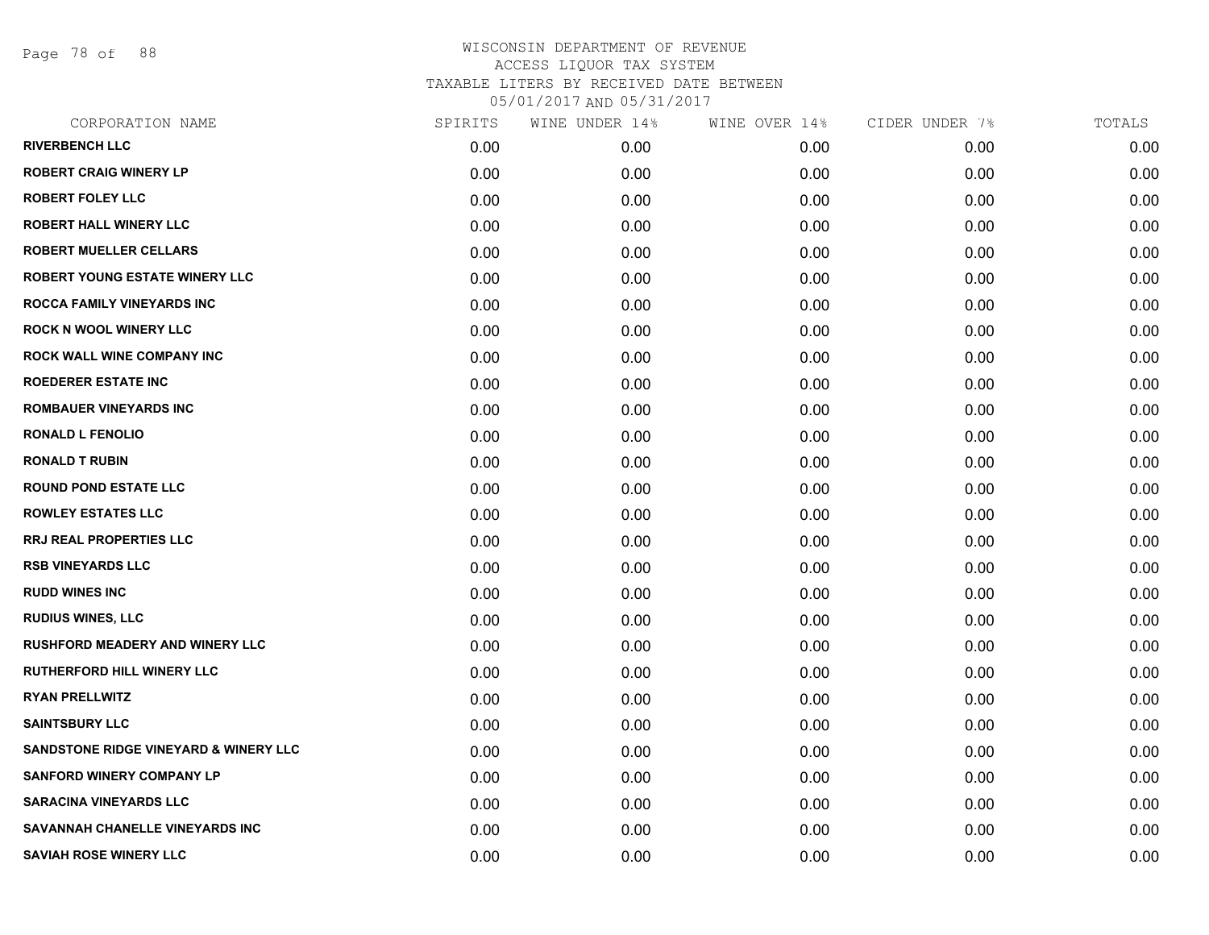# WISCONSIN DEPARTMENT OF REVENUE
ACCESS LIQUOR TAX SYSTEM
TAXABLE LITERS BY RECEIVED DATE BETWEEN
05/01/2017 AND 05/31/2017

| CORPORATION NAME | SPIRITS | WINE UNDER 14% | WINE OVER 14% | CIDER UNDER 7% | TOTALS |
|---|---|---|---|---|---|
| RIVERBENCH LLC | 0.00 | 0.00 | 0.00 | 0.00 | 0.00 |
| ROBERT CRAIG WINERY LP | 0.00 | 0.00 | 0.00 | 0.00 | 0.00 |
| ROBERT FOLEY LLC | 0.00 | 0.00 | 0.00 | 0.00 | 0.00 |
| ROBERT HALL WINERY LLC | 0.00 | 0.00 | 0.00 | 0.00 | 0.00 |
| ROBERT MUELLER CELLARS | 0.00 | 0.00 | 0.00 | 0.00 | 0.00 |
| ROBERT YOUNG ESTATE WINERY LLC | 0.00 | 0.00 | 0.00 | 0.00 | 0.00 |
| ROCCA FAMILY VINEYARDS INC | 0.00 | 0.00 | 0.00 | 0.00 | 0.00 |
| ROCK N WOOL WINERY LLC | 0.00 | 0.00 | 0.00 | 0.00 | 0.00 |
| ROCK WALL WINE COMPANY INC | 0.00 | 0.00 | 0.00 | 0.00 | 0.00 |
| ROEDERER ESTATE INC | 0.00 | 0.00 | 0.00 | 0.00 | 0.00 |
| ROMBAUER VINEYARDS INC | 0.00 | 0.00 | 0.00 | 0.00 | 0.00 |
| RONALD L FENOLIO | 0.00 | 0.00 | 0.00 | 0.00 | 0.00 |
| RONALD T RUBIN | 0.00 | 0.00 | 0.00 | 0.00 | 0.00 |
| ROUND POND ESTATE LLC | 0.00 | 0.00 | 0.00 | 0.00 | 0.00 |
| ROWLEY ESTATES LLC | 0.00 | 0.00 | 0.00 | 0.00 | 0.00 |
| RRJ REAL PROPERTIES LLC | 0.00 | 0.00 | 0.00 | 0.00 | 0.00 |
| RSB VINEYARDS LLC | 0.00 | 0.00 | 0.00 | 0.00 | 0.00 |
| RUDD WINES INC | 0.00 | 0.00 | 0.00 | 0.00 | 0.00 |
| RUDIUS WINES, LLC | 0.00 | 0.00 | 0.00 | 0.00 | 0.00 |
| RUSHFORD MEADERY AND WINERY LLC | 0.00 | 0.00 | 0.00 | 0.00 | 0.00 |
| RUTHERFORD HILL WINERY LLC | 0.00 | 0.00 | 0.00 | 0.00 | 0.00 |
| RYAN PRELLWITZ | 0.00 | 0.00 | 0.00 | 0.00 | 0.00 |
| SAINTSBURY LLC | 0.00 | 0.00 | 0.00 | 0.00 | 0.00 |
| SANDSTONE RIDGE VINEYARD & WINERY LLC | 0.00 | 0.00 | 0.00 | 0.00 | 0.00 |
| SANFORD WINERY COMPANY LP | 0.00 | 0.00 | 0.00 | 0.00 | 0.00 |
| SARACINA VINEYARDS LLC | 0.00 | 0.00 | 0.00 | 0.00 | 0.00 |
| SAVANNAH CHANELLE VINEYARDS INC | 0.00 | 0.00 | 0.00 | 0.00 | 0.00 |
| SAVIAH ROSE WINERY LLC | 0.00 | 0.00 | 0.00 | 0.00 | 0.00 |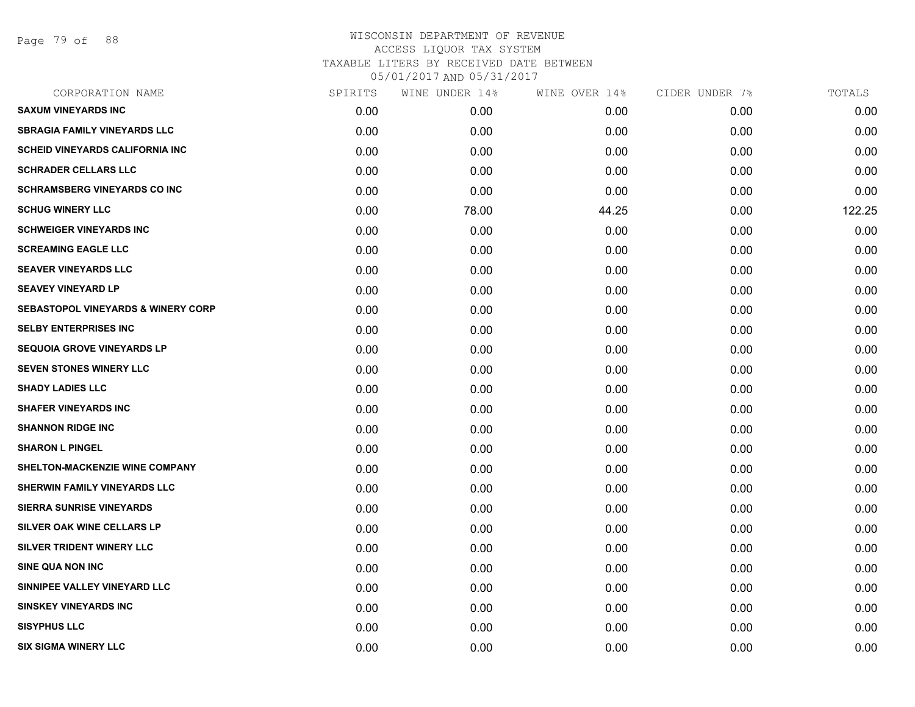# WISCONSIN DEPARTMENT OF REVENUE

ACCESS LIQUOR TAX SYSTEM

TAXABLE LITERS BY RECEIVED DATE BETWEEN

05/01/2017 AND 05/31/2017

| CORPORATION NAME | SPIRITS | WINE UNDER 14% | WINE OVER 14% | CIDER UNDER 7% | TOTALS |
|---|---|---|---|---|---|
| SAXUM VINEYARDS INC | 0.00 | 0.00 | 0.00 | 0.00 | 0.00 |
| SBRAGIA FAMILY VINEYARDS LLC | 0.00 | 0.00 | 0.00 | 0.00 | 0.00 |
| SCHEID VINEYARDS CALIFORNIA INC | 0.00 | 0.00 | 0.00 | 0.00 | 0.00 |
| SCHRADER CELLARS LLC | 0.00 | 0.00 | 0.00 | 0.00 | 0.00 |
| SCHRAMSBERG VINEYARDS CO INC | 0.00 | 0.00 | 0.00 | 0.00 | 0.00 |
| SCHUG WINERY LLC | 0.00 | 78.00 | 44.25 | 0.00 | 122.25 |
| SCHWEIGER VINEYARDS INC | 0.00 | 0.00 | 0.00 | 0.00 | 0.00 |
| SCREAMING EAGLE LLC | 0.00 | 0.00 | 0.00 | 0.00 | 0.00 |
| SEAVER VINEYARDS LLC | 0.00 | 0.00 | 0.00 | 0.00 | 0.00 |
| SEAVEY VINEYARD LP | 0.00 | 0.00 | 0.00 | 0.00 | 0.00 |
| SEBASTOPOL VINEYARDS & WINERY CORP | 0.00 | 0.00 | 0.00 | 0.00 | 0.00 |
| SELBY ENTERPRISES INC | 0.00 | 0.00 | 0.00 | 0.00 | 0.00 |
| SEQUOIA GROVE VINEYARDS LP | 0.00 | 0.00 | 0.00 | 0.00 | 0.00 |
| SEVEN STONES WINERY LLC | 0.00 | 0.00 | 0.00 | 0.00 | 0.00 |
| SHADY LADIES LLC | 0.00 | 0.00 | 0.00 | 0.00 | 0.00 |
| SHAFER VINEYARDS INC | 0.00 | 0.00 | 0.00 | 0.00 | 0.00 |
| SHANNON RIDGE INC | 0.00 | 0.00 | 0.00 | 0.00 | 0.00 |
| SHARON L PINGEL | 0.00 | 0.00 | 0.00 | 0.00 | 0.00 |
| SHELTON-MACKENZIE WINE COMPANY | 0.00 | 0.00 | 0.00 | 0.00 | 0.00 |
| SHERWIN FAMILY VINEYARDS LLC | 0.00 | 0.00 | 0.00 | 0.00 | 0.00 |
| SIERRA SUNRISE VINEYARDS | 0.00 | 0.00 | 0.00 | 0.00 | 0.00 |
| SILVER OAK WINE CELLARS LP | 0.00 | 0.00 | 0.00 | 0.00 | 0.00 |
| SILVER TRIDENT WINERY LLC | 0.00 | 0.00 | 0.00 | 0.00 | 0.00 |
| SINE QUA NON INC | 0.00 | 0.00 | 0.00 | 0.00 | 0.00 |
| SINNIPEE VALLEY VINEYARD LLC | 0.00 | 0.00 | 0.00 | 0.00 | 0.00 |
| SINSKEY VINEYARDS INC | 0.00 | 0.00 | 0.00 | 0.00 | 0.00 |
| SISYPHUS LLC | 0.00 | 0.00 | 0.00 | 0.00 | 0.00 |
| SIX SIGMA WINERY LLC | 0.00 | 0.00 | 0.00 | 0.00 | 0.00 |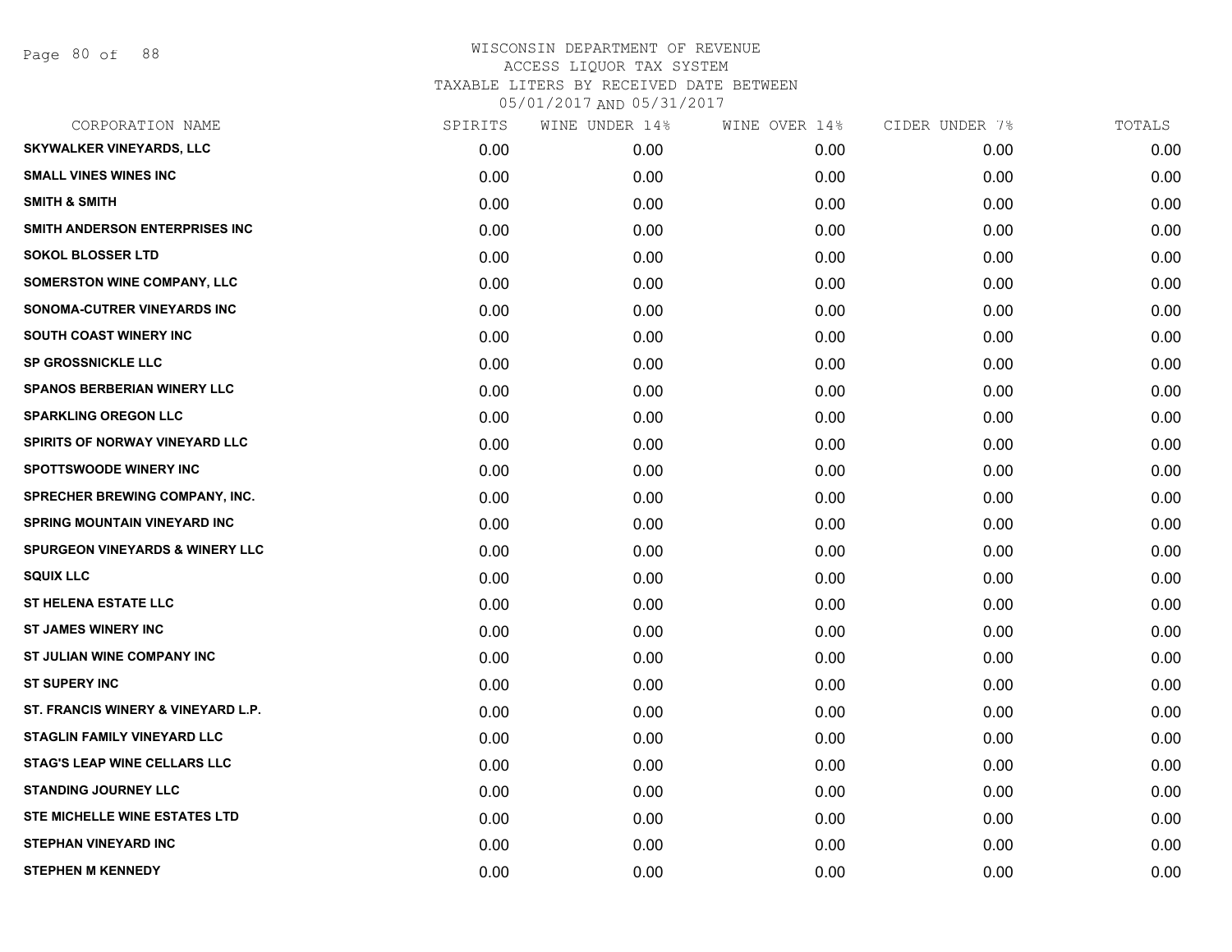WISCONSIN DEPARTMENT OF REVENUE
ACCESS LIQUOR TAX SYSTEM
TAXABLE LITERS BY RECEIVED DATE BETWEEN
05/01/2017 AND 05/31/2017

| CORPORATION NAME | SPIRITS | WINE UNDER 14% | WINE OVER 14% | CIDER UNDER 7% | TOTALS |
|---|---|---|---|---|---|
| SKYWALKER VINEYARDS, LLC | 0.00 | 0.00 | 0.00 | 0.00 | 0.00 |
| SMALL VINES WINES INC | 0.00 | 0.00 | 0.00 | 0.00 | 0.00 |
| SMITH & SMITH | 0.00 | 0.00 | 0.00 | 0.00 | 0.00 |
| SMITH ANDERSON ENTERPRISES INC | 0.00 | 0.00 | 0.00 | 0.00 | 0.00 |
| SOKOL BLOSSER LTD | 0.00 | 0.00 | 0.00 | 0.00 | 0.00 |
| SOMERSTON WINE COMPANY, LLC | 0.00 | 0.00 | 0.00 | 0.00 | 0.00 |
| SONOMA-CUTRER VINEYARDS INC | 0.00 | 0.00 | 0.00 | 0.00 | 0.00 |
| SOUTH COAST WINERY INC | 0.00 | 0.00 | 0.00 | 0.00 | 0.00 |
| SP GROSSNICKLE LLC | 0.00 | 0.00 | 0.00 | 0.00 | 0.00 |
| SPANOS BERBERIAN WINERY LLC | 0.00 | 0.00 | 0.00 | 0.00 | 0.00 |
| SPARKLING OREGON LLC | 0.00 | 0.00 | 0.00 | 0.00 | 0.00 |
| SPIRITS OF NORWAY VINEYARD LLC | 0.00 | 0.00 | 0.00 | 0.00 | 0.00 |
| SPOTTSWOODE WINERY INC | 0.00 | 0.00 | 0.00 | 0.00 | 0.00 |
| SPRECHER BREWING COMPANY, INC. | 0.00 | 0.00 | 0.00 | 0.00 | 0.00 |
| SPRING MOUNTAIN VINEYARD INC | 0.00 | 0.00 | 0.00 | 0.00 | 0.00 |
| SPURGEON VINEYARDS & WINERY LLC | 0.00 | 0.00 | 0.00 | 0.00 | 0.00 |
| SQUIX LLC | 0.00 | 0.00 | 0.00 | 0.00 | 0.00 |
| ST HELENA ESTATE LLC | 0.00 | 0.00 | 0.00 | 0.00 | 0.00 |
| ST JAMES WINERY INC | 0.00 | 0.00 | 0.00 | 0.00 | 0.00 |
| ST JULIAN WINE COMPANY INC | 0.00 | 0.00 | 0.00 | 0.00 | 0.00 |
| ST SUPERY INC | 0.00 | 0.00 | 0.00 | 0.00 | 0.00 |
| ST. FRANCIS WINERY & VINEYARD L.P. | 0.00 | 0.00 | 0.00 | 0.00 | 0.00 |
| STAGLIN FAMILY VINEYARD LLC | 0.00 | 0.00 | 0.00 | 0.00 | 0.00 |
| STAG'S LEAP WINE CELLARS LLC | 0.00 | 0.00 | 0.00 | 0.00 | 0.00 |
| STANDING JOURNEY LLC | 0.00 | 0.00 | 0.00 | 0.00 | 0.00 |
| STE MICHELLE WINE ESTATES LTD | 0.00 | 0.00 | 0.00 | 0.00 | 0.00 |
| STEPHAN VINEYARD INC | 0.00 | 0.00 | 0.00 | 0.00 | 0.00 |
| STEPHEN M KENNEDY | 0.00 | 0.00 | 0.00 | 0.00 | 0.00 |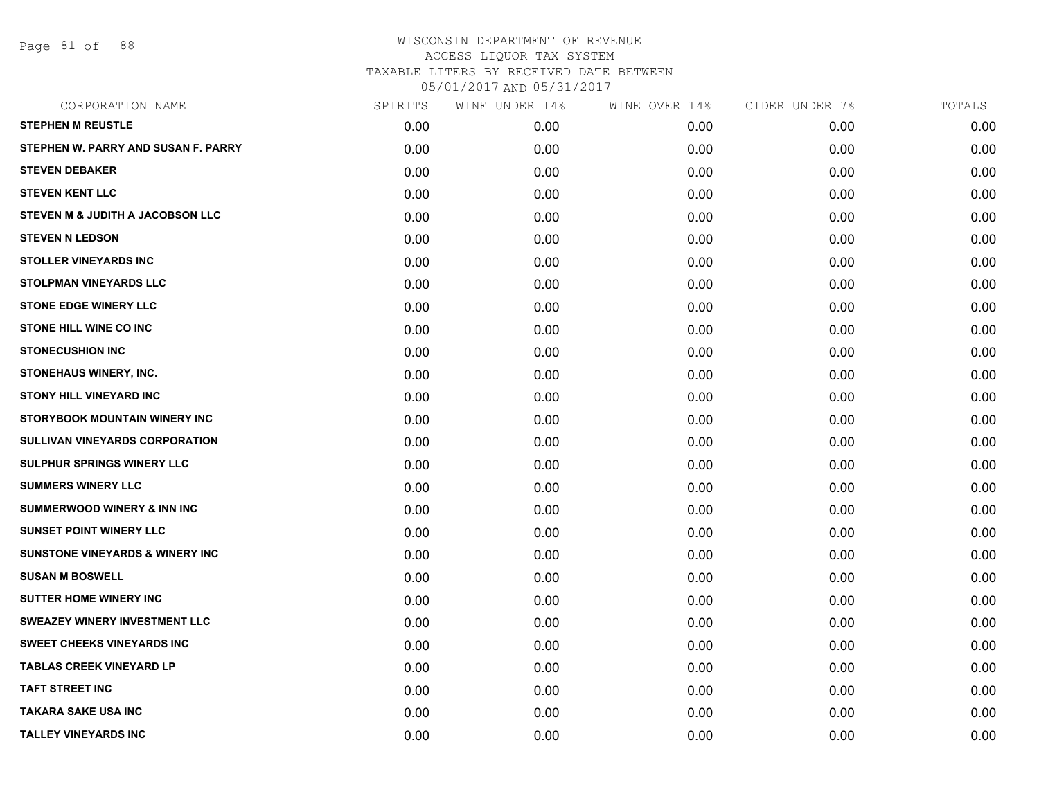# WISCONSIN DEPARTMENT OF REVENUE
ACCESS LIQUOR TAX SYSTEM
TAXABLE LITERS BY RECEIVED DATE BETWEEN
05/01/2017 AND 05/31/2017

| CORPORATION NAME | SPIRITS | WINE UNDER 14% | WINE OVER 14% | CIDER UNDER 7% | TOTALS |
|---|---|---|---|---|---|
| STEPHEN M REUSTLE | 0.00 | 0.00 | 0.00 | 0.00 | 0.00 |
| STEPHEN W. PARRY AND SUSAN F. PARRY | 0.00 | 0.00 | 0.00 | 0.00 | 0.00 |
| STEVEN DEBAKER | 0.00 | 0.00 | 0.00 | 0.00 | 0.00 |
| STEVEN KENT LLC | 0.00 | 0.00 | 0.00 | 0.00 | 0.00 |
| STEVEN M & JUDITH A JACOBSON LLC | 0.00 | 0.00 | 0.00 | 0.00 | 0.00 |
| STEVEN N LEDSON | 0.00 | 0.00 | 0.00 | 0.00 | 0.00 |
| STOLLER VINEYARDS INC | 0.00 | 0.00 | 0.00 | 0.00 | 0.00 |
| STOLPMAN VINEYARDS LLC | 0.00 | 0.00 | 0.00 | 0.00 | 0.00 |
| STONE EDGE WINERY LLC | 0.00 | 0.00 | 0.00 | 0.00 | 0.00 |
| STONE HILL WINE CO INC | 0.00 | 0.00 | 0.00 | 0.00 | 0.00 |
| STONECUSHION INC | 0.00 | 0.00 | 0.00 | 0.00 | 0.00 |
| STONEHAUS WINERY, INC. | 0.00 | 0.00 | 0.00 | 0.00 | 0.00 |
| STONY HILL VINEYARD INC | 0.00 | 0.00 | 0.00 | 0.00 | 0.00 |
| STORYBOOK MOUNTAIN WINERY INC | 0.00 | 0.00 | 0.00 | 0.00 | 0.00 |
| SULLIVAN VINEYARDS CORPORATION | 0.00 | 0.00 | 0.00 | 0.00 | 0.00 |
| SULPHUR SPRINGS WINERY LLC | 0.00 | 0.00 | 0.00 | 0.00 | 0.00 |
| SUMMERS WINERY LLC | 0.00 | 0.00 | 0.00 | 0.00 | 0.00 |
| SUMMERWOOD WINERY & INN INC | 0.00 | 0.00 | 0.00 | 0.00 | 0.00 |
| SUNSET POINT WINERY LLC | 0.00 | 0.00 | 0.00 | 0.00 | 0.00 |
| SUNSTONE VINEYARDS & WINERY INC | 0.00 | 0.00 | 0.00 | 0.00 | 0.00 |
| SUSAN M BOSWELL | 0.00 | 0.00 | 0.00 | 0.00 | 0.00 |
| SUTTER HOME WINERY INC | 0.00 | 0.00 | 0.00 | 0.00 | 0.00 |
| SWEAZEY WINERY INVESTMENT LLC | 0.00 | 0.00 | 0.00 | 0.00 | 0.00 |
| SWEET CHEEKS VINEYARDS INC | 0.00 | 0.00 | 0.00 | 0.00 | 0.00 |
| TABLAS CREEK VINEYARD LP | 0.00 | 0.00 | 0.00 | 0.00 | 0.00 |
| TAFT STREET INC | 0.00 | 0.00 | 0.00 | 0.00 | 0.00 |
| TAKARA SAKE USA INC | 0.00 | 0.00 | 0.00 | 0.00 | 0.00 |
| TALLEY VINEYARDS INC | 0.00 | 0.00 | 0.00 | 0.00 | 0.00 |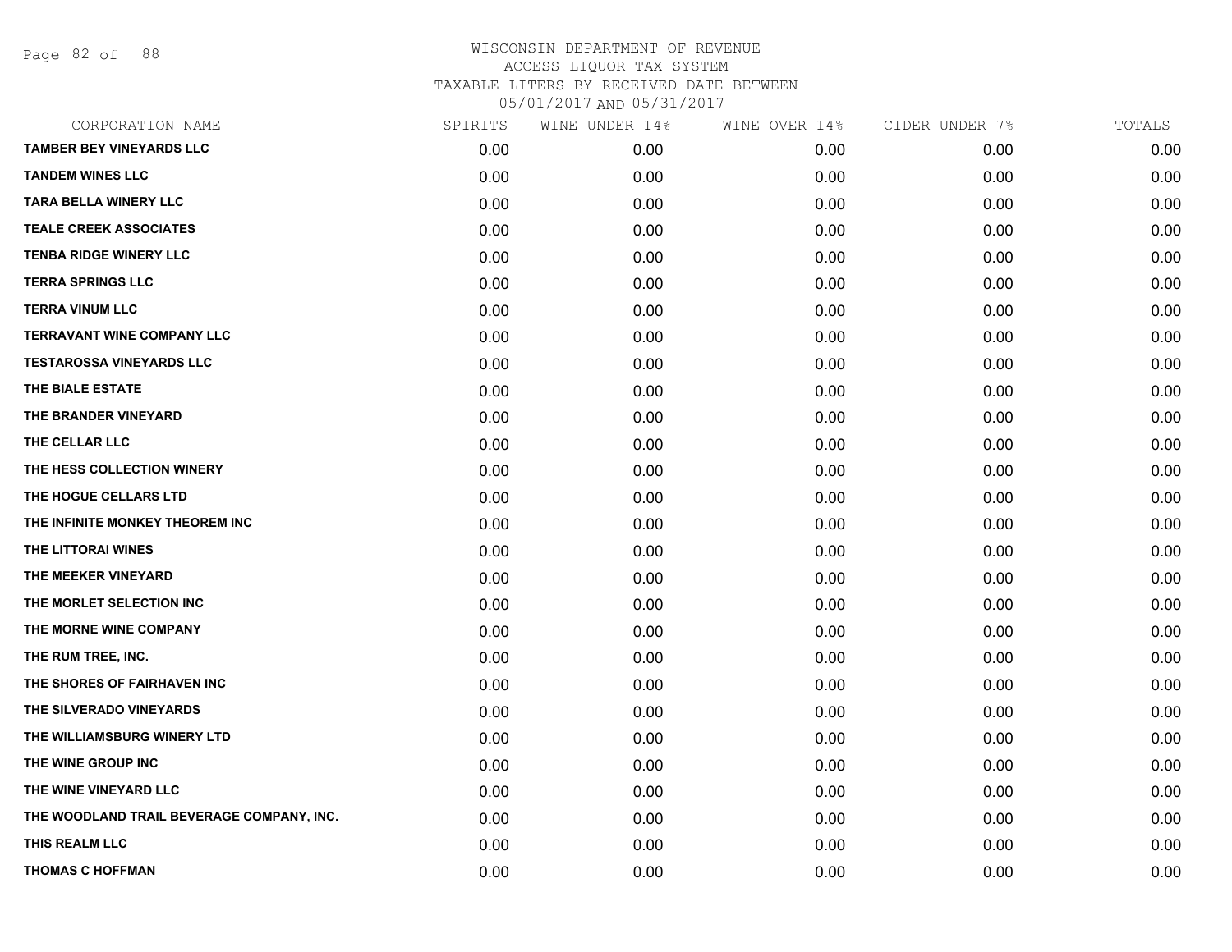WISCONSIN DEPARTMENT OF REVENUE
ACCESS LIQUOR TAX SYSTEM
TAXABLE LITERS BY RECEIVED DATE BETWEEN
05/01/2017 AND 05/31/2017

| CORPORATION NAME | SPIRITS | WINE UNDER 14% | WINE OVER 14% | CIDER UNDER 7% | TOTALS |
|---|---|---|---|---|---|
| TAMBER BEY VINEYARDS LLC | 0.00 | 0.00 | 0.00 | 0.00 | 0.00 |
| TANDEM WINES LLC | 0.00 | 0.00 | 0.00 | 0.00 | 0.00 |
| TARA BELLA WINERY LLC | 0.00 | 0.00 | 0.00 | 0.00 | 0.00 |
| TEALE CREEK ASSOCIATES | 0.00 | 0.00 | 0.00 | 0.00 | 0.00 |
| TENBA RIDGE WINERY LLC | 0.00 | 0.00 | 0.00 | 0.00 | 0.00 |
| TERRA SPRINGS LLC | 0.00 | 0.00 | 0.00 | 0.00 | 0.00 |
| TERRA VINUM LLC | 0.00 | 0.00 | 0.00 | 0.00 | 0.00 |
| TERRAVANT WINE COMPANY LLC | 0.00 | 0.00 | 0.00 | 0.00 | 0.00 |
| TESTAROSSA VINEYARDS LLC | 0.00 | 0.00 | 0.00 | 0.00 | 0.00 |
| THE BIALE ESTATE | 0.00 | 0.00 | 0.00 | 0.00 | 0.00 |
| THE BRANDER VINEYARD | 0.00 | 0.00 | 0.00 | 0.00 | 0.00 |
| THE CELLAR LLC | 0.00 | 0.00 | 0.00 | 0.00 | 0.00 |
| THE HESS COLLECTION WINERY | 0.00 | 0.00 | 0.00 | 0.00 | 0.00 |
| THE HOGUE CELLARS LTD | 0.00 | 0.00 | 0.00 | 0.00 | 0.00 |
| THE INFINITE MONKEY THEOREM INC | 0.00 | 0.00 | 0.00 | 0.00 | 0.00 |
| THE LITTORAI WINES | 0.00 | 0.00 | 0.00 | 0.00 | 0.00 |
| THE MEEKER VINEYARD | 0.00 | 0.00 | 0.00 | 0.00 | 0.00 |
| THE MORLET SELECTION INC | 0.00 | 0.00 | 0.00 | 0.00 | 0.00 |
| THE MORNE WINE COMPANY | 0.00 | 0.00 | 0.00 | 0.00 | 0.00 |
| THE RUM TREE, INC. | 0.00 | 0.00 | 0.00 | 0.00 | 0.00 |
| THE SHORES OF FAIRHAVEN INC | 0.00 | 0.00 | 0.00 | 0.00 | 0.00 |
| THE SILVERADO VINEYARDS | 0.00 | 0.00 | 0.00 | 0.00 | 0.00 |
| THE WILLIAMSBURG WINERY LTD | 0.00 | 0.00 | 0.00 | 0.00 | 0.00 |
| THE WINE GROUP INC | 0.00 | 0.00 | 0.00 | 0.00 | 0.00 |
| THE WINE VINEYARD LLC | 0.00 | 0.00 | 0.00 | 0.00 | 0.00 |
| THE WOODLAND TRAIL BEVERAGE COMPANY, INC. | 0.00 | 0.00 | 0.00 | 0.00 | 0.00 |
| THIS REALM LLC | 0.00 | 0.00 | 0.00 | 0.00 | 0.00 |
| THOMAS C HOFFMAN | 0.00 | 0.00 | 0.00 | 0.00 | 0.00 |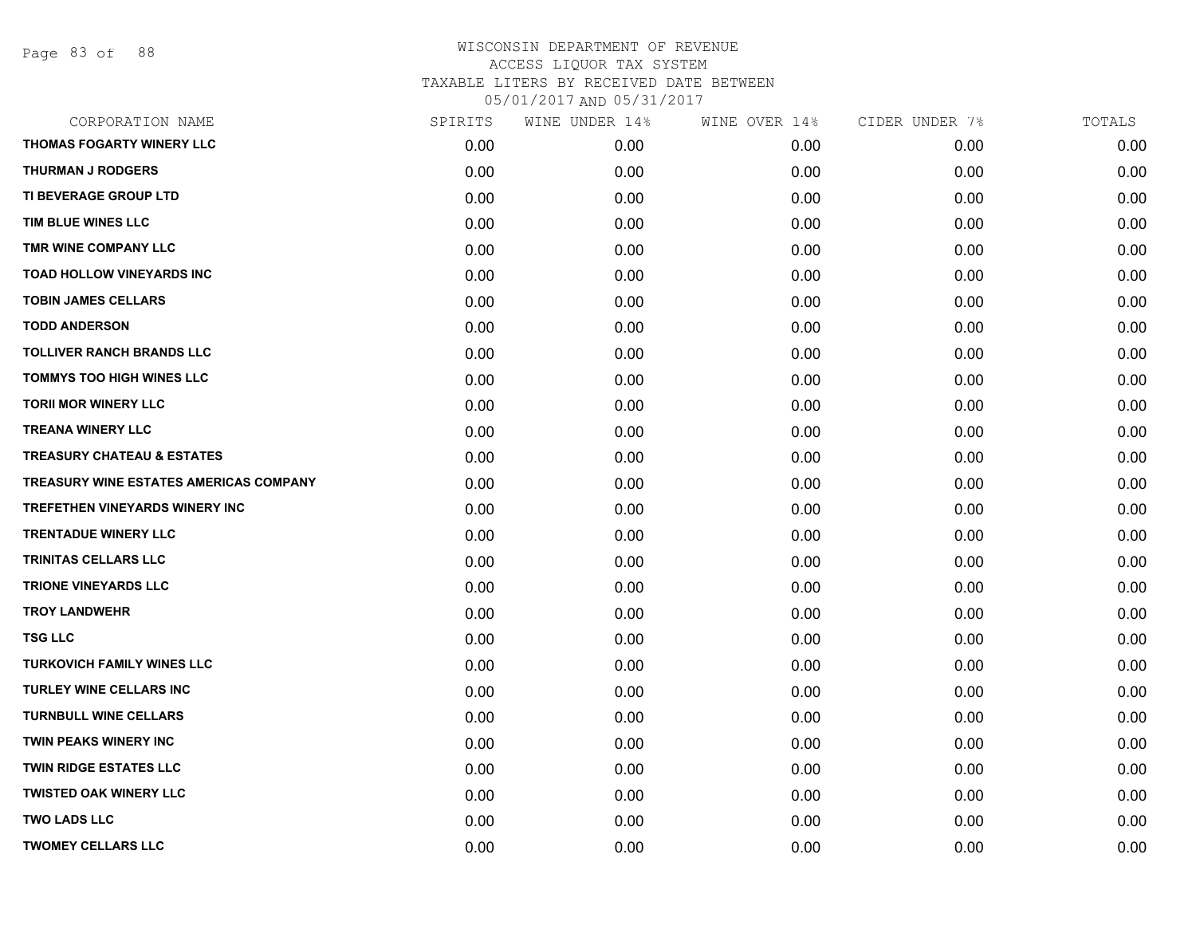# WISCONSIN DEPARTMENT OF REVENUE
ACCESS LIQUOR TAX SYSTEM
TAXABLE LITERS BY RECEIVED DATE BETWEEN
05/01/2017 AND 05/31/2017

| CORPORATION NAME | SPIRITS | WINE UNDER 14% | WINE OVER 14% | CIDER UNDER 7% | TOTALS |
|---|---|---|---|---|---|
| THOMAS FOGARTY WINERY LLC | 0.00 | 0.00 | 0.00 | 0.00 | 0.00 |
| THURMAN J RODGERS | 0.00 | 0.00 | 0.00 | 0.00 | 0.00 |
| TI BEVERAGE GROUP LTD | 0.00 | 0.00 | 0.00 | 0.00 | 0.00 |
| TIM BLUE WINES LLC | 0.00 | 0.00 | 0.00 | 0.00 | 0.00 |
| TMR WINE COMPANY LLC | 0.00 | 0.00 | 0.00 | 0.00 | 0.00 |
| TOAD HOLLOW VINEYARDS INC | 0.00 | 0.00 | 0.00 | 0.00 | 0.00 |
| TOBIN JAMES CELLARS | 0.00 | 0.00 | 0.00 | 0.00 | 0.00 |
| TODD ANDERSON | 0.00 | 0.00 | 0.00 | 0.00 | 0.00 |
| TOLLIVER RANCH BRANDS LLC | 0.00 | 0.00 | 0.00 | 0.00 | 0.00 |
| TOMMYS TOO HIGH WINES LLC | 0.00 | 0.00 | 0.00 | 0.00 | 0.00 |
| TORII MOR WINERY LLC | 0.00 | 0.00 | 0.00 | 0.00 | 0.00 |
| TREANA WINERY LLC | 0.00 | 0.00 | 0.00 | 0.00 | 0.00 |
| TREASURY CHATEAU & ESTATES | 0.00 | 0.00 | 0.00 | 0.00 | 0.00 |
| TREASURY WINE ESTATES AMERICAS COMPANY | 0.00 | 0.00 | 0.00 | 0.00 | 0.00 |
| TREFETHEN VINEYARDS WINERY INC | 0.00 | 0.00 | 0.00 | 0.00 | 0.00 |
| TRENTADUE WINERY LLC | 0.00 | 0.00 | 0.00 | 0.00 | 0.00 |
| TRINITAS CELLARS LLC | 0.00 | 0.00 | 0.00 | 0.00 | 0.00 |
| TRIONE VINEYARDS LLC | 0.00 | 0.00 | 0.00 | 0.00 | 0.00 |
| TROY LANDWEHR | 0.00 | 0.00 | 0.00 | 0.00 | 0.00 |
| TSG LLC | 0.00 | 0.00 | 0.00 | 0.00 | 0.00 |
| TURKOVICH FAMILY WINES LLC | 0.00 | 0.00 | 0.00 | 0.00 | 0.00 |
| TURLEY WINE CELLARS INC | 0.00 | 0.00 | 0.00 | 0.00 | 0.00 |
| TURNBULL WINE CELLARS | 0.00 | 0.00 | 0.00 | 0.00 | 0.00 |
| TWIN PEAKS WINERY INC | 0.00 | 0.00 | 0.00 | 0.00 | 0.00 |
| TWIN RIDGE ESTATES LLC | 0.00 | 0.00 | 0.00 | 0.00 | 0.00 |
| TWISTED OAK WINERY LLC | 0.00 | 0.00 | 0.00 | 0.00 | 0.00 |
| TWO LADS LLC | 0.00 | 0.00 | 0.00 | 0.00 | 0.00 |
| TWOMEY CELLARS LLC | 0.00 | 0.00 | 0.00 | 0.00 | 0.00 |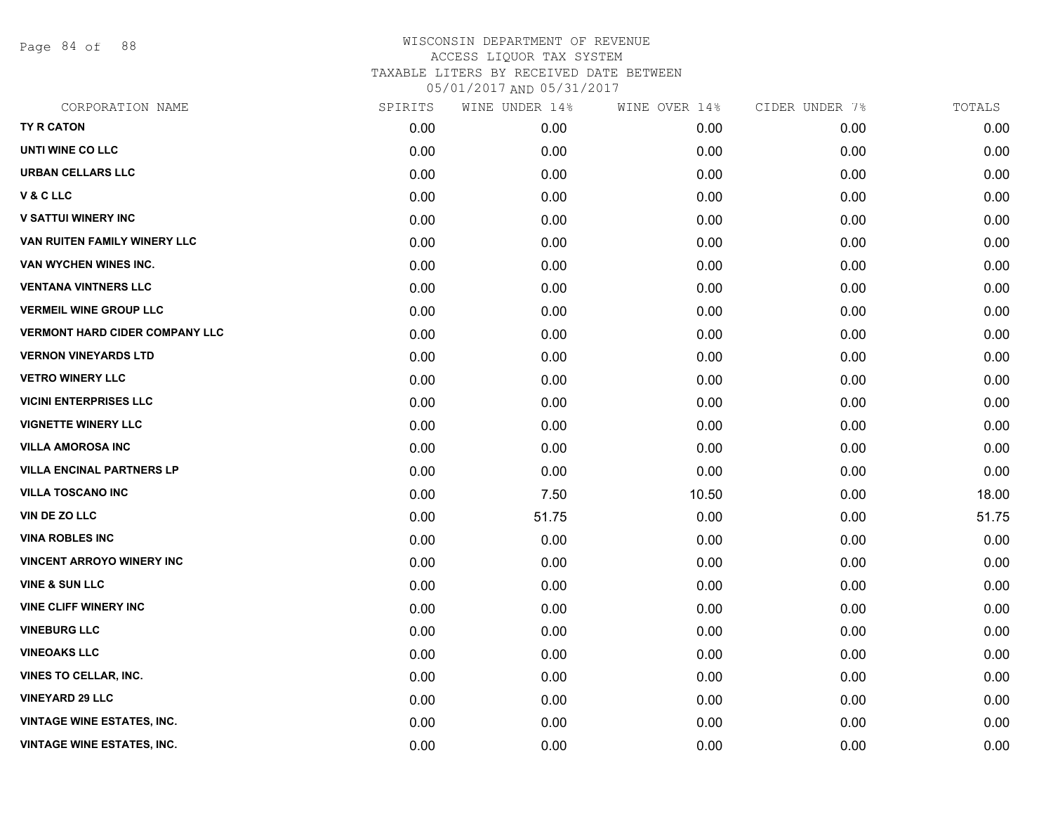# WISCONSIN DEPARTMENT OF REVENUE
## ACCESS LIQUOR TAX SYSTEM
### TAXABLE LITERS BY RECEIVED DATE BETWEEN 05/01/2017 AND 05/31/2017

| CORPORATION NAME | SPIRITS | WINE UNDER 14% | WINE OVER 14% | CIDER UNDER 7% | TOTALS |
|---|---|---|---|---|---|
| TY R CATON | 0.00 | 0.00 | 0.00 | 0.00 | 0.00 |
| UNTI WINE CO LLC | 0.00 | 0.00 | 0.00 | 0.00 | 0.00 |
| URBAN CELLARS LLC | 0.00 | 0.00 | 0.00 | 0.00 | 0.00 |
| V & C LLC | 0.00 | 0.00 | 0.00 | 0.00 | 0.00 |
| V SATTUI WINERY INC | 0.00 | 0.00 | 0.00 | 0.00 | 0.00 |
| VAN RUITEN FAMILY WINERY LLC | 0.00 | 0.00 | 0.00 | 0.00 | 0.00 |
| VAN WYCHEN WINES INC. | 0.00 | 0.00 | 0.00 | 0.00 | 0.00 |
| VENTANA VINTNERS LLC | 0.00 | 0.00 | 0.00 | 0.00 | 0.00 |
| VERMEIL WINE GROUP LLC | 0.00 | 0.00 | 0.00 | 0.00 | 0.00 |
| VERMONT HARD CIDER COMPANY LLC | 0.00 | 0.00 | 0.00 | 0.00 | 0.00 |
| VERNON VINEYARDS LTD | 0.00 | 0.00 | 0.00 | 0.00 | 0.00 |
| VETRO WINERY LLC | 0.00 | 0.00 | 0.00 | 0.00 | 0.00 |
| VICINI ENTERPRISES LLC | 0.00 | 0.00 | 0.00 | 0.00 | 0.00 |
| VIGNETTE WINERY LLC | 0.00 | 0.00 | 0.00 | 0.00 | 0.00 |
| VILLA AMOROSA INC | 0.00 | 0.00 | 0.00 | 0.00 | 0.00 |
| VILLA ENCINAL PARTNERS LP | 0.00 | 0.00 | 0.00 | 0.00 | 0.00 |
| VILLA TOSCANO INC | 0.00 | 7.50 | 10.50 | 0.00 | 18.00 |
| VIN DE ZO LLC | 0.00 | 51.75 | 0.00 | 0.00 | 51.75 |
| VINA ROBLES INC | 0.00 | 0.00 | 0.00 | 0.00 | 0.00 |
| VINCENT ARROYO WINERY INC | 0.00 | 0.00 | 0.00 | 0.00 | 0.00 |
| VINE & SUN LLC | 0.00 | 0.00 | 0.00 | 0.00 | 0.00 |
| VINE CLIFF WINERY INC | 0.00 | 0.00 | 0.00 | 0.00 | 0.00 |
| VINEBURG LLC | 0.00 | 0.00 | 0.00 | 0.00 | 0.00 |
| VINEOAKS LLC | 0.00 | 0.00 | 0.00 | 0.00 | 0.00 |
| VINES TO CELLAR, INC. | 0.00 | 0.00 | 0.00 | 0.00 | 0.00 |
| VINEYARD 29 LLC | 0.00 | 0.00 | 0.00 | 0.00 | 0.00 |
| VINTAGE WINE ESTATES, INC. | 0.00 | 0.00 | 0.00 | 0.00 | 0.00 |
| VINTAGE WINE ESTATES, INC. | 0.00 | 0.00 | 0.00 | 0.00 | 0.00 |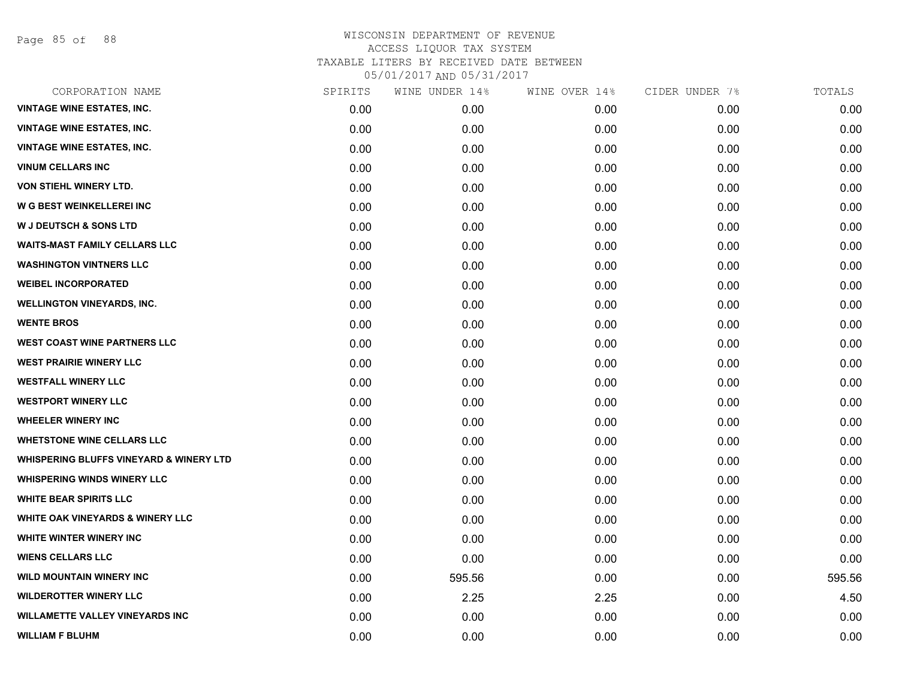WISCONSIN DEPARTMENT OF REVENUE
ACCESS LIQUOR TAX SYSTEM
TAXABLE LITERS BY RECEIVED DATE BETWEEN
05/01/2017 AND 05/31/2017

| CORPORATION NAME | SPIRITS | WINE UNDER 14% | WINE OVER 14% | CIDER UNDER 7% | TOTALS |
|---|---|---|---|---|---|
| VINTAGE WINE ESTATES, INC. | 0.00 | 0.00 | 0.00 | 0.00 | 0.00 |
| VINTAGE WINE ESTATES, INC. | 0.00 | 0.00 | 0.00 | 0.00 | 0.00 |
| VINTAGE WINE ESTATES, INC. | 0.00 | 0.00 | 0.00 | 0.00 | 0.00 |
| VINUM CELLARS INC | 0.00 | 0.00 | 0.00 | 0.00 | 0.00 |
| VON STIEHL WINERY LTD. | 0.00 | 0.00 | 0.00 | 0.00 | 0.00 |
| W G BEST WEINKELLEREI INC | 0.00 | 0.00 | 0.00 | 0.00 | 0.00 |
| W J DEUTSCH & SONS LTD | 0.00 | 0.00 | 0.00 | 0.00 | 0.00 |
| WAITS-MAST FAMILY CELLARS LLC | 0.00 | 0.00 | 0.00 | 0.00 | 0.00 |
| WASHINGTON VINTNERS LLC | 0.00 | 0.00 | 0.00 | 0.00 | 0.00 |
| WEIBEL INCORPORATED | 0.00 | 0.00 | 0.00 | 0.00 | 0.00 |
| WELLINGTON VINEYARDS, INC. | 0.00 | 0.00 | 0.00 | 0.00 | 0.00 |
| WENTE BROS | 0.00 | 0.00 | 0.00 | 0.00 | 0.00 |
| WEST COAST WINE PARTNERS LLC | 0.00 | 0.00 | 0.00 | 0.00 | 0.00 |
| WEST PRAIRIE WINERY LLC | 0.00 | 0.00 | 0.00 | 0.00 | 0.00 |
| WESTFALL WINERY LLC | 0.00 | 0.00 | 0.00 | 0.00 | 0.00 |
| WESTPORT WINERY LLC | 0.00 | 0.00 | 0.00 | 0.00 | 0.00 |
| WHEELER WINERY INC | 0.00 | 0.00 | 0.00 | 0.00 | 0.00 |
| WHETSTONE WINE CELLARS LLC | 0.00 | 0.00 | 0.00 | 0.00 | 0.00 |
| WHISPERING BLUFFS VINEYARD & WINERY LTD | 0.00 | 0.00 | 0.00 | 0.00 | 0.00 |
| WHISPERING WINDS WINERY LLC | 0.00 | 0.00 | 0.00 | 0.00 | 0.00 |
| WHITE BEAR SPIRITS LLC | 0.00 | 0.00 | 0.00 | 0.00 | 0.00 |
| WHITE OAK VINEYARDS & WINERY LLC | 0.00 | 0.00 | 0.00 | 0.00 | 0.00 |
| WHITE WINTER WINERY INC | 0.00 | 0.00 | 0.00 | 0.00 | 0.00 |
| WIENS CELLARS LLC | 0.00 | 0.00 | 0.00 | 0.00 | 0.00 |
| WILD MOUNTAIN WINERY INC | 0.00 | 595.56 | 0.00 | 0.00 | 595.56 |
| WILDEROTTER WINERY LLC | 0.00 | 2.25 | 2.25 | 0.00 | 4.50 |
| WILLAMETTE VALLEY VINEYARDS INC | 0.00 | 0.00 | 0.00 | 0.00 | 0.00 |
| WILLIAM F BLUHM | 0.00 | 0.00 | 0.00 | 0.00 | 0.00 |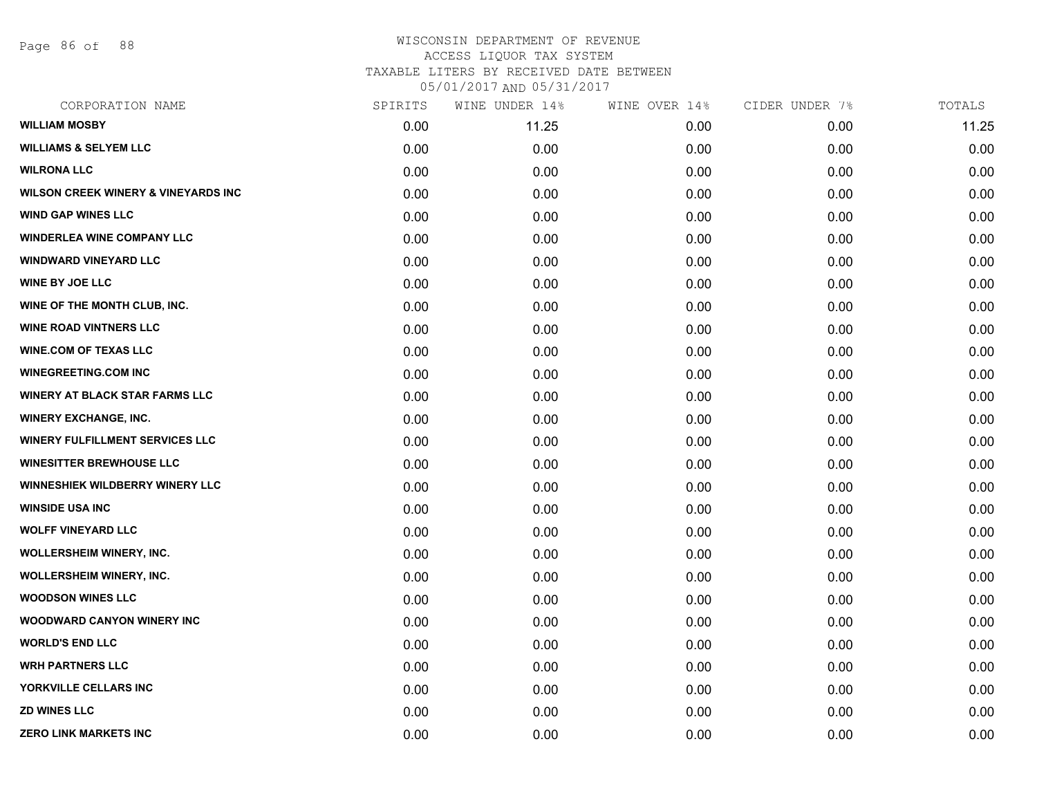WISCONSIN DEPARTMENT OF REVENUE
ACCESS LIQUOR TAX SYSTEM
TAXABLE LITERS BY RECEIVED DATE BETWEEN
05/01/2017 AND 05/31/2017

| CORPORATION NAME | SPIRITS | WINE UNDER 14% | WINE OVER 14% | CIDER UNDER 7% | TOTALS |
|---|---|---|---|---|---|
| WILLIAM MOSBY | 0.00 | 11.25 | 0.00 | 0.00 | 11.25 |
| WILLIAMS & SELYEM LLC | 0.00 | 0.00 | 0.00 | 0.00 | 0.00 |
| WILRONA LLC | 0.00 | 0.00 | 0.00 | 0.00 | 0.00 |
| WILSON CREEK WINERY & VINEYARDS INC | 0.00 | 0.00 | 0.00 | 0.00 | 0.00 |
| WIND GAP WINES LLC | 0.00 | 0.00 | 0.00 | 0.00 | 0.00 |
| WINDERLEA WINE COMPANY LLC | 0.00 | 0.00 | 0.00 | 0.00 | 0.00 |
| WINDWARD VINEYARD LLC | 0.00 | 0.00 | 0.00 | 0.00 | 0.00 |
| WINE BY JOE LLC | 0.00 | 0.00 | 0.00 | 0.00 | 0.00 |
| WINE OF THE MONTH CLUB, INC. | 0.00 | 0.00 | 0.00 | 0.00 | 0.00 |
| WINE ROAD VINTNERS LLC | 0.00 | 0.00 | 0.00 | 0.00 | 0.00 |
| WINE.COM OF TEXAS LLC | 0.00 | 0.00 | 0.00 | 0.00 | 0.00 |
| WINEGREETING.COM INC | 0.00 | 0.00 | 0.00 | 0.00 | 0.00 |
| WINERY AT BLACK STAR FARMS LLC | 0.00 | 0.00 | 0.00 | 0.00 | 0.00 |
| WINERY EXCHANGE, INC. | 0.00 | 0.00 | 0.00 | 0.00 | 0.00 |
| WINERY FULFILLMENT SERVICES LLC | 0.00 | 0.00 | 0.00 | 0.00 | 0.00 |
| WINESITTER BREWHOUSE LLC | 0.00 | 0.00 | 0.00 | 0.00 | 0.00 |
| WINNESHIEK WILDBERRY WINERY LLC | 0.00 | 0.00 | 0.00 | 0.00 | 0.00 |
| WINSIDE USA INC | 0.00 | 0.00 | 0.00 | 0.00 | 0.00 |
| WOLFF VINEYARD LLC | 0.00 | 0.00 | 0.00 | 0.00 | 0.00 |
| WOLLERSHEIM WINERY, INC. | 0.00 | 0.00 | 0.00 | 0.00 | 0.00 |
| WOLLERSHEIM WINERY, INC. | 0.00 | 0.00 | 0.00 | 0.00 | 0.00 |
| WOODSON WINES LLC | 0.00 | 0.00 | 0.00 | 0.00 | 0.00 |
| WOODWARD CANYON WINERY INC | 0.00 | 0.00 | 0.00 | 0.00 | 0.00 |
| WORLD'S END LLC | 0.00 | 0.00 | 0.00 | 0.00 | 0.00 |
| WRH PARTNERS LLC | 0.00 | 0.00 | 0.00 | 0.00 | 0.00 |
| YORKVILLE CELLARS INC | 0.00 | 0.00 | 0.00 | 0.00 | 0.00 |
| ZD WINES LLC | 0.00 | 0.00 | 0.00 | 0.00 | 0.00 |
| ZERO LINK MARKETS INC | 0.00 | 0.00 | 0.00 | 0.00 | 0.00 |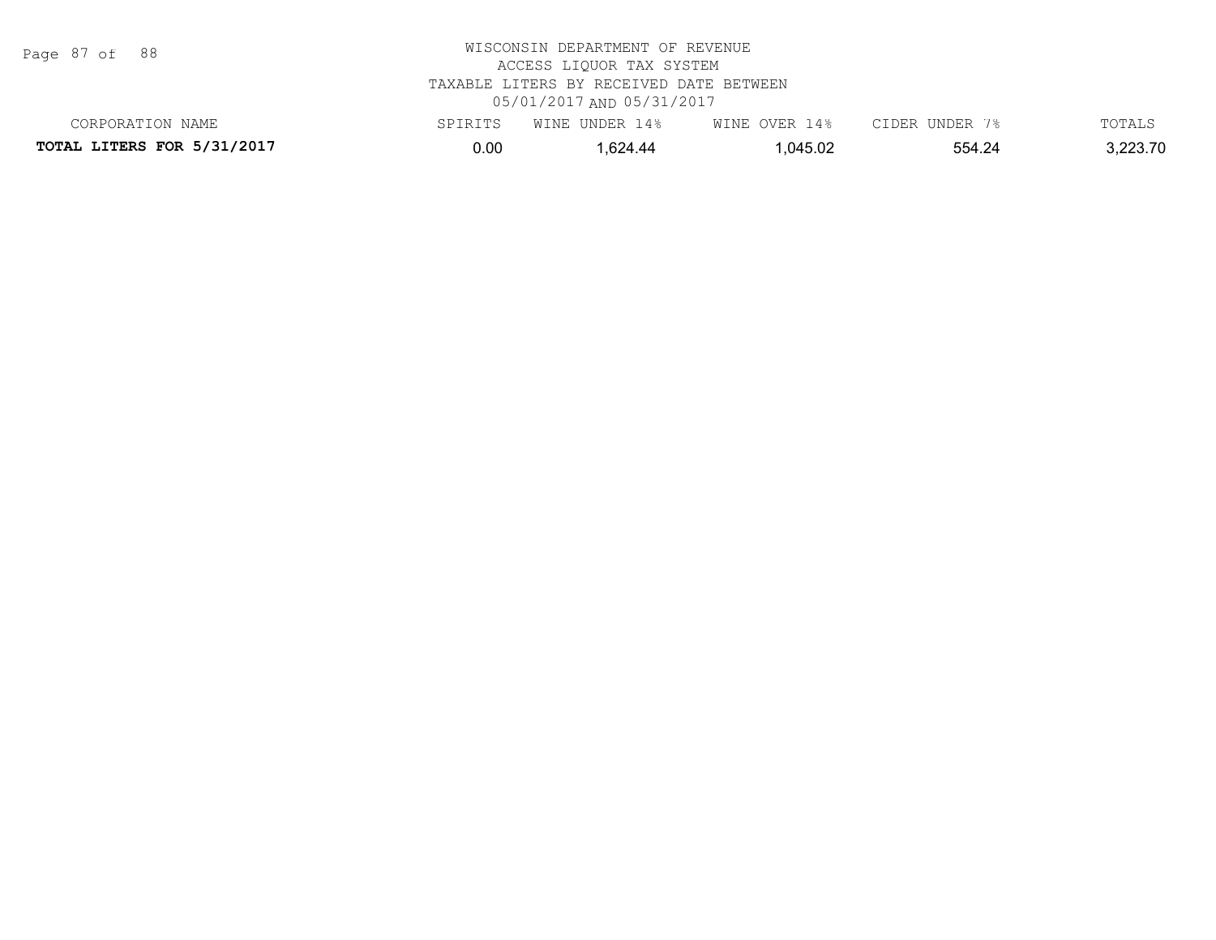WISCONSIN DEPARTMENT OF REVENUE
ACCESS LIQUOR TAX SYSTEM
TAXABLE LITERS BY RECEIVED DATE BETWEEN
05/01/2017 AND 05/31/2017

| CORPORATION NAME | SPIRITS | WINE UNDER 14% | WINE OVER 14% | CIDER UNDER 7% | TOTALS |
| --- | --- | --- | --- | --- | --- |
| **TOTAL LITERS FOR 5/31/2017** | 0.00 | 1,624.44 | 1,045.02 | 554.24 | 3,223.70 |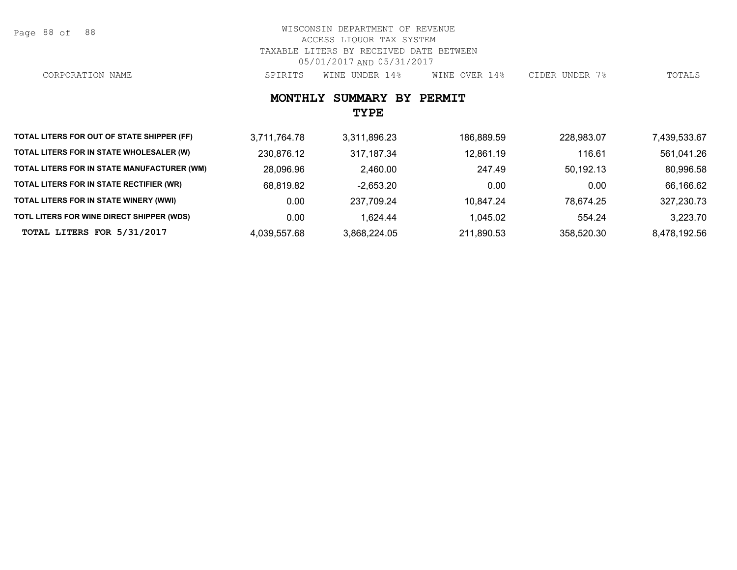WISCONSIN DEPARTMENT OF REVENUE
ACCESS LIQUOR TAX SYSTEM
TAXABLE LITERS BY RECEIVED DATE BETWEEN
05/01/2017 AND 05/31/2017

## MONTHLY SUMMARY BY PERMIT TYPE

| CORPORATION NAME | SPIRITS | WINE UNDER 14% | WINE OVER 14% | CIDER UNDER 7% | TOTALS |
|---|---|---|---|---|---|
| TOTAL LITERS FOR OUT OF STATE SHIPPER (FF) | 3,711,764.78 | 3,311,896.23 | 186,889.59 | 228,983.07 | 7,439,533.67 |
| TOTAL LITERS FOR IN STATE WHOLESALER (W) | 230,876.12 | 317,187.34 | 12,861.19 | 116.61 | 561,041.26 |
| TOTAL LITERS FOR IN STATE MANUFACTURER (WM) | 28,096.96 | 2,460.00 | 247.49 | 50,192.13 | 80,996.58 |
| TOTAL LITERS FOR IN STATE RECTIFIER (WR) | 68,819.82 | -2,653.20 | 0.00 | 0.00 | 66,166.62 |
| TOTAL LITERS FOR IN STATE WINERY (WWI) | 0.00 | 237,709.24 | 10,847.24 | 78,674.25 | 327,230.73 |
| TOTL LITERS FOR WINE DIRECT SHIPPER (WDS) | 0.00 | 1,624.44 | 1,045.02 | 554.24 | 3,223.70 |
| **TOTAL LITERS FOR 5/31/2017** | 4,039,557.68 | 3,868,224.05 | 211,890.53 | 358,520.30 | 8,478,192.56 |